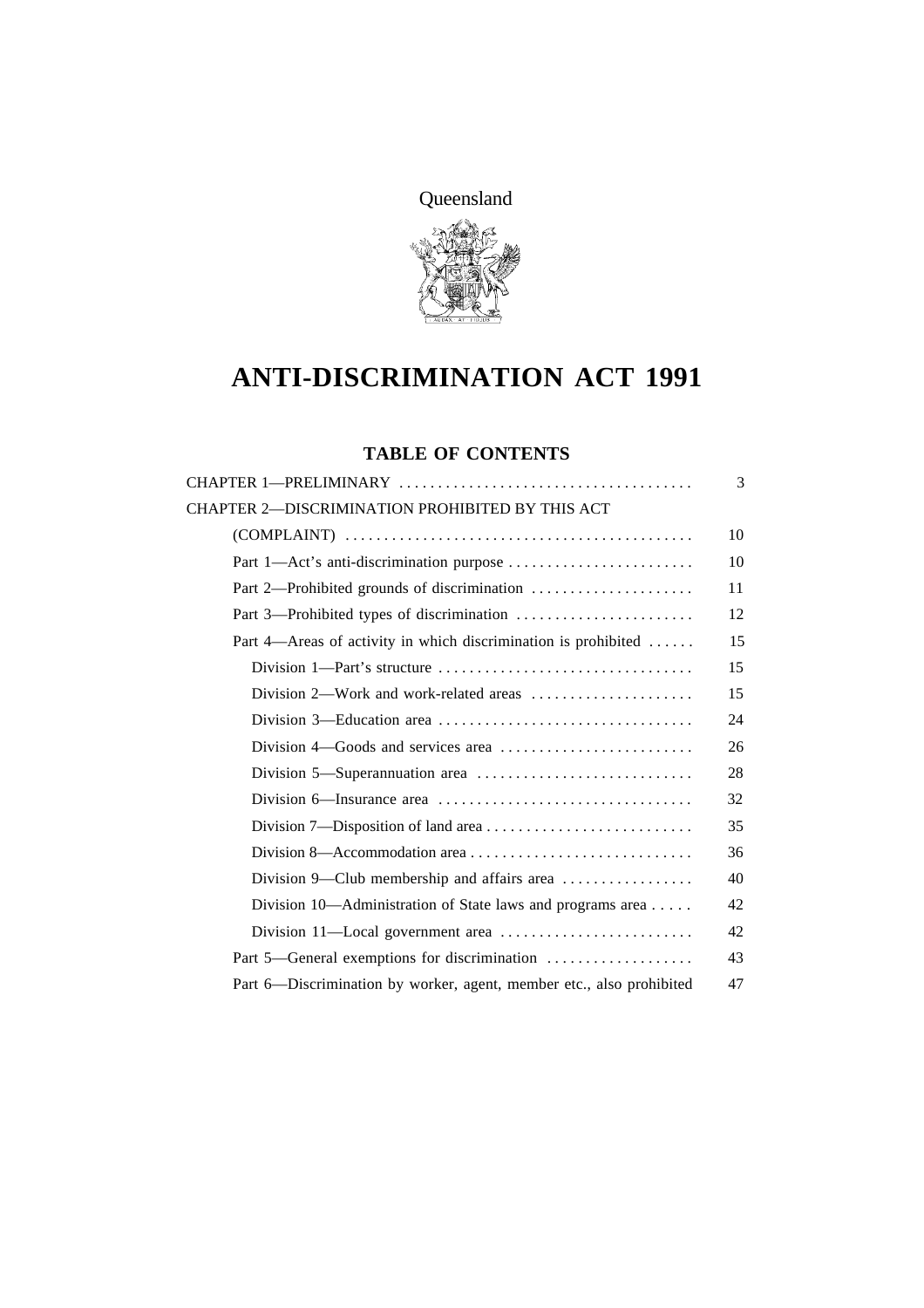Queensland

# ANTI-DISCRIMINATION ACT 1991

## TABLE OF CONTENTS

| | |
|---|---|
| CHAPTER 1—PRELIMINARY | 3 |
| CHAPTER 2—DISCRIMINATION PROHIBITED BY THIS ACT (COMPLAINT) | 10 |
| Part 1—Act's anti-discrimination purpose | 10 |
| Part 2—Prohibited grounds of discrimination | 11 |
| Part 3—Prohibited types of discrimination | 12 |
| Part 4—Areas of activity in which discrimination is prohibited | 15 |
| Division 1—Part's structure | 15 |
| Division 2—Work and work-related areas | 15 |
| Division 3—Education area | 24 |
| Division 4—Goods and services area | 26 |
| Division 5—Superannuation area | 28 |
| Division 6—Insurance area | 32 |
| Division 7—Disposition of land area | 35 |
| Division 8—Accommodation area | 36 |
| Division 9—Club membership and affairs area | 40 |
| Division 10—Administration of State laws and programs area | 42 |
| Division 11—Local government area | 42 |
| Part 5—General exemptions for discrimination | 43 |
| Part 6—Discrimination by worker, agent, member etc., also prohibited | 47 |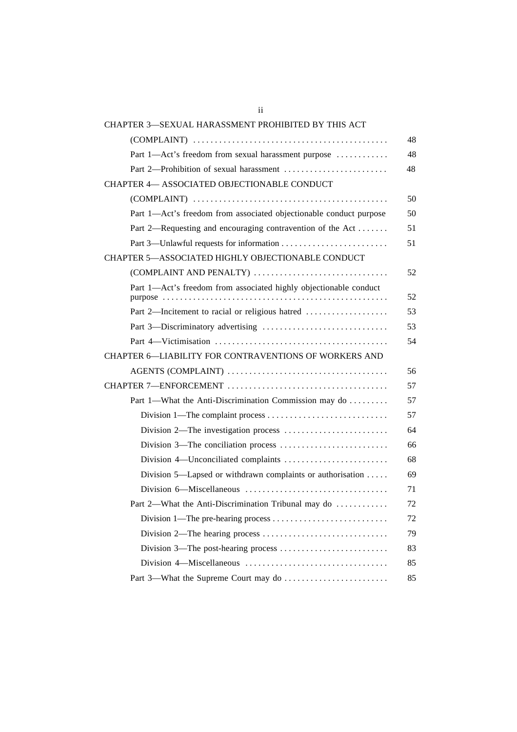| | |
|---|---|
| CHAPTER 3—SEXUAL HARASSMENT PROHIBITED BY THIS ACT (COMPLAINT) | 48 |
| Part 1—Act's freedom from sexual harassment purpose | 48 |
| Part 2—Prohibition of sexual harassment | 48 |
| CHAPTER 4— ASSOCIATED OBJECTIONABLE CONDUCT (COMPLAINT) | 50 |
| Part 1—Act's freedom from associated objectionable conduct purpose | 50 |
| Part 2—Requesting and encouraging contravention of the Act | 51 |
| Part 3—Unlawful requests for information | 51 |
| CHAPTER 5—ASSOCIATED HIGHLY OBJECTIONABLE CONDUCT (COMPLAINT AND PENALTY) | 52 |
| Part 1—Act's freedom from associated highly objectionable conduct purpose | 52 |
| Part 2—Incitement to racial or religious hatred | 53 |
| Part 3—Discriminatory advertising | 53 |
| Part 4—Victimisation | 54 |
| CHAPTER 6—LIABILITY FOR CONTRAVENTIONS OF WORKERS AND AGENTS (COMPLAINT) | 56 |
| CHAPTER 7—ENFORCEMENT | 57 |
| Part 1—What the Anti-Discrimination Commission may do | 57 |
| Division 1—The complaint process | 57 |
| Division 2—The investigation process | 64 |
| Division 3—The conciliation process | 66 |
| Division 4—Unconciliated complaints | 68 |
| Division 5—Lapsed or withdrawn complaints or authorisation | 69 |
| Division 6—Miscellaneous | 71 |
| Part 2—What the Anti-Discrimination Tribunal may do | 72 |
| Division 1—The pre-hearing process | 72 |
| Division 2—The hearing process | 79 |
| Division 3—The post-hearing process | 83 |
| Division 4—Miscellaneous | 85 |
| Part 3—What the Supreme Court may do | 85 |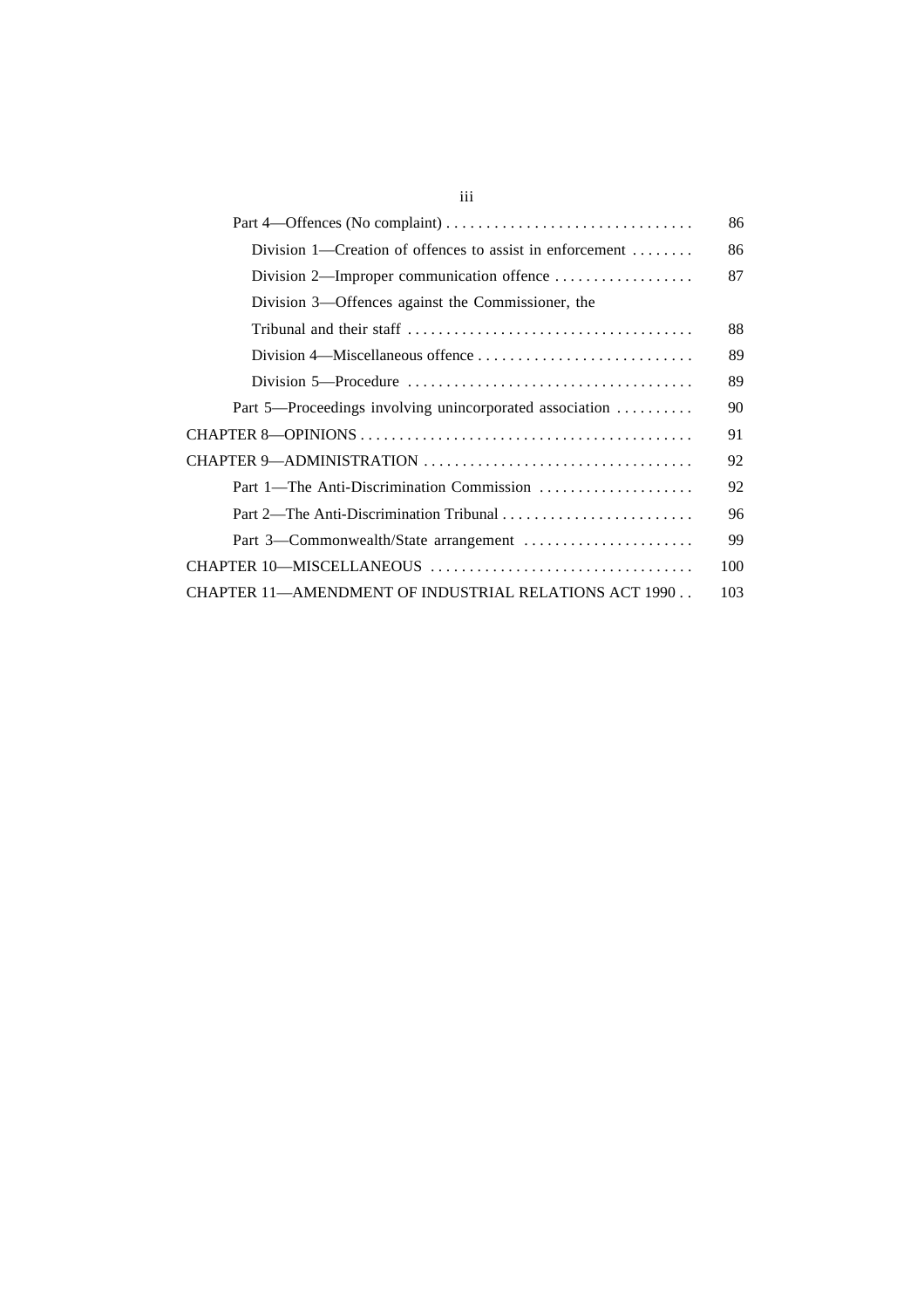| | |
|---|---|
| Part 4—Offences (No complaint) | 86 |
| Division 1—Creation of offences to assist in enforcement | 86 |
| Division 2—Improper communication offence | 87 |
| Division 3—Offences against the Commissioner, the Tribunal and their staff | 88 |
| Division 4—Miscellaneous offence | 89 |
| Division 5—Procedure | 89 |
| Part 5—Proceedings involving unincorporated association | 90 |
| CHAPTER 8—OPINIONS | 91 |
| CHAPTER 9—ADMINISTRATION | 92 |
| Part 1—The Anti-Discrimination Commission | 92 |
| Part 2—The Anti-Discrimination Tribunal | 96 |
| Part 3—Commonwealth/State arrangement | 99 |
| CHAPTER 10—MISCELLANEOUS | 100 |
| CHAPTER 11—AMENDMENT OF INDUSTRIAL RELATIONS ACT 1990 | 103 |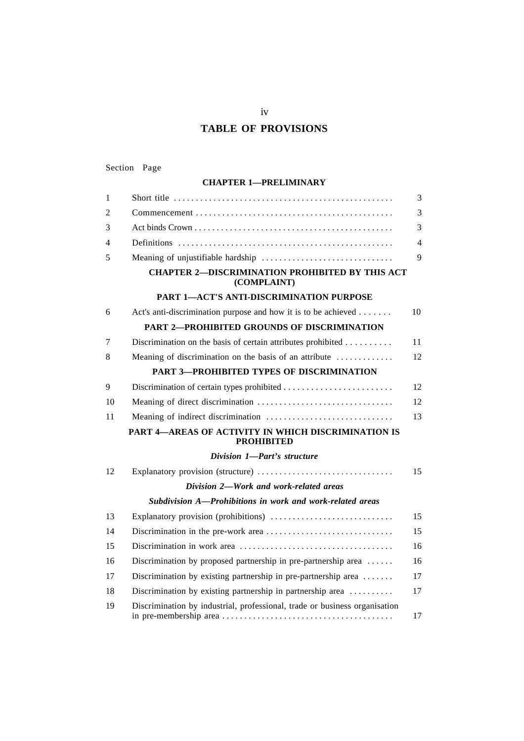# TABLE OF PROVISIONS

Section Page

## CHAPTER 1—PRELIMINARY

| | | |
|---|---|---|
| 1 | Short title | 3 |
| 2 | Commencement | 3 |
| 3 | Act binds Crown | 3 |
| 4 | Definitions | 4 |
| 5 | Meaning of unjustifiable hardship | 9 |

## CHAPTER 2—DISCRIMINATION PROHIBITED BY THIS ACT (COMPLAINT)

### PART 1—ACT'S ANTI-DISCRIMINATION PURPOSE

| | | |
|---|---|---|
| 6 | Act's anti-discrimination purpose and how it is to be achieved | 10 |

### PART 2—PROHIBITED GROUNDS OF DISCRIMINATION

| | | |
|---|---|---|
| 7 | Discrimination on the basis of certain attributes prohibited | 11 |
| 8 | Meaning of discrimination on the basis of an attribute | 12 |

### PART 3—PROHIBITED TYPES OF DISCRIMINATION

| | | |
|---|---|---|
| 9 | Discrimination of certain types prohibited | 12 |
| 10 | Meaning of direct discrimination | 12 |
| 11 | Meaning of indirect discrimination | 13 |

### PART 4—AREAS OF ACTIVITY IN WHICH DISCRIMINATION IS PROHIBITED

#### *Division 1—Part's structure*

| | | |
|---|---|---|
| 12 | Explanatory provision (structure) | 15 |

#### *Division 2—Work and work-related areas*

##### *Subdivision A—Prohibitions in work and work-related areas*

| | | |
|---|---|---|
| 13 | Explanatory provision (prohibitions) | 15 |
| 14 | Discrimination in the pre-work area | 15 |
| 15 | Discrimination in work area | 16 |
| 16 | Discrimination by proposed partnership in pre-partnership area | 16 |
| 17 | Discrimination by existing partnership in pre-partnership area | 17 |
| 18 | Discrimination by existing partnership in partnership area | 17 |
| 19 | Discrimination by industrial, professional, trade or business organisation in pre-membership area | 17 |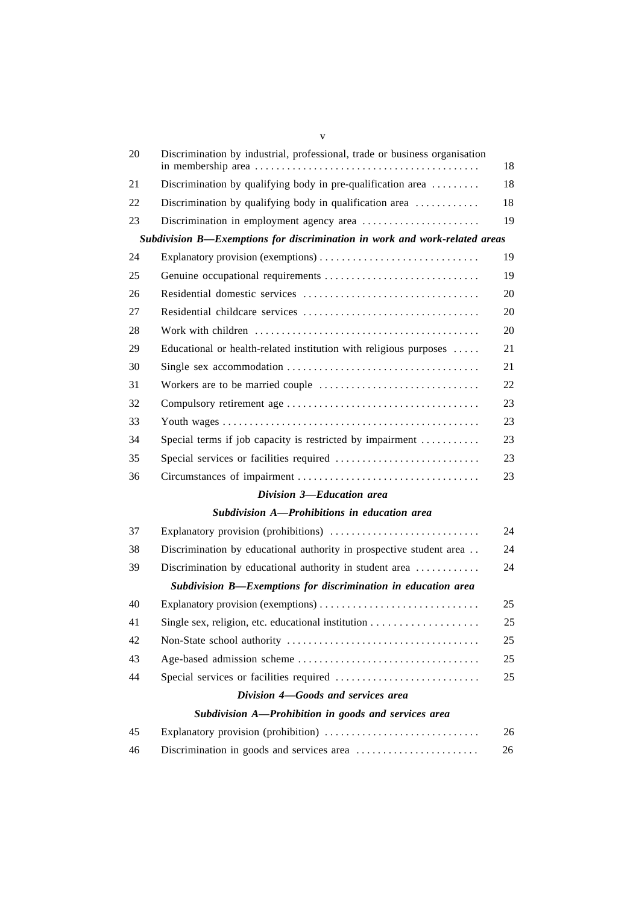| | | |
|---|---|---|
| 20 | Discrimination by industrial, professional, trade or business organisation in membership area | 18 |
| 21 | Discrimination by qualifying body in pre-qualification area | 18 |
| 22 | Discrimination by qualifying body in qualification area | 18 |
| 23 | Discrimination in employment agency area | 19 |

***Subdivision B—Exemptions for discrimination in work and work-related areas***

| | | |
|---|---|---|
| 24 | Explanatory provision (exemptions) | 19 |
| 25 | Genuine occupational requirements | 19 |
| 26 | Residential domestic services | 20 |
| 27 | Residential childcare services | 20 |
| 28 | Work with children | 20 |
| 29 | Educational or health-related institution with religious purposes | 21 |
| 30 | Single sex accommodation | 21 |
| 31 | Workers are to be married couple | 22 |
| 32 | Compulsory retirement age | 23 |
| 33 | Youth wages | 23 |
| 34 | Special terms if job capacity is restricted by impairment | 23 |
| 35 | Special services or facilities required | 23 |
| 36 | Circumstances of impairment | 23 |

***Division 3—Education area***

***Subdivision A—Prohibitions in education area***

| | | |
|---|---|---|
| 37 | Explanatory provision (prohibitions) | 24 |
| 38 | Discrimination by educational authority in prospective student area | 24 |
| 39 | Discrimination by educational authority in student area | 24 |

***Subdivision B—Exemptions for discrimination in education area***

| | | |
|---|---|---|
| 40 | Explanatory provision (exemptions) | 25 |
| 41 | Single sex, religion, etc. educational institution | 25 |
| 42 | Non-State school authority | 25 |
| 43 | Age-based admission scheme | 25 |
| 44 | Special services or facilities required | 25 |

***Division 4—Goods and services area***

***Subdivision A—Prohibition in goods and services area***

| | | |
|---|---|---|
| 45 | Explanatory provision (prohibition) | 26 |
| 46 | Discrimination in goods and services area | 26 |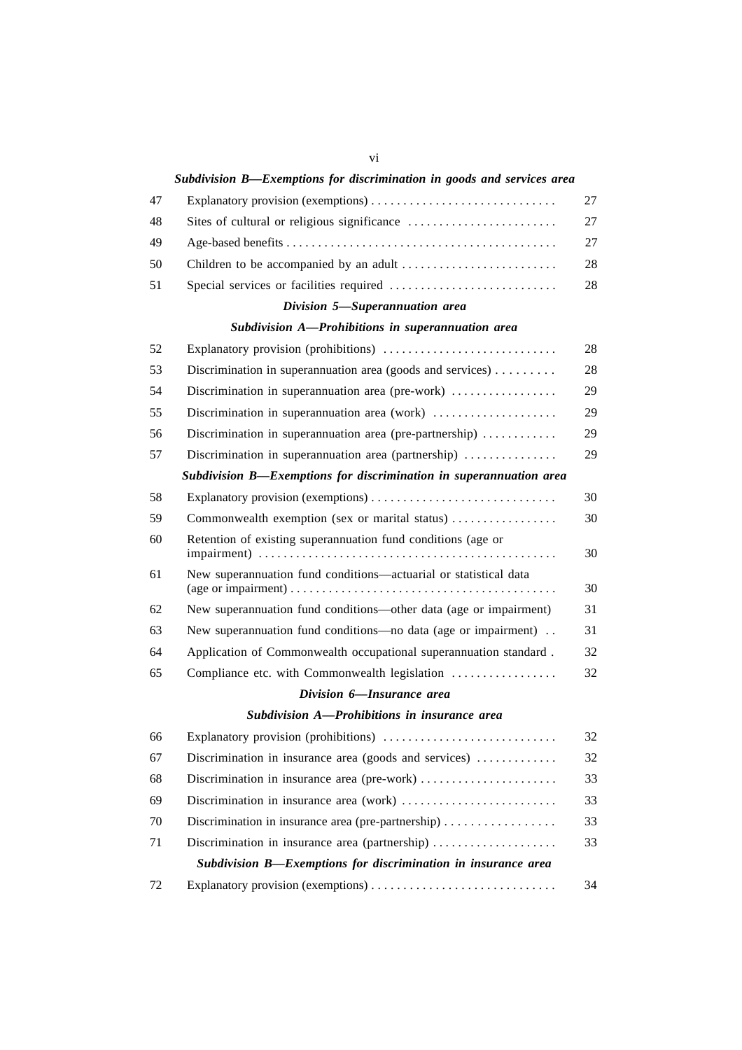*Subdivision B—Exemptions for discrimination in goods and services area*

| | | |
|---|---|---|
| 47 | Explanatory provision (exemptions) | 27 |
| 48 | Sites of cultural or religious significance | 27 |
| 49 | Age-based benefits | 27 |
| 50 | Children to be accompanied by an adult | 28 |
| 51 | Special services or facilities required | 28 |

***Division 5—Superannuation area***

*Subdivision A—Prohibitions in superannuation area*

| | | |
|---|---|---|
| 52 | Explanatory provision (prohibitions) | 28 |
| 53 | Discrimination in superannuation area (goods and services) | 28 |
| 54 | Discrimination in superannuation area (pre-work) | 29 |
| 55 | Discrimination in superannuation area (work) | 29 |
| 56 | Discrimination in superannuation area (pre-partnership) | 29 |
| 57 | Discrimination in superannuation area (partnership) | 29 |

*Subdivision B—Exemptions for discrimination in superannuation area*

| | | |
|---|---|---|
| 58 | Explanatory provision (exemptions) | 30 |
| 59 | Commonwealth exemption (sex or marital status) | 30 |
| 60 | Retention of existing superannuation fund conditions (age or impairment) | 30 |
| 61 | New superannuation fund conditions—actuarial or statistical data (age or impairment) | 30 |
| 62 | New superannuation fund conditions—other data (age or impairment) | 31 |
| 63 | New superannuation fund conditions—no data (age or impairment) | 31 |
| 64 | Application of Commonwealth occupational superannuation standard | 32 |
| 65 | Compliance etc. with Commonwealth legislation | 32 |

***Division 6—Insurance area***

*Subdivision A—Prohibitions in insurance area*

| | | |
|---|---|---|
| 66 | Explanatory provision (prohibitions) | 32 |
| 67 | Discrimination in insurance area (goods and services) | 32 |
| 68 | Discrimination in insurance area (pre-work) | 33 |
| 69 | Discrimination in insurance area (work) | 33 |
| 70 | Discrimination in insurance area (pre-partnership) | 33 |
| 71 | Discrimination in insurance area (partnership) | 33 |

*Subdivision B—Exemptions for discrimination in insurance area*

| | | |
|---|---|---|
| 72 | Explanatory provision (exemptions) | 34 |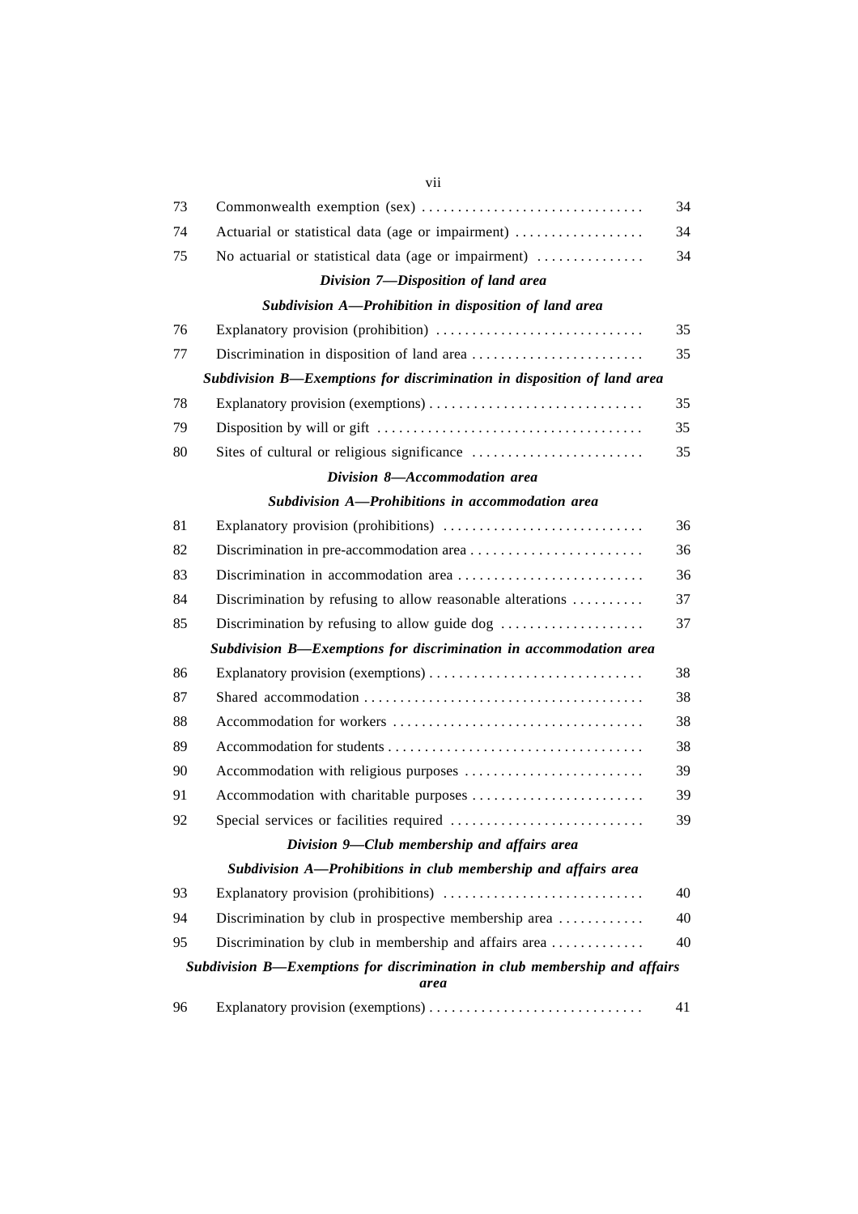| | | |
|---|---|---|
| 73 | Commonwealth exemption (sex) | 34 |
| 74 | Actuarial or statistical data (age or impairment) | 34 |
| 75 | No actuarial or statistical data (age or impairment) | 34 |
| | ***Division 7—Disposition of land area*** | |
| | ***Subdivision A—Prohibition in disposition of land area*** | |
| 76 | Explanatory provision (prohibition) | 35 |
| 77 | Discrimination in disposition of land area | 35 |
| | ***Subdivision B—Exemptions for discrimination in disposition of land area*** | |
| 78 | Explanatory provision (exemptions) | 35 |
| 79 | Disposition by will or gift | 35 |
| 80 | Sites of cultural or religious significance | 35 |
| | ***Division 8—Accommodation area*** | |
| | ***Subdivision A—Prohibitions in accommodation area*** | |
| 81 | Explanatory provision (prohibitions) | 36 |
| 82 | Discrimination in pre-accommodation area | 36 |
| 83 | Discrimination in accommodation area | 36 |
| 84 | Discrimination by refusing to allow reasonable alterations | 37 |
| 85 | Discrimination by refusing to allow guide dog | 37 |
| | ***Subdivision B—Exemptions for discrimination in accommodation area*** | |
| 86 | Explanatory provision (exemptions) | 38 |
| 87 | Shared accommodation | 38 |
| 88 | Accommodation for workers | 38 |
| 89 | Accommodation for students | 38 |
| 90 | Accommodation with religious purposes | 39 |
| 91 | Accommodation with charitable purposes | 39 |
| 92 | Special services or facilities required | 39 |
| | ***Division 9—Club membership and affairs area*** | |
| | ***Subdivision A—Prohibitions in club membership and affairs area*** | |
| 93 | Explanatory provision (prohibitions) | 40 |
| 94 | Discrimination by club in prospective membership area | 40 |
| 95 | Discrimination by club in membership and affairs area | 40 |
| | ***Subdivision B—Exemptions for discrimination in club membership and affairs area*** | |
| 96 | Explanatory provision (exemptions) | 41 |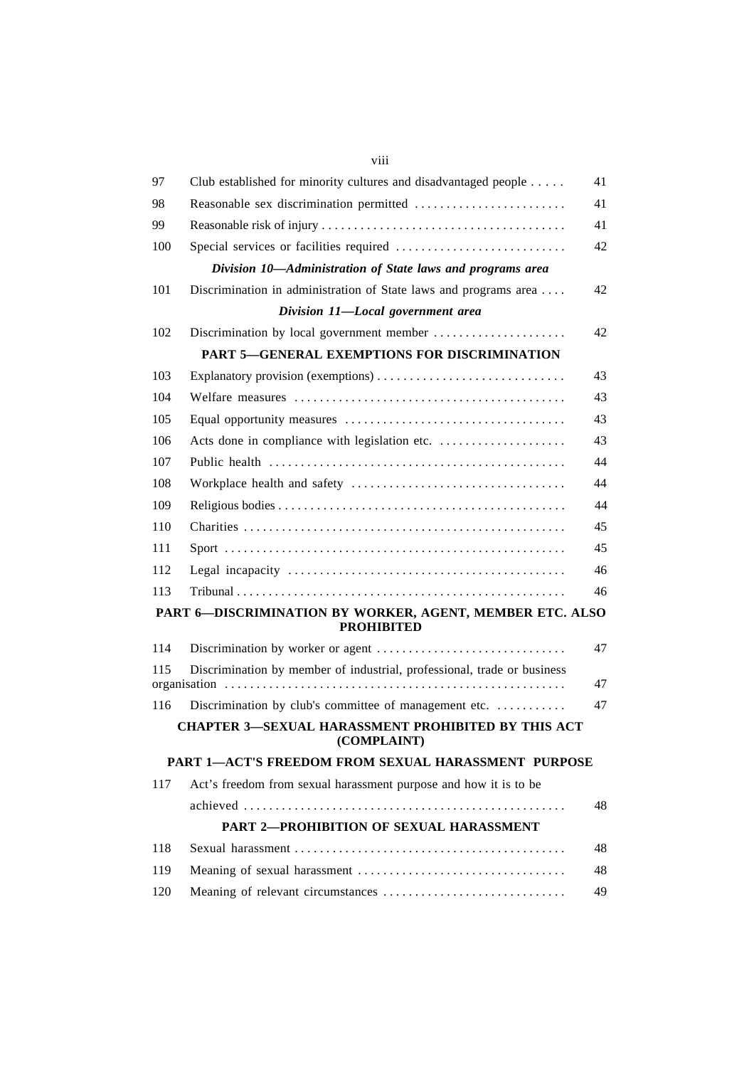| | | |
|---|---|---|
| 97 | Club established for minority cultures and disadvantaged people | 41 |
| 98 | Reasonable sex discrimination permitted | 41 |
| 99 | Reasonable risk of injury | 41 |
| 100 | Special services or facilities required | 42 |
| | ***Division 10—Administration of State laws and programs area*** | |
| 101 | Discrimination in administration of State laws and programs area | 42 |
| | ***Division 11—Local government area*** | |
| 102 | Discrimination by local government member | 42 |
| | **PART 5—GENERAL EXEMPTIONS FOR DISCRIMINATION** | |
| 103 | Explanatory provision (exemptions) | 43 |
| 104 | Welfare measures | 43 |
| 105 | Equal opportunity measures | 43 |
| 106 | Acts done in compliance with legislation etc. | 43 |
| 107 | Public health | 44 |
| 108 | Workplace health and safety | 44 |
| 109 | Religious bodies | 44 |
| 110 | Charities | 45 |
| 111 | Sport | 45 |
| 112 | Legal incapacity | 46 |
| 113 | Tribunal | 46 |
| | **PART 6—DISCRIMINATION BY WORKER, AGENT, MEMBER ETC. ALSO PROHIBITED** | |
| 114 | Discrimination by worker or agent | 47 |
| 115 | Discrimination by member of industrial, professional, trade or business organisation | 47 |
| 116 | Discrimination by club's committee of management etc. | 47 |
| | **CHAPTER 3—SEXUAL HARASSMENT PROHIBITED BY THIS ACT (COMPLAINT)** | |
| | **PART 1—ACT'S FREEDOM FROM SEXUAL HARASSMENT PURPOSE** | |
| 117 | Act's freedom from sexual harassment purpose and how it is to be achieved | 48 |
| | **PART 2—PROHIBITION OF SEXUAL HARASSMENT** | |
| 118 | Sexual harassment | 48 |
| 119 | Meaning of sexual harassment | 48 |
| 120 | Meaning of relevant circumstances | 49 |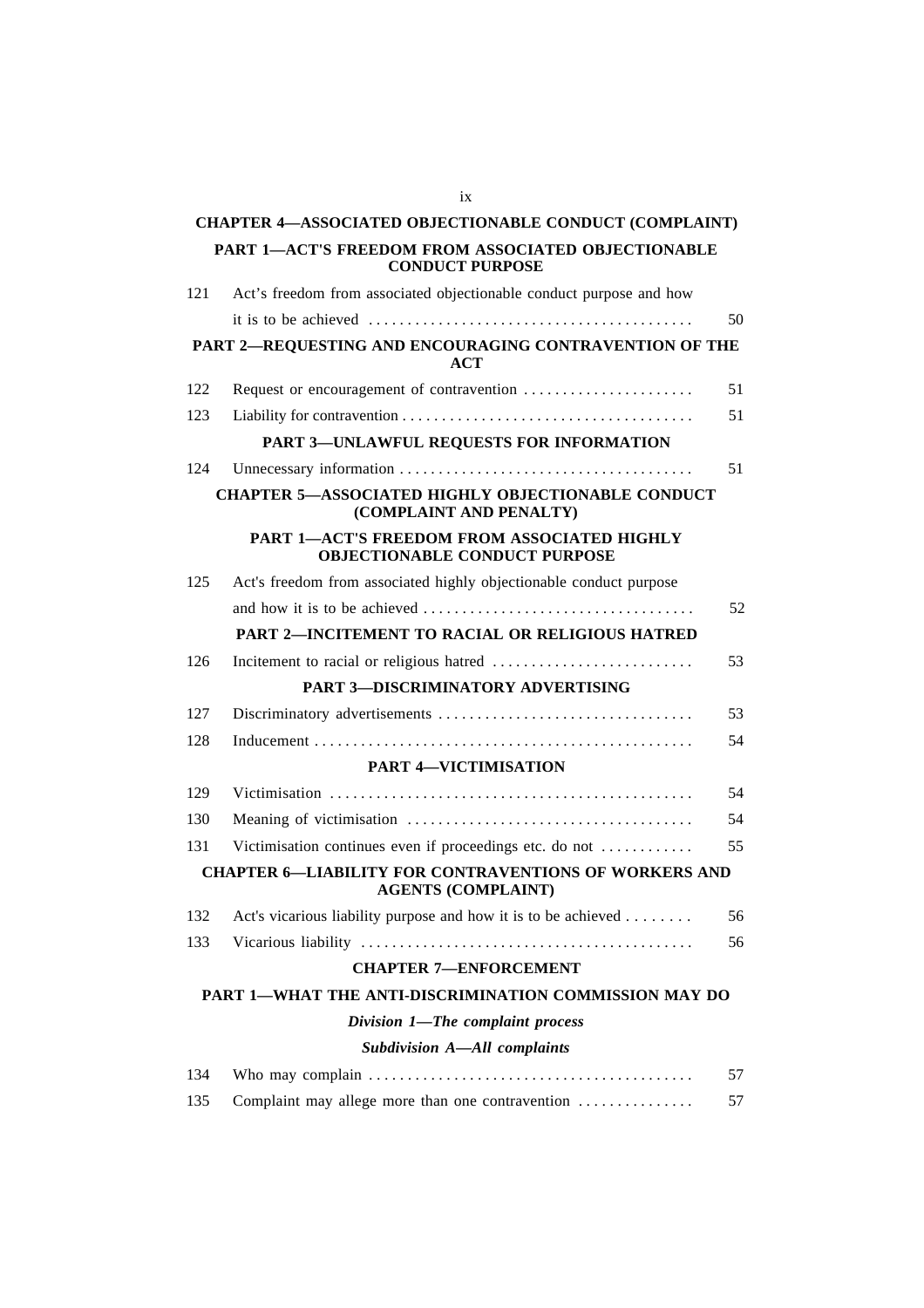## CHAPTER 4—ASSOCIATED OBJECTIONABLE CONDUCT (COMPLAINT)

### PART 1—ACT'S FREEDOM FROM ASSOCIATED OBJECTIONABLE CONDUCT PURPOSE

| | | |
|---|---|---|
| 121 | Act's freedom from associated objectionable conduct purpose and how it is to be achieved | 50 |

### PART 2—REQUESTING AND ENCOURAGING CONTRAVENTION OF THE ACT

| | | |
|---|---|---|
| 122 | Request or encouragement of contravention | 51 |
| 123 | Liability for contravention | 51 |

### PART 3—UNLAWFUL REQUESTS FOR INFORMATION

| | | |
|---|---|---|
| 124 | Unnecessary information | 51 |

## CHAPTER 5—ASSOCIATED HIGHLY OBJECTIONABLE CONDUCT (COMPLAINT AND PENALTY)

### PART 1—ACT'S FREEDOM FROM ASSOCIATED HIGHLY OBJECTIONABLE CONDUCT PURPOSE

| | | |
|---|---|---|
| 125 | Act's freedom from associated highly objectionable conduct purpose and how it is to be achieved | 52 |

### PART 2—INCITEMENT TO RACIAL OR RELIGIOUS HATRED

| | | |
|---|---|---|
| 126 | Incitement to racial or religious hatred | 53 |

### PART 3—DISCRIMINATORY ADVERTISING

| | | |
|---|---|---|
| 127 | Discriminatory advertisements | 53 |
| 128 | Inducement | 54 |

### PART 4—VICTIMISATION

| | | |
|---|---|---|
| 129 | Victimisation | 54 |
| 130 | Meaning of victimisation | 54 |
| 131 | Victimisation continues even if proceedings etc. do not | 55 |

## CHAPTER 6—LIABILITY FOR CONTRAVENTIONS OF WORKERS AND AGENTS (COMPLAINT)

| | | |
|---|---|---|
| 132 | Act's vicarious liability purpose and how it is to be achieved | 56 |
| 133 | Vicarious liability | 56 |

## CHAPTER 7—ENFORCEMENT

### PART 1—WHAT THE ANTI-DISCRIMINATION COMMISSION MAY DO

#### *Division 1—The complaint process*

##### *Subdivision A—All complaints*

| | | |
|---|---|---|
| 134 | Who may complain | 57 |
| 135 | Complaint may allege more than one contravention | 57 |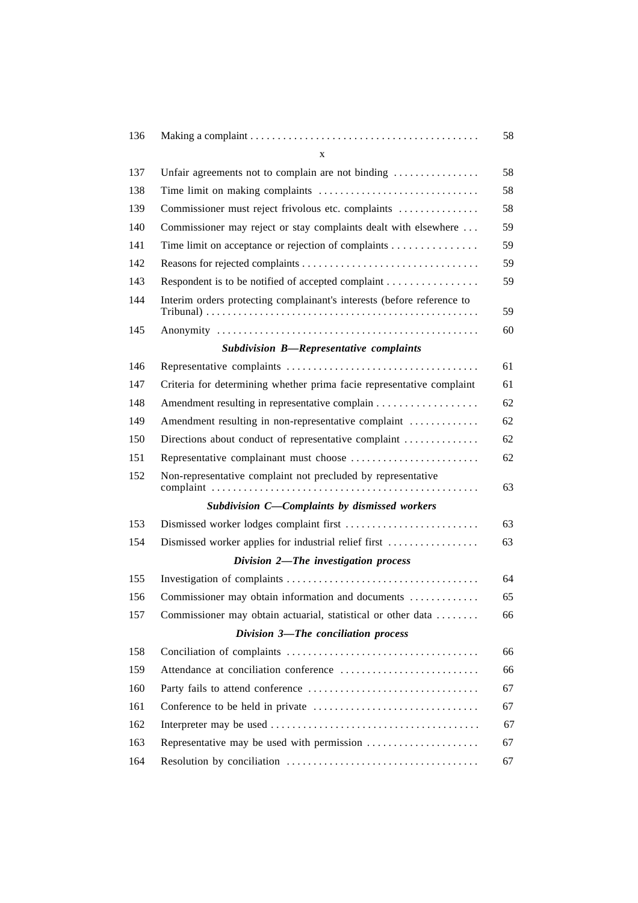| | | |
|---|---|---|
| 136 | Making a complaint | 58 |
| 137 | Unfair agreements not to complain are not binding | 58 |
| 138 | Time limit on making complaints | 58 |
| 139 | Commissioner must reject frivolous etc. complaints | 58 |
| 140 | Commissioner may reject or stay complaints dealt with elsewhere | 59 |
| 141 | Time limit on acceptance or rejection of complaints | 59 |
| 142 | Reasons for rejected complaints | 59 |
| 143 | Respondent is to be notified of accepted complaint | 59 |
| 144 | Interim orders protecting complainant's interests (before reference to Tribunal) | 59 |
| 145 | Anonymity | 60 |

***Subdivision B—Representative complaints***

| | | |
|---|---|---|
| 146 | Representative complaints | 61 |
| 147 | Criteria for determining whether prima facie representative complaint | 61 |
| 148 | Amendment resulting in representative complain | 62 |
| 149 | Amendment resulting in non-representative complaint | 62 |
| 150 | Directions about conduct of representative complaint | 62 |
| 151 | Representative complainant must choose | 62 |
| 152 | Non-representative complaint not precluded by representative complaint | 63 |

***Subdivision C—Complaints by dismissed workers***

| | | |
|---|---|---|
| 153 | Dismissed worker lodges complaint first | 63 |
| 154 | Dismissed worker applies for industrial relief first | 63 |

***Division 2—The investigation process***

| | | |
|---|---|---|
| 155 | Investigation of complaints | 64 |
| 156 | Commissioner may obtain information and documents | 65 |
| 157 | Commissioner may obtain actuarial, statistical or other data | 66 |

***Division 3—The conciliation process***

| | | |
|---|---|---|
| 158 | Conciliation of complaints | 66 |
| 159 | Attendance at conciliation conference | 66 |
| 160 | Party fails to attend conference | 67 |
| 161 | Conference to be held in private | 67 |
| 162 | Interpreter may be used | 67 |
| 163 | Representative may be used with permission | 67 |
| 164 | Resolution by conciliation | 67 |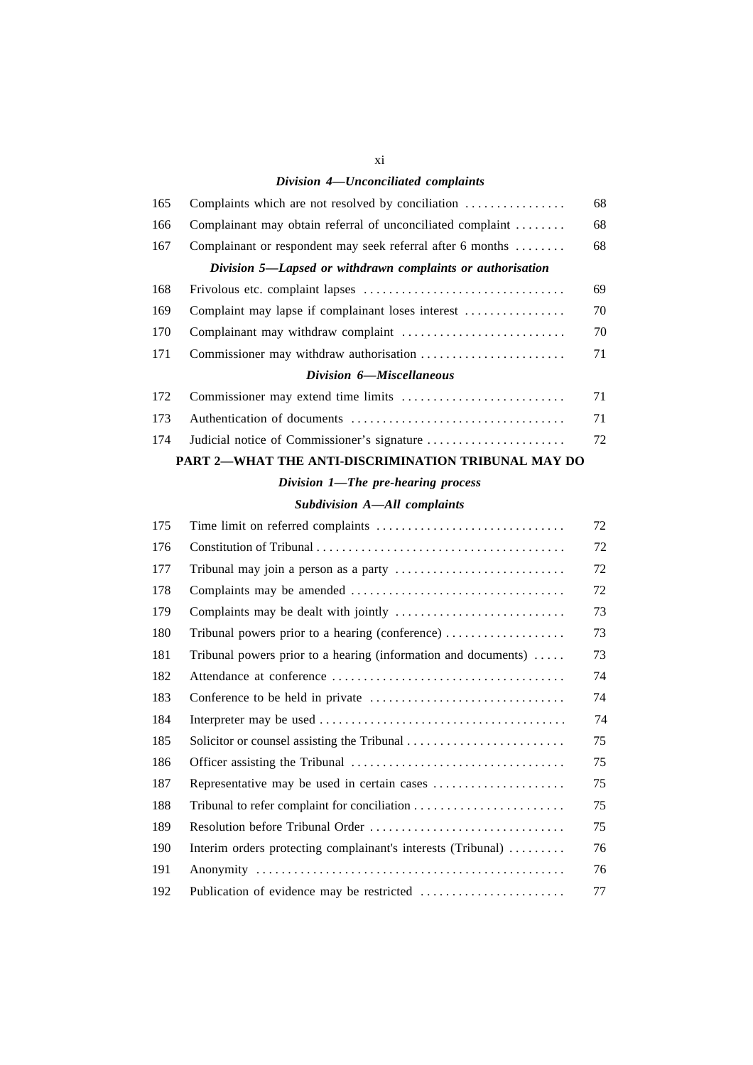*Division 4—Unconciliated complaints*

| | | |
|---|---|---|
| 165 | Complaints which are not resolved by conciliation | 68 |
| 166 | Complainant may obtain referral of unconciliated complaint | 68 |
| 167 | Complainant or respondent may seek referral after 6 months | 68 |

*Division 5—Lapsed or withdrawn complaints or authorisation*

| | | |
|---|---|---|
| 168 | Frivolous etc. complaint lapses | 69 |
| 169 | Complaint may lapse if complainant loses interest | 70 |
| 170 | Complainant may withdraw complaint | 70 |
| 171 | Commissioner may withdraw authorisation | 71 |

*Division 6—Miscellaneous*

| | | |
|---|---|---|
| 172 | Commissioner may extend time limits | 71 |
| 173 | Authentication of documents | 71 |
| 174 | Judicial notice of Commissioner's signature | 72 |

**PART 2—WHAT THE ANTI-DISCRIMINATION TRIBUNAL MAY DO**

*Division 1—The pre-hearing process*

*Subdivision A—All complaints*

| | | |
|---|---|---|
| 175 | Time limit on referred complaints | 72 |
| 176 | Constitution of Tribunal | 72 |
| 177 | Tribunal may join a person as a party | 72 |
| 178 | Complaints may be amended | 72 |
| 179 | Complaints may be dealt with jointly | 73 |
| 180 | Tribunal powers prior to a hearing (conference) | 73 |
| 181 | Tribunal powers prior to a hearing (information and documents) | 73 |
| 182 | Attendance at conference | 74 |
| 183 | Conference to be held in private | 74 |
| 184 | Interpreter may be used | 74 |
| 185 | Solicitor or counsel assisting the Tribunal | 75 |
| 186 | Officer assisting the Tribunal | 75 |
| 187 | Representative may be used in certain cases | 75 |
| 188 | Tribunal to refer complaint for conciliation | 75 |
| 189 | Resolution before Tribunal Order | 75 |
| 190 | Interim orders protecting complainant's interests (Tribunal) | 76 |
| 191 | Anonymity | 76 |
| 192 | Publication of evidence may be restricted | 77 |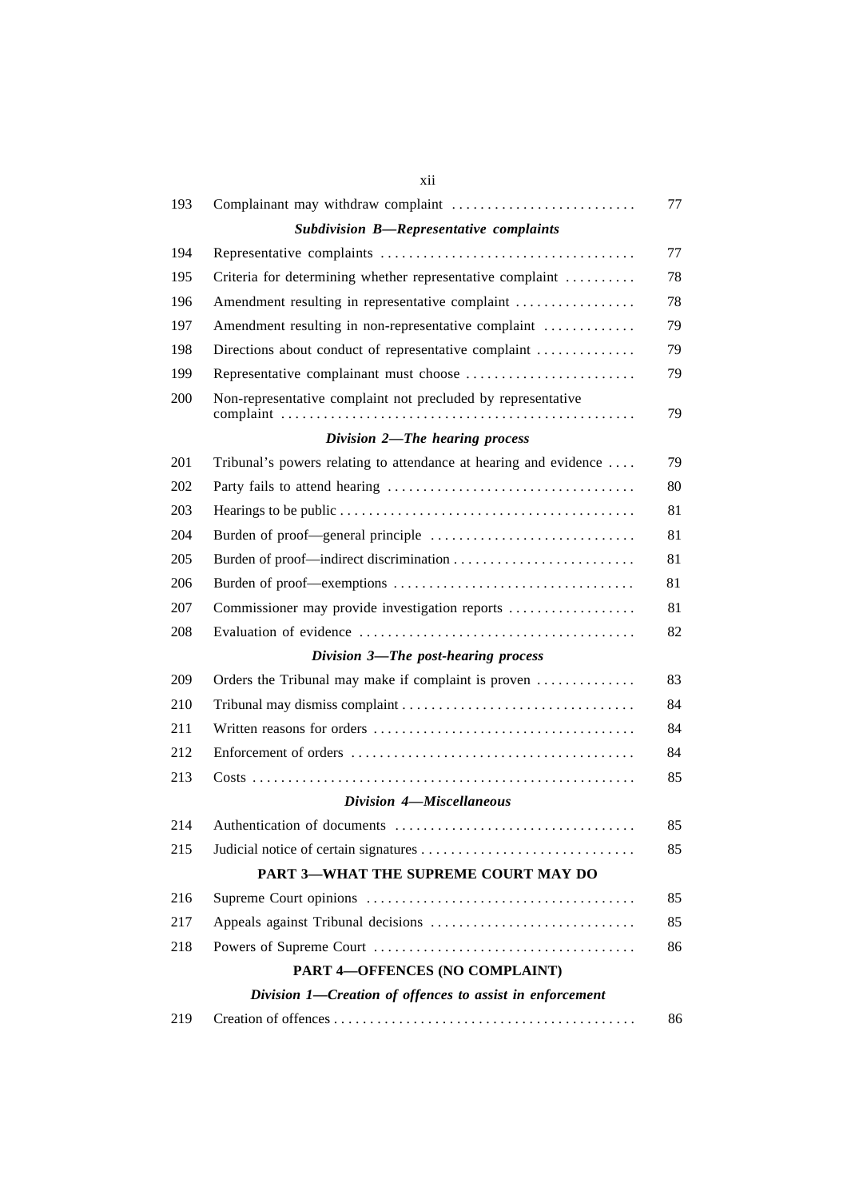| | | |
|---|---|---|
| 193 | Complainant may withdraw complaint | 77 |
| | ***Subdivision B—Representative complaints*** | |
| 194 | Representative complaints | 77 |
| 195 | Criteria for determining whether representative complaint | 78 |
| 196 | Amendment resulting in representative complaint | 78 |
| 197 | Amendment resulting in non-representative complaint | 79 |
| 198 | Directions about conduct of representative complaint | 79 |
| 199 | Representative complainant must choose | 79 |
| 200 | Non-representative complaint not precluded by representative complaint | 79 |
| | ***Division 2—The hearing process*** | |
| 201 | Tribunal's powers relating to attendance at hearing and evidence | 79 |
| 202 | Party fails to attend hearing | 80 |
| 203 | Hearings to be public | 81 |
| 204 | Burden of proof—general principle | 81 |
| 205 | Burden of proof—indirect discrimination | 81 |
| 206 | Burden of proof—exemptions | 81 |
| 207 | Commissioner may provide investigation reports | 81 |
| 208 | Evaluation of evidence | 82 |
| | ***Division 3—The post-hearing process*** | |
| 209 | Orders the Tribunal may make if complaint is proven | 83 |
| 210 | Tribunal may dismiss complaint | 84 |
| 211 | Written reasons for orders | 84 |
| 212 | Enforcement of orders | 84 |
| 213 | Costs | 85 |
| | ***Division 4—Miscellaneous*** | |
| 214 | Authentication of documents | 85 |
| 215 | Judicial notice of certain signatures | 85 |
| | **PART 3—WHAT THE SUPREME COURT MAY DO** | |
| 216 | Supreme Court opinions | 85 |
| 217 | Appeals against Tribunal decisions | 85 |
| 218 | Powers of Supreme Court | 86 |
| | **PART 4—OFFENCES (NO COMPLAINT)** | |
| | ***Division 1—Creation of offences to assist in enforcement*** | |
| 219 | Creation of offences | 86 |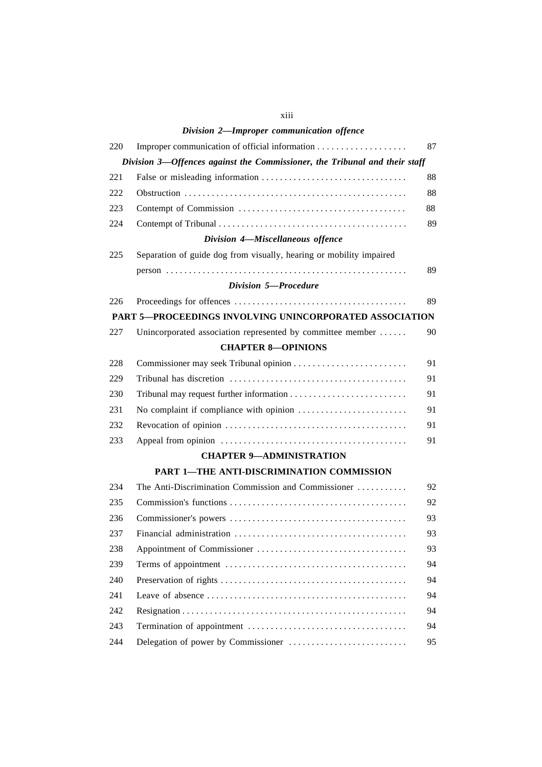*Division 2—Improper communication offence*

| | | |
|---|---|---|
| 220 | Improper communication of official information | 87 |

*Division 3—Offences against the Commissioner, the Tribunal and their staff*

| | | |
|---|---|---|
| 221 | False or misleading information | 88 |
| 222 | Obstruction | 88 |
| 223 | Contempt of Commission | 88 |
| 224 | Contempt of Tribunal | 89 |

*Division 4—Miscellaneous offence*

| | | |
|---|---|---|
| 225 | Separation of guide dog from visually, hearing or mobility impaired person | 89 |

*Division 5—Procedure*

| | | |
|---|---|---|
| 226 | Proceedings for offences | 89 |

**PART 5—PROCEEDINGS INVOLVING UNINCORPORATED ASSOCIATION**

| | | |
|---|---|---|
| 227 | Unincorporated association represented by committee member | 90 |

**CHAPTER 8—OPINIONS**

| | | |
|---|---|---|
| 228 | Commissioner may seek Tribunal opinion | 91 |
| 229 | Tribunal has discretion | 91 |
| 230 | Tribunal may request further information | 91 |
| 231 | No complaint if compliance with opinion | 91 |
| 232 | Revocation of opinion | 91 |
| 233 | Appeal from opinion | 91 |

**CHAPTER 9—ADMINISTRATION**

**PART 1—THE ANTI-DISCRIMINATION COMMISSION**

| | | |
|---|---|---|
| 234 | The Anti-Discrimination Commission and Commissioner | 92 |
| 235 | Commission's functions | 92 |
| 236 | Commissioner's powers | 93 |
| 237 | Financial administration | 93 |
| 238 | Appointment of Commissioner | 93 |
| 239 | Terms of appointment | 94 |
| 240 | Preservation of rights | 94 |
| 241 | Leave of absence | 94 |
| 242 | Resignation | 94 |
| 243 | Termination of appointment | 94 |
| 244 | Delegation of power by Commissioner | 95 |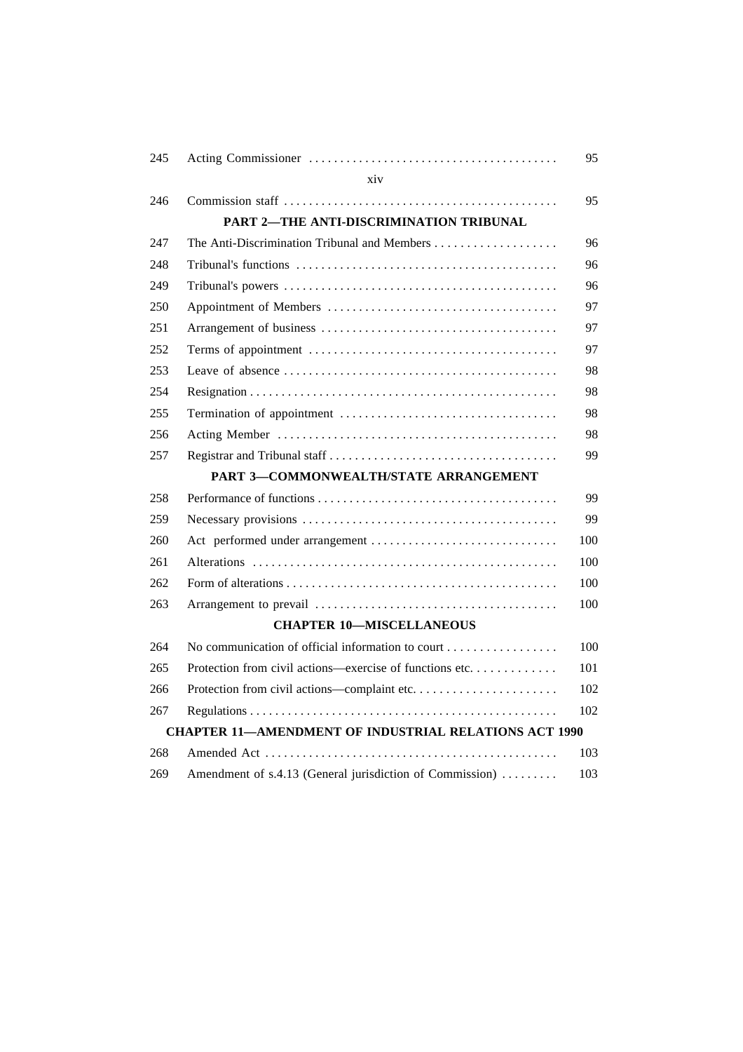245 Acting Commissioner ........................................ 95

246 Commission staff ............................................ 95

**PART 2—THE ANTI-DISCRIMINATION TRIBUNAL**

247 The Anti-Discrimination Tribunal and Members ................... 96

248 Tribunal's functions .......................................... 96

249 Tribunal's powers ............................................ 96

250 Appointment of Members ..................................... 97

251 Arrangement of business ...................................... 97

252 Terms of appointment ........................................ 97

253 Leave of absence ............................................ 98

254 Resignation .................................................. 98

255 Termination of appointment ................................... 98

256 Acting Member ............................................. 98

257 Registrar and Tribunal staff .................................... 99

**PART 3—COMMONWEALTH/STATE ARRANGEMENT**

258 Performance of functions ...................................... 99

259 Necessary provisions ......................................... 99

260 Act performed under arrangement ............................. 100

261 Alterations ................................................. 100

262 Form of alterations ........................................... 100

263 Arrangement to prevail ....................................... 100

**CHAPTER 10—MISCELLANEOUS**

264 No communication of official information to court ................. 100

265 Protection from civil actions—exercise of functions etc. ............ 101

266 Protection from civil actions—complaint etc. ...................... 102

267 Regulations .................................................. 102

**CHAPTER 11—AMENDMENT OF INDUSTRIAL RELATIONS ACT 1990**

268 Amended Act ............................................... 103

269 Amendment of s.4.13 (General jurisdiction of Commission) ......... 103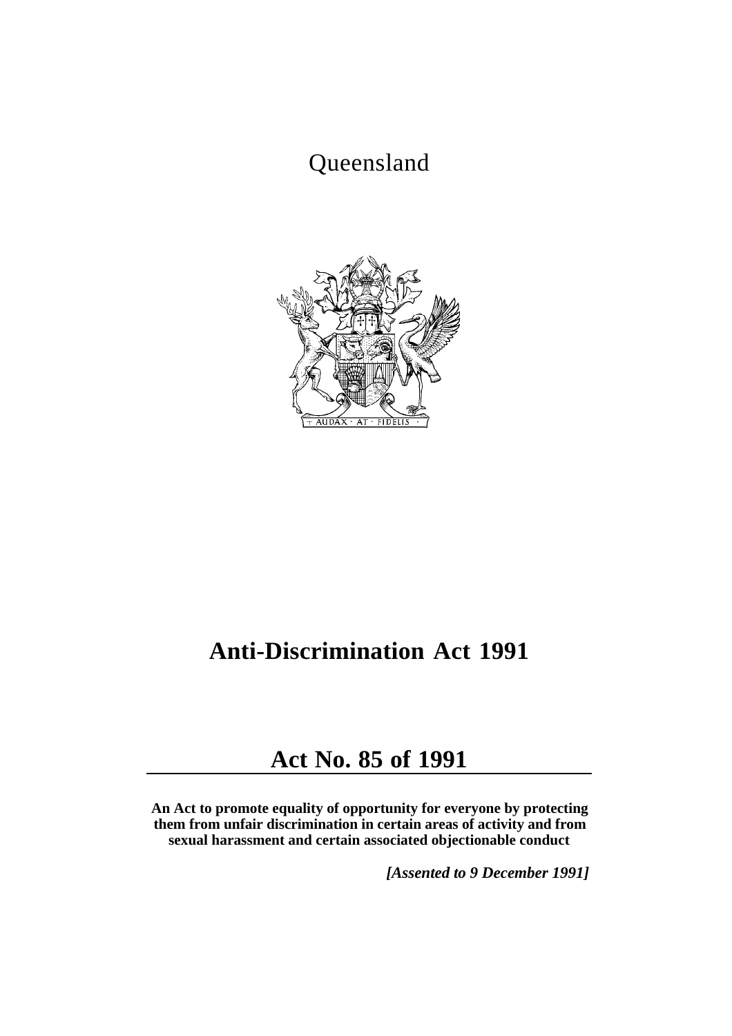Queensland

# Anti-Discrimination Act 1991

## Act No. 85 of 1991

**An Act to promote equality of opportunity for everyone by protecting them from unfair discrimination in certain areas of activity and from sexual harassment and certain associated objectionable conduct**

***[Assented to 9 December 1991]***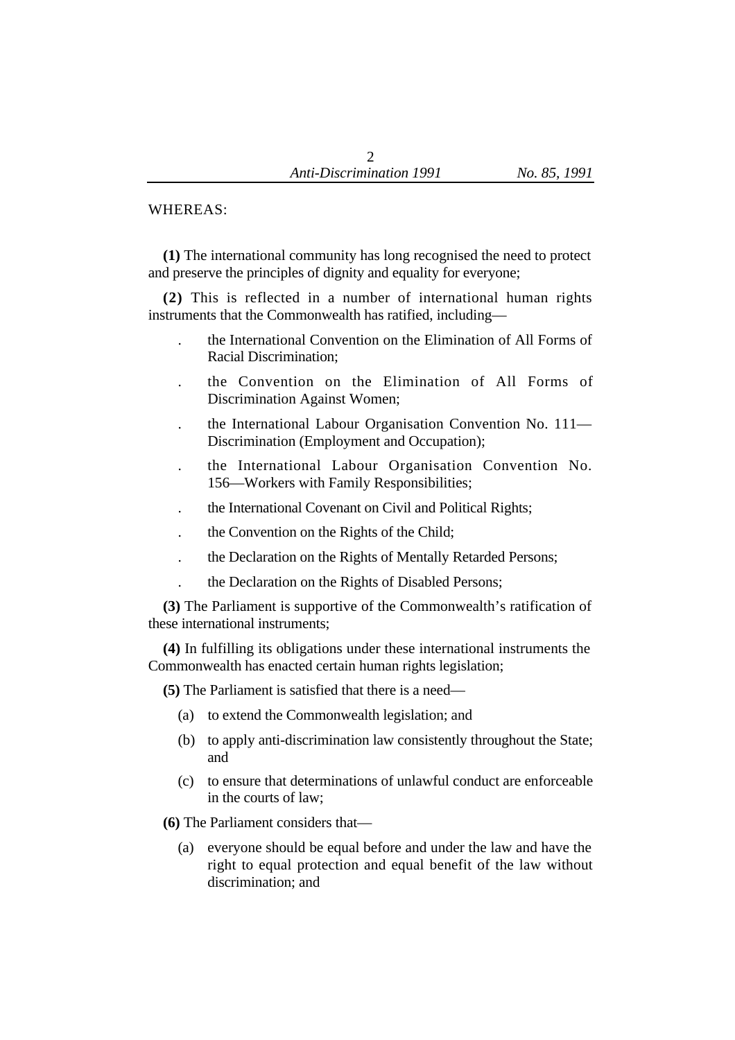WHEREAS:

**(1)** The international community has long recognised the need to protect and preserve the principles of dignity and equality for everyone;

**(2)** This is reflected in a number of international human rights instruments that the Commonwealth has ratified, including—

- the International Convention on the Elimination of All Forms of Racial Discrimination;
- the Convention on the Elimination of All Forms of Discrimination Against Women;
- the International Labour Organisation Convention No. 111—Discrimination (Employment and Occupation);
- the International Labour Organisation Convention No. 156—Workers with Family Responsibilities;
- the International Covenant on Civil and Political Rights;
- the Convention on the Rights of the Child;
- the Declaration on the Rights of Mentally Retarded Persons;
- the Declaration on the Rights of Disabled Persons;

**(3)** The Parliament is supportive of the Commonwealth's ratification of these international instruments;

**(4)** In fulfilling its obligations under these international instruments the Commonwealth has enacted certain human rights legislation;

**(5)** The Parliament is satisfied that there is a need—

(a) to extend the Commonwealth legislation; and

(b) to apply anti-discrimination law consistently throughout the State; and

(c) to ensure that determinations of unlawful conduct are enforceable in the courts of law;

**(6)** The Parliament considers that—

(a) everyone should be equal before and under the law and have the right to equal protection and equal benefit of the law without discrimination; and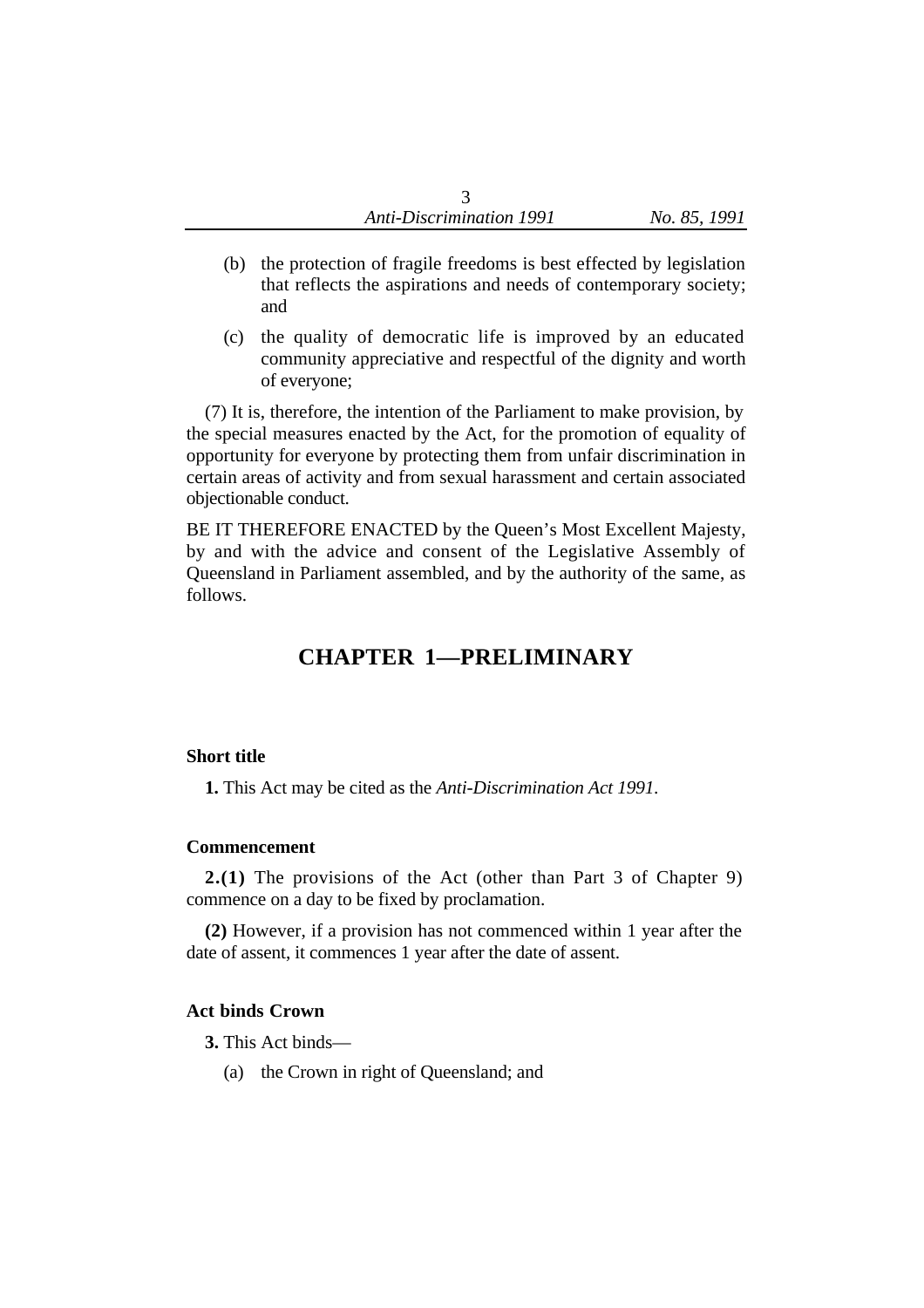(b) the protection of fragile freedoms is best effected by legislation that reflects the aspirations and needs of contemporary society; and

(c) the quality of democratic life is improved by an educated community appreciative and respectful of the dignity and worth of everyone;

(7) It is, therefore, the intention of the Parliament to make provision, by the special measures enacted by the Act, for the promotion of equality of opportunity for everyone by protecting them from unfair discrimination in certain areas of activity and from sexual harassment and certain associated objectionable conduct.

BE IT THEREFORE ENACTED by the Queen's Most Excellent Majesty, by and with the advice and consent of the Legislative Assembly of Queensland in Parliament assembled, and by the authority of the same, as follows.

# CHAPTER 1—PRELIMINARY

### Short title

**1.** This Act may be cited as the *Anti-Discrimination Act 1991*.

### Commencement

**2.(1)** The provisions of the Act (other than Part 3 of Chapter 9) commence on a day to be fixed by proclamation.

**(2)** However, if a provision has not commenced within 1 year after the date of assent, it commences 1 year after the date of assent.

### Act binds Crown

**3.** This Act binds—

(a) the Crown in right of Queensland; and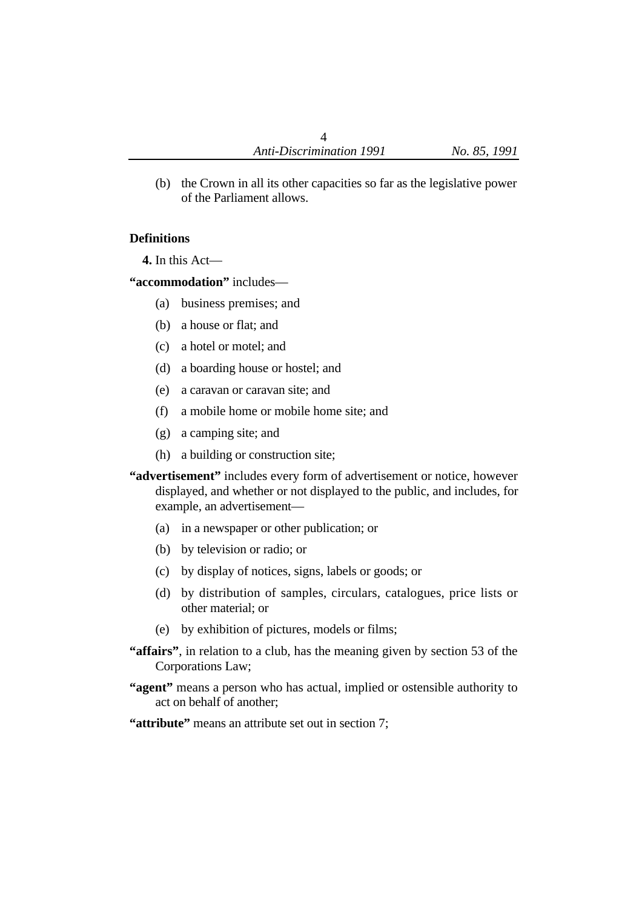(b) the Crown in all its other capacities so far as the legislative power of the Parliament allows.

**Definitions**

**4.** In this Act—

**"accommodation"** includes—

(a) business premises; and

(b) a house or flat; and

(c) a hotel or motel; and

(d) a boarding house or hostel; and

(e) a caravan or caravan site; and

(f) a mobile home or mobile home site; and

(g) a camping site; and

(h) a building or construction site;

**"advertisement"** includes every form of advertisement or notice, however displayed, and whether or not displayed to the public, and includes, for example, an advertisement—

(a) in a newspaper or other publication; or

(b) by television or radio; or

(c) by display of notices, signs, labels or goods; or

(d) by distribution of samples, circulars, catalogues, price lists or other material; or

(e) by exhibition of pictures, models or films;

**"affairs"**, in relation to a club, has the meaning given by section 53 of the Corporations Law;

**"agent"** means a person who has actual, implied or ostensible authority to act on behalf of another;

**"attribute"** means an attribute set out in section 7;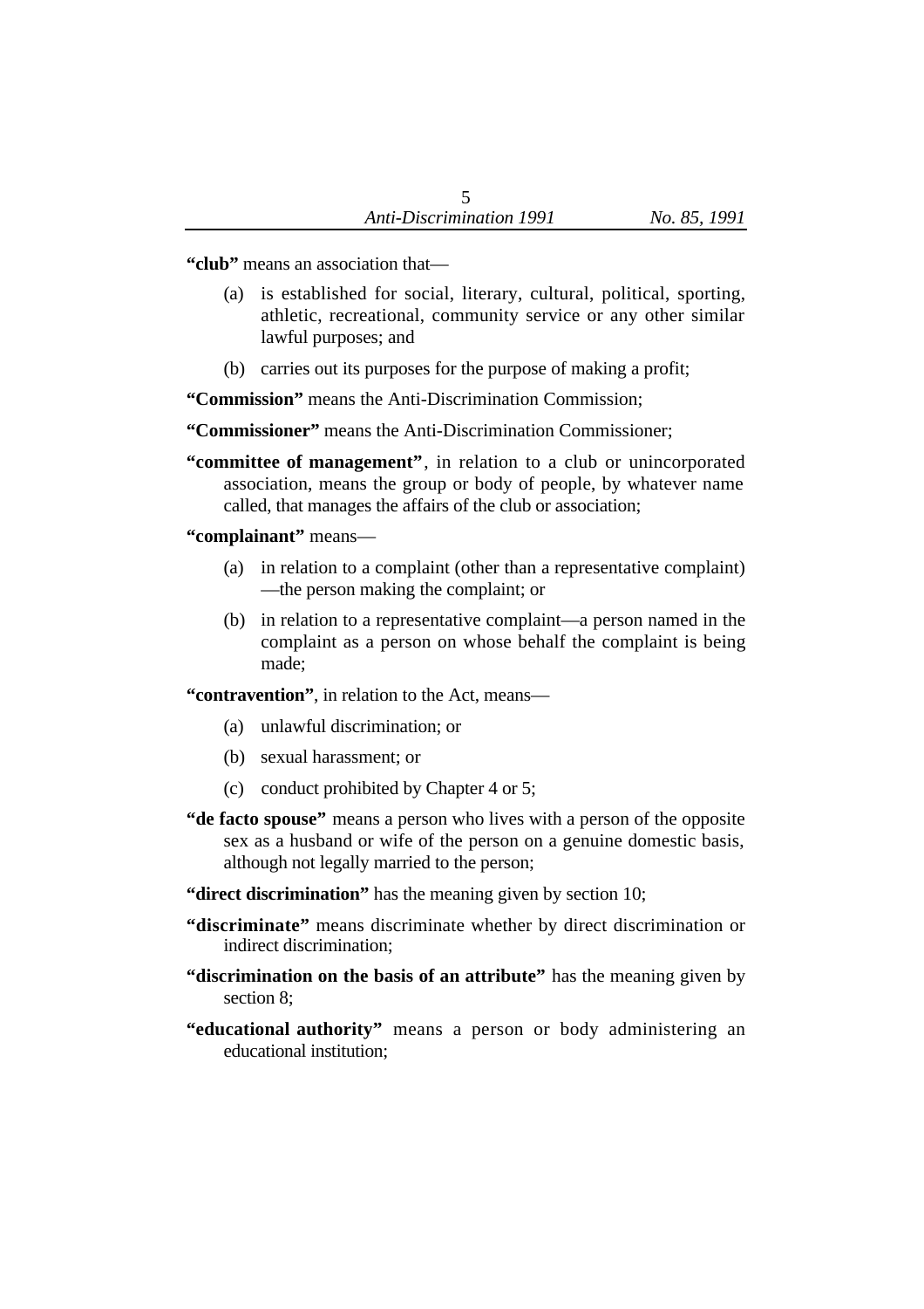**"club"** means an association that—

(a) is established for social, literary, cultural, political, sporting, athletic, recreational, community service or any other similar lawful purposes; and

(b) carries out its purposes for the purpose of making a profit;

**"Commission"** means the Anti-Discrimination Commission;

**"Commissioner"** means the Anti-Discrimination Commissioner;

**"committee of management"**, in relation to a club or unincorporated association, means the group or body of people, by whatever name called, that manages the affairs of the club or association;

**"complainant"** means—

(a) in relation to a complaint (other than a representative complaint)—the person making the complaint; or

(b) in relation to a representative complaint—a person named in the complaint as a person on whose behalf the complaint is being made;

**"contravention"**, in relation to the Act, means—

(a) unlawful discrimination; or

(b) sexual harassment; or

(c) conduct prohibited by Chapter 4 or 5;

**"de facto spouse"** means a person who lives with a person of the opposite sex as a husband or wife of the person on a genuine domestic basis, although not legally married to the person;

**"direct discrimination"** has the meaning given by section 10;

**"discriminate"** means discriminate whether by direct discrimination or indirect discrimination;

**"discrimination on the basis of an attribute"** has the meaning given by section 8;

**"educational authority"** means a person or body administering an educational institution;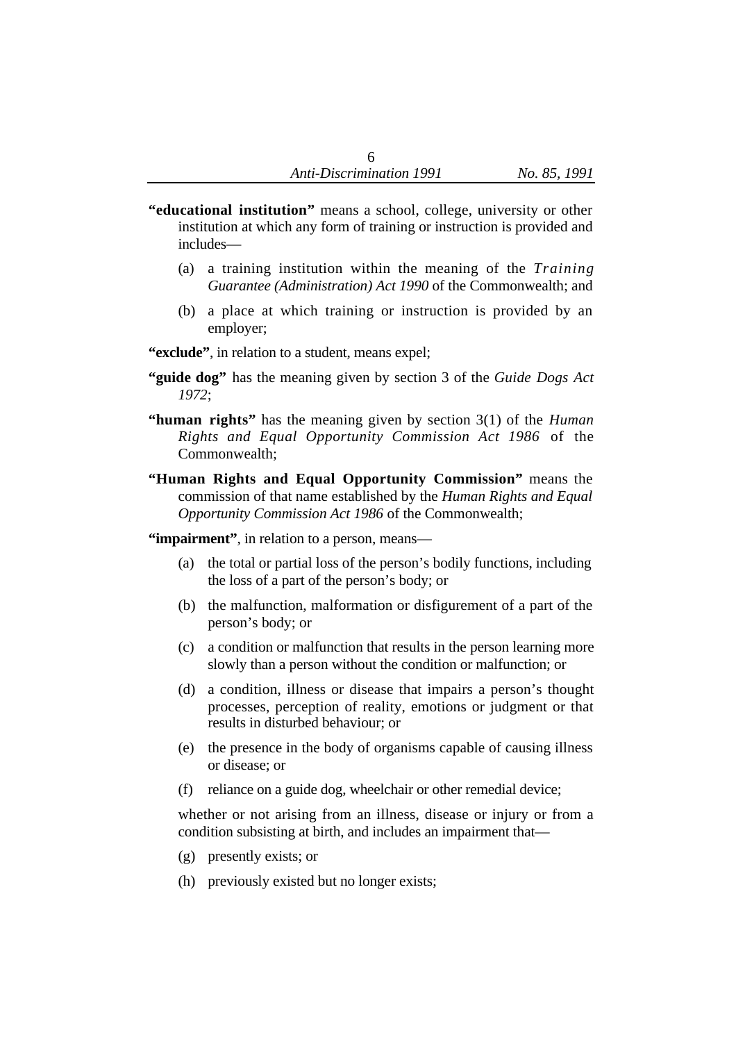**"educational institution"** means a school, college, university or other institution at which any form of training or instruction is provided and includes—

(a) a training institution within the meaning of the *Training Guarantee (Administration) Act 1990* of the Commonwealth; and

(b) a place at which training or instruction is provided by an employer;

**"exclude"**, in relation to a student, means expel;

**"guide dog"** has the meaning given by section 3 of the *Guide Dogs Act 1972*;

**"human rights"** has the meaning given by section 3(1) of the *Human Rights and Equal Opportunity Commission Act 1986* of the Commonwealth;

**"Human Rights and Equal Opportunity Commission"** means the commission of that name established by the *Human Rights and Equal Opportunity Commission Act 1986* of the Commonwealth;

**"impairment"**, in relation to a person, means—

(a) the total or partial loss of the person's bodily functions, including the loss of a part of the person's body; or

(b) the malfunction, malformation or disfigurement of a part of the person's body; or

(c) a condition or malfunction that results in the person learning more slowly than a person without the condition or malfunction; or

(d) a condition, illness or disease that impairs a person's thought processes, perception of reality, emotions or judgment or that results in disturbed behaviour; or

(e) the presence in the body of organisms capable of causing illness or disease; or

(f) reliance on a guide dog, wheelchair or other remedial device;

whether or not arising from an illness, disease or injury or from a condition subsisting at birth, and includes an impairment that—

(g) presently exists; or

(h) previously existed but no longer exists;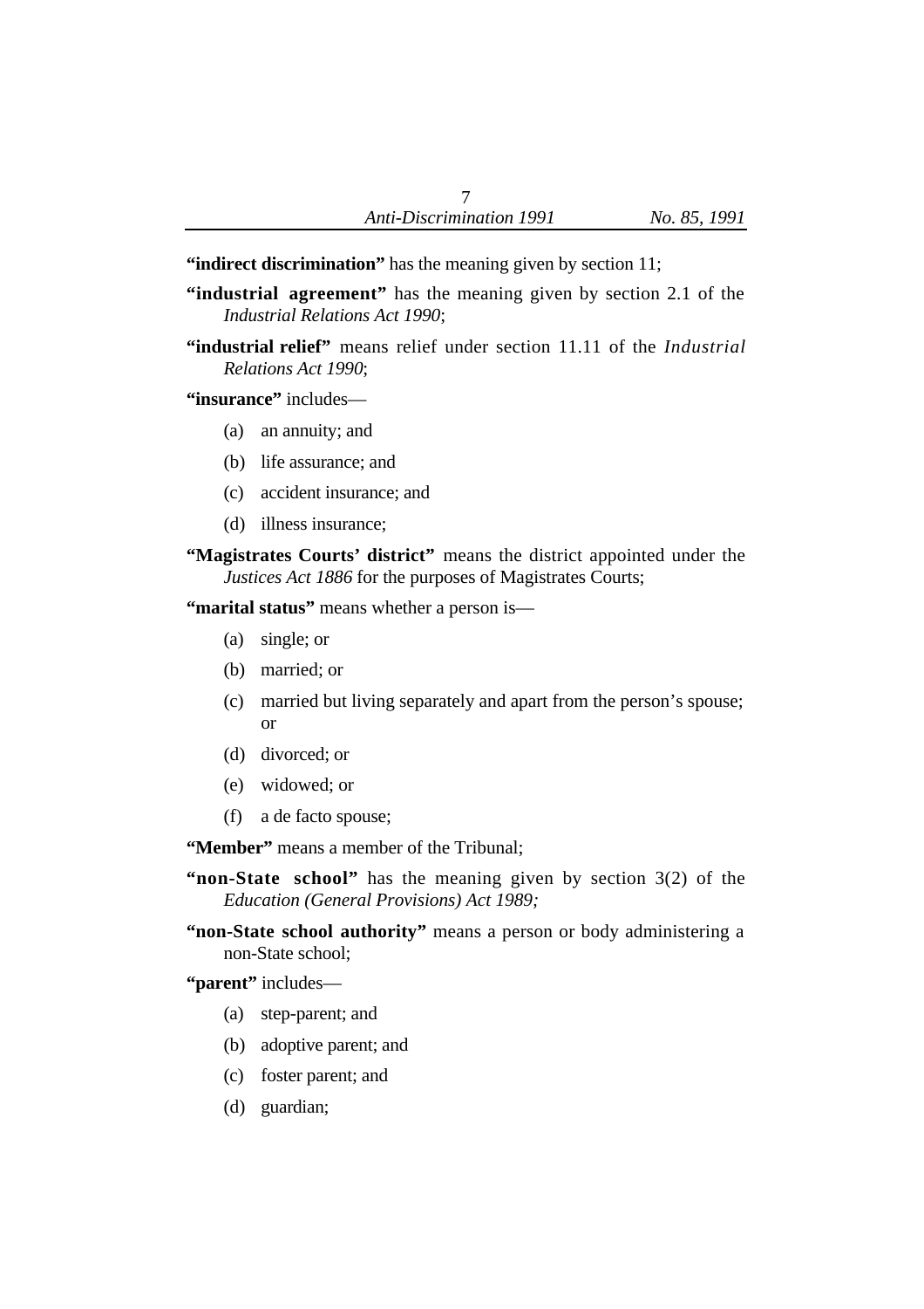**"indirect discrimination"** has the meaning given by section 11;

**"industrial agreement"** has the meaning given by section 2.1 of the *Industrial Relations Act 1990*;

**"industrial relief"** means relief under section 11.11 of the *Industrial Relations Act 1990*;

**"insurance"** includes—

(a) an annuity; and

(b) life assurance; and

(c) accident insurance; and

(d) illness insurance;

**"Magistrates Courts' district"** means the district appointed under the *Justices Act 1886* for the purposes of Magistrates Courts;

**"marital status"** means whether a person is—

(a) single; or

(b) married; or

(c) married but living separately and apart from the person's spouse; or

(d) divorced; or

(e) widowed; or

(f) a de facto spouse;

**"Member"** means a member of the Tribunal;

**"non-State school"** has the meaning given by section 3(2) of the *Education (General Provisions) Act 1989;*

**"non-State school authority"** means a person or body administering a non-State school;

**"parent"** includes—

(a) step-parent; and

(b) adoptive parent; and

(c) foster parent; and

(d) guardian;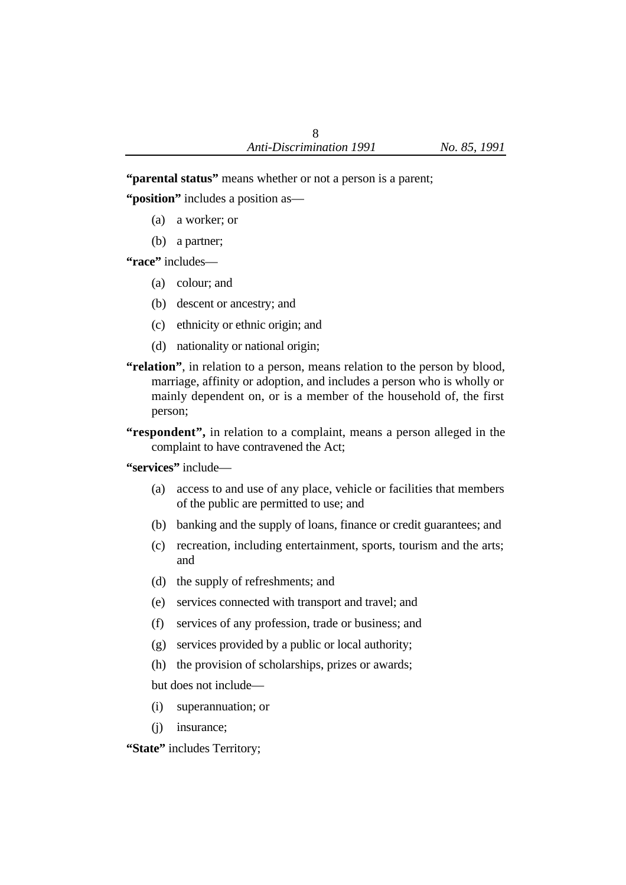**"parental status"** means whether or not a person is a parent;

**"position"** includes a position as—

(a) a worker; or

(b) a partner;

**"race"** includes—

(a) colour; and

(b) descent or ancestry; and

(c) ethnicity or ethnic origin; and

(d) nationality or national origin;

**"relation"**, in relation to a person, means relation to the person by blood, marriage, affinity or adoption, and includes a person who is wholly or mainly dependent on, or is a member of the household of, the first person;

**"respondent",** in relation to a complaint, means a person alleged in the complaint to have contravened the Act;

**"services"** include—

(a) access to and use of any place, vehicle or facilities that members of the public are permitted to use; and

(b) banking and the supply of loans, finance or credit guarantees; and

(c) recreation, including entertainment, sports, tourism and the arts; and

(d) the supply of refreshments; and

(e) services connected with transport and travel; and

(f) services of any profession, trade or business; and

(g) services provided by a public or local authority;

(h) the provision of scholarships, prizes or awards;

but does not include—

(i) superannuation; or

(j) insurance;

**"State"** includes Territory;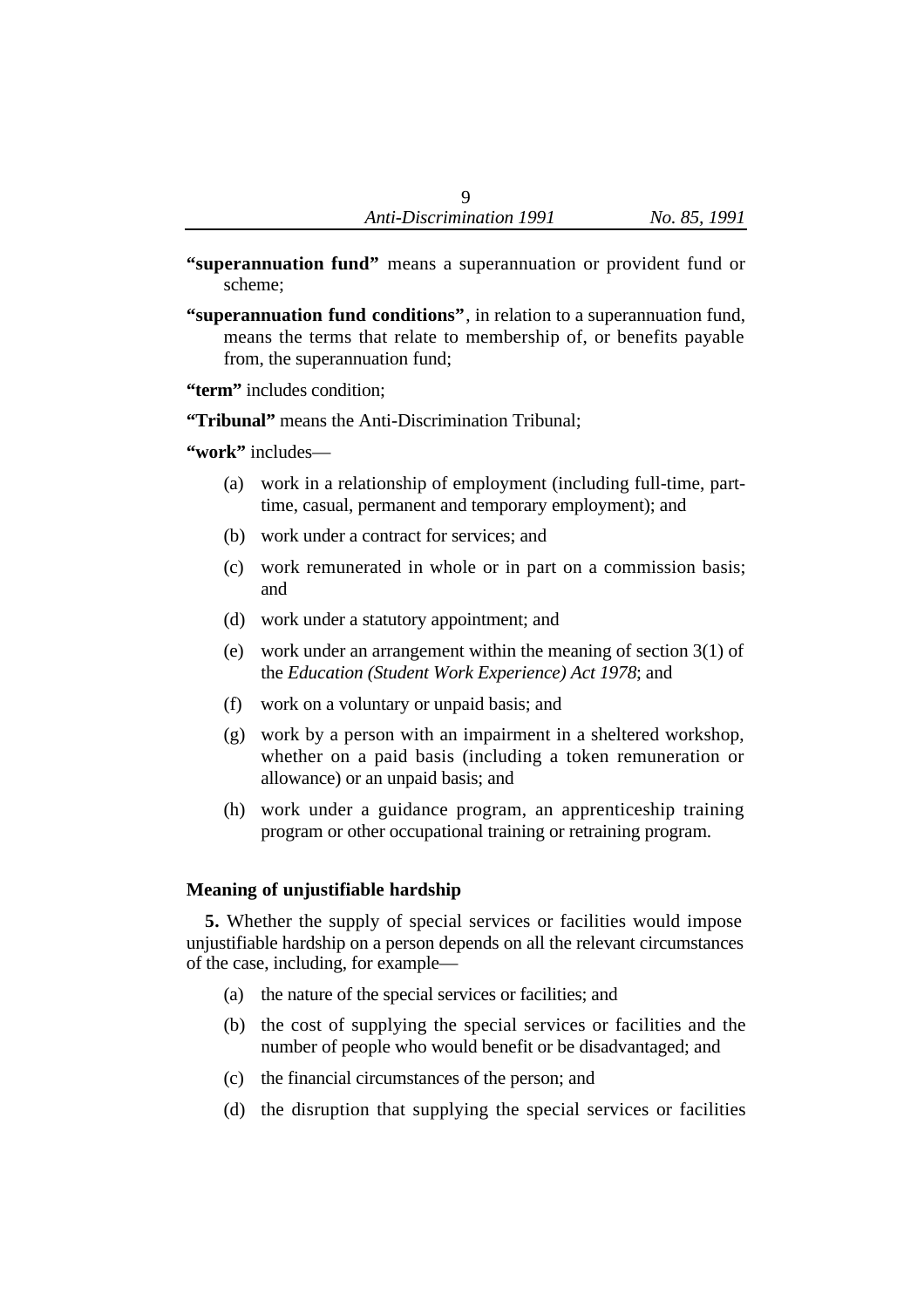**"superannuation fund"** means a superannuation or provident fund or scheme;

**"superannuation fund conditions"**, in relation to a superannuation fund, means the terms that relate to membership of, or benefits payable from, the superannuation fund;

**"term"** includes condition;

**"Tribunal"** means the Anti-Discrimination Tribunal;

**"work"** includes—

(a) work in a relationship of employment (including full-time, part-time, casual, permanent and temporary employment); and

(b) work under a contract for services; and

(c) work remunerated in whole or in part on a commission basis; and

(d) work under a statutory appointment; and

(e) work under an arrangement within the meaning of section 3(1) of the *Education (Student Work Experience) Act 1978*; and

(f) work on a voluntary or unpaid basis; and

(g) work by a person with an impairment in a sheltered workshop, whether on a paid basis (including a token remuneration or allowance) or an unpaid basis; and

(h) work under a guidance program, an apprenticeship training program or other occupational training or retraining program.

### Meaning of unjustifiable hardship

**5.** Whether the supply of special services or facilities would impose unjustifiable hardship on a person depends on all the relevant circumstances of the case, including, for example—

(a) the nature of the special services or facilities; and

(b) the cost of supplying the special services or facilities and the number of people who would benefit or be disadvantaged; and

(c) the financial circumstances of the person; and

(d) the disruption that supplying the special services or facilities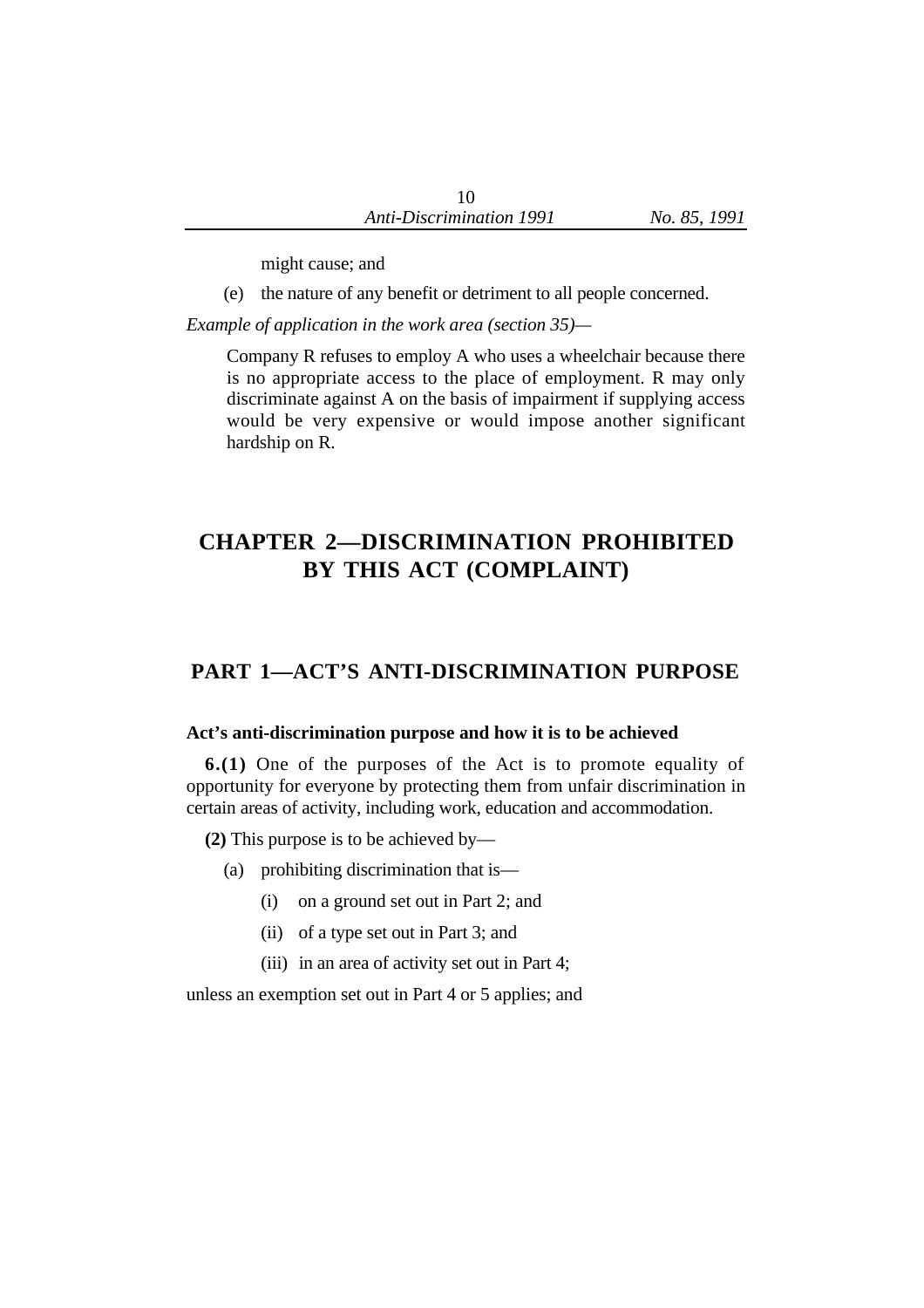might cause; and

(e) the nature of any benefit or detriment to all people concerned.

*Example of application in the work area (section 35)—*

Company R refuses to employ A who uses a wheelchair because there is no appropriate access to the place of employment. R may only discriminate against A on the basis of impairment if supplying access would be very expensive or would impose another significant hardship on R.

# CHAPTER 2—DISCRIMINATION PROHIBITED BY THIS ACT (COMPLAINT)

## PART 1—ACT'S ANTI-DISCRIMINATION PURPOSE

**Act's anti-discrimination purpose and how it is to be achieved**

**6.(1)** One of the purposes of the Act is to promote equality of opportunity for everyone by protecting them from unfair discrimination in certain areas of activity, including work, education and accommodation.

**(2)** This purpose is to be achieved by—

(a) prohibiting discrimination that is—

(i) on a ground set out in Part 2; and

(ii) of a type set out in Part 3; and

(iii) in an area of activity set out in Part 4;

unless an exemption set out in Part 4 or 5 applies; and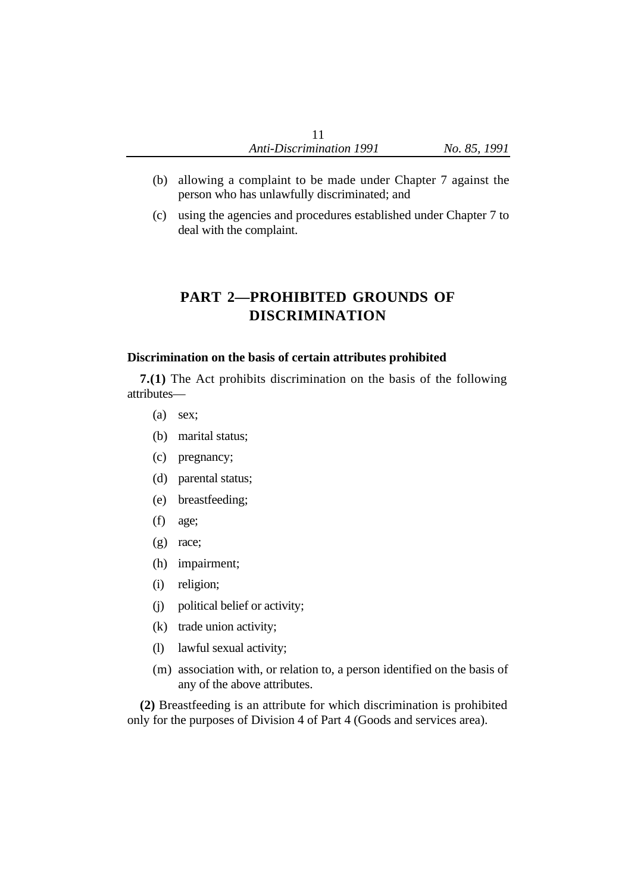(b) allowing a complaint to be made under Chapter 7 against the person who has unlawfully discriminated; and

(c) using the agencies and procedures established under Chapter 7 to deal with the complaint.

## PART 2—PROHIBITED GROUNDS OF DISCRIMINATION

### Discrimination on the basis of certain attributes prohibited

**7.(1)** The Act prohibits discrimination on the basis of the following attributes—

(a) sex;

(b) marital status;

(c) pregnancy;

(d) parental status;

(e) breastfeeding;

(f) age;

(g) race;

(h) impairment;

(i) religion;

(j) political belief or activity;

(k) trade union activity;

(l) lawful sexual activity;

(m) association with, or relation to, a person identified on the basis of any of the above attributes.

**(2)** Breastfeeding is an attribute for which discrimination is prohibited only for the purposes of Division 4 of Part 4 (Goods and services area).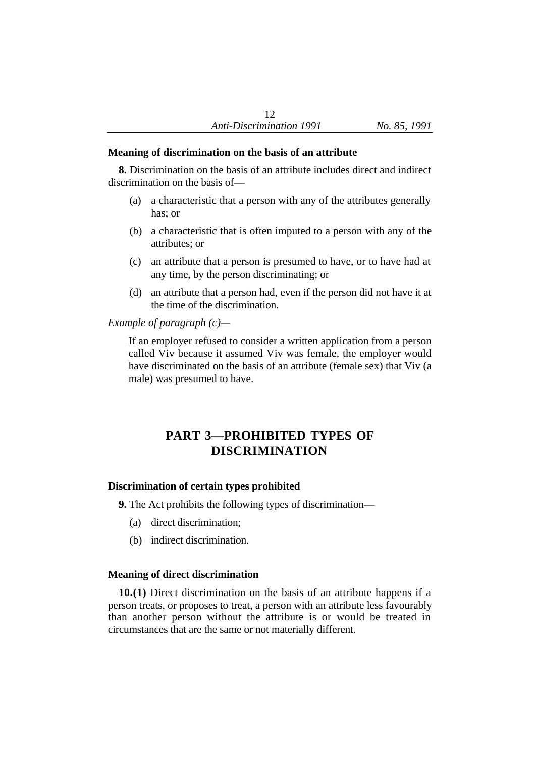### Meaning of discrimination on the basis of an attribute

**8.** Discrimination on the basis of an attribute includes direct and indirect discrimination on the basis of—

(a) a characteristic that a person with any of the attributes generally has; or

(b) a characteristic that is often imputed to a person with any of the attributes; or

(c) an attribute that a person is presumed to have, or to have had at any time, by the person discriminating; or

(d) an attribute that a person had, even if the person did not have it at the time of the discrimination.

*Example of paragraph (c)*—

> If an employer refused to consider a written application from a person called Viv because it assumed Viv was female, the employer would have discriminated on the basis of an attribute (female sex) that Viv (a male) was presumed to have.

## PART 3—PROHIBITED TYPES OF DISCRIMINATION

### Discrimination of certain types prohibited

**9.** The Act prohibits the following types of discrimination—

(a) direct discrimination;

(b) indirect discrimination.

### Meaning of direct discrimination

**10.(1)** Direct discrimination on the basis of an attribute happens if a person treats, or proposes to treat, a person with an attribute less favourably than another person without the attribute is or would be treated in circumstances that are the same or not materially different.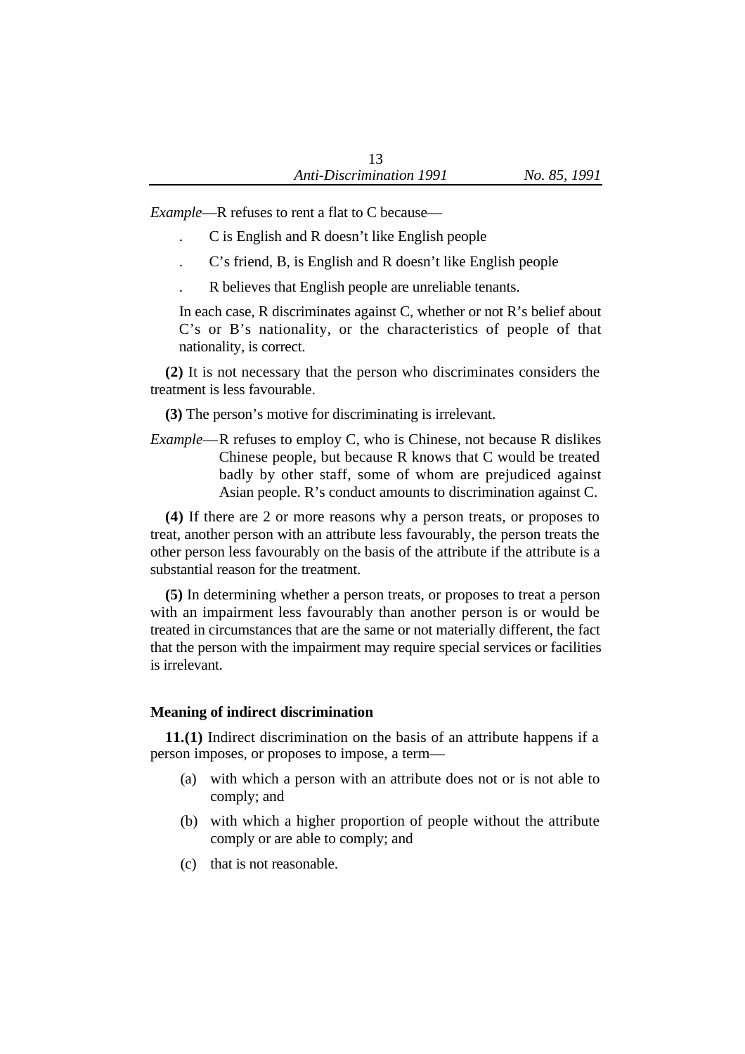*Example*—R refuses to rent a flat to C because—

- C is English and R doesn't like English people
- C's friend, B, is English and R doesn't like English people
- R believes that English people are unreliable tenants.

In each case, R discriminates against C, whether or not R's belief about C's or B's nationality, or the characteristics of people of that nationality, is correct.

**(2)** It is not necessary that the person who discriminates considers the treatment is less favourable.

**(3)** The person's motive for discriminating is irrelevant.

*Example*—R refuses to employ C, who is Chinese, not because R dislikes Chinese people, but because R knows that C would be treated badly by other staff, some of whom are prejudiced against Asian people. R's conduct amounts to discrimination against C.

**(4)** If there are 2 or more reasons why a person treats, or proposes to treat, another person with an attribute less favourably, the person treats the other person less favourably on the basis of the attribute if the attribute is a substantial reason for the treatment.

**(5)** In determining whether a person treats, or proposes to treat a person with an impairment less favourably than another person is or would be treated in circumstances that are the same or not materially different, the fact that the person with the impairment may require special services or facilities is irrelevant.

### Meaning of indirect discrimination

**11.(1)** Indirect discrimination on the basis of an attribute happens if a person imposes, or proposes to impose, a term—

(a) with which a person with an attribute does not or is not able to comply; and

(b) with which a higher proportion of people without the attribute comply or are able to comply; and

(c) that is not reasonable.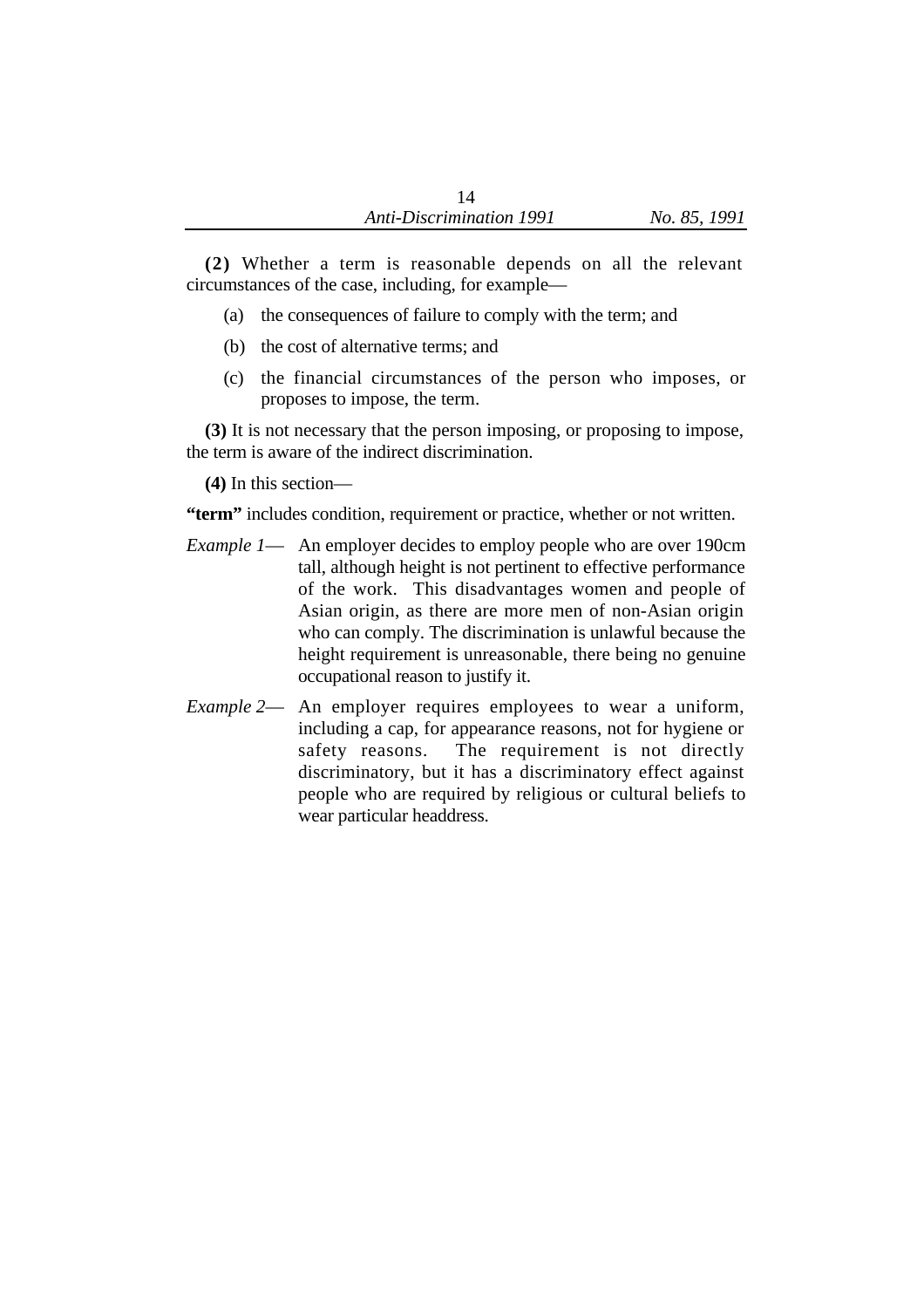**(2)** Whether a term is reasonable depends on all the relevant circumstances of the case, including, for example—

(a) the consequences of failure to comply with the term; and

(b) the cost of alternative terms; and

(c) the financial circumstances of the person who imposes, or proposes to impose, the term.

**(3)** It is not necessary that the person imposing, or proposing to impose, the term is aware of the indirect discrimination.

**(4)** In this section—

**"term"** includes condition, requirement or practice, whether or not written.

*Example 1*— An employer decides to employ people who are over 190cm tall, although height is not pertinent to effective performance of the work. This disadvantages women and people of Asian origin, as there are more men of non-Asian origin who can comply. The discrimination is unlawful because the height requirement is unreasonable, there being no genuine occupational reason to justify it.

*Example 2*— An employer requires employees to wear a uniform, including a cap, for appearance reasons, not for hygiene or safety reasons. The requirement is not directly discriminatory, but it has a discriminatory effect against people who are required by religious or cultural beliefs to wear particular headdress.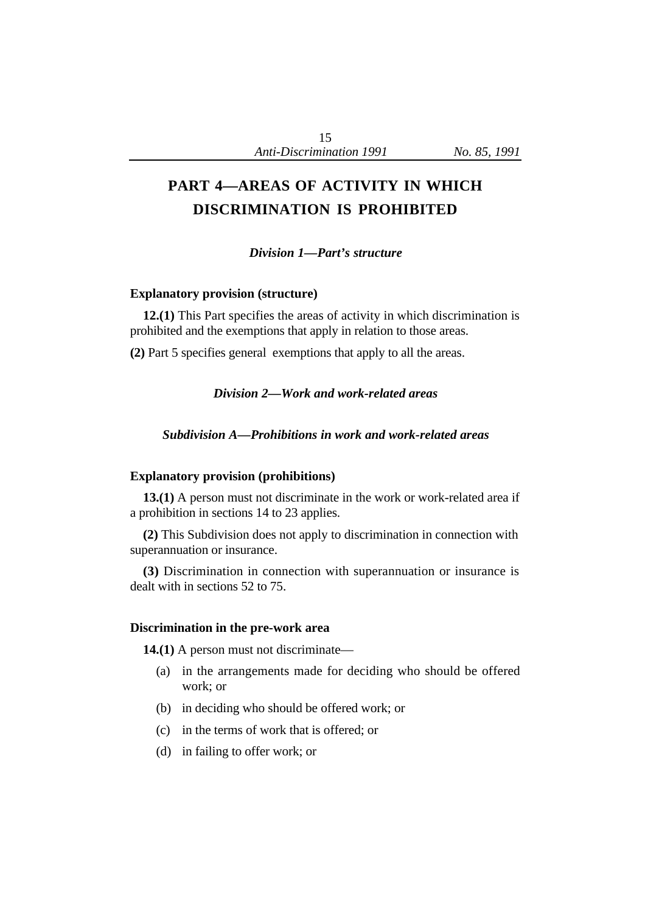# PART 4—AREAS OF ACTIVITY IN WHICH DISCRIMINATION IS PROHIBITED

### *Division 1—Part's structure*

**Explanatory provision (structure)**

**12.(1)** This Part specifies the areas of activity in which discrimination is prohibited and the exemptions that apply in relation to those areas.

**(2)** Part 5 specifies general exemptions that apply to all the areas.

### *Division 2—Work and work-related areas*

#### *Subdivision A—Prohibitions in work and work-related areas*

**Explanatory provision (prohibitions)**

**13.(1)** A person must not discriminate in the work or work-related area if a prohibition in sections 14 to 23 applies.

**(2)** This Subdivision does not apply to discrimination in connection with superannuation or insurance.

**(3)** Discrimination in connection with superannuation or insurance is dealt with in sections 52 to 75.

**Discrimination in the pre-work area**

**14.(1)** A person must not discriminate—

(a) in the arrangements made for deciding who should be offered work; or

(b) in deciding who should be offered work; or

(c) in the terms of work that is offered; or

(d) in failing to offer work; or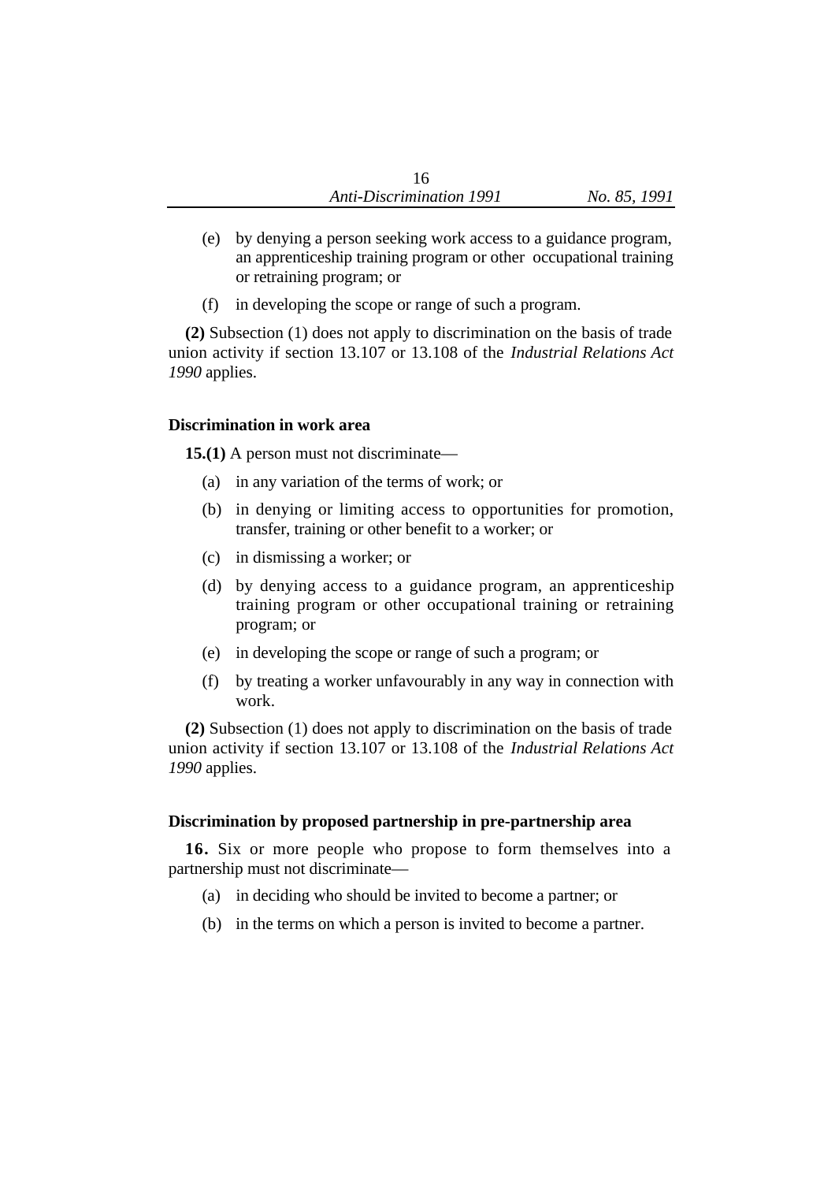(e) by denying a person seeking work access to a guidance program, an apprenticeship training program or other occupational training or retraining program; or

(f) in developing the scope or range of such a program.

**(2)** Subsection (1) does not apply to discrimination on the basis of trade union activity if section 13.107 or 13.108 of the *Industrial Relations Act 1990* applies.

### Discrimination in work area

**15.(1)** A person must not discriminate—

(a) in any variation of the terms of work; or

(b) in denying or limiting access to opportunities for promotion, transfer, training or other benefit to a worker; or

(c) in dismissing a worker; or

(d) by denying access to a guidance program, an apprenticeship training program or other occupational training or retraining program; or

(e) in developing the scope or range of such a program; or

(f) by treating a worker unfavourably in any way in connection with work.

**(2)** Subsection (1) does not apply to discrimination on the basis of trade union activity if section 13.107 or 13.108 of the *Industrial Relations Act 1990* applies.

### Discrimination by proposed partnership in pre-partnership area

**16.** Six or more people who propose to form themselves into a partnership must not discriminate—

(a) in deciding who should be invited to become a partner; or

(b) in the terms on which a person is invited to become a partner.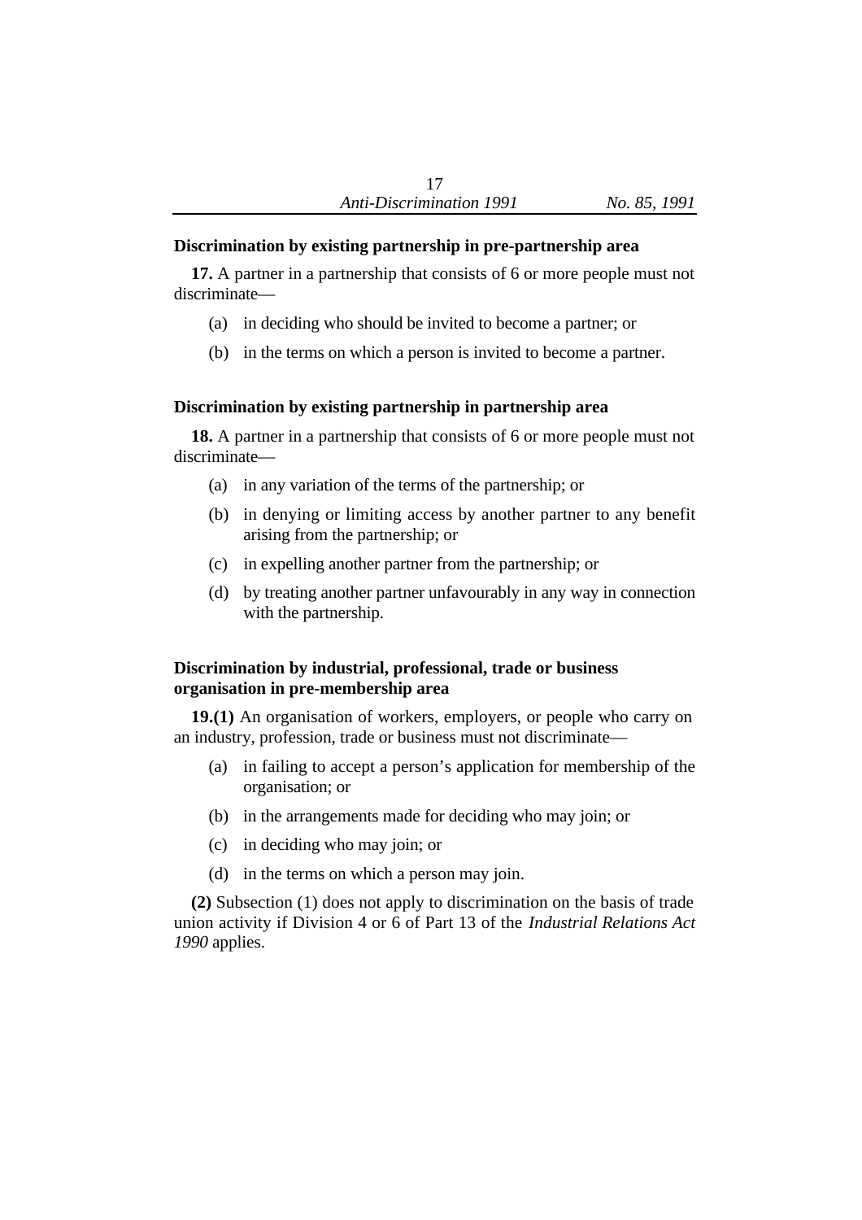**Discrimination by existing partnership in pre-partnership area**

**17.** A partner in a partnership that consists of 6 or more people must not discriminate—

(a) in deciding who should be invited to become a partner; or

(b) in the terms on which a person is invited to become a partner.

**Discrimination by existing partnership in partnership area**

**18.** A partner in a partnership that consists of 6 or more people must not discriminate—

(a) in any variation of the terms of the partnership; or

(b) in denying or limiting access by another partner to any benefit arising from the partnership; or

(c) in expelling another partner from the partnership; or

(d) by treating another partner unfavourably in any way in connection with the partnership.

**Discrimination by industrial, professional, trade or business organisation in pre-membership area**

**19.(1)** An organisation of workers, employers, or people who carry on an industry, profession, trade or business must not discriminate—

(a) in failing to accept a person's application for membership of the organisation; or

(b) in the arrangements made for deciding who may join; or

(c) in deciding who may join; or

(d) in the terms on which a person may join.

**(2)** Subsection (1) does not apply to discrimination on the basis of trade union activity if Division 4 or 6 of Part 13 of the *Industrial Relations Act 1990* applies.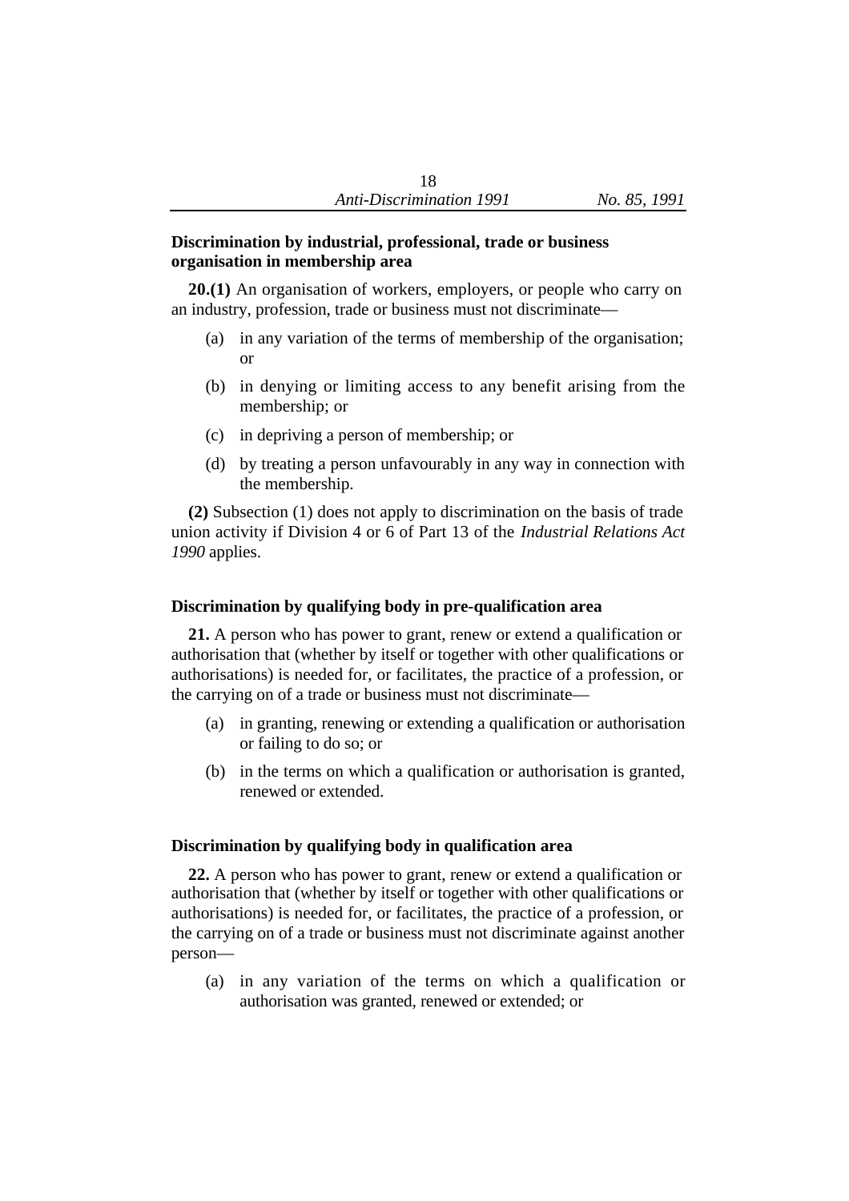### Discrimination by industrial, professional, trade or business organisation in membership area

**20.(1)** An organisation of workers, employers, or people who carry on an industry, profession, trade or business must not discriminate—

(a) in any variation of the terms of membership of the organisation; or

(b) in denying or limiting access to any benefit arising from the membership; or

(c) in depriving a person of membership; or

(d) by treating a person unfavourably in any way in connection with the membership.

**(2)** Subsection (1) does not apply to discrimination on the basis of trade union activity if Division 4 or 6 of Part 13 of the *Industrial Relations Act 1990* applies.

### Discrimination by qualifying body in pre-qualification area

**21.** A person who has power to grant, renew or extend a qualification or authorisation that (whether by itself or together with other qualifications or authorisations) is needed for, or facilitates, the practice of a profession, or the carrying on of a trade or business must not discriminate—

(a) in granting, renewing or extending a qualification or authorisation or failing to do so; or

(b) in the terms on which a qualification or authorisation is granted, renewed or extended.

### Discrimination by qualifying body in qualification area

**22.** A person who has power to grant, renew or extend a qualification or authorisation that (whether by itself or together with other qualifications or authorisations) is needed for, or facilitates, the practice of a profession, or the carrying on of a trade or business must not discriminate against another person—

(a) in any variation of the terms on which a qualification or authorisation was granted, renewed or extended; or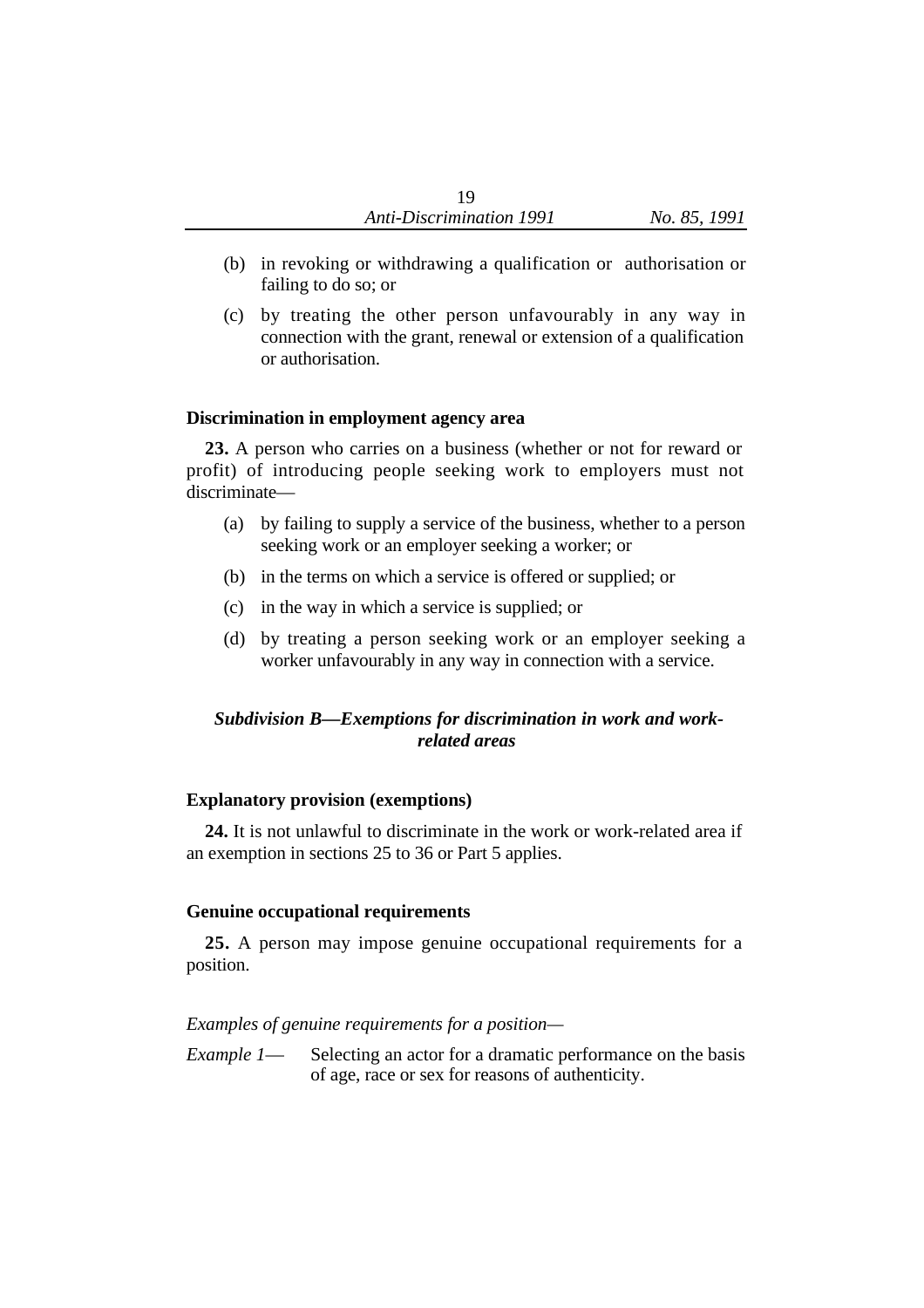(b) in revoking or withdrawing a qualification or authorisation or failing to do so; or

(c) by treating the other person unfavourably in any way in connection with the grant, renewal or extension of a qualification or authorisation.

**Discrimination in employment agency area**

**23.** A person who carries on a business (whether or not for reward or profit) of introducing people seeking work to employers must not discriminate—

(a) by failing to supply a service of the business, whether to a person seeking work or an employer seeking a worker; or

(b) in the terms on which a service is offered or supplied; or

(c) in the way in which a service is supplied; or

(d) by treating a person seeking work or an employer seeking a worker unfavourably in any way in connection with a service.

### *Subdivision B—Exemptions for discrimination in work and work-related areas*

**Explanatory provision (exemptions)**

**24.** It is not unlawful to discriminate in the work or work-related area if an exemption in sections 25 to 36 or Part 5 applies.

**Genuine occupational requirements**

**25.** A person may impose genuine occupational requirements for a position.

*Examples of genuine requirements for a position*—

*Example 1*— Selecting an actor for a dramatic performance on the basis of age, race or sex for reasons of authenticity.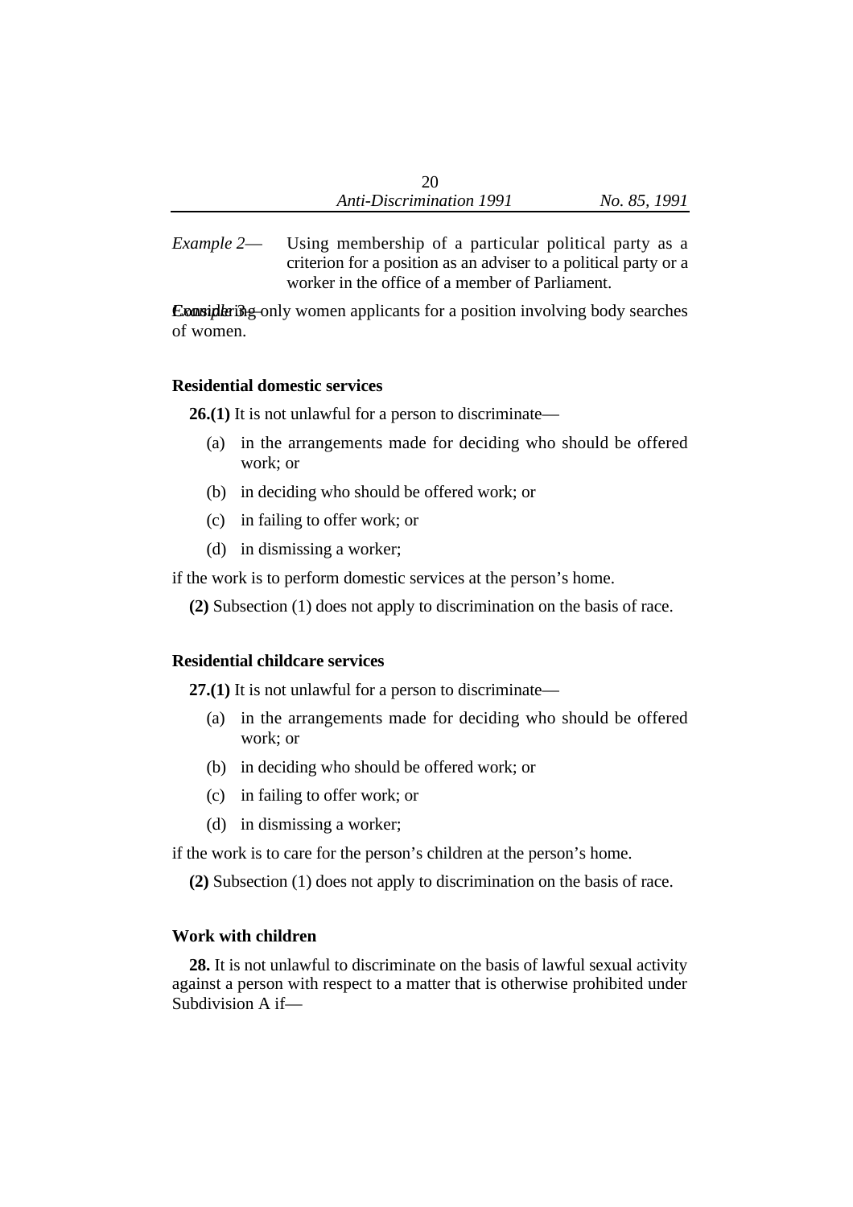*Example 2*— Using membership of a particular political party as a criterion for a position as an adviser to a political party or a worker in the office of a member of Parliament.

*Example 3*— Considering only women applicants for a position involving body searches of women.

### Residential domestic services

**26.(1)** It is not unlawful for a person to discriminate—

(a) in the arrangements made for deciding who should be offered work; or

(b) in deciding who should be offered work; or

(c) in failing to offer work; or

(d) in dismissing a worker;

if the work is to perform domestic services at the person's home.

**(2)** Subsection (1) does not apply to discrimination on the basis of race.

### Residential childcare services

**27.(1)** It is not unlawful for a person to discriminate—

(a) in the arrangements made for deciding who should be offered work; or

(b) in deciding who should be offered work; or

(c) in failing to offer work; or

(d) in dismissing a worker;

if the work is to care for the person's children at the person's home.

**(2)** Subsection (1) does not apply to discrimination on the basis of race.

### Work with children

**28.** It is not unlawful to discriminate on the basis of lawful sexual activity against a person with respect to a matter that is otherwise prohibited under Subdivision A if—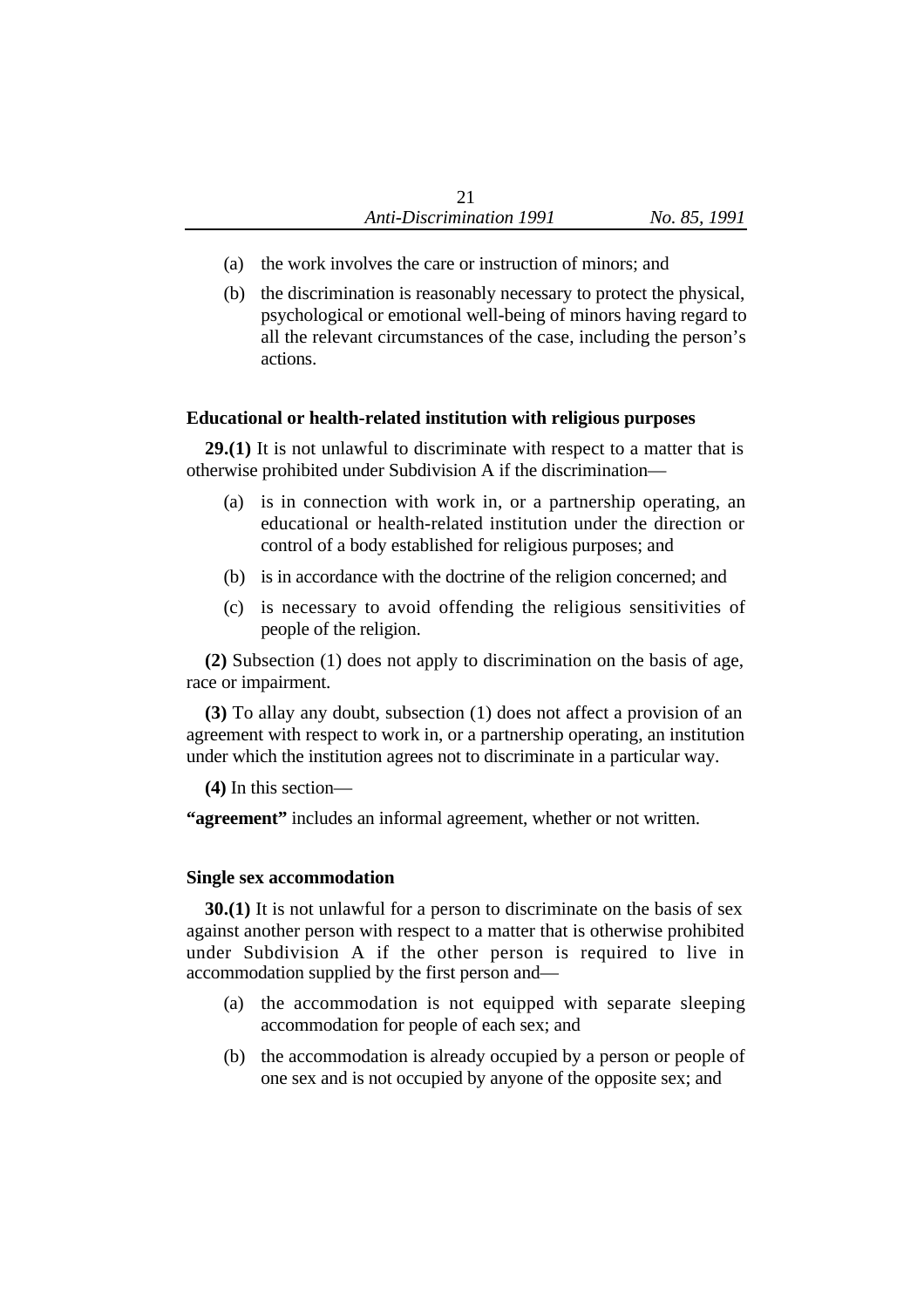(a) the work involves the care or instruction of minors; and

(b) the discrimination is reasonably necessary to protect the physical, psychological or emotional well-being of minors having regard to all the relevant circumstances of the case, including the person's actions.

**Educational or health-related institution with religious purposes**

**29.(1)** It is not unlawful to discriminate with respect to a matter that is otherwise prohibited under Subdivision A if the discrimination—

(a) is in connection with work in, or a partnership operating, an educational or health-related institution under the direction or control of a body established for religious purposes; and

(b) is in accordance with the doctrine of the religion concerned; and

(c) is necessary to avoid offending the religious sensitivities of people of the religion.

**(2)** Subsection (1) does not apply to discrimination on the basis of age, race or impairment.

**(3)** To allay any doubt, subsection (1) does not affect a provision of an agreement with respect to work in, or a partnership operating, an institution under which the institution agrees not to discriminate in a particular way.

**(4)** In this section—

**"agreement"** includes an informal agreement, whether or not written.

**Single sex accommodation**

**30.(1)** It is not unlawful for a person to discriminate on the basis of sex against another person with respect to a matter that is otherwise prohibited under Subdivision A if the other person is required to live in accommodation supplied by the first person and—

(a) the accommodation is not equipped with separate sleeping accommodation for people of each sex; and

(b) the accommodation is already occupied by a person or people of one sex and is not occupied by anyone of the opposite sex; and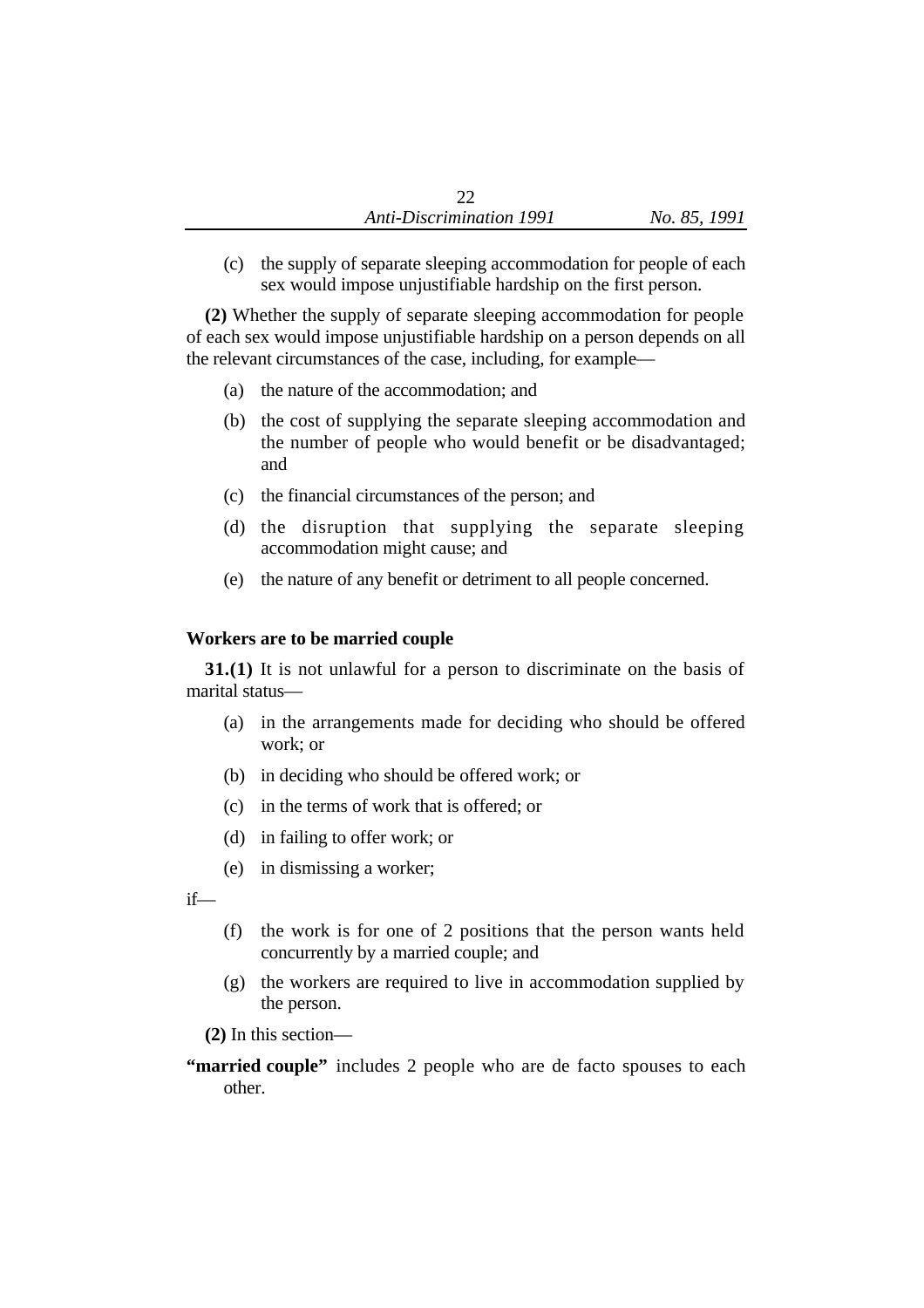(c) the supply of separate sleeping accommodation for people of each sex would impose unjustifiable hardship on the first person.

**(2)** Whether the supply of separate sleeping accommodation for people of each sex would impose unjustifiable hardship on a person depends on all the relevant circumstances of the case, including, for example—

(a) the nature of the accommodation; and

(b) the cost of supplying the separate sleeping accommodation and the number of people who would benefit or be disadvantaged; and

(c) the financial circumstances of the person; and

(d) the disruption that supplying the separate sleeping accommodation might cause; and

(e) the nature of any benefit or detriment to all people concerned.

### Workers are to be married couple

**31.(1)** It is not unlawful for a person to discriminate on the basis of marital status—

(a) in the arrangements made for deciding who should be offered work; or

(b) in deciding who should be offered work; or

(c) in the terms of work that is offered; or

(d) in failing to offer work; or

(e) in dismissing a worker;

if—

(f) the work is for one of 2 positions that the person wants held concurrently by a married couple; and

(g) the workers are required to live in accommodation supplied by the person.

**(2)** In this section—

**"married couple"** includes 2 people who are de facto spouses to each other.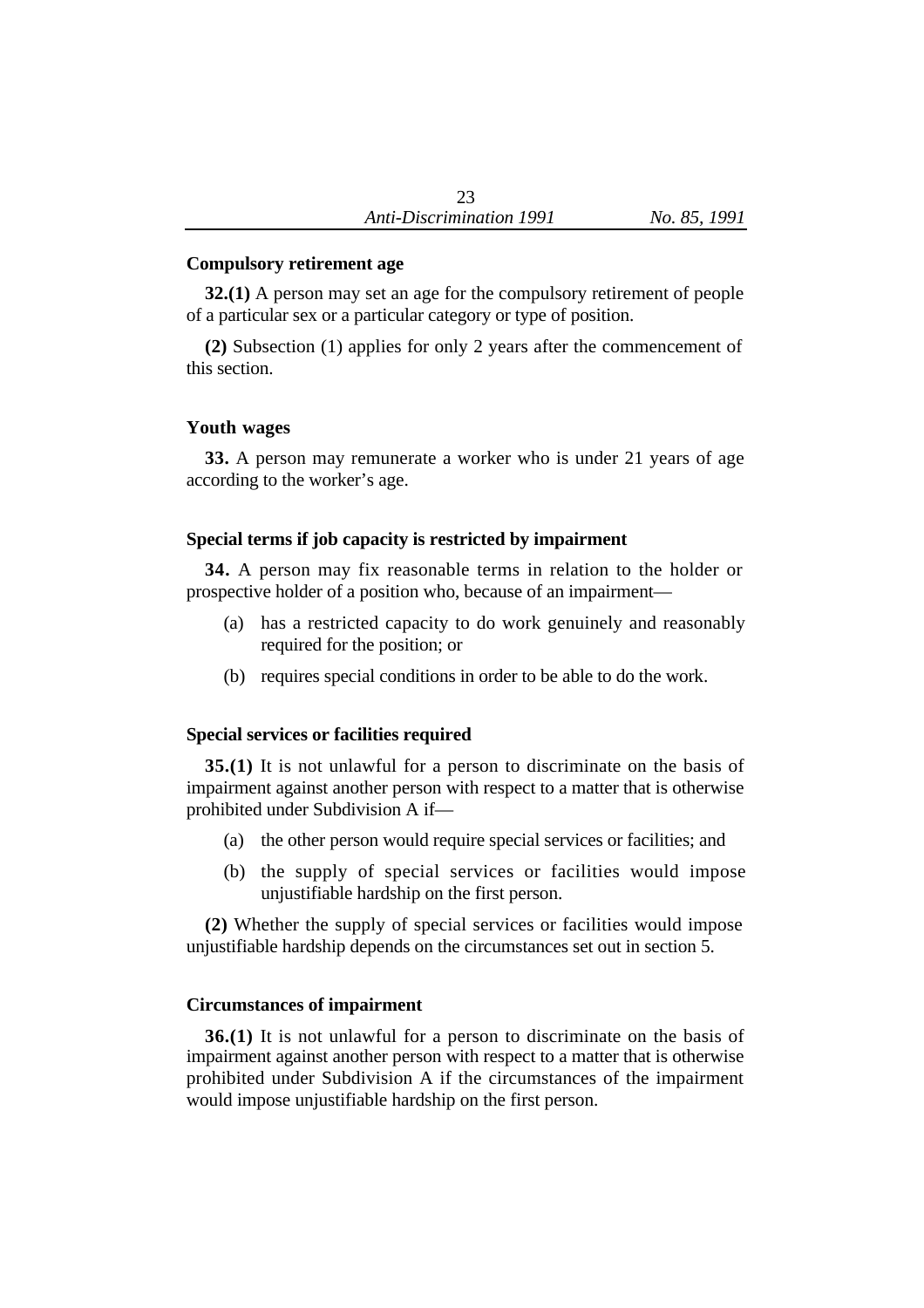### Compulsory retirement age

**32.(1)** A person may set an age for the compulsory retirement of people of a particular sex or a particular category or type of position.

**(2)** Subsection (1) applies for only 2 years after the commencement of this section.

### Youth wages

**33.** A person may remunerate a worker who is under 21 years of age according to the worker's age.

### Special terms if job capacity is restricted by impairment

**34.** A person may fix reasonable terms in relation to the holder or prospective holder of a position who, because of an impairment—

(a) has a restricted capacity to do work genuinely and reasonably required for the position; or

(b) requires special conditions in order to be able to do the work.

### Special services or facilities required

**35.(1)** It is not unlawful for a person to discriminate on the basis of impairment against another person with respect to a matter that is otherwise prohibited under Subdivision A if—

(a) the other person would require special services or facilities; and

(b) the supply of special services or facilities would impose unjustifiable hardship on the first person.

**(2)** Whether the supply of special services or facilities would impose unjustifiable hardship depends on the circumstances set out in section 5.

### Circumstances of impairment

**36.(1)** It is not unlawful for a person to discriminate on the basis of impairment against another person with respect to a matter that is otherwise prohibited under Subdivision A if the circumstances of the impairment would impose unjustifiable hardship on the first person.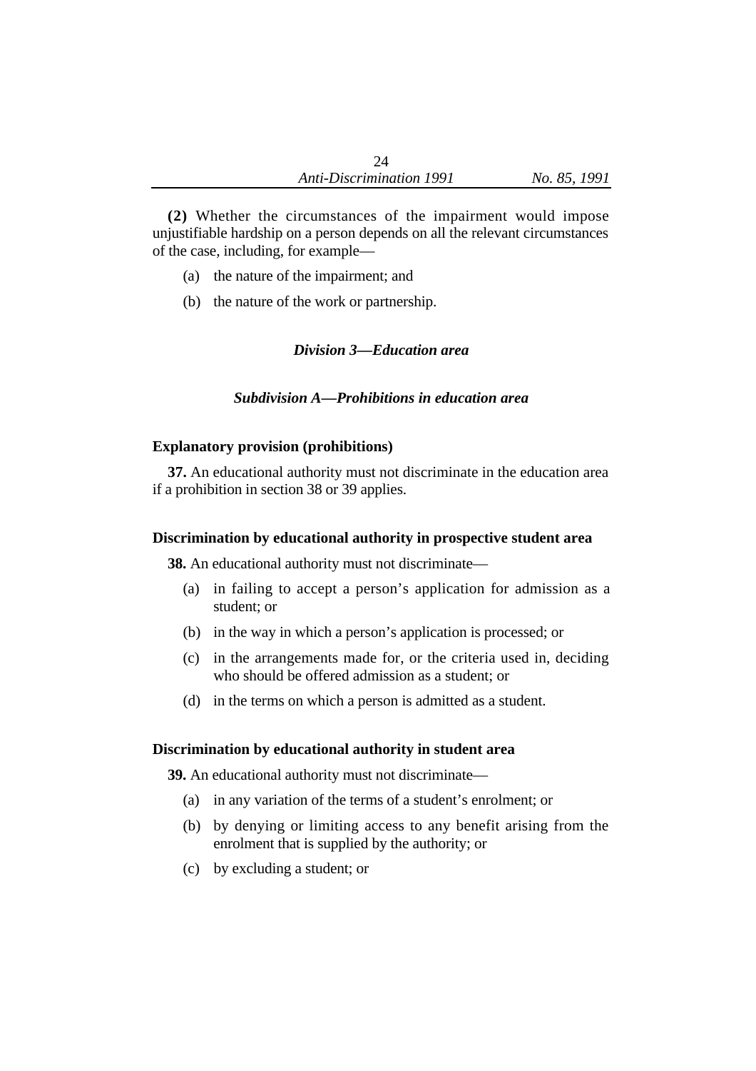**(2)** Whether the circumstances of the impairment would impose unjustifiable hardship on a person depends on all the relevant circumstances of the case, including, for example—

(a) the nature of the impairment; and

(b) the nature of the work or partnership.

### *Division 3—Education area*

#### *Subdivision A—Prohibitions in education area*

**Explanatory provision (prohibitions)**

**37.** An educational authority must not discriminate in the education area if a prohibition in section 38 or 39 applies.

**Discrimination by educational authority in prospective student area**

**38.** An educational authority must not discriminate—

(a) in failing to accept a person's application for admission as a student; or

(b) in the way in which a person's application is processed; or

(c) in the arrangements made for, or the criteria used in, deciding who should be offered admission as a student; or

(d) in the terms on which a person is admitted as a student.

**Discrimination by educational authority in student area**

**39.** An educational authority must not discriminate—

(a) in any variation of the terms of a student's enrolment; or

(b) by denying or limiting access to any benefit arising from the enrolment that is supplied by the authority; or

(c) by excluding a student; or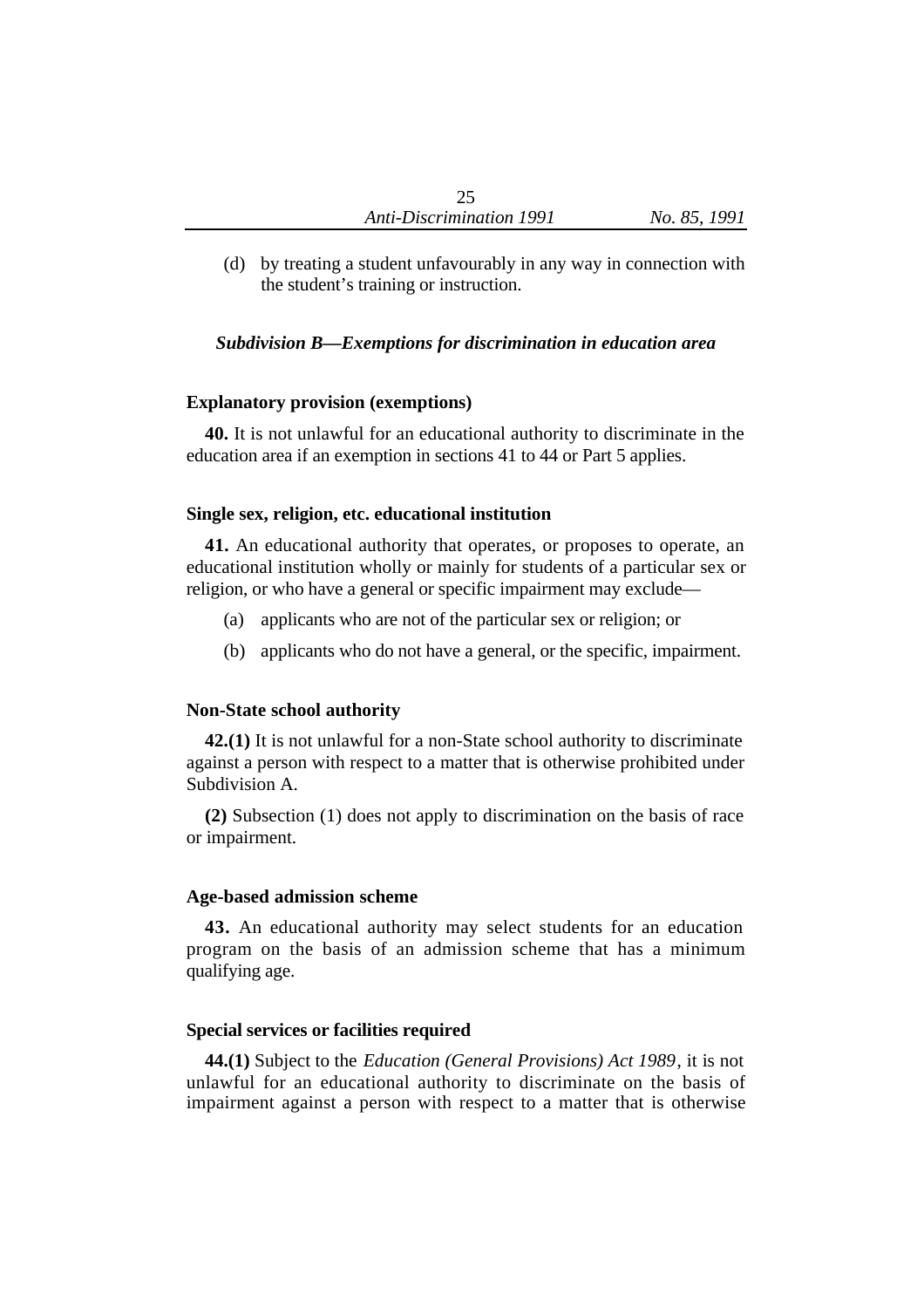(d) by treating a student unfavourably in any way in connection with the student's training or instruction.

### *Subdivision B—Exemptions for discrimination in education area*

**Explanatory provision (exemptions)**

**40.** It is not unlawful for an educational authority to discriminate in the education area if an exemption in sections 41 to 44 or Part 5 applies.

**Single sex, religion, etc. educational institution**

**41.** An educational authority that operates, or proposes to operate, an educational institution wholly or mainly for students of a particular sex or religion, or who have a general or specific impairment may exclude—

(a) applicants who are not of the particular sex or religion; or

(b) applicants who do not have a general, or the specific, impairment.

**Non-State school authority**

**42.(1)** It is not unlawful for a non-State school authority to discriminate against a person with respect to a matter that is otherwise prohibited under Subdivision A.

**(2)** Subsection (1) does not apply to discrimination on the basis of race or impairment.

**Age-based admission scheme**

**43.** An educational authority may select students for an education program on the basis of an admission scheme that has a minimum qualifying age.

**Special services or facilities required**

**44.(1)** Subject to the *Education (General Provisions) Act 1989*, it is not unlawful for an educational authority to discriminate on the basis of impairment against a person with respect to a matter that is otherwise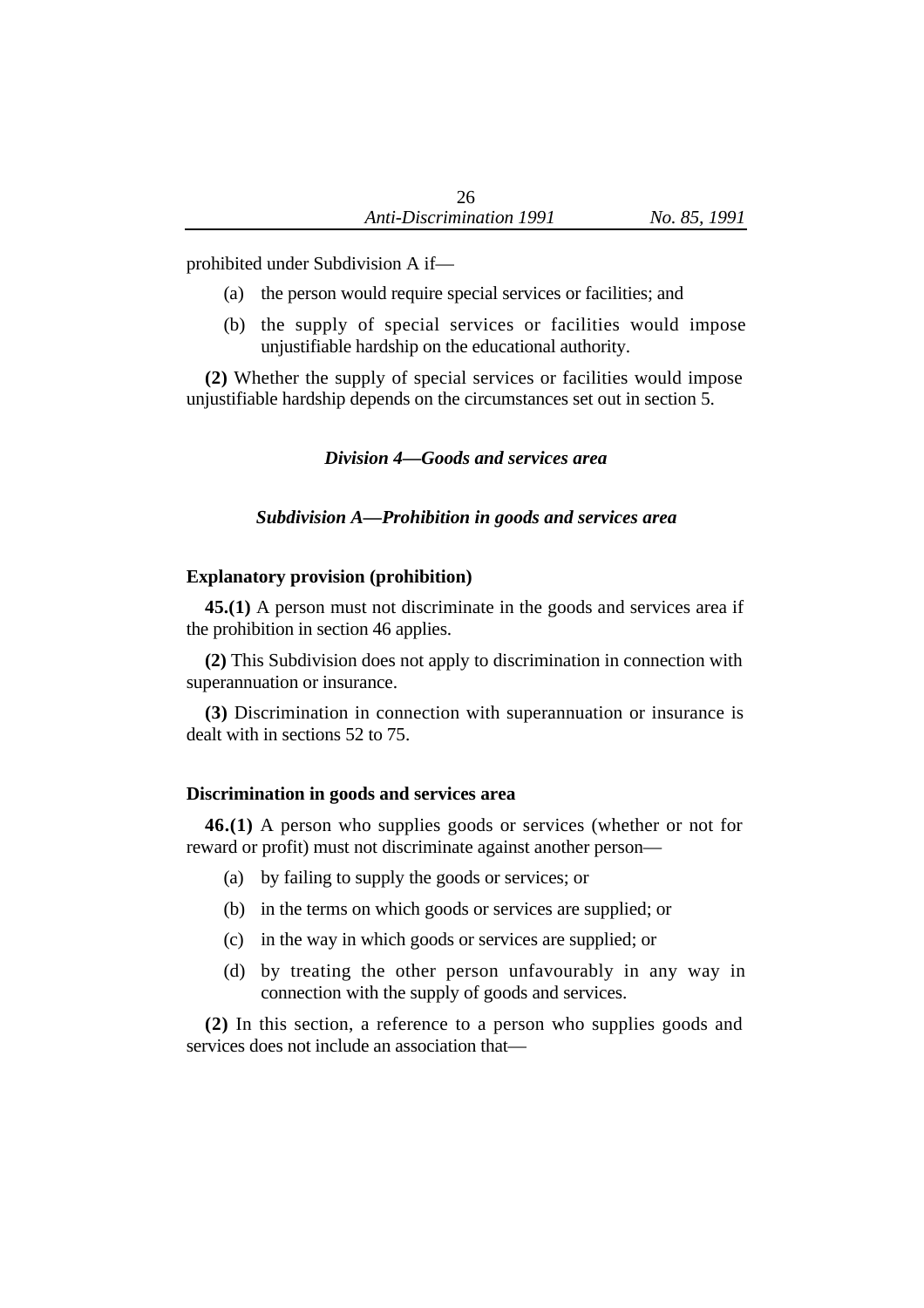prohibited under Subdivision A if—

(a) the person would require special services or facilities; and

(b) the supply of special services or facilities would impose unjustifiable hardship on the educational authority.

**(2)** Whether the supply of special services or facilities would impose unjustifiable hardship depends on the circumstances set out in section 5.

### *Division 4—Goods and services area*

#### *Subdivision A—Prohibition in goods and services area*

**Explanatory provision (prohibition)**

**45.(1)** A person must not discriminate in the goods and services area if the prohibition in section 46 applies.

**(2)** This Subdivision does not apply to discrimination in connection with superannuation or insurance.

**(3)** Discrimination in connection with superannuation or insurance is dealt with in sections 52 to 75.

**Discrimination in goods and services area**

**46.(1)** A person who supplies goods or services (whether or not for reward or profit) must not discriminate against another person—

(a) by failing to supply the goods or services; or

(b) in the terms on which goods or services are supplied; or

(c) in the way in which goods or services are supplied; or

(d) by treating the other person unfavourably in any way in connection with the supply of goods and services.

**(2)** In this section, a reference to a person who supplies goods and services does not include an association that—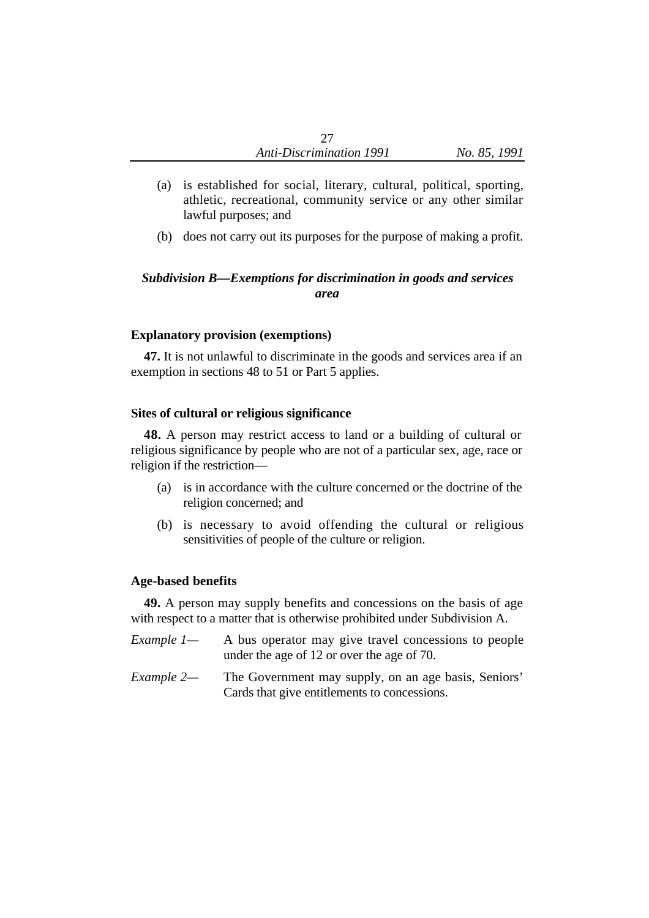(a) is established for social, literary, cultural, political, sporting, athletic, recreational, community service or any other similar lawful purposes; and

(b) does not carry out its purposes for the purpose of making a profit.

### *Subdivision B—Exemptions for discrimination in goods and services area*

**Explanatory provision (exemptions)**

**47.** It is not unlawful to discriminate in the goods and services area if an exemption in sections 48 to 51 or Part 5 applies.

**Sites of cultural or religious significance**

**48.** A person may restrict access to land or a building of cultural or religious significance by people who are not of a particular sex, age, race or religion if the restriction—

(a) is in accordance with the culture concerned or the doctrine of the religion concerned; and

(b) is necessary to avoid offending the cultural or religious sensitivities of people of the culture or religion.

**Age-based benefits**

**49.** A person may supply benefits and concessions on the basis of age with respect to a matter that is otherwise prohibited under Subdivision A.

*Example 1*— A bus operator may give travel concessions to people under the age of 12 or over the age of 70.

*Example 2*— The Government may supply, on an age basis, Seniors' Cards that give entitlements to concessions.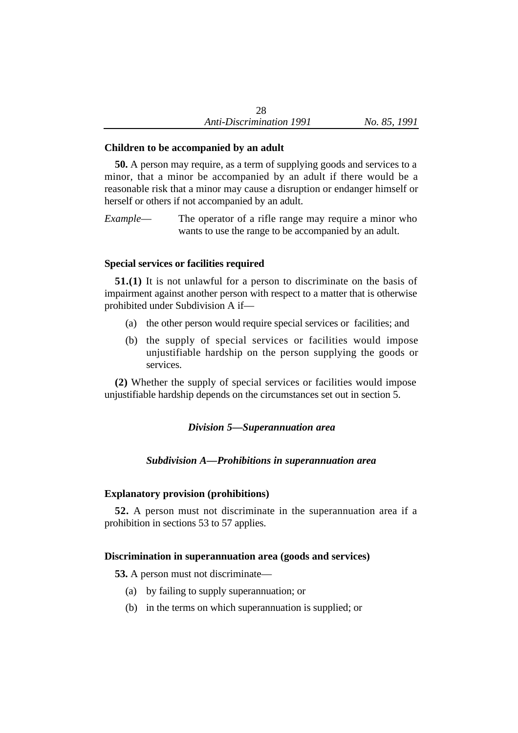**Children to be accompanied by an adult**

**50.** A person may require, as a term of supplying goods and services to a minor, that a minor be accompanied by an adult if there would be a reasonable risk that a minor may cause a disruption or endanger himself or herself or others if not accompanied by an adult.

*Example*— The operator of a rifle range may require a minor who wants to use the range to be accompanied by an adult.

**Special services or facilities required**

**51.(1)** It is not unlawful for a person to discriminate on the basis of impairment against another person with respect to a matter that is otherwise prohibited under Subdivision A if—

(a) the other person would require special services or facilities; and

(b) the supply of special services or facilities would impose unjustifiable hardship on the person supplying the goods or services.

**(2)** Whether the supply of special services or facilities would impose unjustifiable hardship depends on the circumstances set out in section 5.

## *Division 5—Superannuation area*

### *Subdivision A—Prohibitions in superannuation area*

**Explanatory provision (prohibitions)**

**52.** A person must not discriminate in the superannuation area if a prohibition in sections 53 to 57 applies.

**Discrimination in superannuation area (goods and services)**

**53.** A person must not discriminate—

(a) by failing to supply superannuation; or

(b) in the terms on which superannuation is supplied; or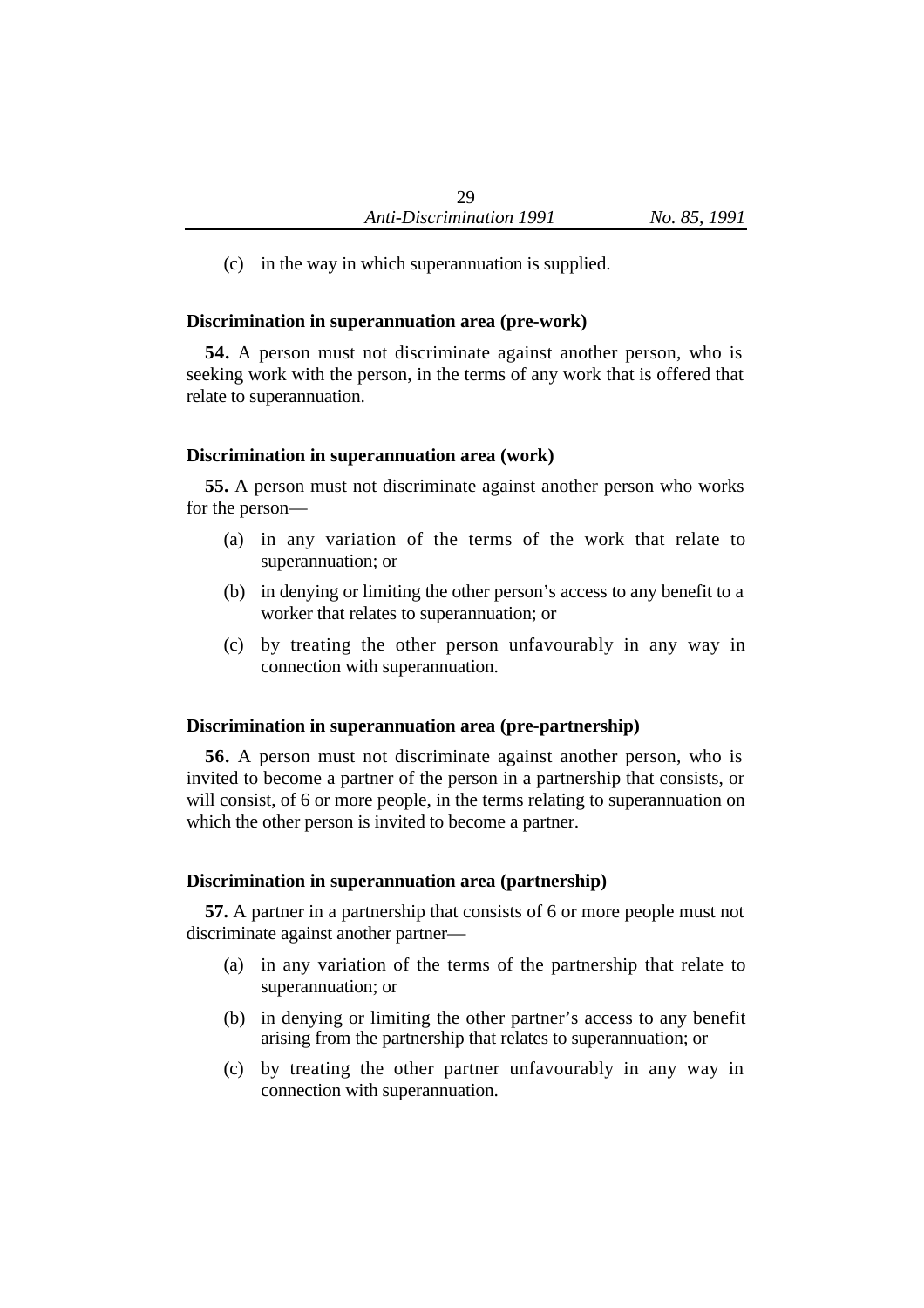(c) in the way in which superannuation is supplied.

**Discrimination in superannuation area (pre-work)**

**54.** A person must not discriminate against another person, who is seeking work with the person, in the terms of any work that is offered that relate to superannuation.

**Discrimination in superannuation area (work)**

**55.** A person must not discriminate against another person who works for the person—

(a) in any variation of the terms of the work that relate to superannuation; or

(b) in denying or limiting the other person's access to any benefit to a worker that relates to superannuation; or

(c) by treating the other person unfavourably in any way in connection with superannuation.

**Discrimination in superannuation area (pre-partnership)**

**56.** A person must not discriminate against another person, who is invited to become a partner of the person in a partnership that consists, or will consist, of 6 or more people, in the terms relating to superannuation on which the other person is invited to become a partner.

**Discrimination in superannuation area (partnership)**

**57.** A partner in a partnership that consists of 6 or more people must not discriminate against another partner—

(a) in any variation of the terms of the partnership that relate to superannuation; or

(b) in denying or limiting the other partner's access to any benefit arising from the partnership that relates to superannuation; or

(c) by treating the other partner unfavourably in any way in connection with superannuation.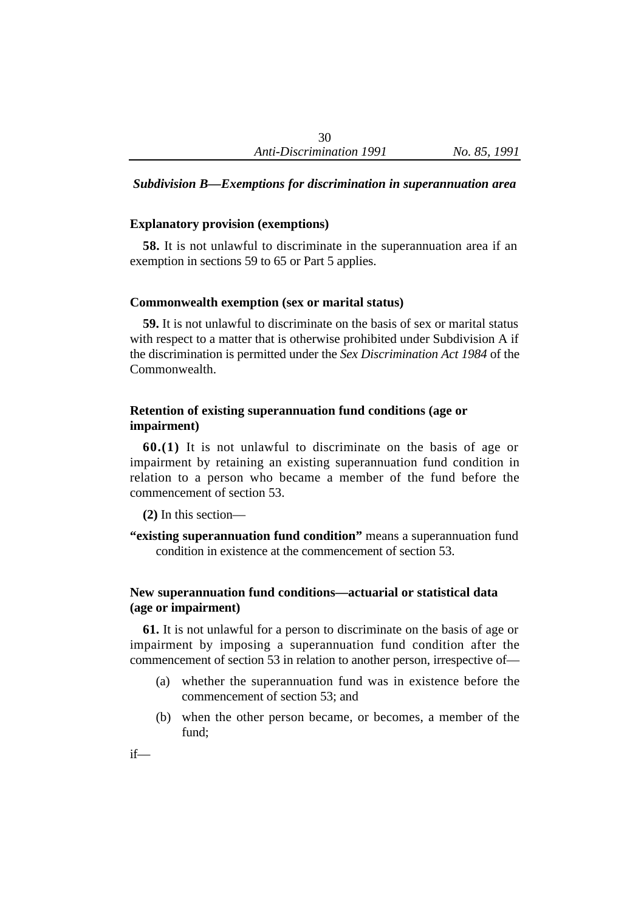### *Subdivision B—Exemptions for discrimination in superannuation area*

**Explanatory provision (exemptions)**

**58.** It is not unlawful to discriminate in the superannuation area if an exemption in sections 59 to 65 or Part 5 applies.

**Commonwealth exemption (sex or marital status)**

**59.** It is not unlawful to discriminate on the basis of sex or marital status with respect to a matter that is otherwise prohibited under Subdivision A if the discrimination is permitted under the *Sex Discrimination Act 1984* of the Commonwealth.

**Retention of existing superannuation fund conditions (age or impairment)**

**60.(1)** It is not unlawful to discriminate on the basis of age or impairment by retaining an existing superannuation fund condition in relation to a person who became a member of the fund before the commencement of section 53.

**(2)** In this section—

**"existing superannuation fund condition"** means a superannuation fund condition in existence at the commencement of section 53.

**New superannuation fund conditions—actuarial or statistical data (age or impairment)**

**61.** It is not unlawful for a person to discriminate on the basis of age or impairment by imposing a superannuation fund condition after the commencement of section 53 in relation to another person, irrespective of—

(a) whether the superannuation fund was in existence before the commencement of section 53; and

(b) when the other person became, or becomes, a member of the fund;

if—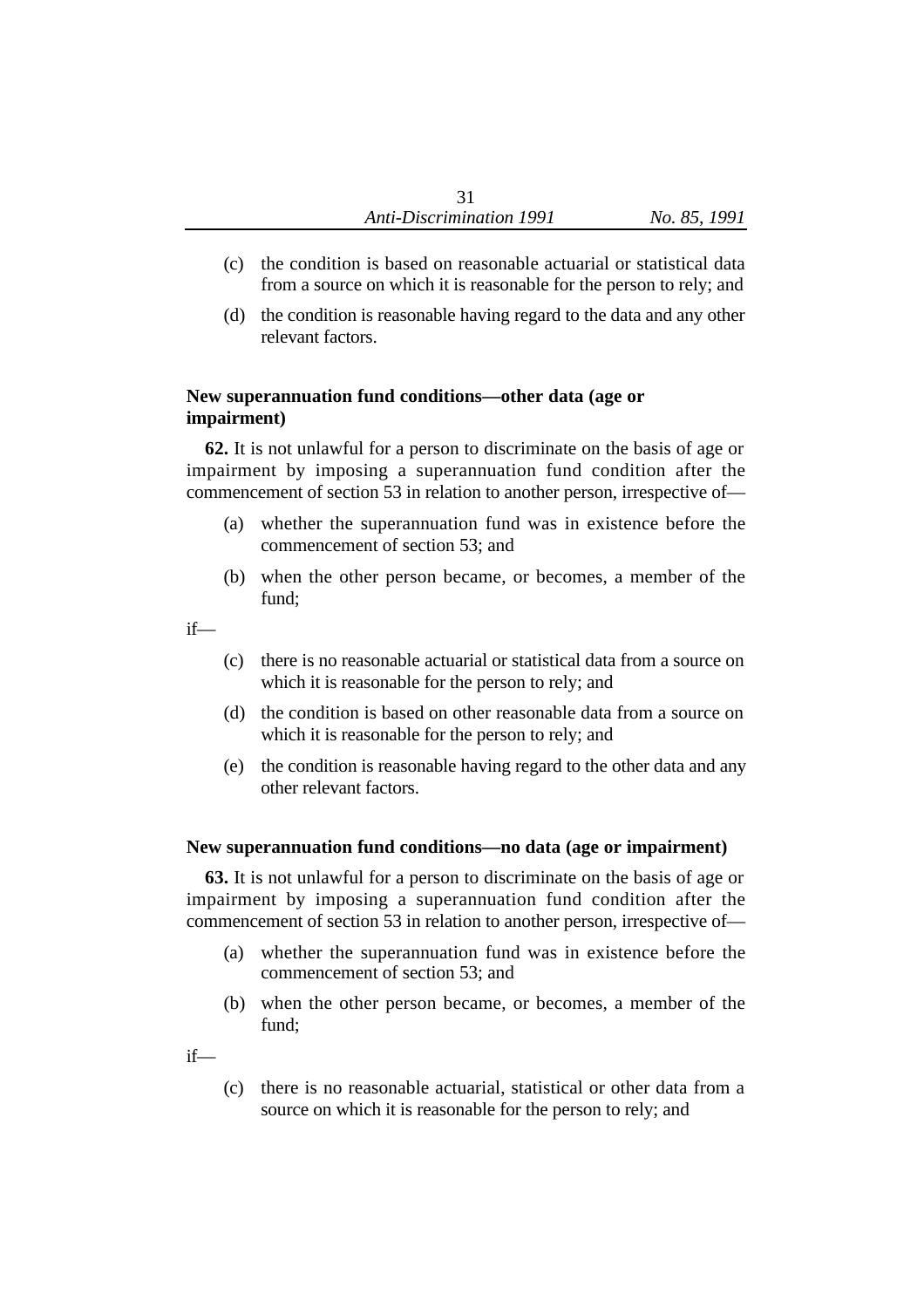(c) the condition is based on reasonable actuarial or statistical data from a source on which it is reasonable for the person to rely; and

(d) the condition is reasonable having regard to the data and any other relevant factors.

**New superannuation fund conditions—other data (age or impairment)**

**62.** It is not unlawful for a person to discriminate on the basis of age or impairment by imposing a superannuation fund condition after the commencement of section 53 in relation to another person, irrespective of—

(a) whether the superannuation fund was in existence before the commencement of section 53; and

(b) when the other person became, or becomes, a member of the fund;

if—

(c) there is no reasonable actuarial or statistical data from a source on which it is reasonable for the person to rely; and

(d) the condition is based on other reasonable data from a source on which it is reasonable for the person to rely; and

(e) the condition is reasonable having regard to the other data and any other relevant factors.

**New superannuation fund conditions—no data (age or impairment)**

**63.** It is not unlawful for a person to discriminate on the basis of age or impairment by imposing a superannuation fund condition after the commencement of section 53 in relation to another person, irrespective of—

(a) whether the superannuation fund was in existence before the commencement of section 53; and

(b) when the other person became, or becomes, a member of the fund;

if—

(c) there is no reasonable actuarial, statistical or other data from a source on which it is reasonable for the person to rely; and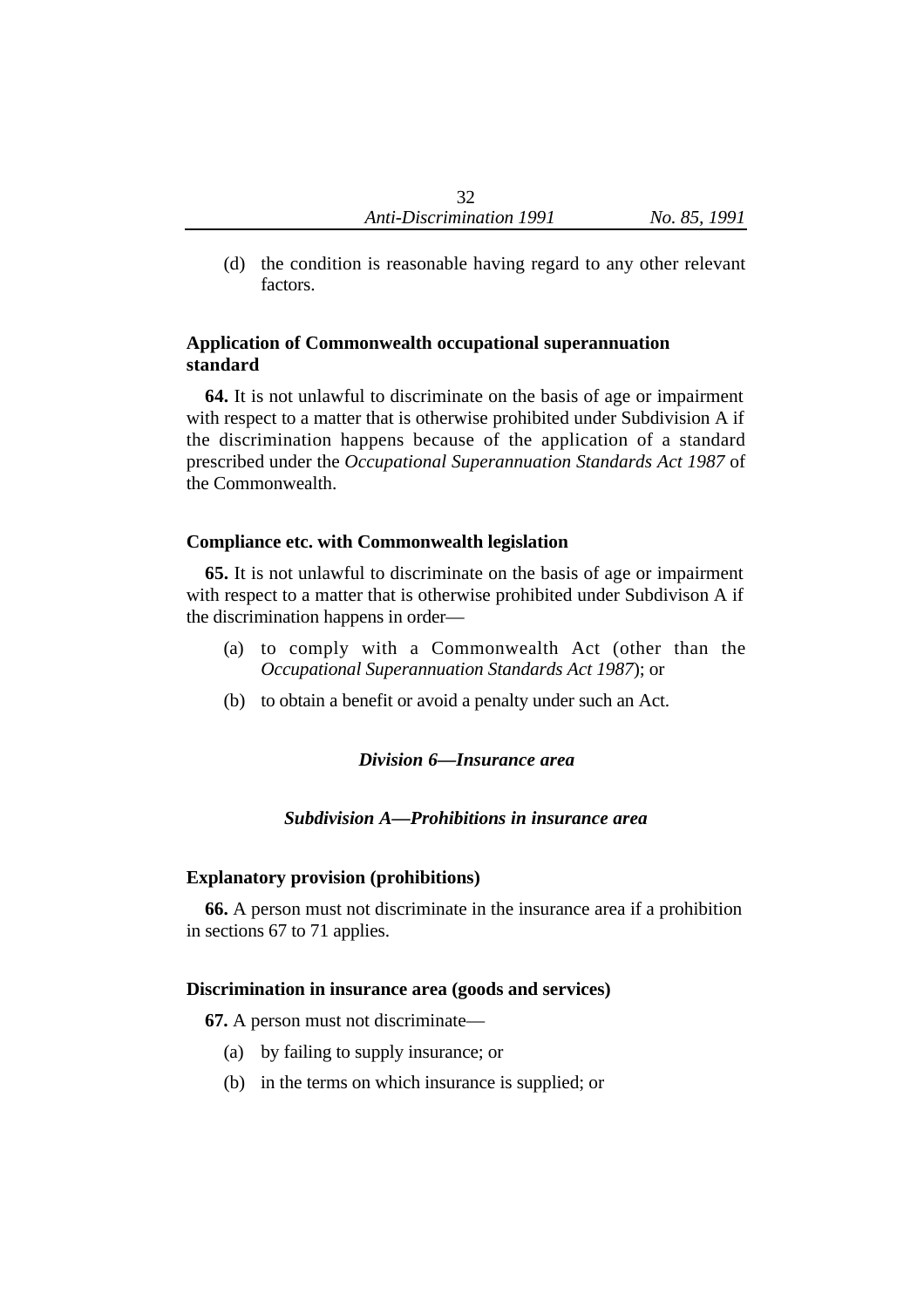(d) the condition is reasonable having regard to any other relevant factors.

**Application of Commonwealth occupational superannuation standard**

**64.** It is not unlawful to discriminate on the basis of age or impairment with respect to a matter that is otherwise prohibited under Subdivision A if the discrimination happens because of the application of a standard prescribed under the *Occupational Superannuation Standards Act 1987* of the Commonwealth.

**Compliance etc. with Commonwealth legislation**

**65.** It is not unlawful to discriminate on the basis of age or impairment with respect to a matter that is otherwise prohibited under Subdivison A if the discrimination happens in order—

(a) to comply with a Commonwealth Act (other than the *Occupational Superannuation Standards Act 1987*); or

(b) to obtain a benefit or avoid a penalty under such an Act.

## *Division 6—Insurance area*

### *Subdivision A—Prohibitions in insurance area*

**Explanatory provision (prohibitions)**

**66.** A person must not discriminate in the insurance area if a prohibition in sections 67 to 71 applies.

**Discrimination in insurance area (goods and services)**

**67.** A person must not discriminate—

(a) by failing to supply insurance; or

(b) in the terms on which insurance is supplied; or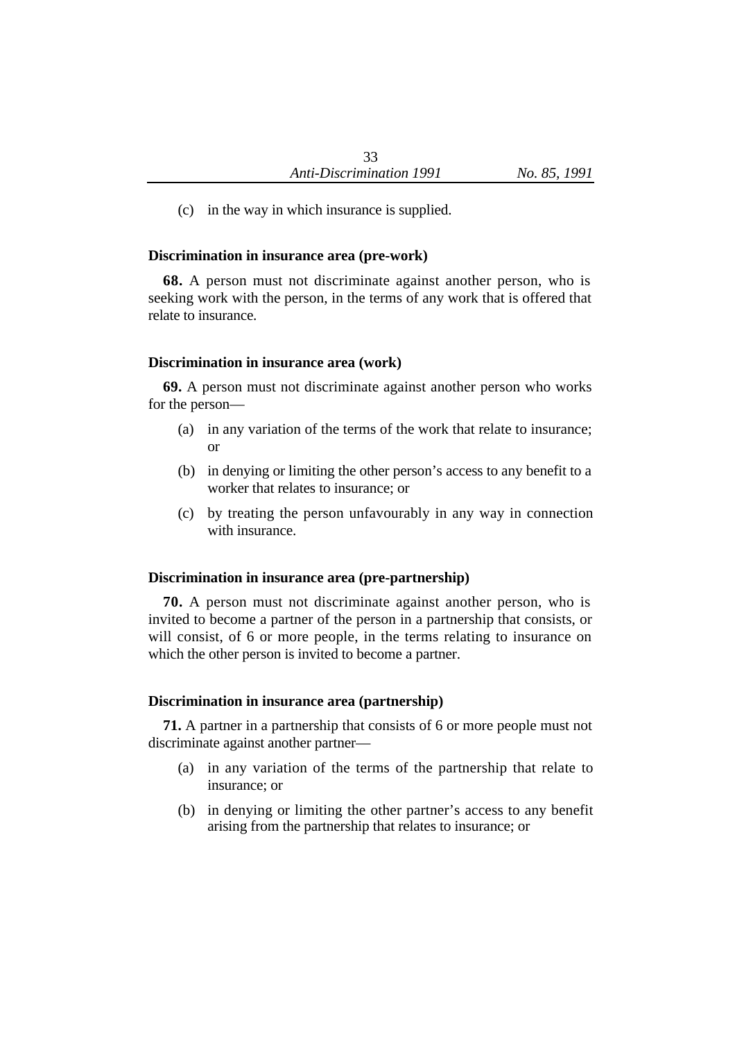(c) in the way in which insurance is supplied.

**Discrimination in insurance area (pre-work)**

**68.** A person must not discriminate against another person, who is seeking work with the person, in the terms of any work that is offered that relate to insurance.

**Discrimination in insurance area (work)**

**69.** A person must not discriminate against another person who works for the person—

(a) in any variation of the terms of the work that relate to insurance; or

(b) in denying or limiting the other person's access to any benefit to a worker that relates to insurance; or

(c) by treating the person unfavourably in any way in connection with insurance.

**Discrimination in insurance area (pre-partnership)**

**70.** A person must not discriminate against another person, who is invited to become a partner of the person in a partnership that consists, or will consist, of 6 or more people, in the terms relating to insurance on which the other person is invited to become a partner.

**Discrimination in insurance area (partnership)**

**71.** A partner in a partnership that consists of 6 or more people must not discriminate against another partner—

(a) in any variation of the terms of the partnership that relate to insurance; or

(b) in denying or limiting the other partner's access to any benefit arising from the partnership that relates to insurance; or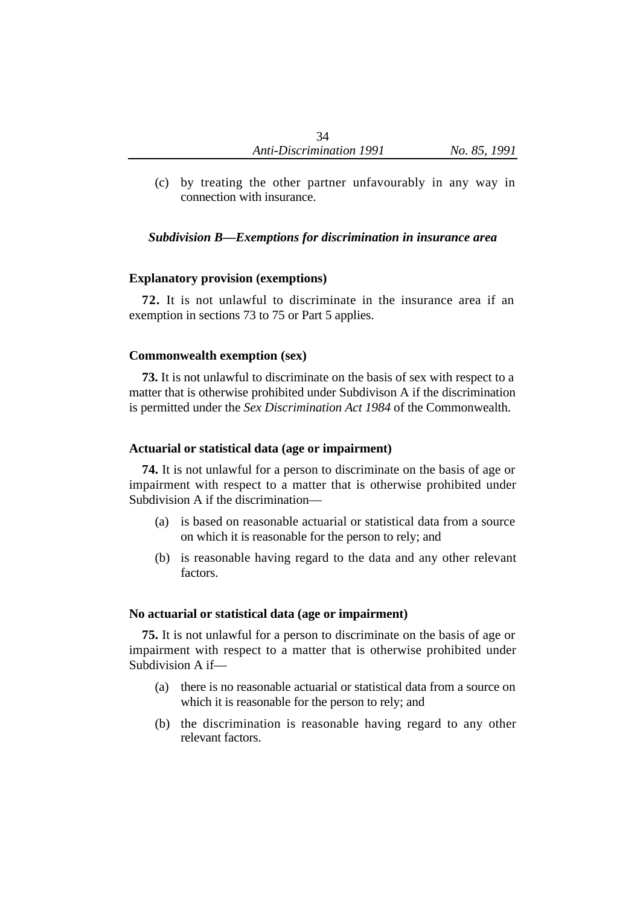(c) by treating the other partner unfavourably in any way in connection with insurance.

### *Subdivision B—Exemptions for discrimination in insurance area*

**Explanatory provision (exemptions)**

**72.** It is not unlawful to discriminate in the insurance area if an exemption in sections 73 to 75 or Part 5 applies.

**Commonwealth exemption (sex)**

**73.** It is not unlawful to discriminate on the basis of sex with respect to a matter that is otherwise prohibited under Subdivison A if the discrimination is permitted under the *Sex Discrimination Act 1984* of the Commonwealth.

**Actuarial or statistical data (age or impairment)**

**74.** It is not unlawful for a person to discriminate on the basis of age or impairment with respect to a matter that is otherwise prohibited under Subdivision A if the discrimination—

(a) is based on reasonable actuarial or statistical data from a source on which it is reasonable for the person to rely; and

(b) is reasonable having regard to the data and any other relevant factors.

**No actuarial or statistical data (age or impairment)**

**75.** It is not unlawful for a person to discriminate on the basis of age or impairment with respect to a matter that is otherwise prohibited under Subdivision A if—

(a) there is no reasonable actuarial or statistical data from a source on which it is reasonable for the person to rely; and

(b) the discrimination is reasonable having regard to any other relevant factors.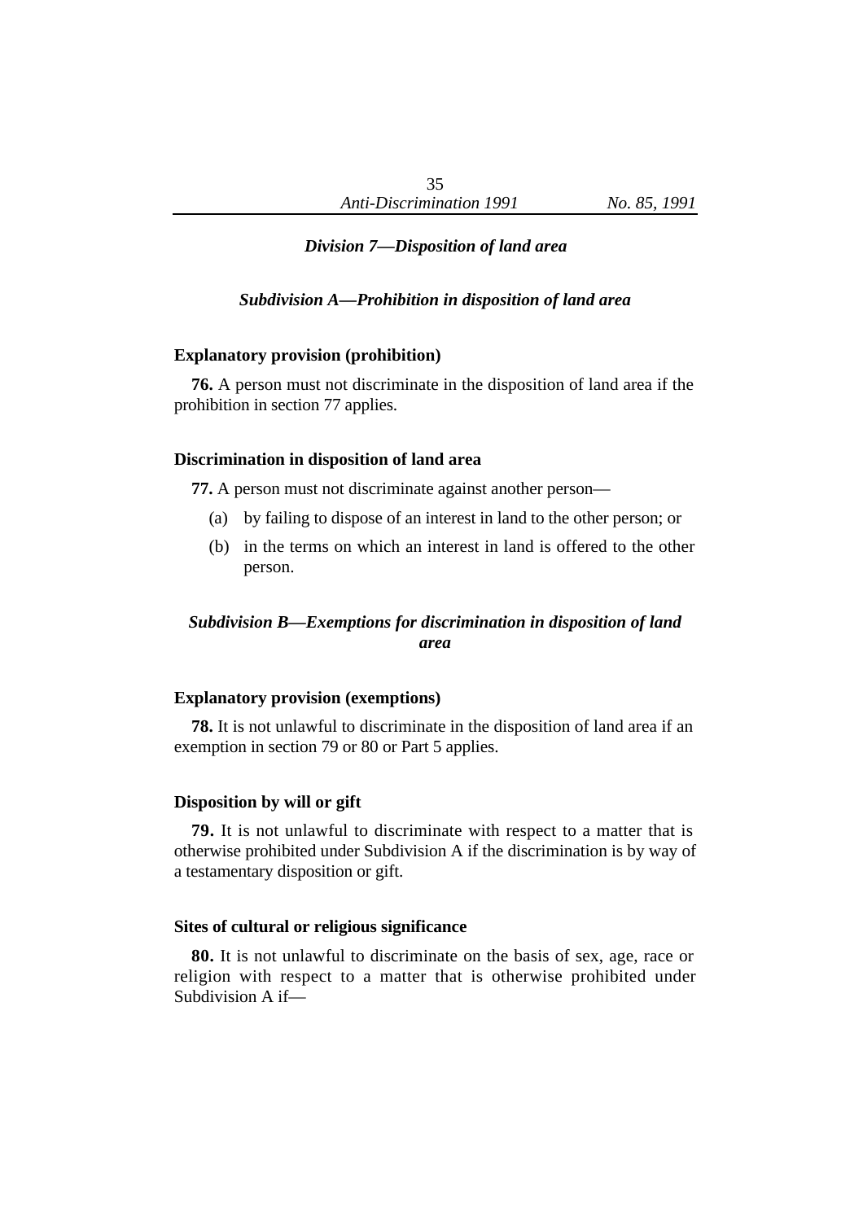### *Division 7—Disposition of land area*

#### *Subdivision A—Prohibition in disposition of land area*

**Explanatory provision (prohibition)**

**76.** A person must not discriminate in the disposition of land area if the prohibition in section 77 applies.

**Discrimination in disposition of land area**

**77.** A person must not discriminate against another person—

(a) by failing to dispose of an interest in land to the other person; or

(b) in the terms on which an interest in land is offered to the other person.

#### *Subdivision B—Exemptions for discrimination in disposition of land area*

**Explanatory provision (exemptions)**

**78.** It is not unlawful to discriminate in the disposition of land area if an exemption in section 79 or 80 or Part 5 applies.

**Disposition by will or gift**

**79.** It is not unlawful to discriminate with respect to a matter that is otherwise prohibited under Subdivision A if the discrimination is by way of a testamentary disposition or gift.

**Sites of cultural or religious significance**

**80.** It is not unlawful to discriminate on the basis of sex, age, race or religion with respect to a matter that is otherwise prohibited under Subdivision A if—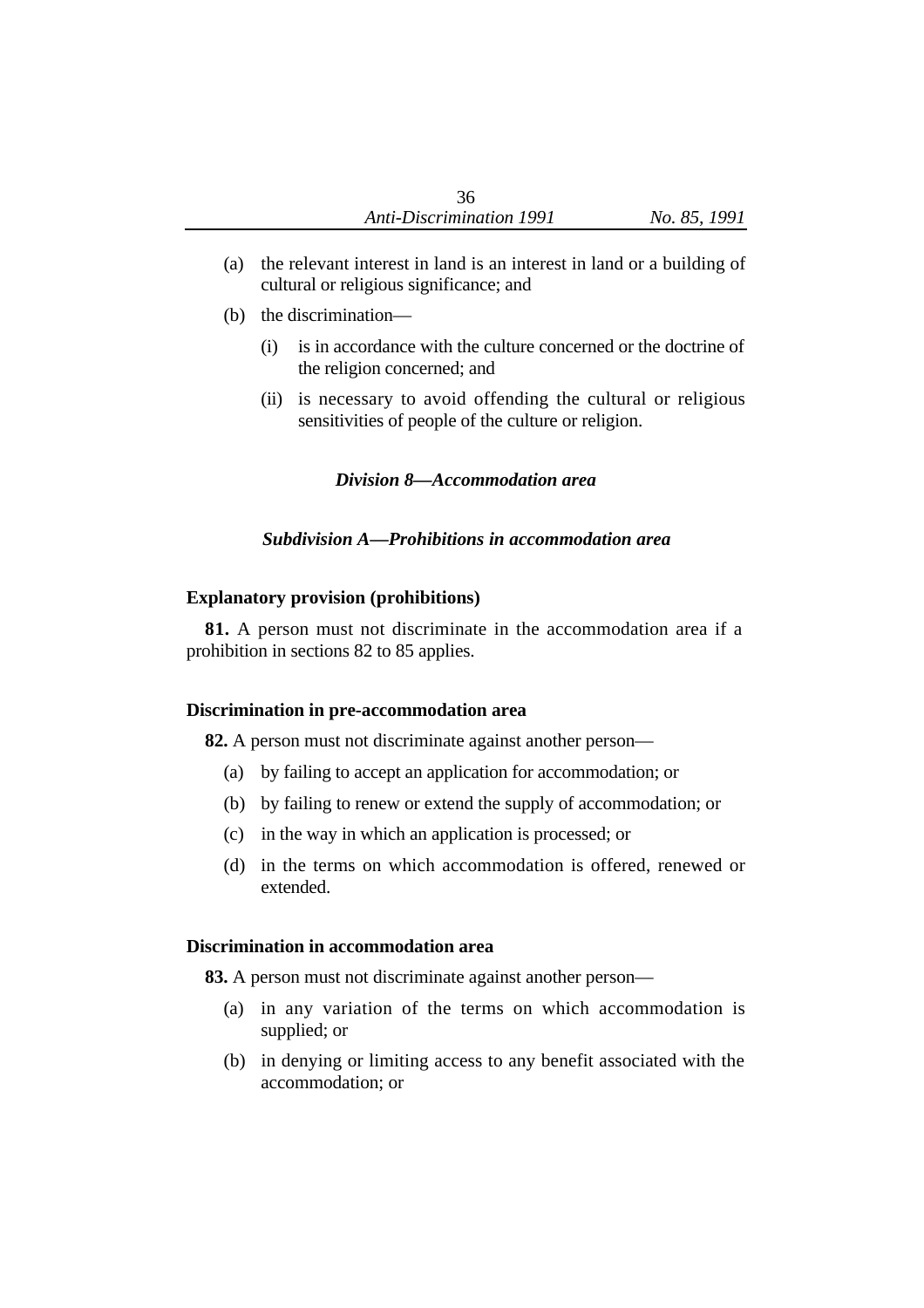(a) the relevant interest in land is an interest in land or a building of cultural or religious significance; and

(b) the discrimination—

  (i) is in accordance with the culture concerned or the doctrine of the religion concerned; and

  (ii) is necessary to avoid offending the cultural or religious sensitivities of people of the culture or religion.

## *Division 8—Accommodation area*

### *Subdivision A—Prohibitions in accommodation area*

**Explanatory provision (prohibitions)**

**81.** A person must not discriminate in the accommodation area if a prohibition in sections 82 to 85 applies.

**Discrimination in pre-accommodation area**

**82.** A person must not discriminate against another person—

(a) by failing to accept an application for accommodation; or

(b) by failing to renew or extend the supply of accommodation; or

(c) in the way in which an application is processed; or

(d) in the terms on which accommodation is offered, renewed or extended.

**Discrimination in accommodation area**

**83.** A person must not discriminate against another person—

(a) in any variation of the terms on which accommodation is supplied; or

(b) in denying or limiting access to any benefit associated with the accommodation; or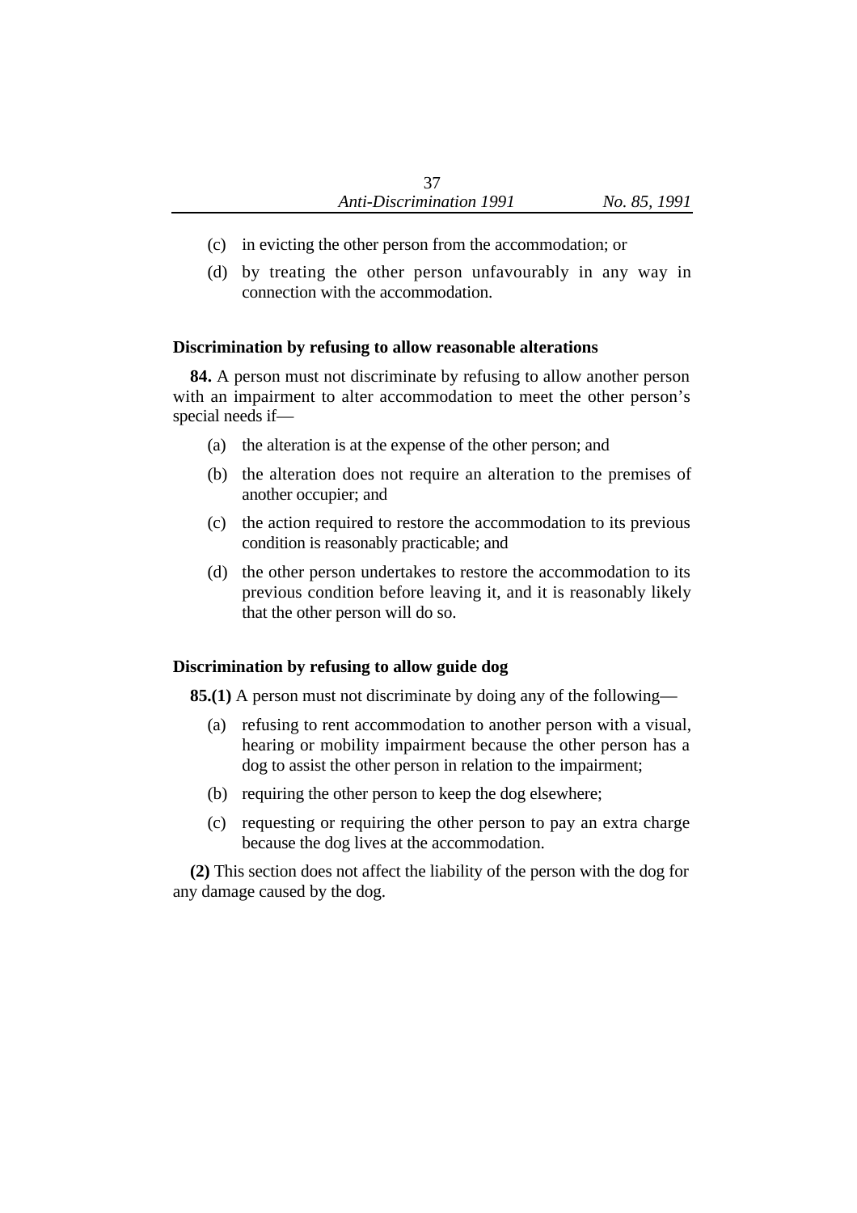(c) in evicting the other person from the accommodation; or

(d) by treating the other person unfavourably in any way in connection with the accommodation.

### Discrimination by refusing to allow reasonable alterations

**84.** A person must not discriminate by refusing to allow another person with an impairment to alter accommodation to meet the other person's special needs if—

(a) the alteration is at the expense of the other person; and

(b) the alteration does not require an alteration to the premises of another occupier; and

(c) the action required to restore the accommodation to its previous condition is reasonably practicable; and

(d) the other person undertakes to restore the accommodation to its previous condition before leaving it, and it is reasonably likely that the other person will do so.

### Discrimination by refusing to allow guide dog

**85.(1)** A person must not discriminate by doing any of the following—

(a) refusing to rent accommodation to another person with a visual, hearing or mobility impairment because the other person has a dog to assist the other person in relation to the impairment;

(b) requiring the other person to keep the dog elsewhere;

(c) requesting or requiring the other person to pay an extra charge because the dog lives at the accommodation.

**(2)** This section does not affect the liability of the person with the dog for any damage caused by the dog.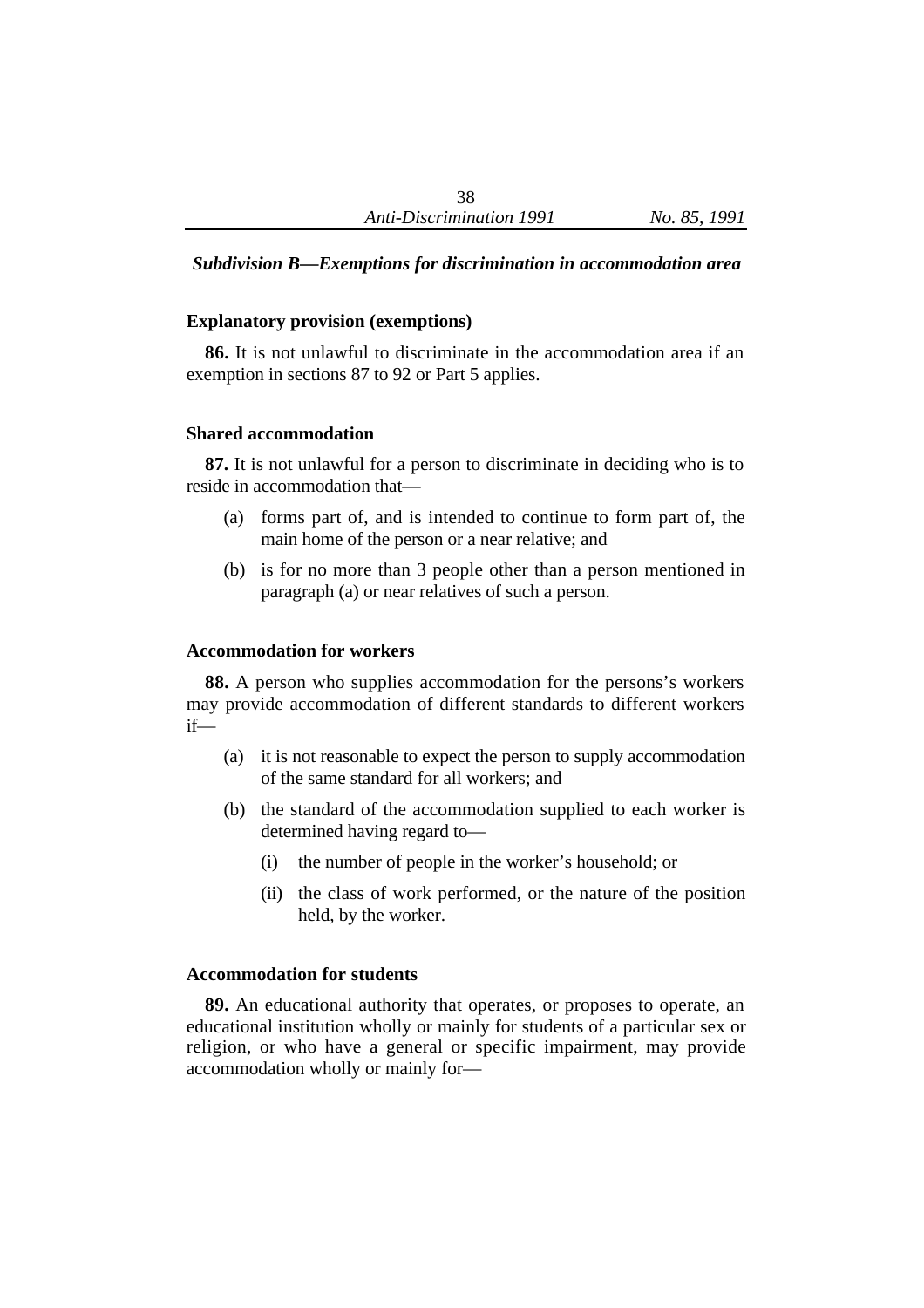### *Subdivision B—Exemptions for discrimination in accommodation area*

**Explanatory provision (exemptions)**

**86.** It is not unlawful to discriminate in the accommodation area if an exemption in sections 87 to 92 or Part 5 applies.

**Shared accommodation**

**87.** It is not unlawful for a person to discriminate in deciding who is to reside in accommodation that—

(a) forms part of, and is intended to continue to form part of, the main home of the person or a near relative; and

(b) is for no more than 3 people other than a person mentioned in paragraph (a) or near relatives of such a person.

**Accommodation for workers**

**88.** A person who supplies accommodation for the persons's workers may provide accommodation of different standards to different workers if—

(a) it is not reasonable to expect the person to supply accommodation of the same standard for all workers; and

(b) the standard of the accommodation supplied to each worker is determined having regard to—

  (i) the number of people in the worker's household; or

  (ii) the class of work performed, or the nature of the position held, by the worker.

**Accommodation for students**

**89.** An educational authority that operates, or proposes to operate, an educational institution wholly or mainly for students of a particular sex or religion, or who have a general or specific impairment, may provide accommodation wholly or mainly for—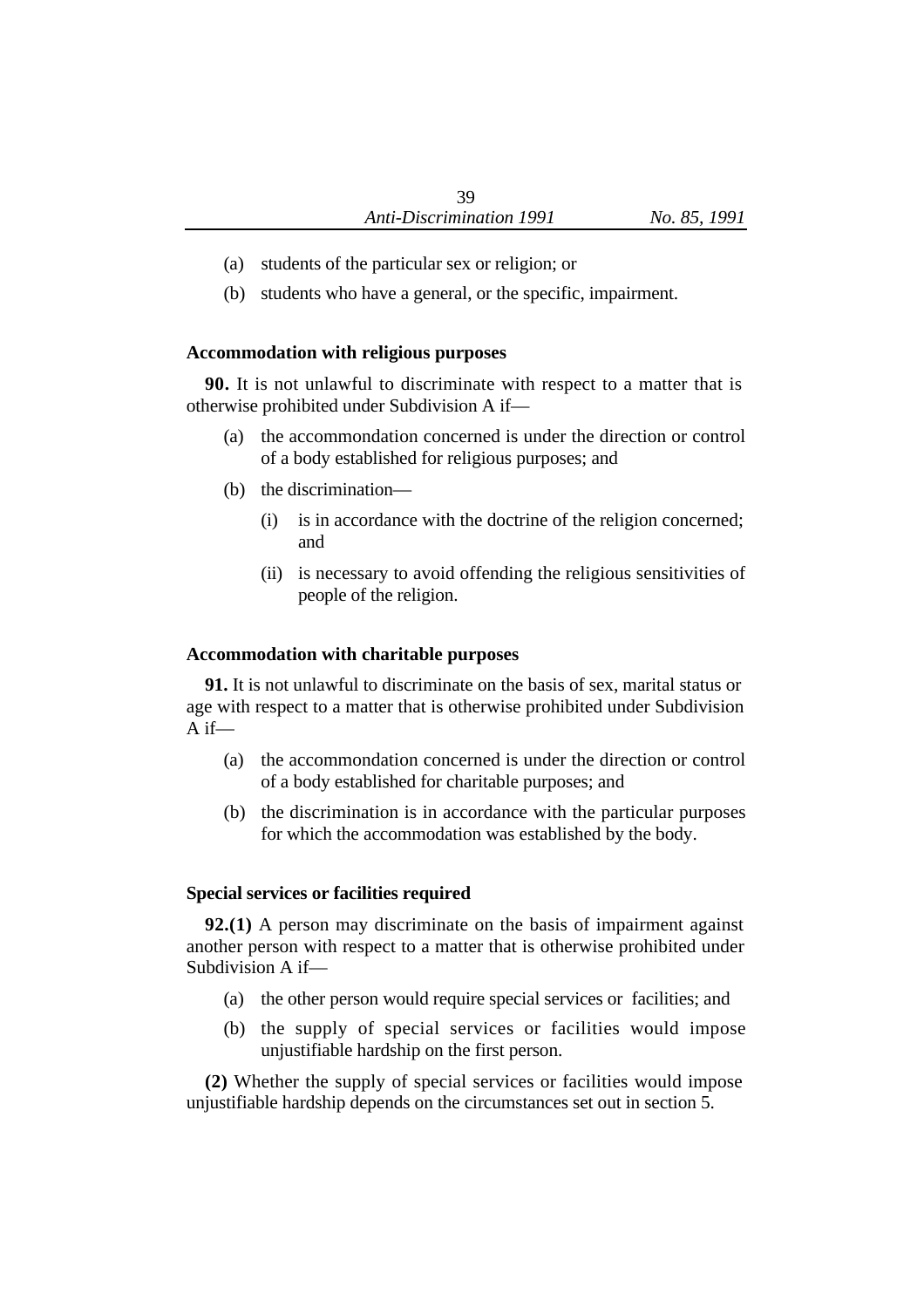(a) students of the particular sex or religion; or

(b) students who have a general, or the specific, impairment.

**Accommodation with religious purposes**

**90.** It is not unlawful to discriminate with respect to a matter that is otherwise prohibited under Subdivision A if—

(a) the accommondation concerned is under the direction or control of a body established for religious purposes; and

(b) the discrimination—

(i) is in accordance with the doctrine of the religion concerned; and

(ii) is necessary to avoid offending the religious sensitivities of people of the religion.

**Accommodation with charitable purposes**

**91.** It is not unlawful to discriminate on the basis of sex, marital status or age with respect to a matter that is otherwise prohibited under Subdivision A if—

(a) the accommondation concerned is under the direction or control of a body established for charitable purposes; and

(b) the discrimination is in accordance with the particular purposes for which the accommodation was established by the body.

**Special services or facilities required**

**92.(1)** A person may discriminate on the basis of impairment against another person with respect to a matter that is otherwise prohibited under Subdivision A if—

(a) the other person would require special services or facilities; and

(b) the supply of special services or facilities would impose unjustifiable hardship on the first person.

**(2)** Whether the supply of special services or facilities would impose unjustifiable hardship depends on the circumstances set out in section 5.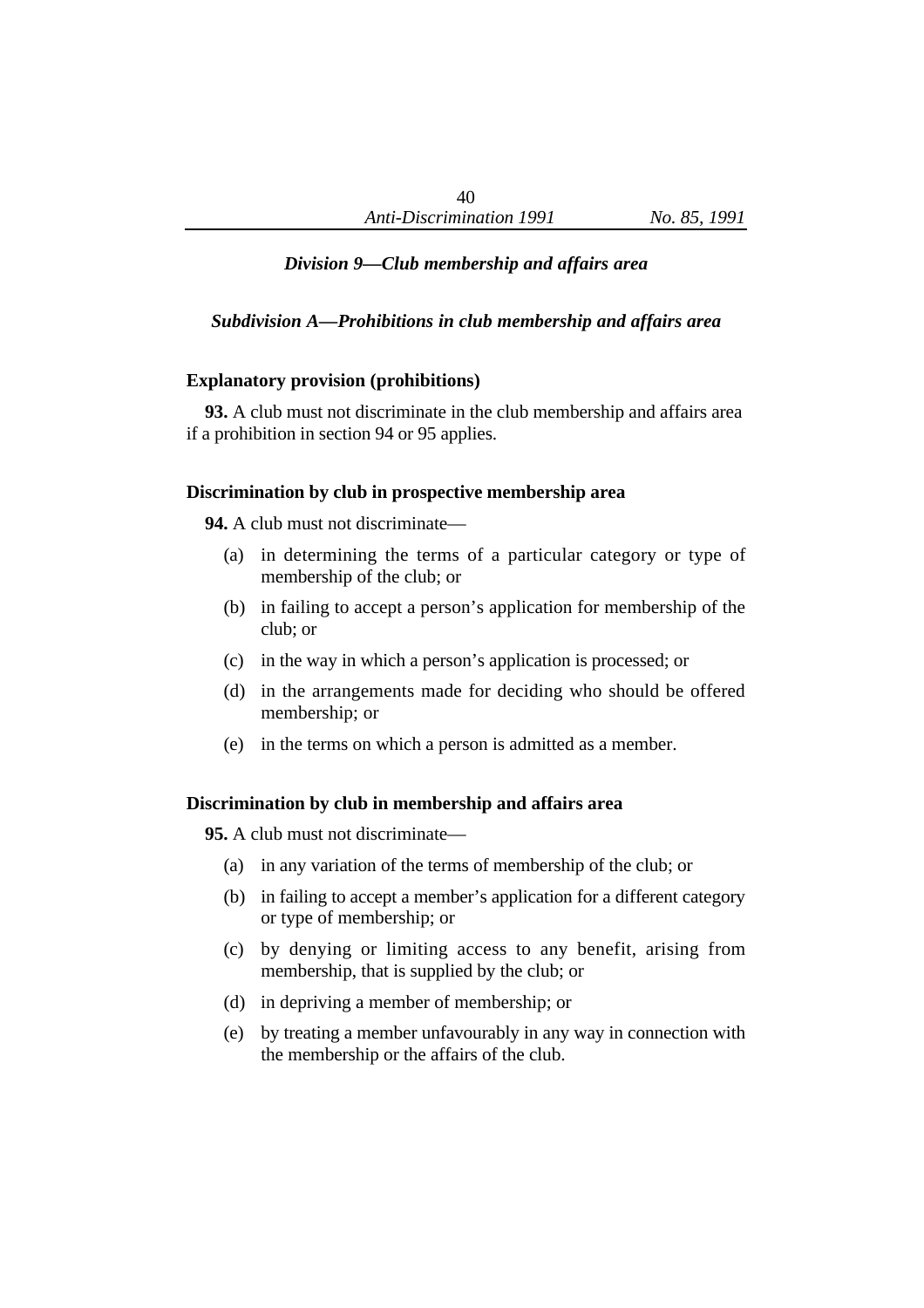### *Division 9—Club membership and affairs area*

#### *Subdivision A—Prohibitions in club membership and affairs area*

**Explanatory provision (prohibitions)**

**93.** A club must not discriminate in the club membership and affairs area if a prohibition in section 94 or 95 applies.

**Discrimination by club in prospective membership area**

**94.** A club must not discriminate—

(a) in determining the terms of a particular category or type of membership of the club; or

(b) in failing to accept a person's application for membership of the club; or

(c) in the way in which a person's application is processed; or

(d) in the arrangements made for deciding who should be offered membership; or

(e) in the terms on which a person is admitted as a member.

**Discrimination by club in membership and affairs area**

**95.** A club must not discriminate—

(a) in any variation of the terms of membership of the club; or

(b) in failing to accept a member's application for a different category or type of membership; or

(c) by denying or limiting access to any benefit, arising from membership, that is supplied by the club; or

(d) in depriving a member of membership; or

(e) by treating a member unfavourably in any way in connection with the membership or the affairs of the club.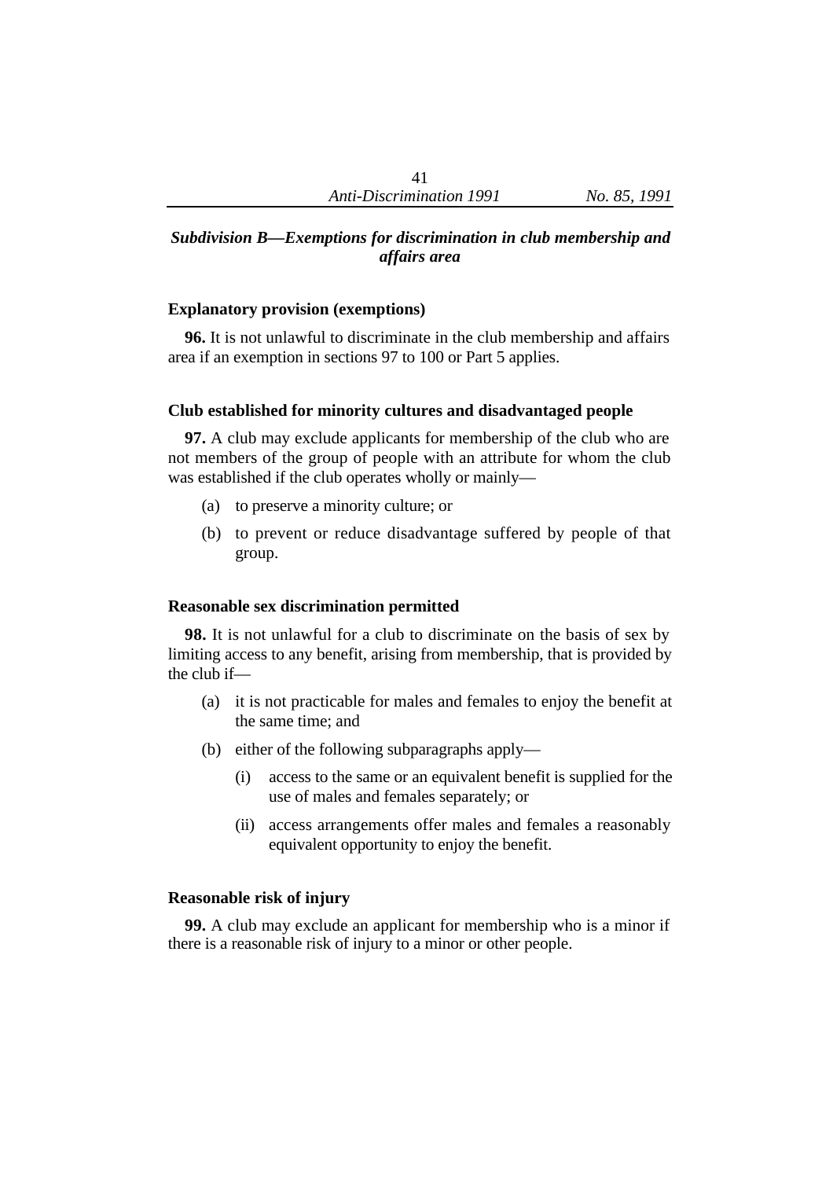### *Subdivision B—Exemptions for discrimination in club membership and affairs area*

**Explanatory provision (exemptions)**

**96.** It is not unlawful to discriminate in the club membership and affairs area if an exemption in sections 97 to 100 or Part 5 applies.

**Club established for minority cultures and disadvantaged people**

**97.** A club may exclude applicants for membership of the club who are not members of the group of people with an attribute for whom the club was established if the club operates wholly or mainly—

(a) to preserve a minority culture; or

(b) to prevent or reduce disadvantage suffered by people of that group.

**Reasonable sex discrimination permitted**

**98.** It is not unlawful for a club to discriminate on the basis of sex by limiting access to any benefit, arising from membership, that is provided by the club if—

(a) it is not practicable for males and females to enjoy the benefit at the same time; and

(b) either of the following subparagraphs apply—

  (i) access to the same or an equivalent benefit is supplied for the use of males and females separately; or

  (ii) access arrangements offer males and females a reasonably equivalent opportunity to enjoy the benefit.

**Reasonable risk of injury**

**99.** A club may exclude an applicant for membership who is a minor if there is a reasonable risk of injury to a minor or other people.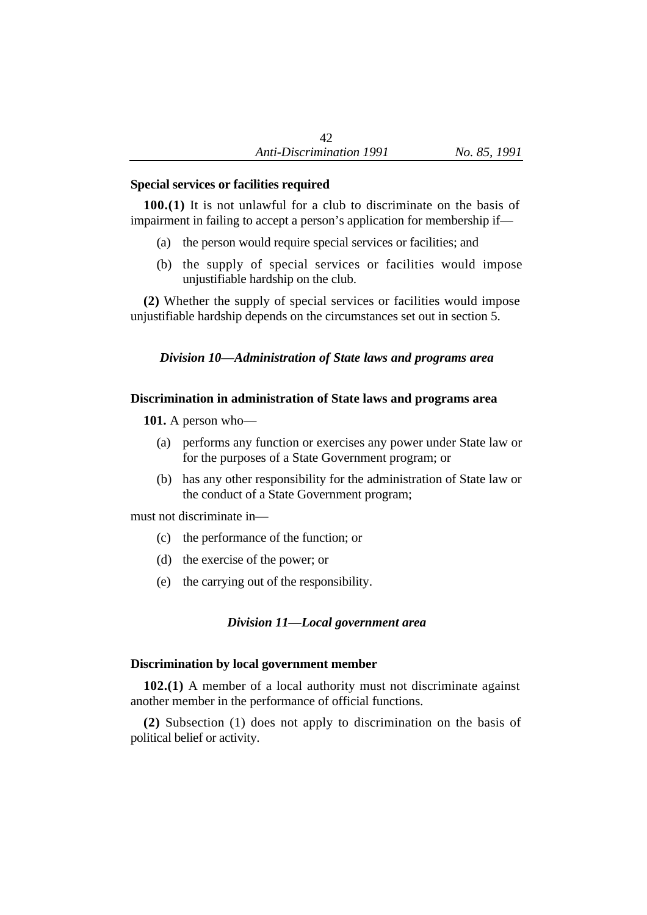**Special services or facilities required**

**100.(1)** It is not unlawful for a club to discriminate on the basis of impairment in failing to accept a person's application for membership if—

(a) the person would require special services or facilities; and

(b) the supply of special services or facilities would impose unjustifiable hardship on the club.

**(2)** Whether the supply of special services or facilities would impose unjustifiable hardship depends on the circumstances set out in section 5.

### *Division 10—Administration of State laws and programs area*

**Discrimination in administration of State laws and programs area**

**101.** A person who—

(a) performs any function or exercises any power under State law or for the purposes of a State Government program; or

(b) has any other responsibility for the administration of State law or the conduct of a State Government program;

must not discriminate in—

(c) the performance of the function; or

(d) the exercise of the power; or

(e) the carrying out of the responsibility.

### *Division 11—Local government area*

**Discrimination by local government member**

**102.(1)** A member of a local authority must not discriminate against another member in the performance of official functions.

**(2)** Subsection (1) does not apply to discrimination on the basis of political belief or activity.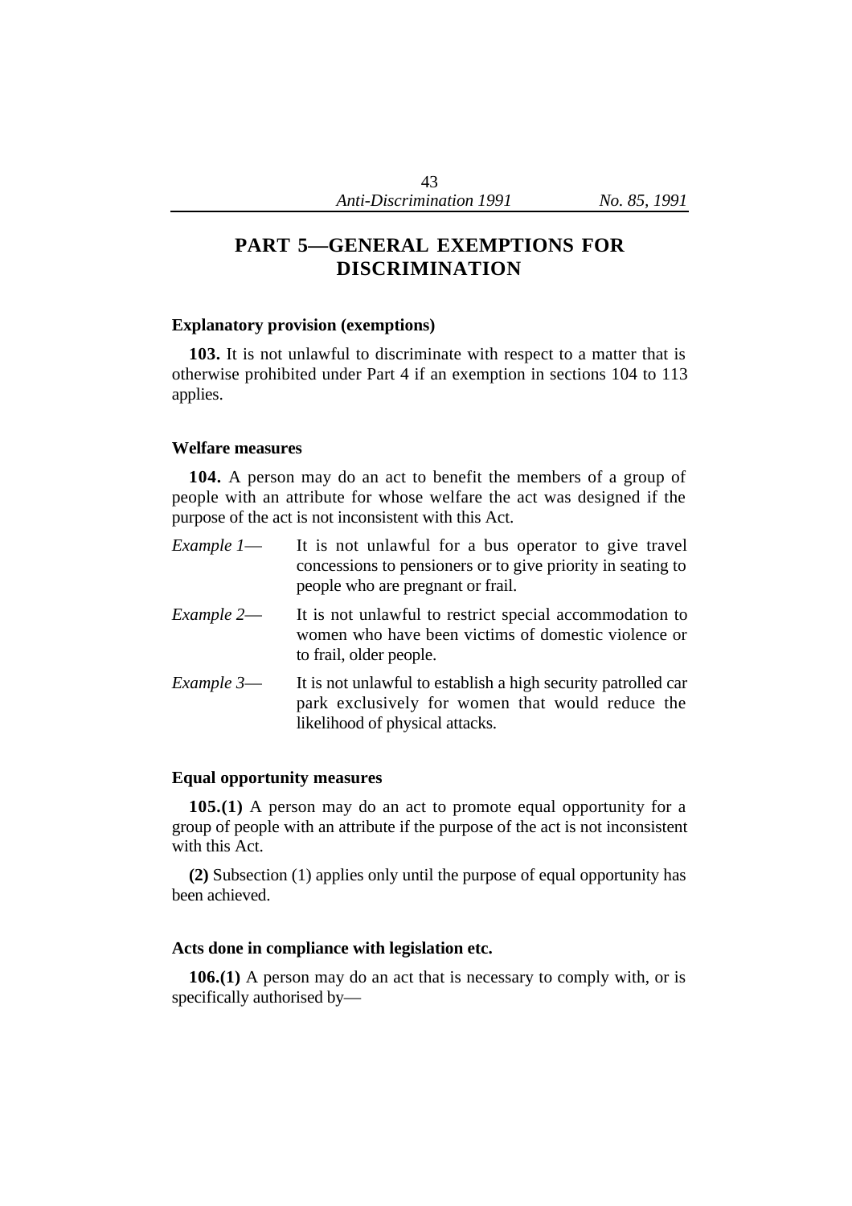# PART 5—GENERAL EXEMPTIONS FOR DISCRIMINATION

**Explanatory provision (exemptions)**

**103.** It is not unlawful to discriminate with respect to a matter that is otherwise prohibited under Part 4 if an exemption in sections 104 to 113 applies.

**Welfare measures**

**104.** A person may do an act to benefit the members of a group of people with an attribute for whose welfare the act was designed if the purpose of the act is not inconsistent with this Act.

*Example 1*— It is not unlawful for a bus operator to give travel concessions to pensioners or to give priority in seating to people who are pregnant or frail.

*Example 2*— It is not unlawful to restrict special accommodation to women who have been victims of domestic violence or to frail, older people.

*Example 3*— It is not unlawful to establish a high security patrolled car park exclusively for women that would reduce the likelihood of physical attacks.

**Equal opportunity measures**

**105.(1)** A person may do an act to promote equal opportunity for a group of people with an attribute if the purpose of the act is not inconsistent with this Act.

**(2)** Subsection (1) applies only until the purpose of equal opportunity has been achieved.

**Acts done in compliance with legislation etc.**

**106.(1)** A person may do an act that is necessary to comply with, or is specifically authorised by—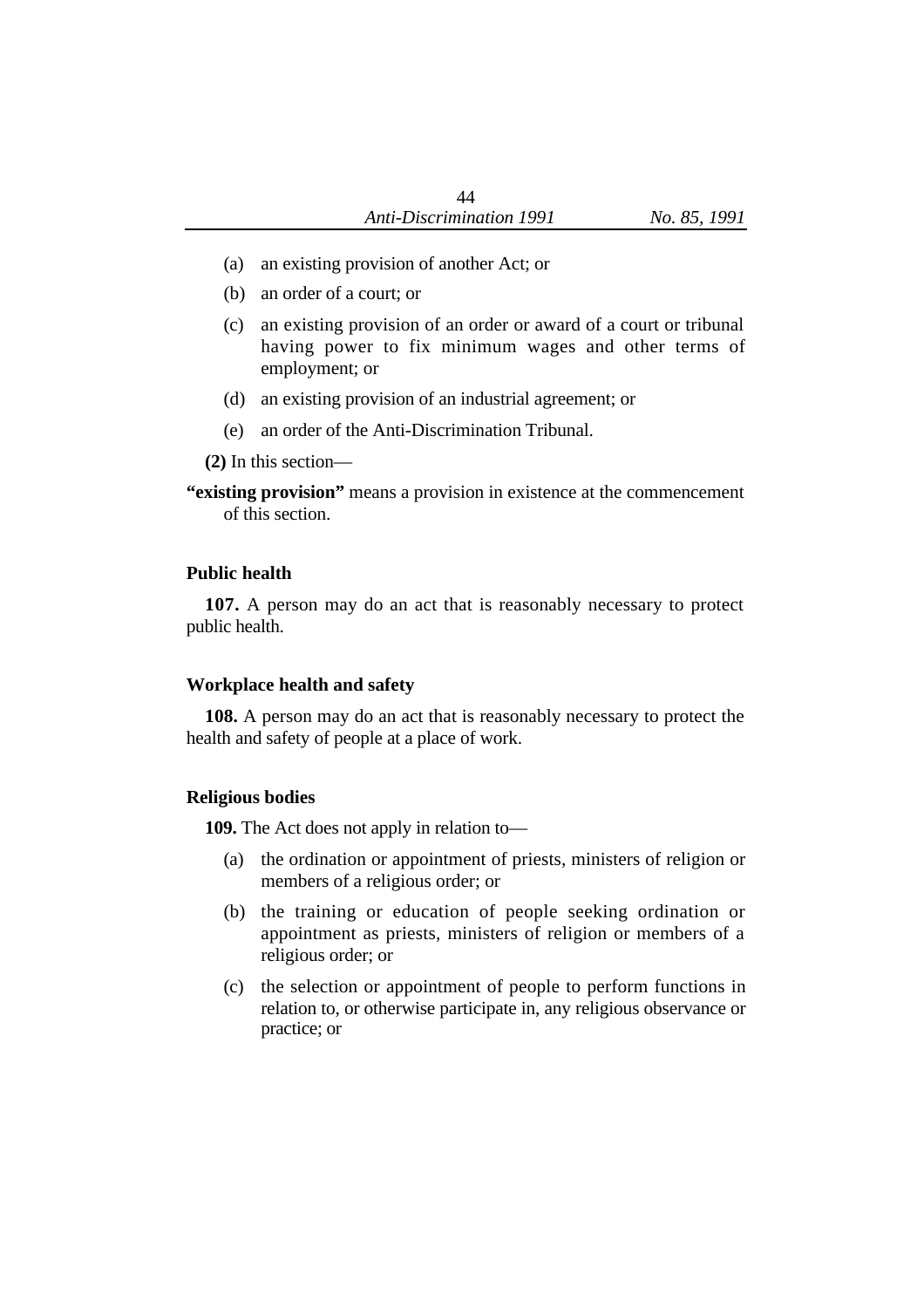(a) an existing provision of another Act; or

(b) an order of a court; or

(c) an existing provision of an order or award of a court or tribunal having power to fix minimum wages and other terms of employment; or

(d) an existing provision of an industrial agreement; or

(e) an order of the Anti-Discrimination Tribunal.

**(2)** In this section—

**"existing provision"** means a provision in existence at the commencement of this section.

### Public health

**107.** A person may do an act that is reasonably necessary to protect public health.

### Workplace health and safety

**108.** A person may do an act that is reasonably necessary to protect the health and safety of people at a place of work.

### Religious bodies

**109.** The Act does not apply in relation to—

(a) the ordination or appointment of priests, ministers of religion or members of a religious order; or

(b) the training or education of people seeking ordination or appointment as priests, ministers of religion or members of a religious order; or

(c) the selection or appointment of people to perform functions in relation to, or otherwise participate in, any religious observance or practice; or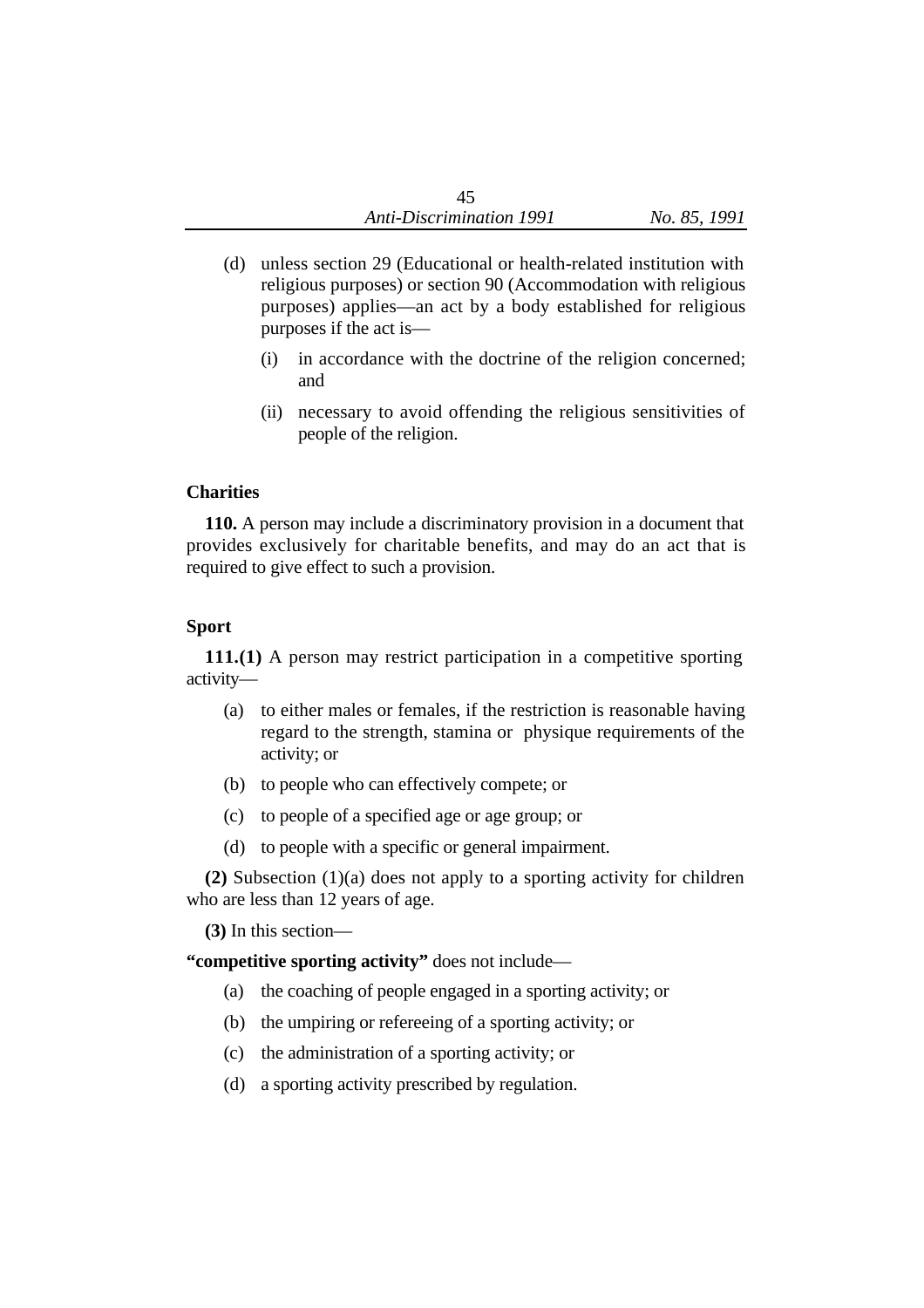(d) unless section 29 (Educational or health-related institution with religious purposes) or section 90 (Accommodation with religious purposes) applies—an act by a body established for religious purposes if the act is—

  (i) in accordance with the doctrine of the religion concerned; and

  (ii) necessary to avoid offending the religious sensitivities of people of the religion.

### Charities

**110.** A person may include a discriminatory provision in a document that provides exclusively for charitable benefits, and may do an act that is required to give effect to such a provision.

### Sport

**111.(1)** A person may restrict participation in a competitive sporting activity—

(a) to either males or females, if the restriction is reasonable having regard to the strength, stamina or physique requirements of the activity; or

(b) to people who can effectively compete; or

(c) to people of a specified age or age group; or

(d) to people with a specific or general impairment.

**(2)** Subsection (1)(a) does not apply to a sporting activity for children who are less than 12 years of age.

**(3)** In this section—

**"competitive sporting activity"** does not include—

(a) the coaching of people engaged in a sporting activity; or

(b) the umpiring or refereeing of a sporting activity; or

(c) the administration of a sporting activity; or

(d) a sporting activity prescribed by regulation.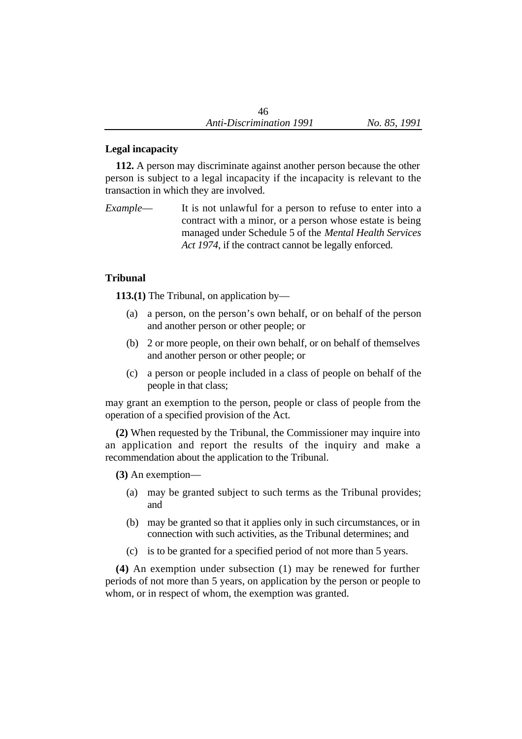### Legal incapacity

**112.** A person may discriminate against another person because the other person is subject to a legal incapacity if the incapacity is relevant to the transaction in which they are involved.

*Example*— It is not unlawful for a person to refuse to enter into a contract with a minor, or a person whose estate is being managed under Schedule 5 of the *Mental Health Services Act 1974*, if the contract cannot be legally enforced.

### Tribunal

**113.(1)** The Tribunal, on application by—

(a) a person, on the person's own behalf, or on behalf of the person and another person or other people; or

(b) 2 or more people, on their own behalf, or on behalf of themselves and another person or other people; or

(c) a person or people included in a class of people on behalf of the people in that class;

may grant an exemption to the person, people or class of people from the operation of a specified provision of the Act.

**(2)** When requested by the Tribunal, the Commissioner may inquire into an application and report the results of the inquiry and make a recommendation about the application to the Tribunal.

**(3)** An exemption—

(a) may be granted subject to such terms as the Tribunal provides; and

(b) may be granted so that it applies only in such circumstances, or in connection with such activities, as the Tribunal determines; and

(c) is to be granted for a specified period of not more than 5 years.

**(4)** An exemption under subsection (1) may be renewed for further periods of not more than 5 years, on application by the person or people to whom, or in respect of whom, the exemption was granted.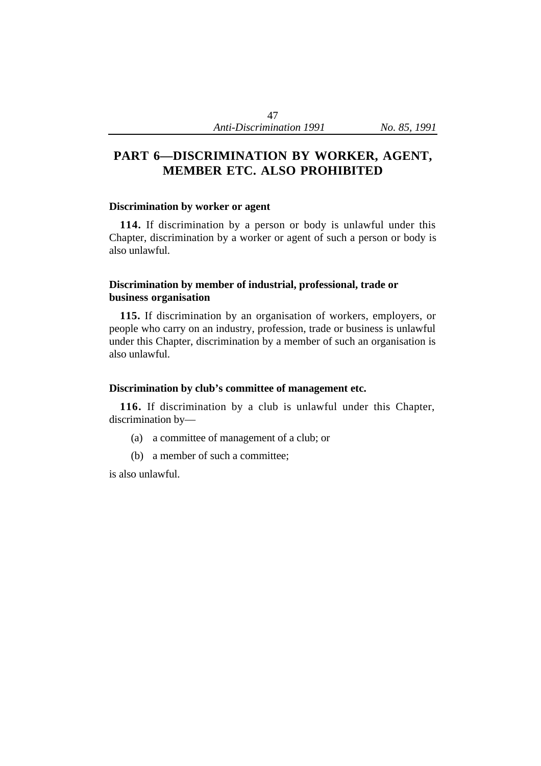# PART 6—DISCRIMINATION BY WORKER, AGENT, MEMBER ETC. ALSO PROHIBITED

### Discrimination by worker or agent

**114.** If discrimination by a person or body is unlawful under this Chapter, discrimination by a worker or agent of such a person or body is also unlawful.

### Discrimination by member of industrial, professional, trade or business organisation

**115.** If discrimination by an organisation of workers, employers, or people who carry on an industry, profession, trade or business is unlawful under this Chapter, discrimination by a member of such an organisation is also unlawful.

### Discrimination by club's committee of management etc.

**116.** If discrimination by a club is unlawful under this Chapter, discrimination by—

(a) a committee of management of a club; or

(b) a member of such a committee;

is also unlawful.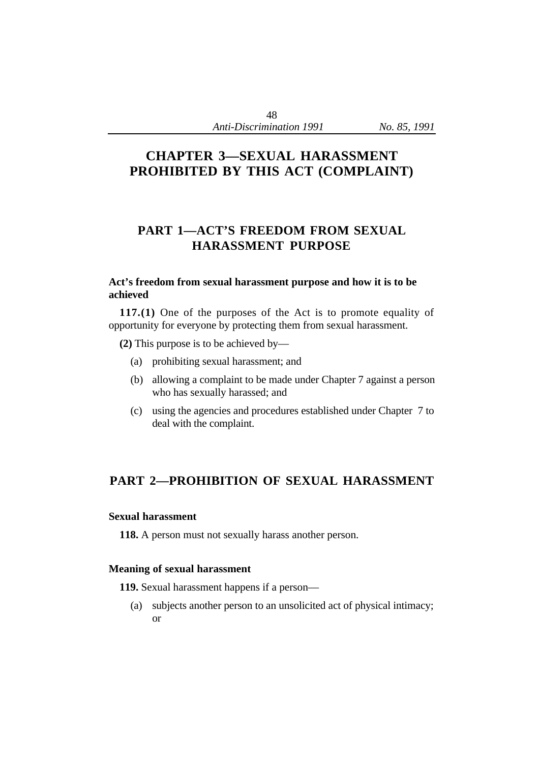# CHAPTER 3—SEXUAL HARASSMENT PROHIBITED BY THIS ACT (COMPLAINT)

## PART 1—ACT'S FREEDOM FROM SEXUAL HARASSMENT PURPOSE

**Act's freedom from sexual harassment purpose and how it is to be achieved**

**117.(1)** One of the purposes of the Act is to promote equality of opportunity for everyone by protecting them from sexual harassment.

**(2)** This purpose is to be achieved by—

(a) prohibiting sexual harassment; and

(b) allowing a complaint to be made under Chapter 7 against a person who has sexually harassed; and

(c) using the agencies and procedures established under Chapter 7 to deal with the complaint.

## PART 2—PROHIBITION OF SEXUAL HARASSMENT

**Sexual harassment**

**118.** A person must not sexually harass another person.

**Meaning of sexual harassment**

**119.** Sexual harassment happens if a person—

(a) subjects another person to an unsolicited act of physical intimacy; or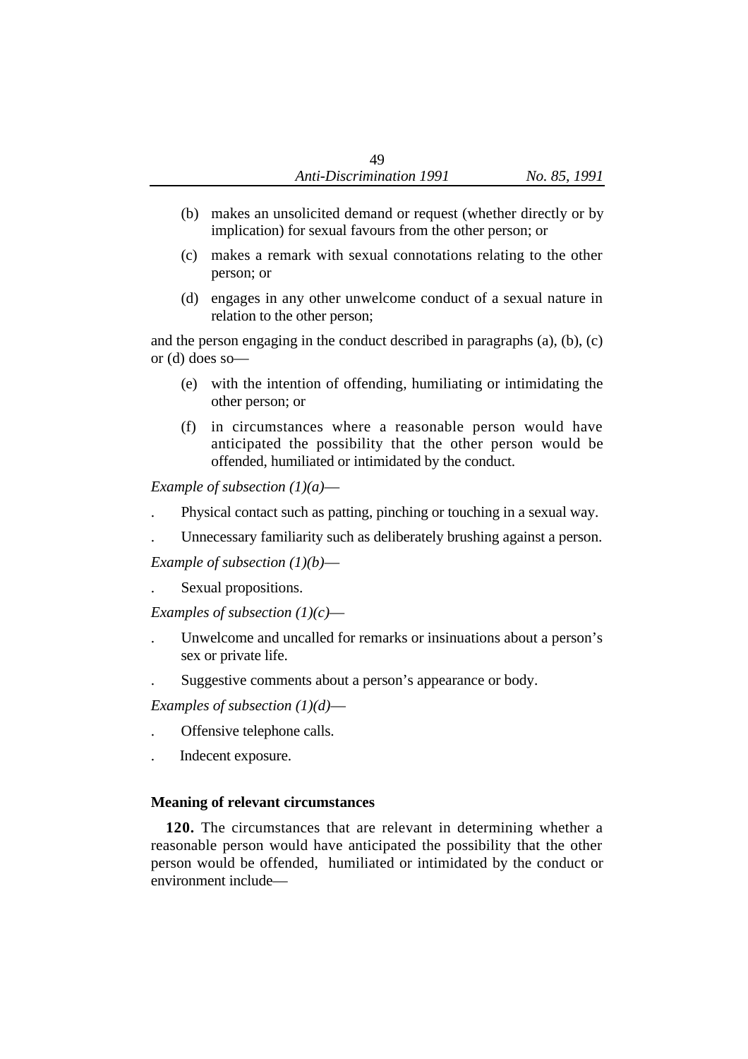(b) makes an unsolicited demand or request (whether directly or by implication) for sexual favours from the other person; or

(c) makes a remark with sexual connotations relating to the other person; or

(d) engages in any other unwelcome conduct of a sexual nature in relation to the other person;

and the person engaging in the conduct described in paragraphs (a), (b), (c) or (d) does so—

(e) with the intention of offending, humiliating or intimidating the other person; or

(f) in circumstances where a reasonable person would have anticipated the possibility that the other person would be offended, humiliated or intimidated by the conduct.

*Example of subsection (1)(a)*—

. Physical contact such as patting, pinching or touching in a sexual way.

. Unnecessary familiarity such as deliberately brushing against a person.

*Example of subsection (1)(b)*—

. Sexual propositions.

*Examples of subsection (1)(c)*—

. Unwelcome and uncalled for remarks or insinuations about a person's sex or private life.

. Suggestive comments about a person's appearance or body.

*Examples of subsection (1)(d)*—

. Offensive telephone calls.

. Indecent exposure.

**Meaning of relevant circumstances**

**120.** The circumstances that are relevant in determining whether a reasonable person would have anticipated the possibility that the other person would be offended, humiliated or intimidated by the conduct or environment include—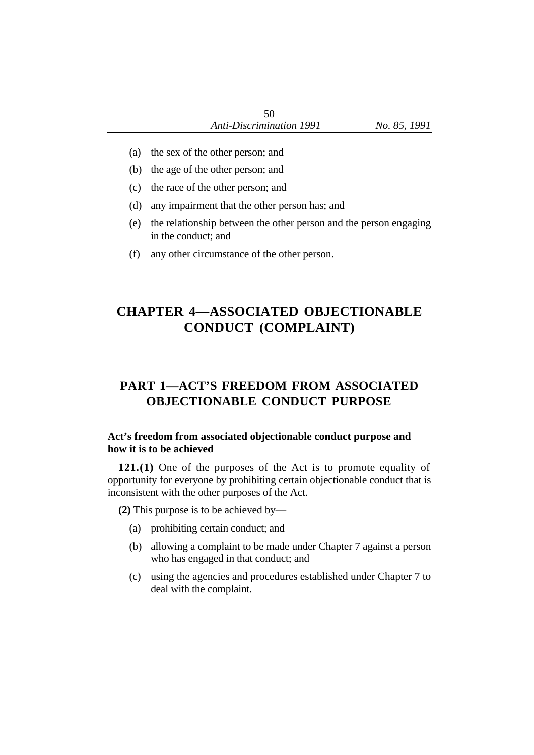(a) the sex of the other person; and

(b) the age of the other person; and

(c) the race of the other person; and

(d) any impairment that the other person has; and

(e) the relationship between the other person and the person engaging in the conduct; and

(f) any other circumstance of the other person.

# CHAPTER 4—ASSOCIATED OBJECTIONABLE CONDUCT (COMPLAINT)

## PART 1—ACT'S FREEDOM FROM ASSOCIATED OBJECTIONABLE CONDUCT PURPOSE

### Act's freedom from associated objectionable conduct purpose and how it is to be achieved

**121.(1)** One of the purposes of the Act is to promote equality of opportunity for everyone by prohibiting certain objectionable conduct that is inconsistent with the other purposes of the Act.

**(2)** This purpose is to be achieved by—

(a) prohibiting certain conduct; and

(b) allowing a complaint to be made under Chapter 7 against a person who has engaged in that conduct; and

(c) using the agencies and procedures established under Chapter 7 to deal with the complaint.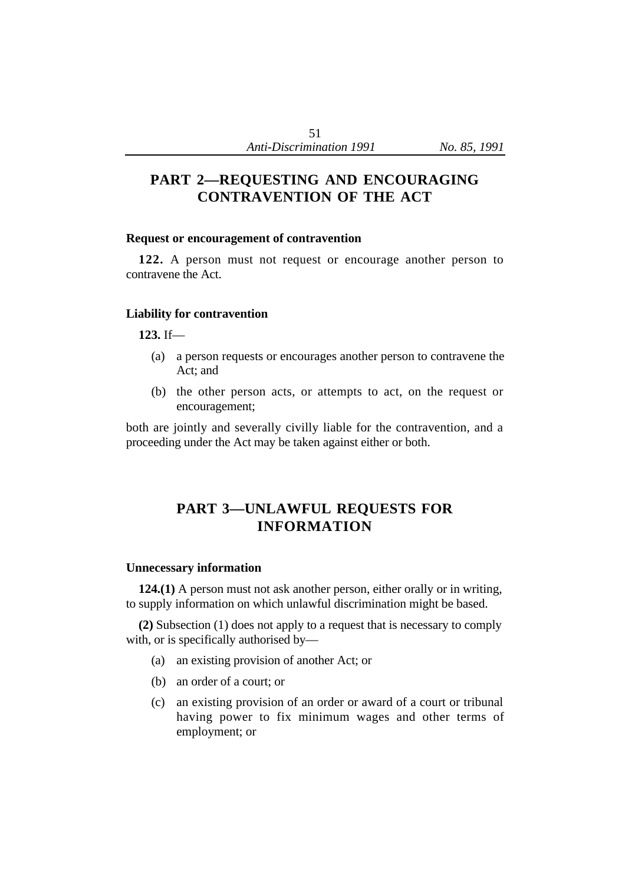## PART 2—REQUESTING AND ENCOURAGING CONTRAVENTION OF THE ACT

### Request or encouragement of contravention

**122.** A person must not request or encourage another person to contravene the Act.

### Liability for contravention

**123.** If—

- (a) a person requests or encourages another person to contravene the Act; and
- (b) the other person acts, or attempts to act, on the request or encouragement;

both are jointly and severally civilly liable for the contravention, and a proceeding under the Act may be taken against either or both.

## PART 3—UNLAWFUL REQUESTS FOR INFORMATION

### Unnecessary information

**124.(1)** A person must not ask another person, either orally or in writing, to supply information on which unlawful discrimination might be based.

**(2)** Subsection (1) does not apply to a request that is necessary to comply with, or is specifically authorised by—

- (a) an existing provision of another Act; or
- (b) an order of a court; or
- (c) an existing provision of an order or award of a court or tribunal having power to fix minimum wages and other terms of employment; or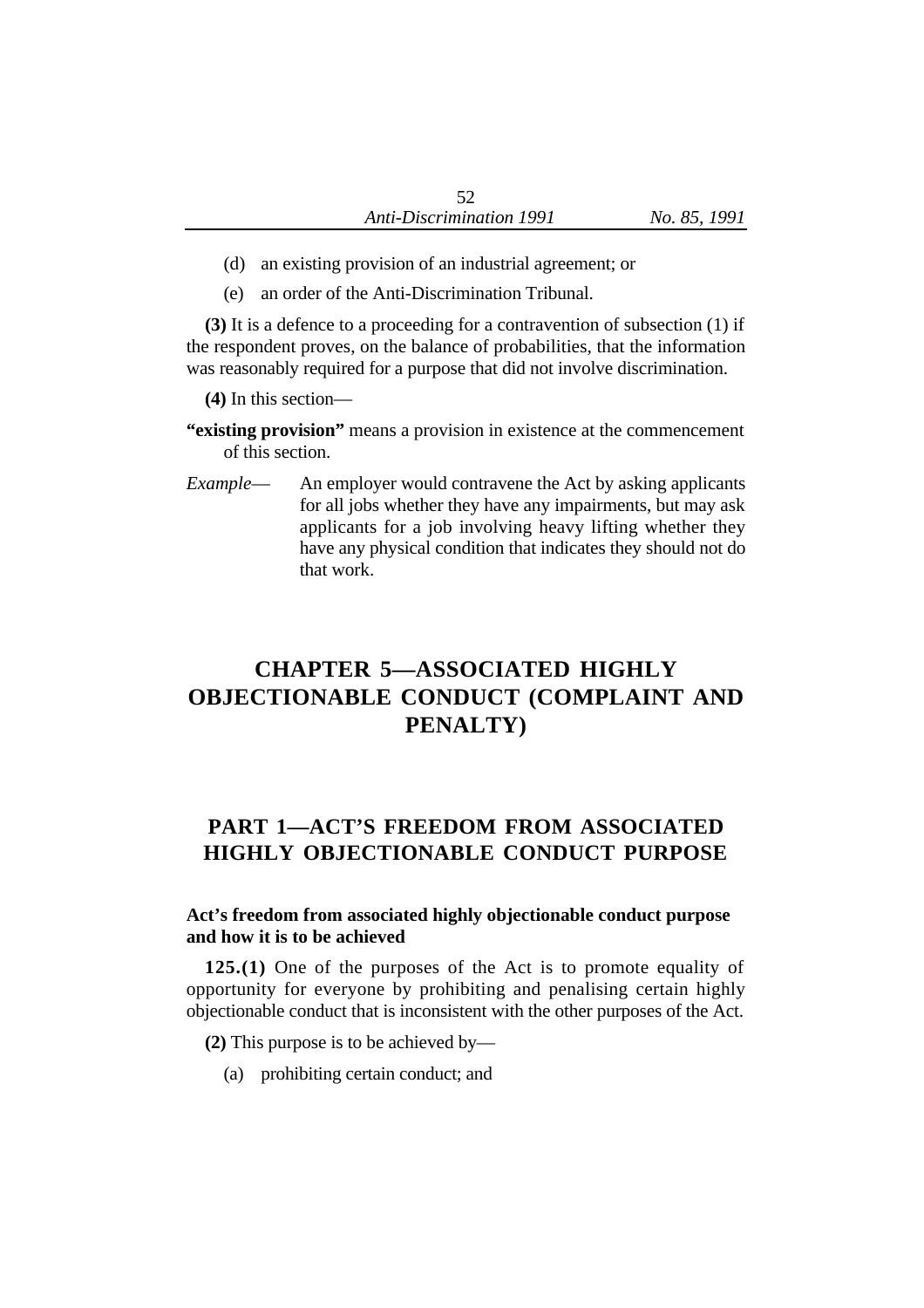(d) an existing provision of an industrial agreement; or

(e) an order of the Anti-Discrimination Tribunal.

**(3)** It is a defence to a proceeding for a contravention of subsection (1) if the respondent proves, on the balance of probabilities, that the information was reasonably required for a purpose that did not involve discrimination.

**(4)** In this section—

**"existing provision"** means a provision in existence at the commencement of this section.

*Example*— An employer would contravene the Act by asking applicants for all jobs whether they have any impairments, but may ask applicants for a job involving heavy lifting whether they have any physical condition that indicates they should not do that work.

# CHAPTER 5—ASSOCIATED HIGHLY OBJECTIONABLE CONDUCT (COMPLAINT AND PENALTY)

## PART 1—ACT'S FREEDOM FROM ASSOCIATED HIGHLY OBJECTIONABLE CONDUCT PURPOSE

### Act's freedom from associated highly objectionable conduct purpose and how it is to be achieved

**125.(1)** One of the purposes of the Act is to promote equality of opportunity for everyone by prohibiting and penalising certain highly objectionable conduct that is inconsistent with the other purposes of the Act.

**(2)** This purpose is to be achieved by—

(a) prohibiting certain conduct; and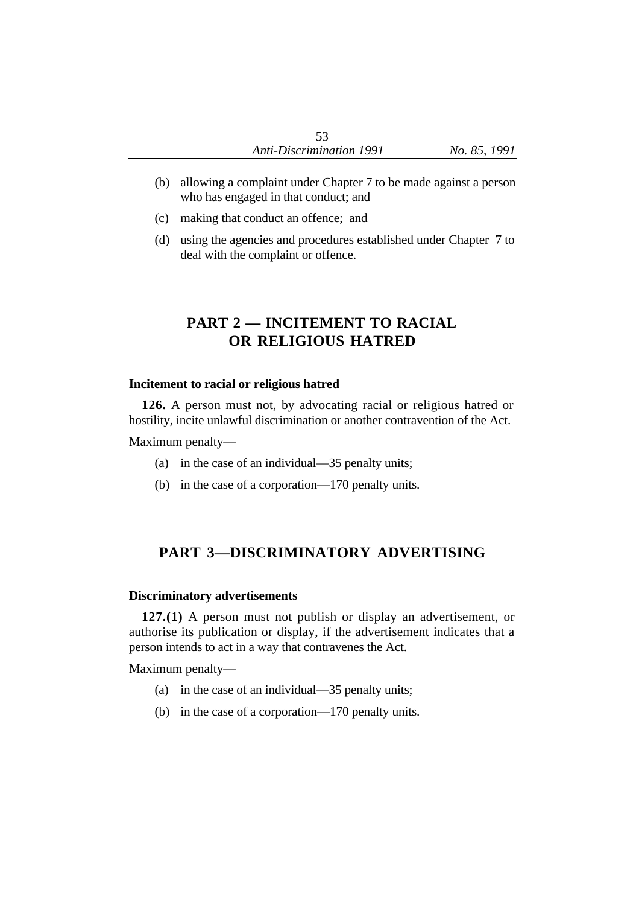(b) allowing a complaint under Chapter 7 to be made against a person who has engaged in that conduct; and

(c) making that conduct an offence; and

(d) using the agencies and procedures established under Chapter 7 to deal with the complaint or offence.

## PART 2 — INCITEMENT TO RACIAL OR RELIGIOUS HATRED

### Incitement to racial or religious hatred

**126.** A person must not, by advocating racial or religious hatred or hostility, incite unlawful discrimination or another contravention of the Act.

Maximum penalty—

(a) in the case of an individual—35 penalty units;

(b) in the case of a corporation—170 penalty units.

## PART 3—DISCRIMINATORY ADVERTISING

### Discriminatory advertisements

**127.(1)** A person must not publish or display an advertisement, or authorise its publication or display, if the advertisement indicates that a person intends to act in a way that contravenes the Act.

Maximum penalty—

(a) in the case of an individual—35 penalty units;

(b) in the case of a corporation—170 penalty units.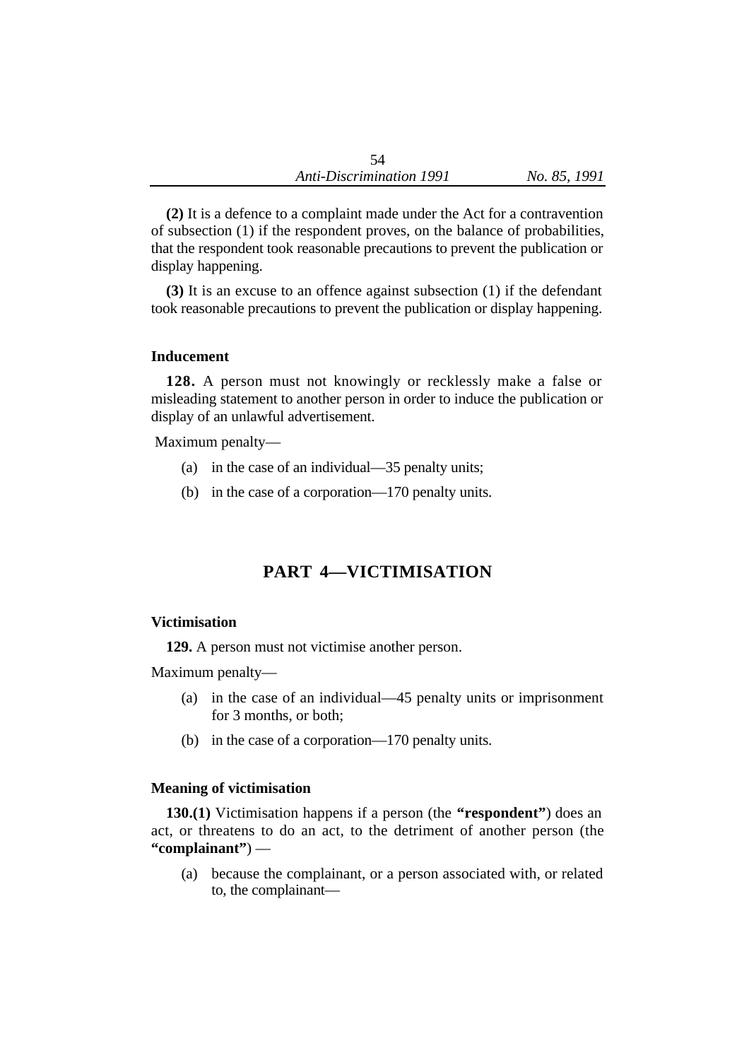**(2)** It is a defence to a complaint made under the Act for a contravention of subsection (1) if the respondent proves, on the balance of probabilities, that the respondent took reasonable precautions to prevent the publication or display happening.

**(3)** It is an excuse to an offence against subsection (1) if the defendant took reasonable precautions to prevent the publication or display happening.

### Inducement

**128.** A person must not knowingly or recklessly make a false or misleading statement to another person in order to induce the publication or display of an unlawful advertisement.

Maximum penalty—

- (a) in the case of an individual—35 penalty units;
- (b) in the case of a corporation—170 penalty units.

## PART 4—VICTIMISATION

### Victimisation

**129.** A person must not victimise another person.

Maximum penalty—

- (a) in the case of an individual—45 penalty units or imprisonment for 3 months, or both;
- (b) in the case of a corporation—170 penalty units.

### Meaning of victimisation

**130.(1)** Victimisation happens if a person (the **"respondent"**) does an act, or threatens to do an act, to the detriment of another person (the **"complainant"**) —

- (a) because the complainant, or a person associated with, or related to, the complainant—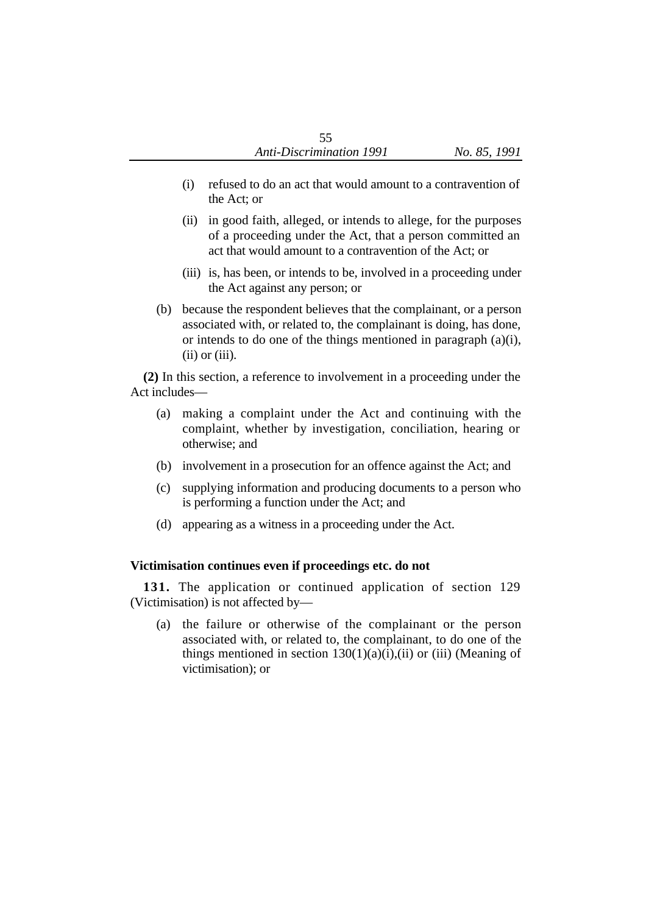(i) refused to do an act that would amount to a contravention of the Act; or

(ii) in good faith, alleged, or intends to allege, for the purposes of a proceeding under the Act, that a person committed an act that would amount to a contravention of the Act; or

(iii) is, has been, or intends to be, involved in a proceeding under the Act against any person; or

(b) because the respondent believes that the complainant, or a person associated with, or related to, the complainant is doing, has done, or intends to do one of the things mentioned in paragraph (a)(i), (ii) or (iii).

**(2)** In this section, a reference to involvement in a proceeding under the Act includes—

(a) making a complaint under the Act and continuing with the complaint, whether by investigation, conciliation, hearing or otherwise; and

(b) involvement in a prosecution for an offence against the Act; and

(c) supplying information and producing documents to a person who is performing a function under the Act; and

(d) appearing as a witness in a proceeding under the Act.

**Victimisation continues even if proceedings etc. do not**

**131.** The application or continued application of section 129 (Victimisation) is not affected by—

(a) the failure or otherwise of the complainant or the person associated with, or related to, the complainant, to do one of the things mentioned in section 130(1)(a)(i),(ii) or (iii) (Meaning of victimisation); or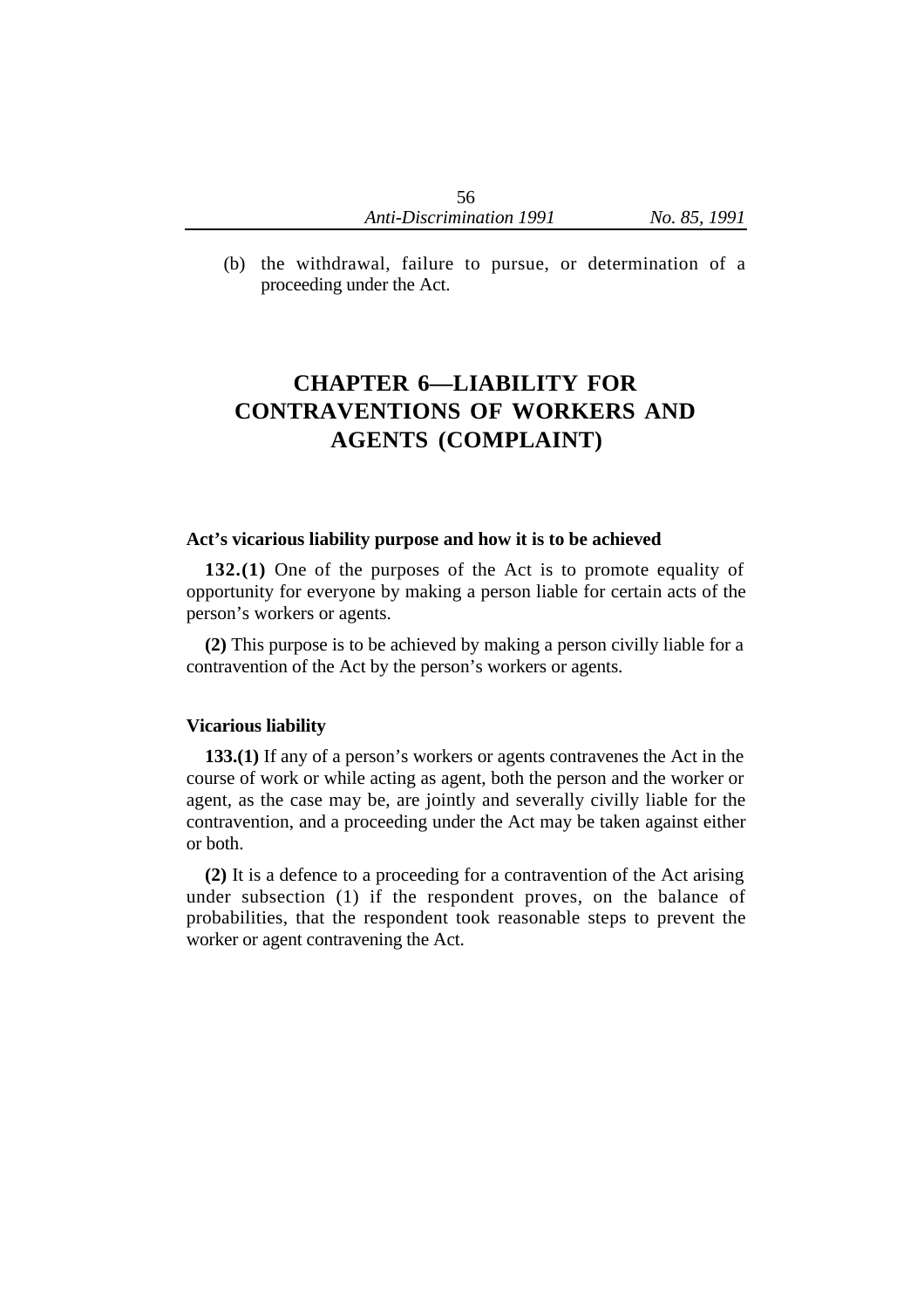(b) the withdrawal, failure to pursue, or determination of a proceeding under the Act.

# CHAPTER 6—LIABILITY FOR CONTRAVENTIONS OF WORKERS AND AGENTS (COMPLAINT)

### Act's vicarious liability purpose and how it is to be achieved

**132.(1)** One of the purposes of the Act is to promote equality of opportunity for everyone by making a person liable for certain acts of the person's workers or agents.

**(2)** This purpose is to be achieved by making a person civilly liable for a contravention of the Act by the person's workers or agents.

### Vicarious liability

**133.(1)** If any of a person's workers or agents contravenes the Act in the course of work or while acting as agent, both the person and the worker or agent, as the case may be, are jointly and severally civilly liable for the contravention, and a proceeding under the Act may be taken against either or both.

**(2)** It is a defence to a proceeding for a contravention of the Act arising under subsection (1) if the respondent proves, on the balance of probabilities, that the respondent took reasonable steps to prevent the worker or agent contravening the Act.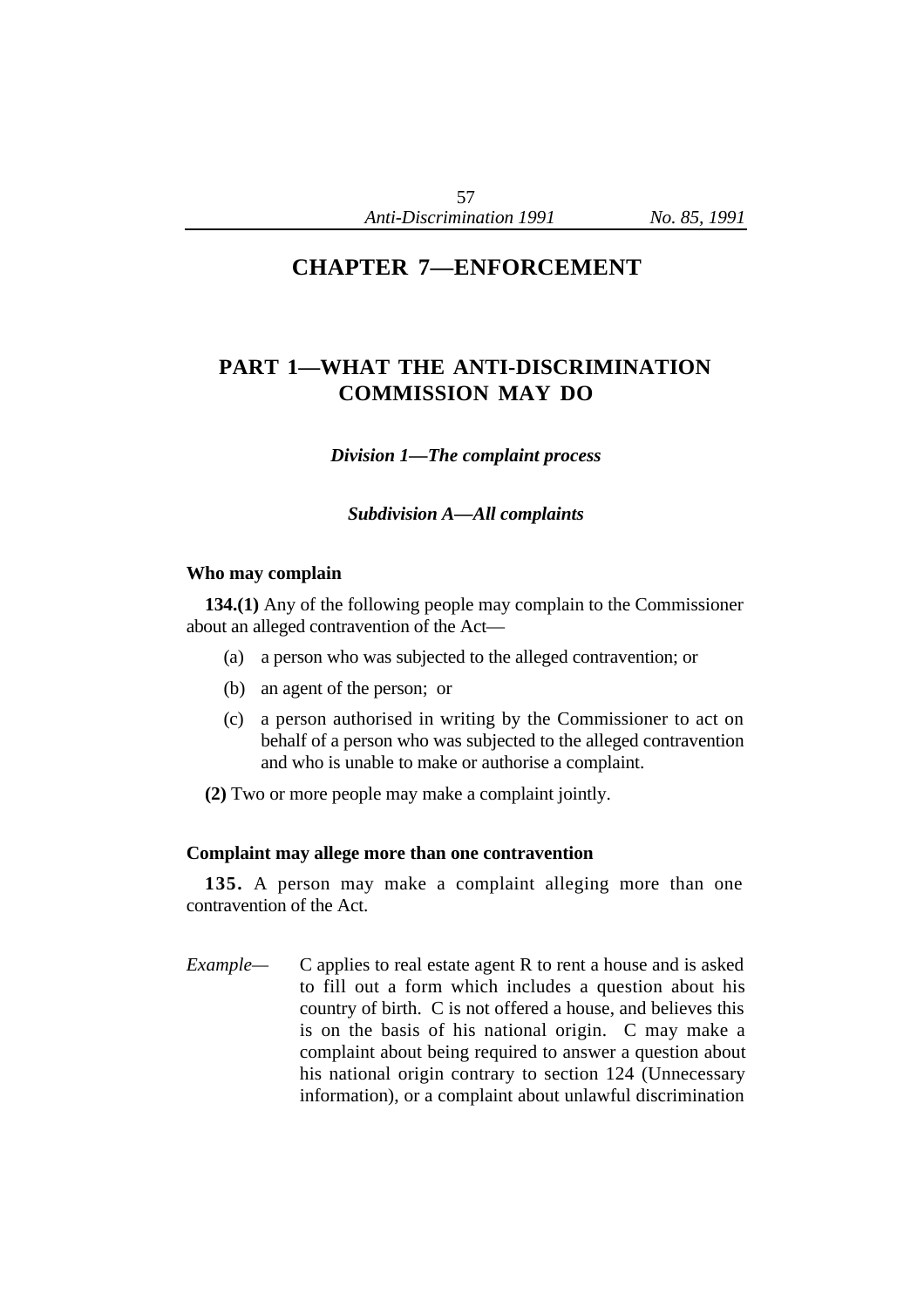# CHAPTER 7—ENFORCEMENT

## PART 1—WHAT THE ANTI-DISCRIMINATION COMMISSION MAY DO

### *Division 1—The complaint process*

#### *Subdivision A—All complaints*

**Who may complain**

**134.(1)** Any of the following people may complain to the Commissioner about an alleged contravention of the Act—

(a) a person who was subjected to the alleged contravention; or

(b) an agent of the person; or

(c) a person authorised in writing by the Commissioner to act on behalf of a person who was subjected to the alleged contravention and who is unable to make or authorise a complaint.

**(2)** Two or more people may make a complaint jointly.

**Complaint may allege more than one contravention**

**135.** A person may make a complaint alleging more than one contravention of the Act.

*Example*— C applies to real estate agent R to rent a house and is asked to fill out a form which includes a question about his country of birth. C is not offered a house, and believes this is on the basis of his national origin. C may make a complaint about being required to answer a question about his national origin contrary to section 124 (Unnecessary information), or a complaint about unlawful discrimination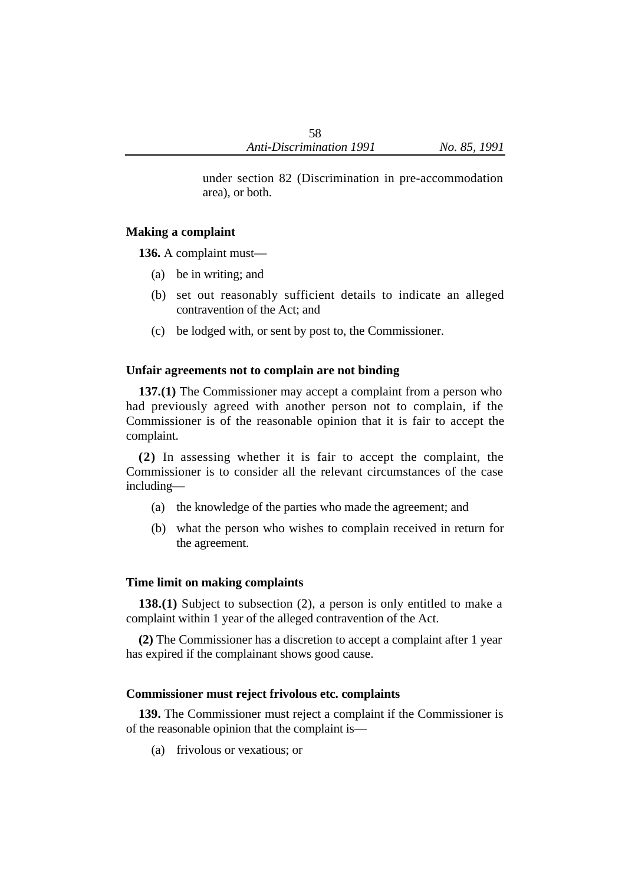under section 82 (Discrimination in pre-accommodation area), or both.

### Making a complaint

**136.** A complaint must—

(a) be in writing; and

(b) set out reasonably sufficient details to indicate an alleged contravention of the Act; and

(c) be lodged with, or sent by post to, the Commissioner.

### Unfair agreements not to complain are not binding

**137.(1)** The Commissioner may accept a complaint from a person who had previously agreed with another person not to complain, if the Commissioner is of the reasonable opinion that it is fair to accept the complaint.

**(2)** In assessing whether it is fair to accept the complaint, the Commissioner is to consider all the relevant circumstances of the case including—

(a) the knowledge of the parties who made the agreement; and

(b) what the person who wishes to complain received in return for the agreement.

### Time limit on making complaints

**138.(1)** Subject to subsection (2), a person is only entitled to make a complaint within 1 year of the alleged contravention of the Act.

**(2)** The Commissioner has a discretion to accept a complaint after 1 year has expired if the complainant shows good cause.

### Commissioner must reject frivolous etc. complaints

**139.** The Commissioner must reject a complaint if the Commissioner is of the reasonable opinion that the complaint is—

(a) frivolous or vexatious; or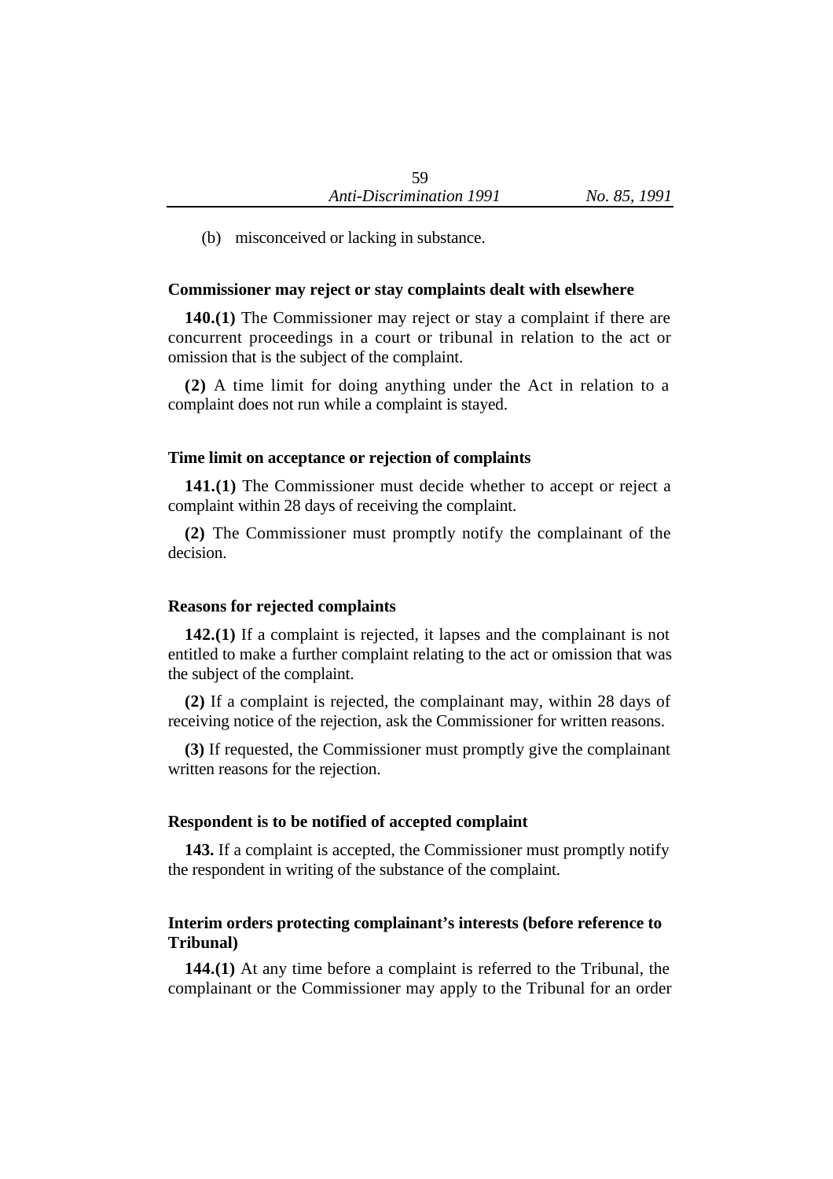(b) misconceived or lacking in substance.

**Commissioner may reject or stay complaints dealt with elsewhere**

**140.(1)** The Commissioner may reject or stay a complaint if there are concurrent proceedings in a court or tribunal in relation to the act or omission that is the subject of the complaint.

**(2)** A time limit for doing anything under the Act in relation to a complaint does not run while a complaint is stayed.

**Time limit on acceptance or rejection of complaints**

**141.(1)** The Commissioner must decide whether to accept or reject a complaint within 28 days of receiving the complaint.

**(2)** The Commissioner must promptly notify the complainant of the decision.

**Reasons for rejected complaints**

**142.(1)** If a complaint is rejected, it lapses and the complainant is not entitled to make a further complaint relating to the act or omission that was the subject of the complaint.

**(2)** If a complaint is rejected, the complainant may, within 28 days of receiving notice of the rejection, ask the Commissioner for written reasons.

**(3)** If requested, the Commissioner must promptly give the complainant written reasons for the rejection.

**Respondent is to be notified of accepted complaint**

**143.** If a complaint is accepted, the Commissioner must promptly notify the respondent in writing of the substance of the complaint.

**Interim orders protecting complainant's interests (before reference to Tribunal)**

**144.(1)** At any time before a complaint is referred to the Tribunal, the complainant or the Commissioner may apply to the Tribunal for an order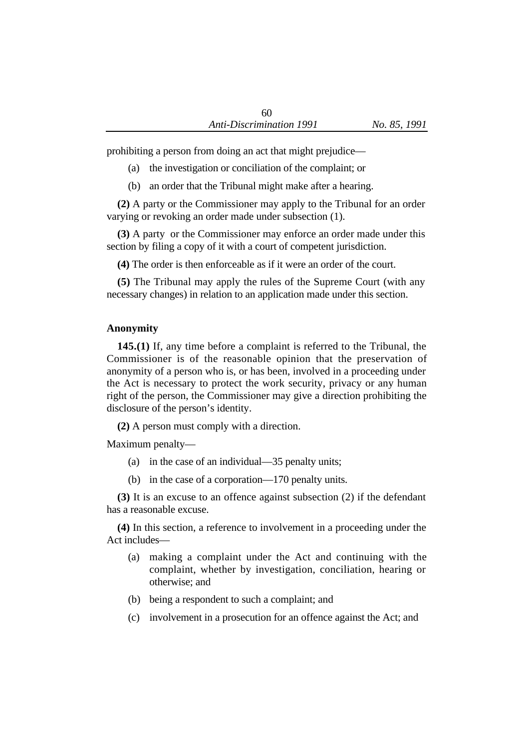prohibiting a person from doing an act that might prejudice—

(a) the investigation or conciliation of the complaint; or

(b) an order that the Tribunal might make after a hearing.

**(2)** A party or the Commissioner may apply to the Tribunal for an order varying or revoking an order made under subsection (1).

**(3)** A party or the Commissioner may enforce an order made under this section by filing a copy of it with a court of competent jurisdiction.

**(4)** The order is then enforceable as if it were an order of the court.

**(5)** The Tribunal may apply the rules of the Supreme Court (with any necessary changes) in relation to an application made under this section.

### Anonymity

**145.(1)** If, any time before a complaint is referred to the Tribunal, the Commissioner is of the reasonable opinion that the preservation of anonymity of a person who is, or has been, involved in a proceeding under the Act is necessary to protect the work security, privacy or any human right of the person, the Commissioner may give a direction prohibiting the disclosure of the person's identity.

**(2)** A person must comply with a direction.

Maximum penalty—

(a) in the case of an individual—35 penalty units;

(b) in the case of a corporation—170 penalty units.

**(3)** It is an excuse to an offence against subsection (2) if the defendant has a reasonable excuse.

**(4)** In this section, a reference to involvement in a proceeding under the Act includes—

(a) making a complaint under the Act and continuing with the complaint, whether by investigation, conciliation, hearing or otherwise; and

(b) being a respondent to such a complaint; and

(c) involvement in a prosecution for an offence against the Act; and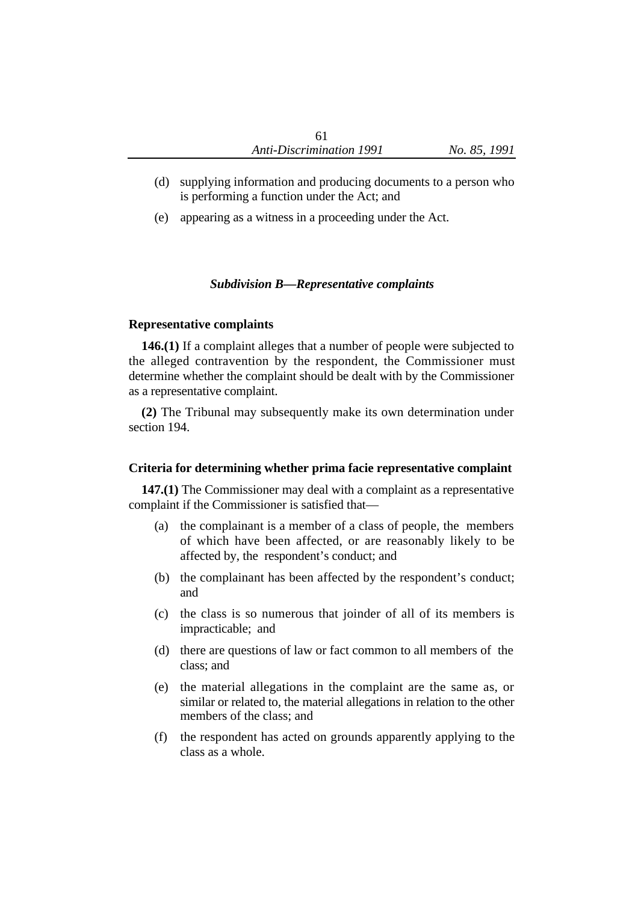(d) supplying information and producing documents to a person who is performing a function under the Act; and

(e) appearing as a witness in a proceeding under the Act.

### *Subdivision B—Representative complaints*

#### Representative complaints

**146.(1)** If a complaint alleges that a number of people were subjected to the alleged contravention by the respondent, the Commissioner must determine whether the complaint should be dealt with by the Commissioner as a representative complaint.

**(2)** The Tribunal may subsequently make its own determination under section 194.

#### Criteria for determining whether prima facie representative complaint

**147.(1)** The Commissioner may deal with a complaint as a representative complaint if the Commissioner is satisfied that—

(a) the complainant is a member of a class of people, the members of which have been affected, or are reasonably likely to be affected by, the respondent's conduct; and

(b) the complainant has been affected by the respondent's conduct; and

(c) the class is so numerous that joinder of all of its members is impracticable; and

(d) there are questions of law or fact common to all members of the class; and

(e) the material allegations in the complaint are the same as, or similar or related to, the material allegations in relation to the other members of the class; and

(f) the respondent has acted on grounds apparently applying to the class as a whole.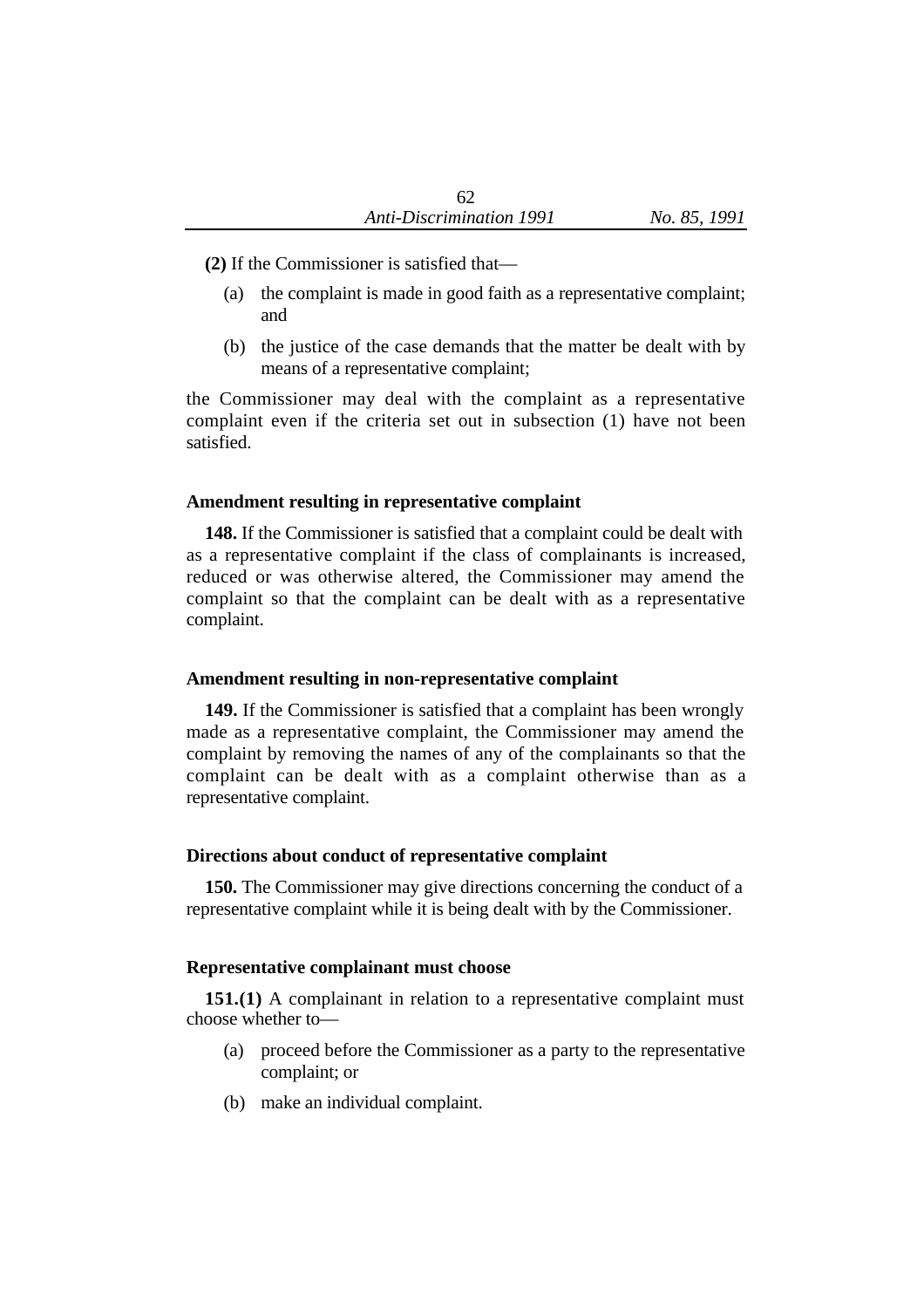**(2)** If the Commissioner is satisfied that—

(a) the complaint is made in good faith as a representative complaint; and

(b) the justice of the case demands that the matter be dealt with by means of a representative complaint;

the Commissioner may deal with the complaint as a representative complaint even if the criteria set out in subsection (1) have not been satisfied.

**Amendment resulting in representative complaint**

**148.** If the Commissioner is satisfied that a complaint could be dealt with as a representative complaint if the class of complainants is increased, reduced or was otherwise altered, the Commissioner may amend the complaint so that the complaint can be dealt with as a representative complaint.

**Amendment resulting in non-representative complaint**

**149.** If the Commissioner is satisfied that a complaint has been wrongly made as a representative complaint, the Commissioner may amend the complaint by removing the names of any of the complainants so that the complaint can be dealt with as a complaint otherwise than as a representative complaint.

**Directions about conduct of representative complaint**

**150.** The Commissioner may give directions concerning the conduct of a representative complaint while it is being dealt with by the Commissioner.

**Representative complainant must choose**

**151.(1)** A complainant in relation to a representative complaint must choose whether to—

(a) proceed before the Commissioner as a party to the representative complaint; or

(b) make an individual complaint.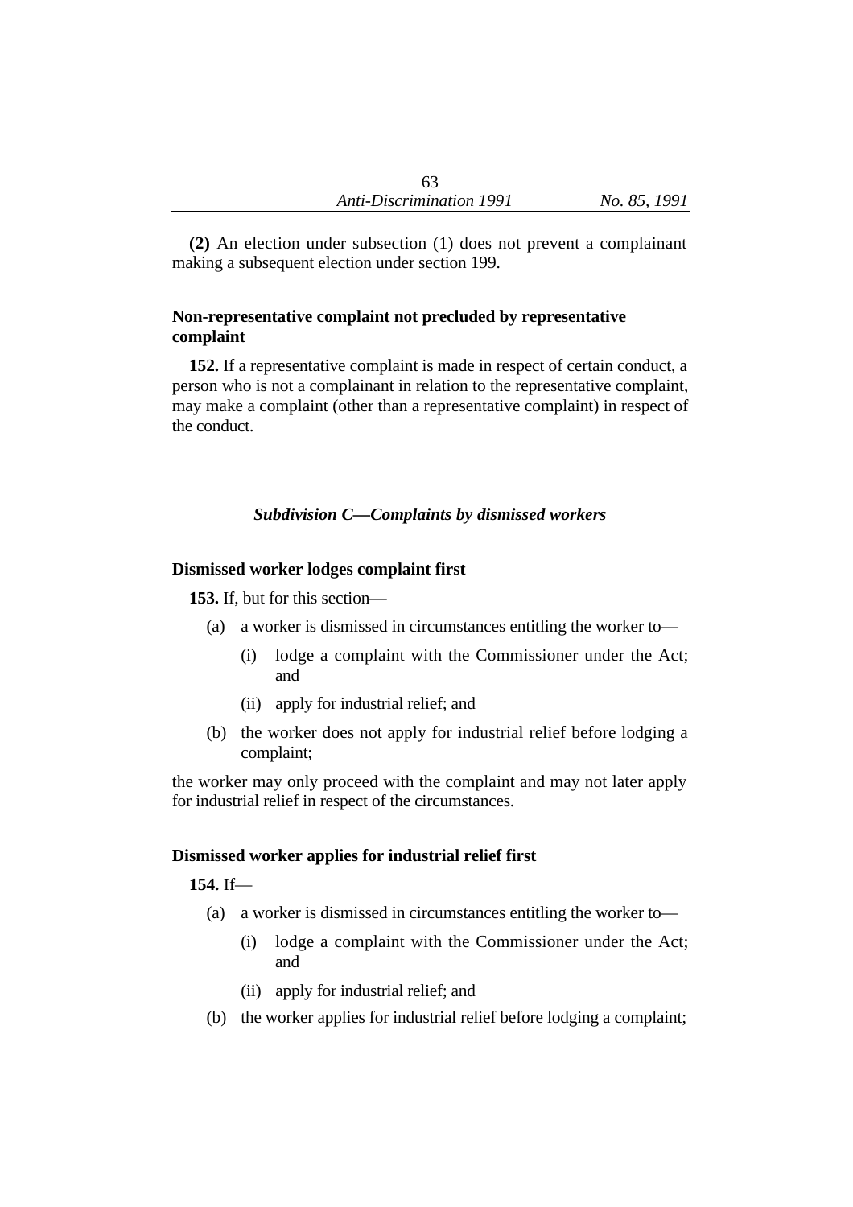**(2)** An election under subsection (1) does not prevent a complainant making a subsequent election under section 199.

**Non-representative complaint not precluded by representative complaint**

**152.** If a representative complaint is made in respect of certain conduct, a person who is not a complainant in relation to the representative complaint, may make a complaint (other than a representative complaint) in respect of the conduct.

### *Subdivision C—Complaints by dismissed workers*

**Dismissed worker lodges complaint first**

**153.** If, but for this section—

- (a) a worker is dismissed in circumstances entitling the worker to—
  - (i) lodge a complaint with the Commissioner under the Act; and
  - (ii) apply for industrial relief; and
- (b) the worker does not apply for industrial relief before lodging a complaint;

the worker may only proceed with the complaint and may not later apply for industrial relief in respect of the circumstances.

**Dismissed worker applies for industrial relief first**

**154.** If—

- (a) a worker is dismissed in circumstances entitling the worker to—
  - (i) lodge a complaint with the Commissioner under the Act; and
  - (ii) apply for industrial relief; and
- (b) the worker applies for industrial relief before lodging a complaint;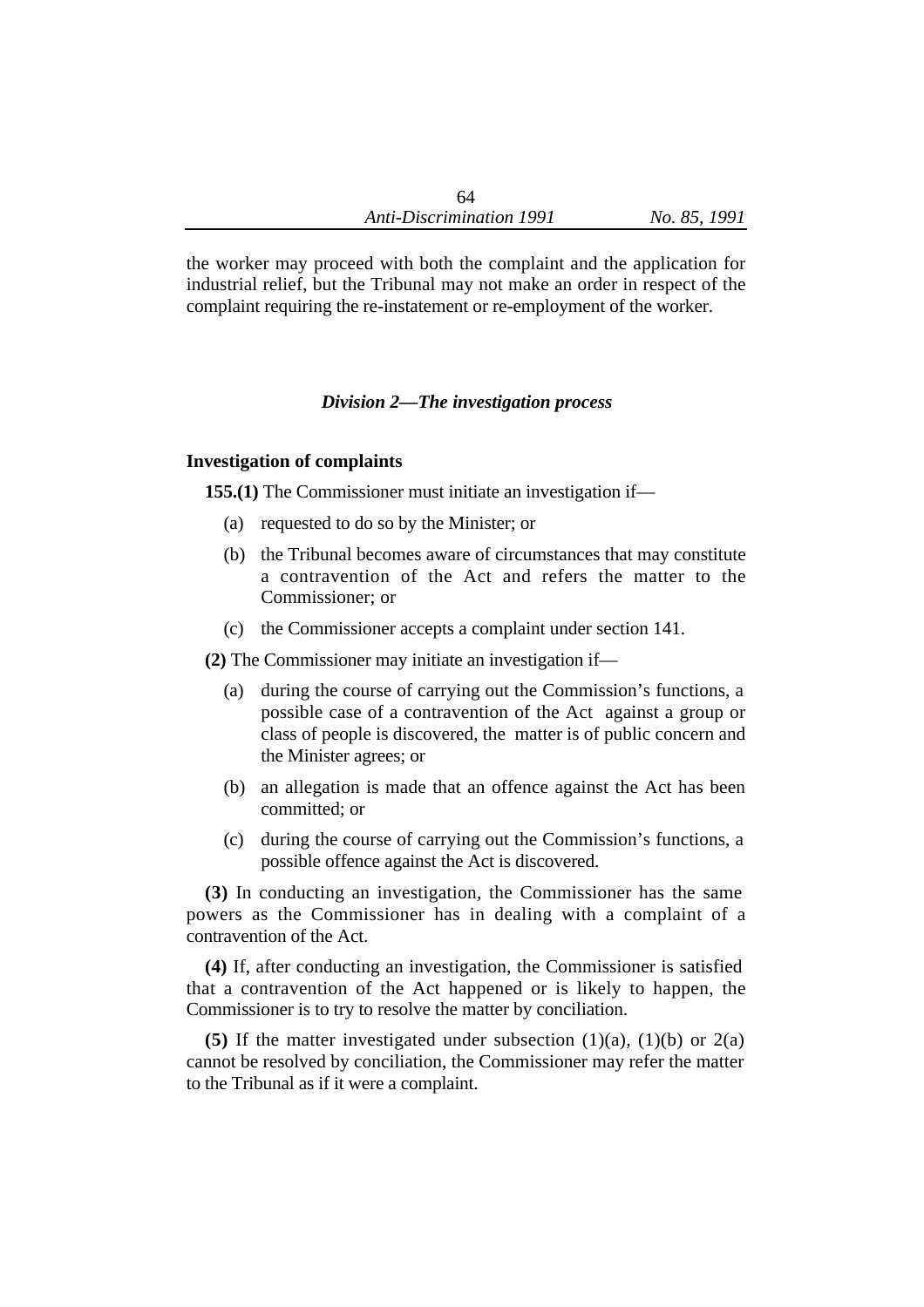the worker may proceed with both the complaint and the application for industrial relief, but the Tribunal may not make an order in respect of the complaint requiring the re-instatement or re-employment of the worker.

### *Division 2—The investigation process*

**Investigation of complaints**

**155.(1)** The Commissioner must initiate an investigation if—

(a) requested to do so by the Minister; or

(b) the Tribunal becomes aware of circumstances that may constitute a contravention of the Act and refers the matter to the Commissioner; or

(c) the Commissioner accepts a complaint under section 141.

**(2)** The Commissioner may initiate an investigation if—

(a) during the course of carrying out the Commission's functions, a possible case of a contravention of the Act against a group or class of people is discovered, the matter is of public concern and the Minister agrees; or

(b) an allegation is made that an offence against the Act has been committed; or

(c) during the course of carrying out the Commission's functions, a possible offence against the Act is discovered.

**(3)** In conducting an investigation, the Commissioner has the same powers as the Commissioner has in dealing with a complaint of a contravention of the Act.

**(4)** If, after conducting an investigation, the Commissioner is satisfied that a contravention of the Act happened or is likely to happen, the Commissioner is to try to resolve the matter by conciliation.

**(5)** If the matter investigated under subsection (1)(a), (1)(b) or 2(a) cannot be resolved by conciliation, the Commissioner may refer the matter to the Tribunal as if it were a complaint.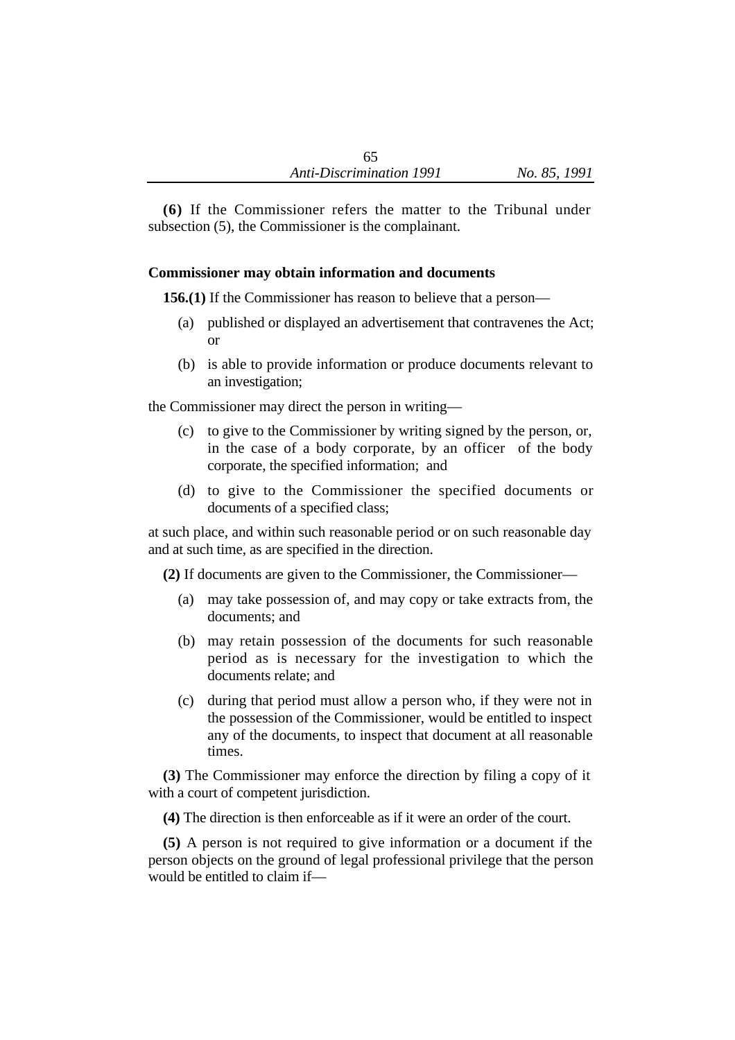**(6)** If the Commissioner refers the matter to the Tribunal under subsection (5), the Commissioner is the complainant.

### Commissioner may obtain information and documents

**156.(1)** If the Commissioner has reason to believe that a person—

- (a) published or displayed an advertisement that contravenes the Act; or
- (b) is able to provide information or produce documents relevant to an investigation;

the Commissioner may direct the person in writing—

- (c) to give to the Commissioner by writing signed by the person, or, in the case of a body corporate, by an officer of the body corporate, the specified information; and
- (d) to give to the Commissioner the specified documents or documents of a specified class;

at such place, and within such reasonable period or on such reasonable day and at such time, as are specified in the direction.

**(2)** If documents are given to the Commissioner, the Commissioner—

- (a) may take possession of, and may copy or take extracts from, the documents; and
- (b) may retain possession of the documents for such reasonable period as is necessary for the investigation to which the documents relate; and
- (c) during that period must allow a person who, if they were not in the possession of the Commissioner, would be entitled to inspect any of the documents, to inspect that document at all reasonable times.

**(3)** The Commissioner may enforce the direction by filing a copy of it with a court of competent jurisdiction.

**(4)** The direction is then enforceable as if it were an order of the court.

**(5)** A person is not required to give information or a document if the person objects on the ground of legal professional privilege that the person would be entitled to claim if—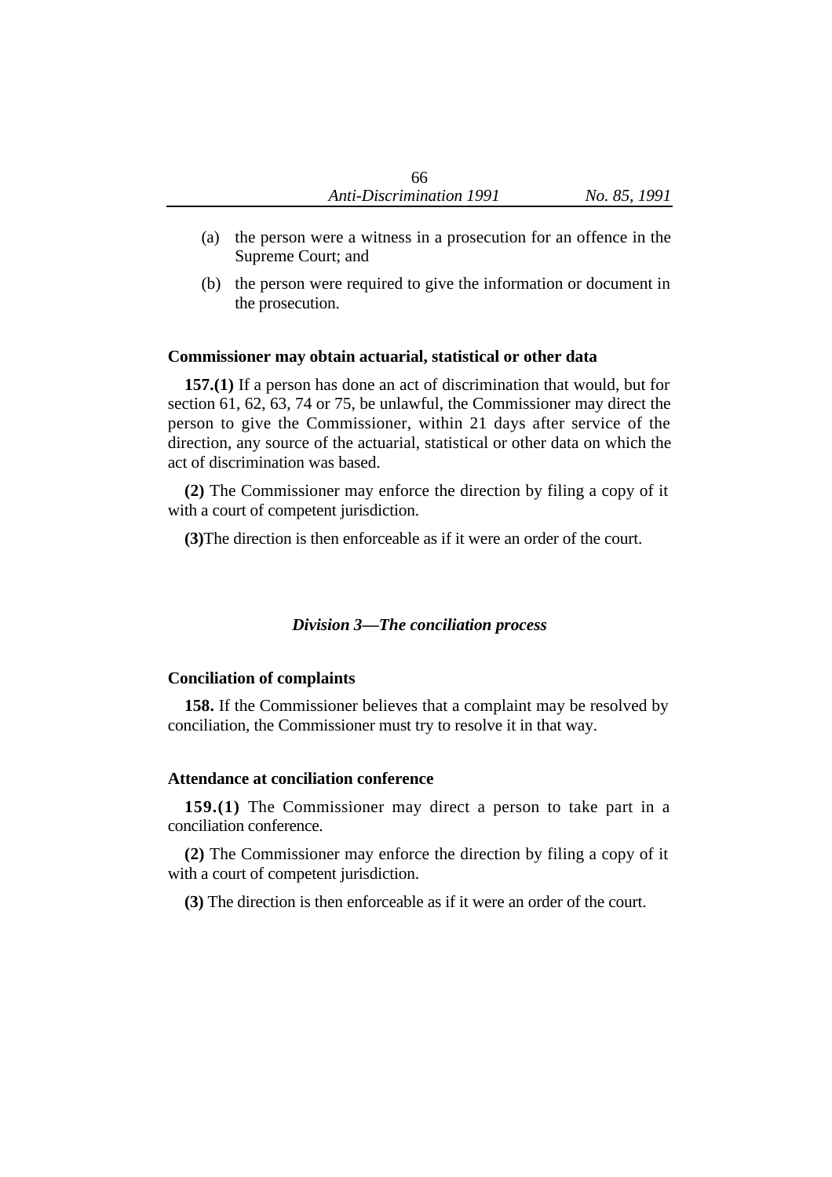(a) the person were a witness in a prosecution for an offence in the Supreme Court; and

(b) the person were required to give the information or document in the prosecution.

### Commissioner may obtain actuarial, statistical or other data

**157.(1)** If a person has done an act of discrimination that would, but for section 61, 62, 63, 74 or 75, be unlawful, the Commissioner may direct the person to give the Commissioner, within 21 days after service of the direction, any source of the actuarial, statistical or other data on which the act of discrimination was based.

**(2)** The Commissioner may enforce the direction by filing a copy of it with a court of competent jurisdiction.

**(3)**The direction is then enforceable as if it were an order of the court.

## *Division 3—The conciliation process*

### Conciliation of complaints

**158.** If the Commissioner believes that a complaint may be resolved by conciliation, the Commissioner must try to resolve it in that way.

### Attendance at conciliation conference

**159.(1)** The Commissioner may direct a person to take part in a conciliation conference.

**(2)** The Commissioner may enforce the direction by filing a copy of it with a court of competent jurisdiction.

**(3)** The direction is then enforceable as if it were an order of the court.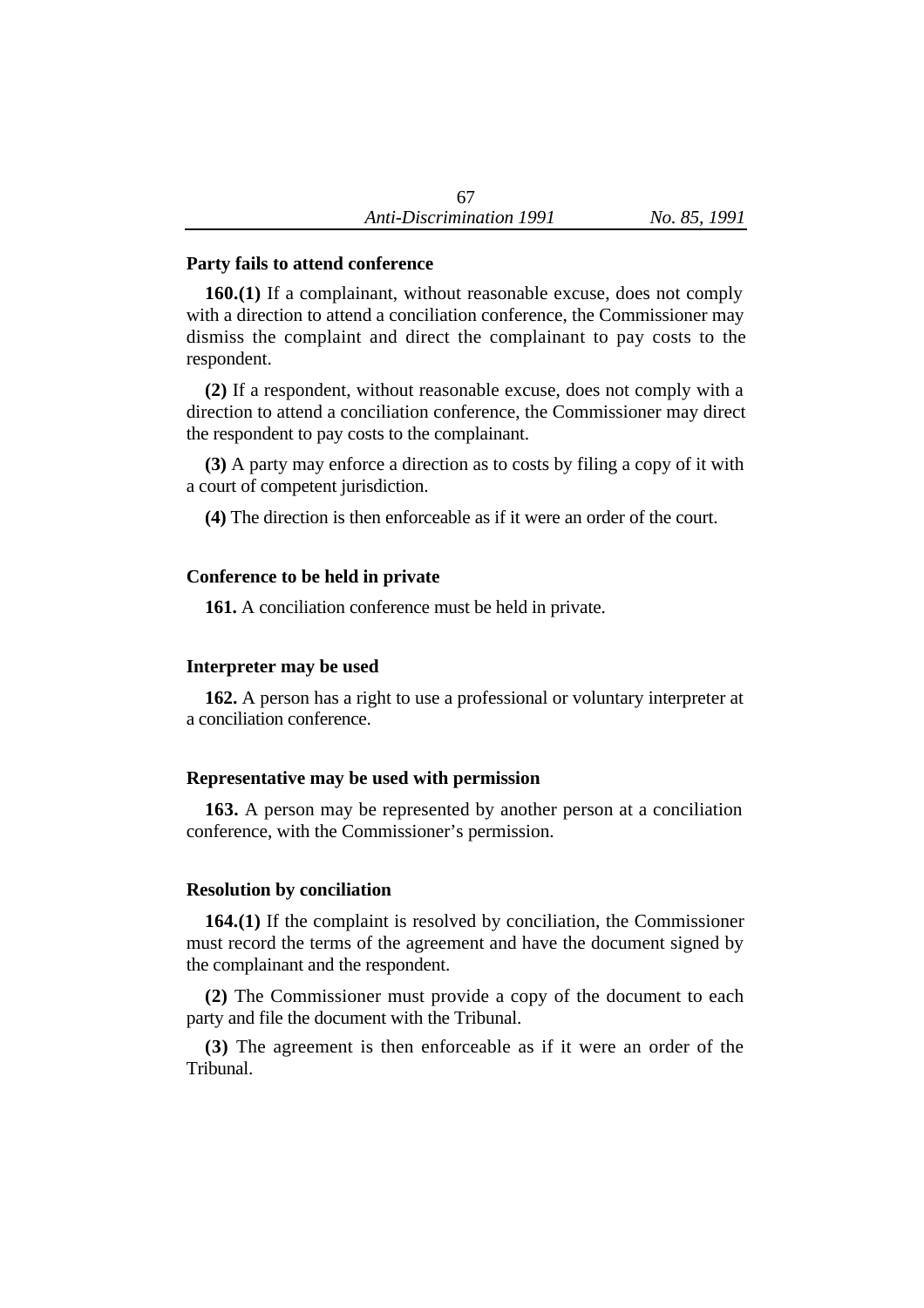**Party fails to attend conference**

**160.(1)** If a complainant, without reasonable excuse, does not comply with a direction to attend a conciliation conference, the Commissioner may dismiss the complaint and direct the complainant to pay costs to the respondent.

**(2)** If a respondent, without reasonable excuse, does not comply with a direction to attend a conciliation conference, the Commissioner may direct the respondent to pay costs to the complainant.

**(3)** A party may enforce a direction as to costs by filing a copy of it with a court of competent jurisdiction.

**(4)** The direction is then enforceable as if it were an order of the court.

**Conference to be held in private**

**161.** A conciliation conference must be held in private.

**Interpreter may be used**

**162.** A person has a right to use a professional or voluntary interpreter at a conciliation conference.

**Representative may be used with permission**

**163.** A person may be represented by another person at a conciliation conference, with the Commissioner's permission.

**Resolution by conciliation**

**164.(1)** If the complaint is resolved by conciliation, the Commissioner must record the terms of the agreement and have the document signed by the complainant and the respondent.

**(2)** The Commissioner must provide a copy of the document to each party and file the document with the Tribunal.

**(3)** The agreement is then enforceable as if it were an order of the Tribunal.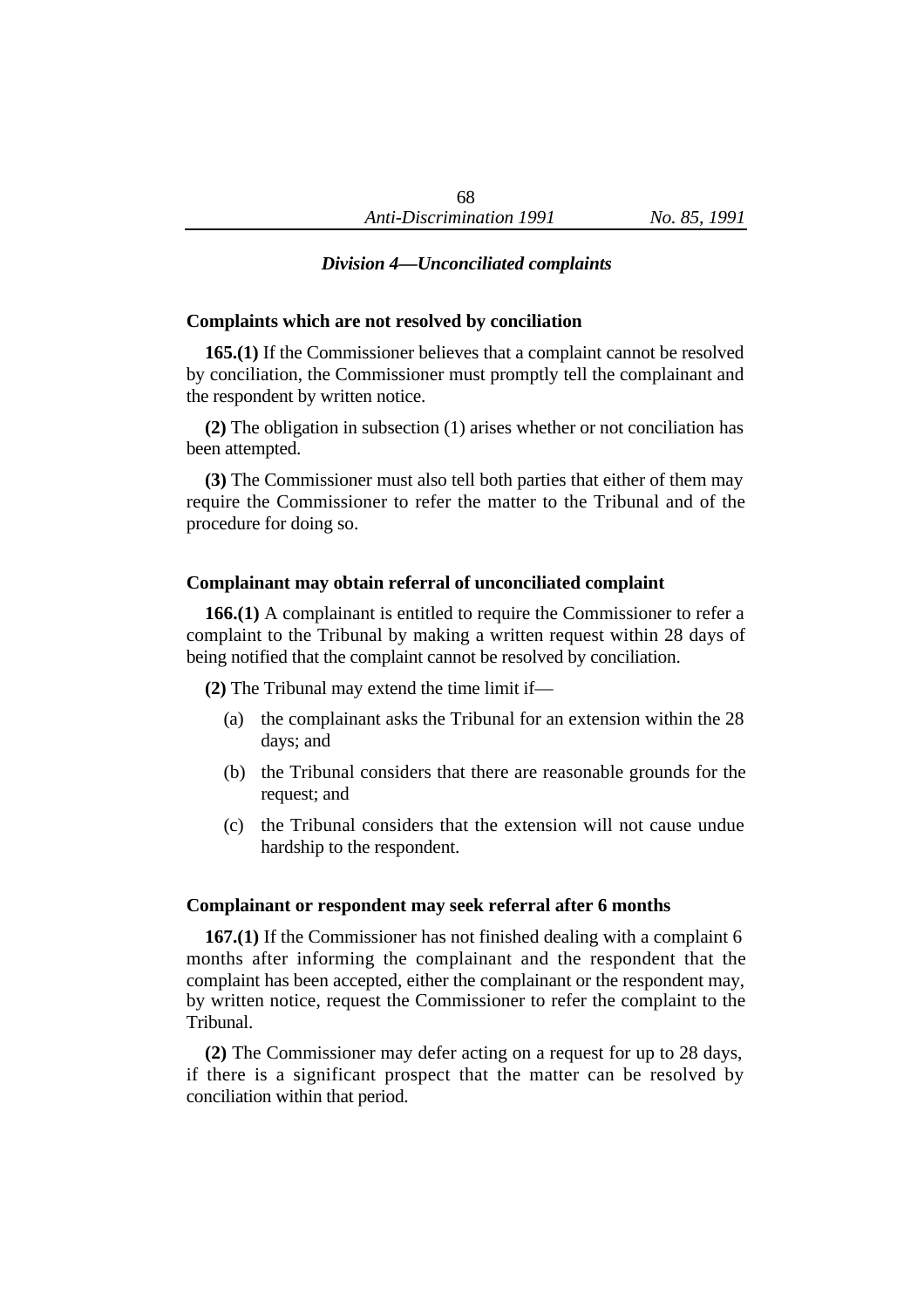### *Division 4—Unconciliated complaints*

**Complaints which are not resolved by conciliation**

**165.(1)** If the Commissioner believes that a complaint cannot be resolved by conciliation, the Commissioner must promptly tell the complainant and the respondent by written notice.

**(2)** The obligation in subsection (1) arises whether or not conciliation has been attempted.

**(3)** The Commissioner must also tell both parties that either of them may require the Commissioner to refer the matter to the Tribunal and of the procedure for doing so.

**Complainant may obtain referral of unconciliated complaint**

**166.(1)** A complainant is entitled to require the Commissioner to refer a complaint to the Tribunal by making a written request within 28 days of being notified that the complaint cannot be resolved by conciliation.

**(2)** The Tribunal may extend the time limit if—

(a) the complainant asks the Tribunal for an extension within the 28 days; and

(b) the Tribunal considers that there are reasonable grounds for the request; and

(c) the Tribunal considers that the extension will not cause undue hardship to the respondent.

**Complainant or respondent may seek referral after 6 months**

**167.(1)** If the Commissioner has not finished dealing with a complaint 6 months after informing the complainant and the respondent that the complaint has been accepted, either the complainant or the respondent may, by written notice, request the Commissioner to refer the complaint to the Tribunal.

**(2)** The Commissioner may defer acting on a request for up to 28 days, if there is a significant prospect that the matter can be resolved by conciliation within that period.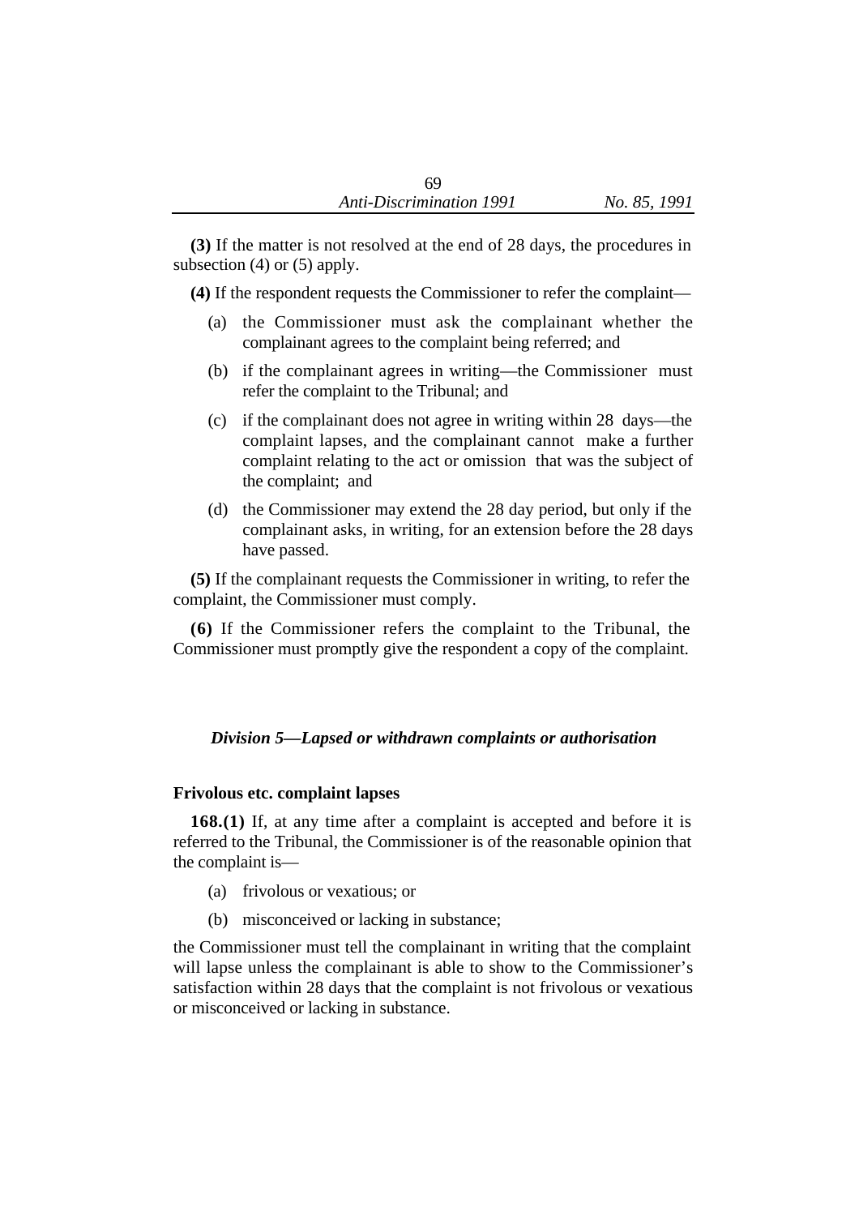**(3)** If the matter is not resolved at the end of 28 days, the procedures in subsection (4) or (5) apply.

**(4)** If the respondent requests the Commissioner to refer the complaint—

(a) the Commissioner must ask the complainant whether the complainant agrees to the complaint being referred; and

(b) if the complainant agrees in writing—the Commissioner must refer the complaint to the Tribunal; and

(c) if the complainant does not agree in writing within 28 days—the complaint lapses, and the complainant cannot make a further complaint relating to the act or omission that was the subject of the complaint; and

(d) the Commissioner may extend the 28 day period, but only if the complainant asks, in writing, for an extension before the 28 days have passed.

**(5)** If the complainant requests the Commissioner in writing, to refer the complaint, the Commissioner must comply.

**(6)** If the Commissioner refers the complaint to the Tribunal, the Commissioner must promptly give the respondent a copy of the complaint.

### *Division 5—Lapsed or withdrawn complaints or authorisation*

**Frivolous etc. complaint lapses**

**168.(1)** If, at any time after a complaint is accepted and before it is referred to the Tribunal, the Commissioner is of the reasonable opinion that the complaint is—

(a) frivolous or vexatious; or

(b) misconceived or lacking in substance;

the Commissioner must tell the complainant in writing that the complaint will lapse unless the complainant is able to show to the Commissioner's satisfaction within 28 days that the complaint is not frivolous or vexatious or misconceived or lacking in substance.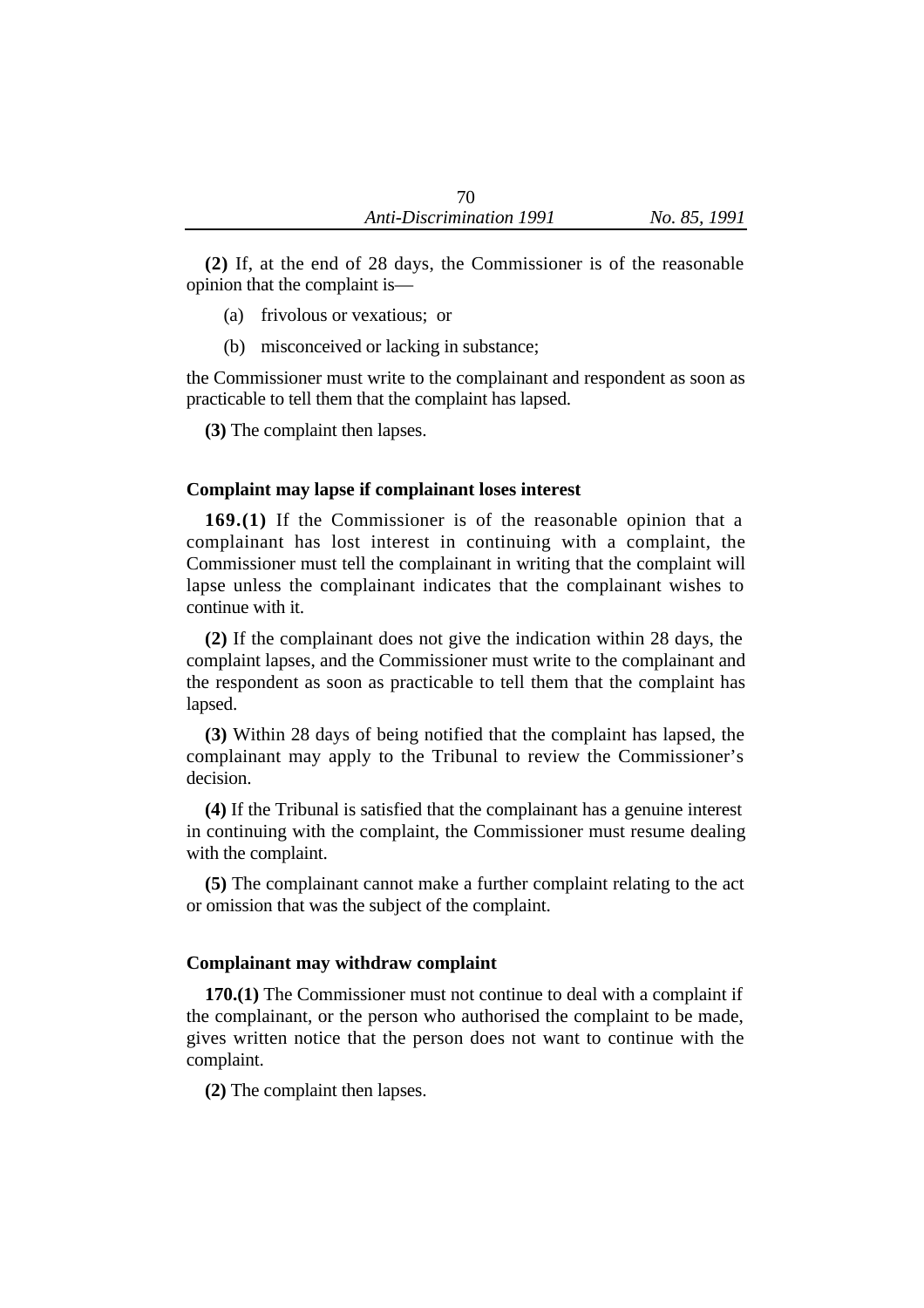**(2)** If, at the end of 28 days, the Commissioner is of the reasonable opinion that the complaint is—

(a) frivolous or vexatious; or

(b) misconceived or lacking in substance;

the Commissioner must write to the complainant and respondent as soon as practicable to tell them that the complaint has lapsed.

**(3)** The complaint then lapses.

### Complaint may lapse if complainant loses interest

**169.(1)** If the Commissioner is of the reasonable opinion that a complainant has lost interest in continuing with a complaint, the Commissioner must tell the complainant in writing that the complaint will lapse unless the complainant indicates that the complainant wishes to continue with it.

**(2)** If the complainant does not give the indication within 28 days, the complaint lapses, and the Commissioner must write to the complainant and the respondent as soon as practicable to tell them that the complaint has lapsed.

**(3)** Within 28 days of being notified that the complaint has lapsed, the complainant may apply to the Tribunal to review the Commissioner's decision.

**(4)** If the Tribunal is satisfied that the complainant has a genuine interest in continuing with the complaint, the Commissioner must resume dealing with the complaint.

**(5)** The complainant cannot make a further complaint relating to the act or omission that was the subject of the complaint.

### Complainant may withdraw complaint

**170.(1)** The Commissioner must not continue to deal with a complaint if the complainant, or the person who authorised the complaint to be made, gives written notice that the person does not want to continue with the complaint.

**(2)** The complaint then lapses.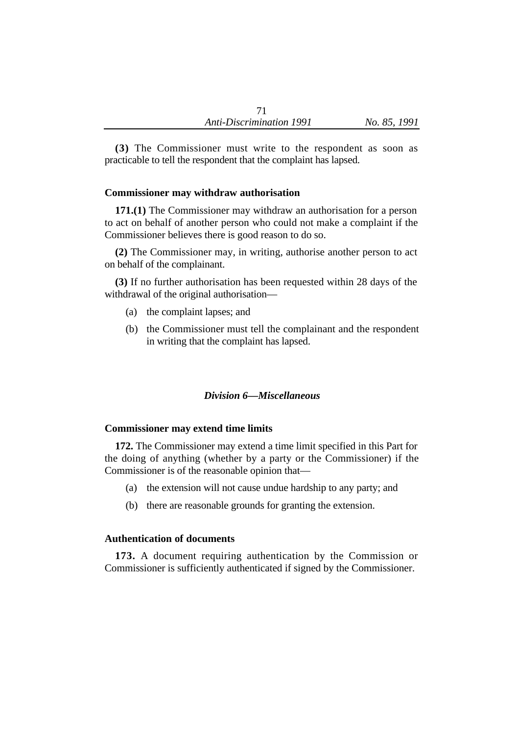**(3)** The Commissioner must write to the respondent as soon as practicable to tell the respondent that the complaint has lapsed.

### Commissioner may withdraw authorisation

**171.(1)** The Commissioner may withdraw an authorisation for a person to act on behalf of another person who could not make a complaint if the Commissioner believes there is good reason to do so.

**(2)** The Commissioner may, in writing, authorise another person to act on behalf of the complainant.

**(3)** If no further authorisation has been requested within 28 days of the withdrawal of the original authorisation—

(a) the complaint lapses; and

(b) the Commissioner must tell the complainant and the respondent in writing that the complaint has lapsed.

## *Division 6—Miscellaneous*

### Commissioner may extend time limits

**172.** The Commissioner may extend a time limit specified in this Part for the doing of anything (whether by a party or the Commissioner) if the Commissioner is of the reasonable opinion that—

(a) the extension will not cause undue hardship to any party; and

(b) there are reasonable grounds for granting the extension.

### Authentication of documents

**173.** A document requiring authentication by the Commission or Commissioner is sufficiently authenticated if signed by the Commissioner.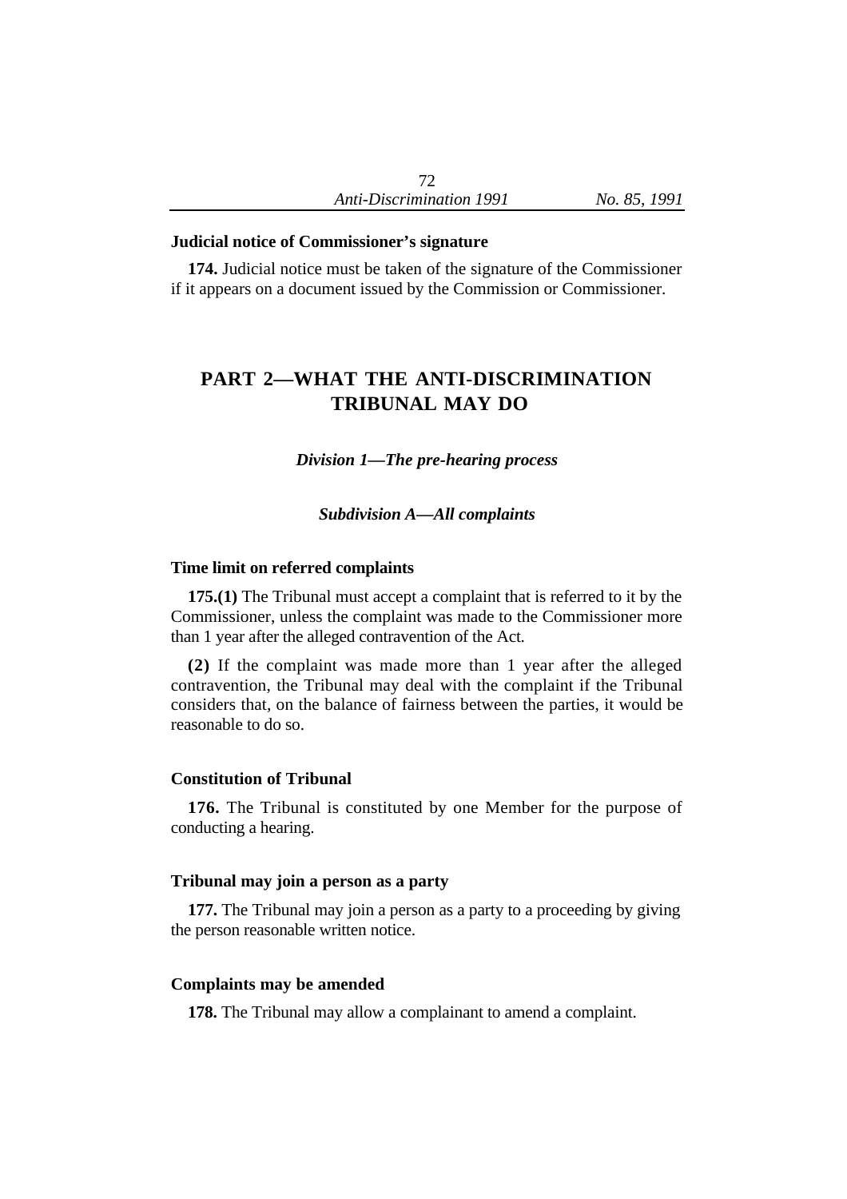**Judicial notice of Commissioner's signature**

**174.** Judicial notice must be taken of the signature of the Commissioner if it appears on a document issued by the Commission or Commissioner.

## PART 2—WHAT THE ANTI-DISCRIMINATION TRIBUNAL MAY DO

### *Division 1—The pre-hearing process*

#### *Subdivision A—All complaints*

**Time limit on referred complaints**

**175.(1)** The Tribunal must accept a complaint that is referred to it by the Commissioner, unless the complaint was made to the Commissioner more than 1 year after the alleged contravention of the Act.

**(2)** If the complaint was made more than 1 year after the alleged contravention, the Tribunal may deal with the complaint if the Tribunal considers that, on the balance of fairness between the parties, it would be reasonable to do so.

**Constitution of Tribunal**

**176.** The Tribunal is constituted by one Member for the purpose of conducting a hearing.

**Tribunal may join a person as a party**

**177.** The Tribunal may join a person as a party to a proceeding by giving the person reasonable written notice.

**Complaints may be amended**

**178.** The Tribunal may allow a complainant to amend a complaint.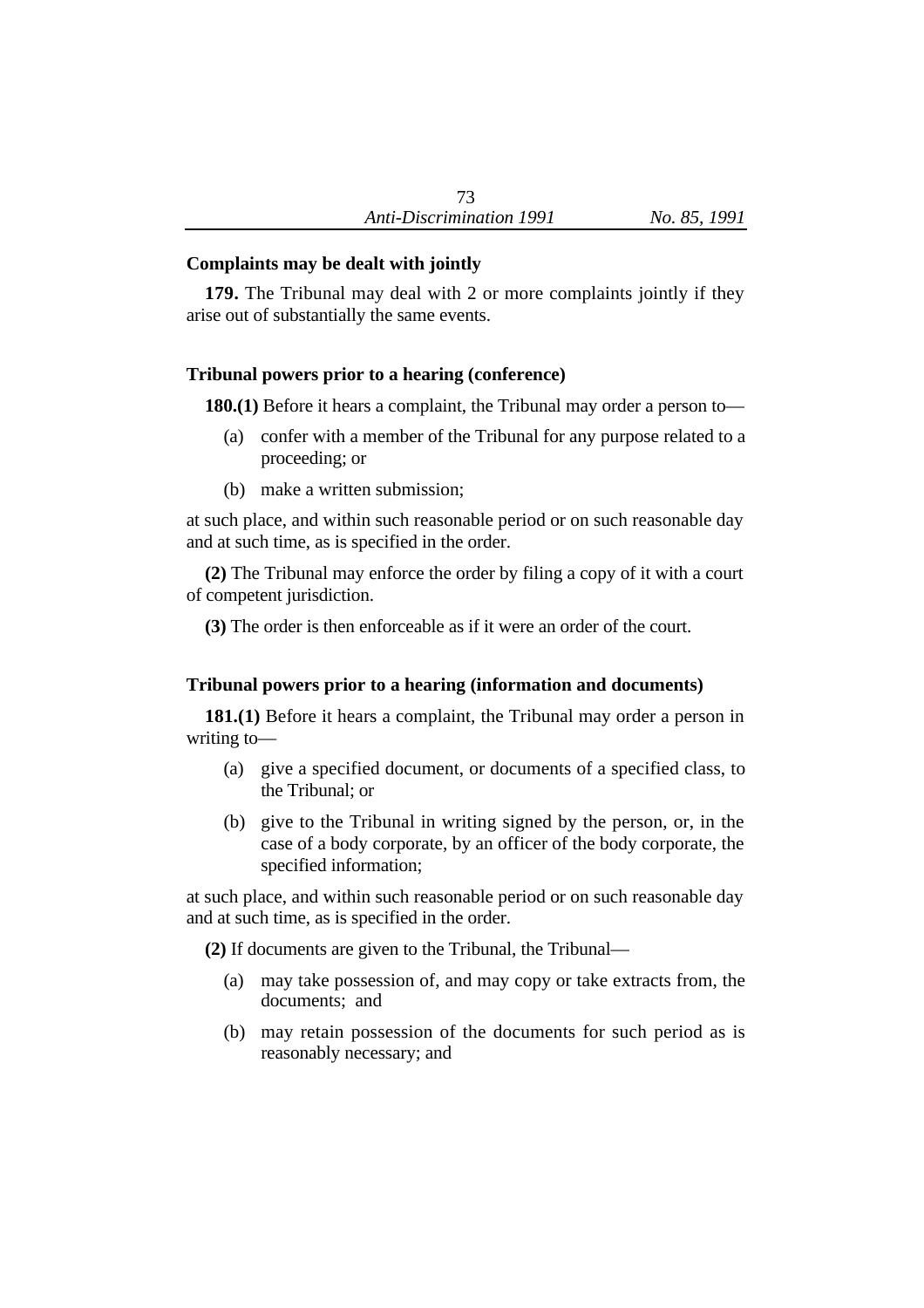### Complaints may be dealt with jointly

**179.** The Tribunal may deal with 2 or more complaints jointly if they arise out of substantially the same events.

### Tribunal powers prior to a hearing (conference)

**180.(1)** Before it hears a complaint, the Tribunal may order a person to—

(a) confer with a member of the Tribunal for any purpose related to a proceeding; or

(b) make a written submission;

at such place, and within such reasonable period or on such reasonable day and at such time, as is specified in the order.

**(2)** The Tribunal may enforce the order by filing a copy of it with a court of competent jurisdiction.

**(3)** The order is then enforceable as if it were an order of the court.

### Tribunal powers prior to a hearing (information and documents)

**181.(1)** Before it hears a complaint, the Tribunal may order a person in writing to—

(a) give a specified document, or documents of a specified class, to the Tribunal; or

(b) give to the Tribunal in writing signed by the person, or, in the case of a body corporate, by an officer of the body corporate, the specified information;

at such place, and within such reasonable period or on such reasonable day and at such time, as is specified in the order.

**(2)** If documents are given to the Tribunal, the Tribunal—

(a) may take possession of, and may copy or take extracts from, the documents; and

(b) may retain possession of the documents for such period as is reasonably necessary; and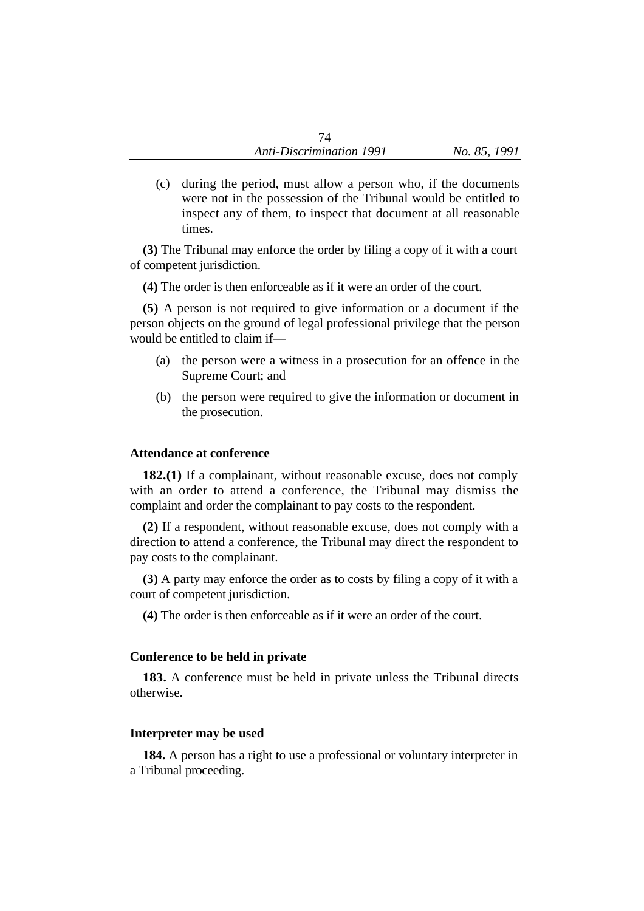(c) during the period, must allow a person who, if the documents were not in the possession of the Tribunal would be entitled to inspect any of them, to inspect that document at all reasonable times.

**(3)** The Tribunal may enforce the order by filing a copy of it with a court of competent jurisdiction.

**(4)** The order is then enforceable as if it were an order of the court.

**(5)** A person is not required to give information or a document if the person objects on the ground of legal professional privilege that the person would be entitled to claim if—

(a) the person were a witness in a prosecution for an offence in the Supreme Court; and

(b) the person were required to give the information or document in the prosecution.

### Attendance at conference

**182.(1)** If a complainant, without reasonable excuse, does not comply with an order to attend a conference, the Tribunal may dismiss the complaint and order the complainant to pay costs to the respondent.

**(2)** If a respondent, without reasonable excuse, does not comply with a direction to attend a conference, the Tribunal may direct the respondent to pay costs to the complainant.

**(3)** A party may enforce the order as to costs by filing a copy of it with a court of competent jurisdiction.

**(4)** The order is then enforceable as if it were an order of the court.

### Conference to be held in private

**183.** A conference must be held in private unless the Tribunal directs otherwise.

### Interpreter may be used

**184.** A person has a right to use a professional or voluntary interpreter in a Tribunal proceeding.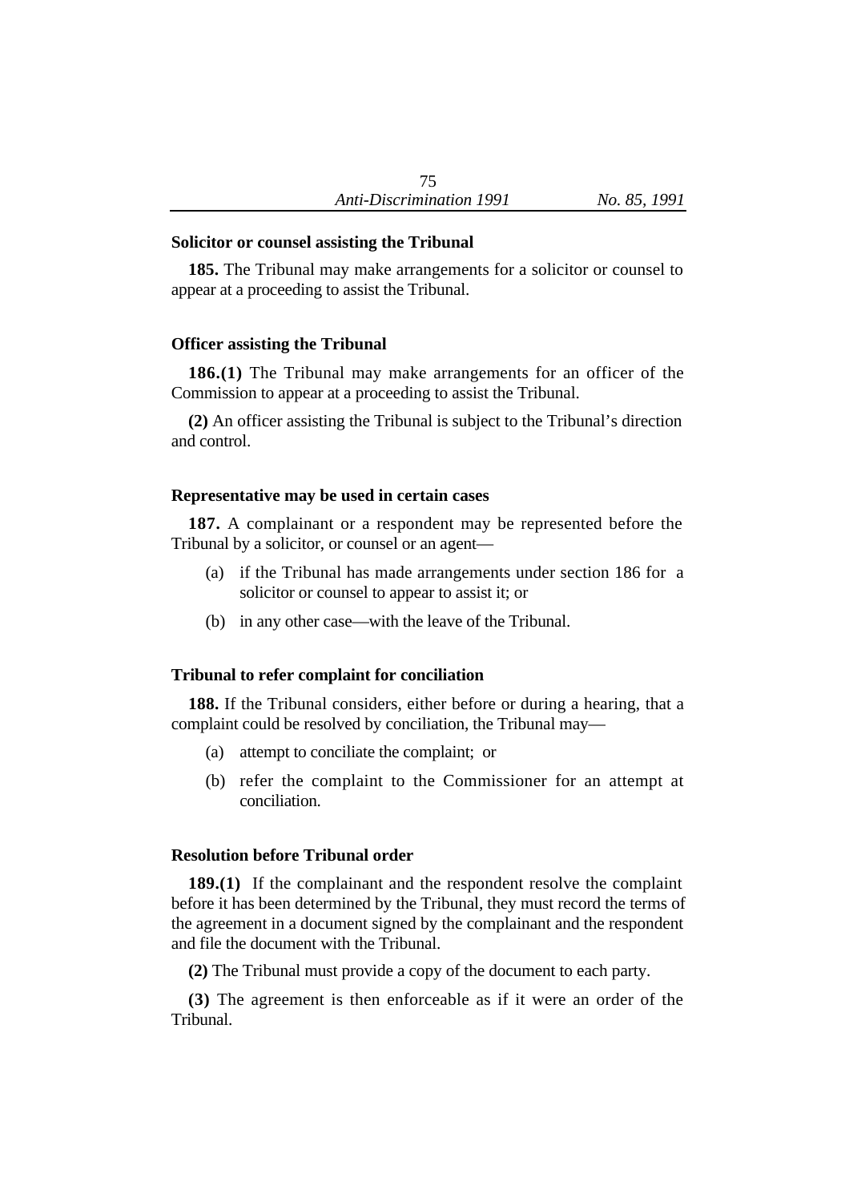**Solicitor or counsel assisting the Tribunal**

**185.** The Tribunal may make arrangements for a solicitor or counsel to appear at a proceeding to assist the Tribunal.

**Officer assisting the Tribunal**

**186.(1)** The Tribunal may make arrangements for an officer of the Commission to appear at a proceeding to assist the Tribunal.

**(2)** An officer assisting the Tribunal is subject to the Tribunal's direction and control.

**Representative may be used in certain cases**

**187.** A complainant or a respondent may be represented before the Tribunal by a solicitor, or counsel or an agent—

(a) if the Tribunal has made arrangements under section 186 for a solicitor or counsel to appear to assist it; or

(b) in any other case—with the leave of the Tribunal.

**Tribunal to refer complaint for conciliation**

**188.** If the Tribunal considers, either before or during a hearing, that a complaint could be resolved by conciliation, the Tribunal may—

(a) attempt to conciliate the complaint; or

(b) refer the complaint to the Commissioner for an attempt at conciliation.

**Resolution before Tribunal order**

**189.(1)** If the complainant and the respondent resolve the complaint before it has been determined by the Tribunal, they must record the terms of the agreement in a document signed by the complainant and the respondent and file the document with the Tribunal.

**(2)** The Tribunal must provide a copy of the document to each party.

**(3)** The agreement is then enforceable as if it were an order of the Tribunal.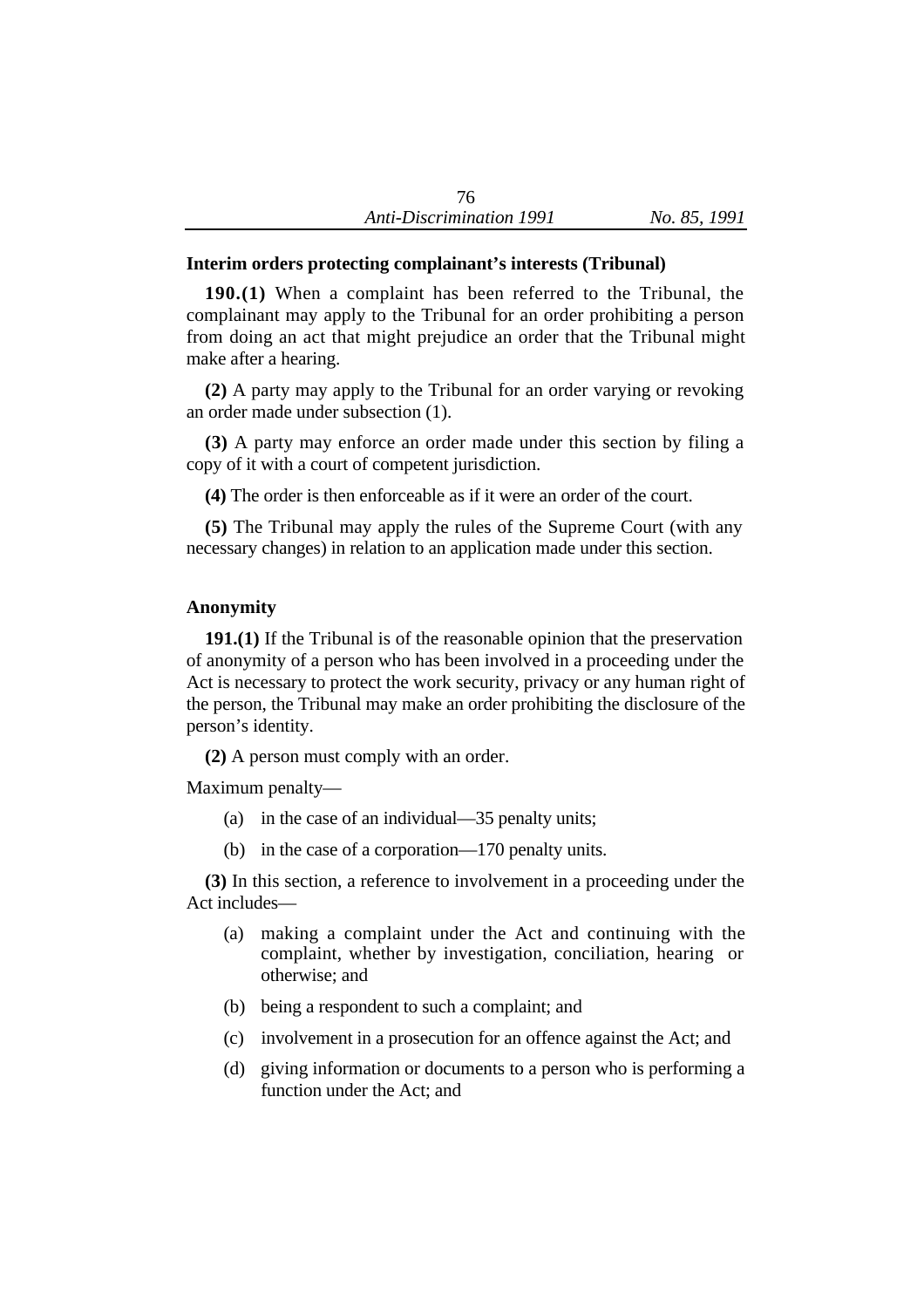### Interim orders protecting complainant's interests (Tribunal)

**190.(1)** When a complaint has been referred to the Tribunal, the complainant may apply to the Tribunal for an order prohibiting a person from doing an act that might prejudice an order that the Tribunal might make after a hearing.

**(2)** A party may apply to the Tribunal for an order varying or revoking an order made under subsection (1).

**(3)** A party may enforce an order made under this section by filing a copy of it with a court of competent jurisdiction.

**(4)** The order is then enforceable as if it were an order of the court.

**(5)** The Tribunal may apply the rules of the Supreme Court (with any necessary changes) in relation to an application made under this section.

### Anonymity

**191.(1)** If the Tribunal is of the reasonable opinion that the preservation of anonymity of a person who has been involved in a proceeding under the Act is necessary to protect the work security, privacy or any human right of the person, the Tribunal may make an order prohibiting the disclosure of the person's identity.

**(2)** A person must comply with an order.

Maximum penalty—

- (a) in the case of an individual—35 penalty units;
- (b) in the case of a corporation—170 penalty units.

**(3)** In this section, a reference to involvement in a proceeding under the Act includes—

- (a) making a complaint under the Act and continuing with the complaint, whether by investigation, conciliation, hearing or otherwise; and
- (b) being a respondent to such a complaint; and
- (c) involvement in a prosecution for an offence against the Act; and
- (d) giving information or documents to a person who is performing a function under the Act; and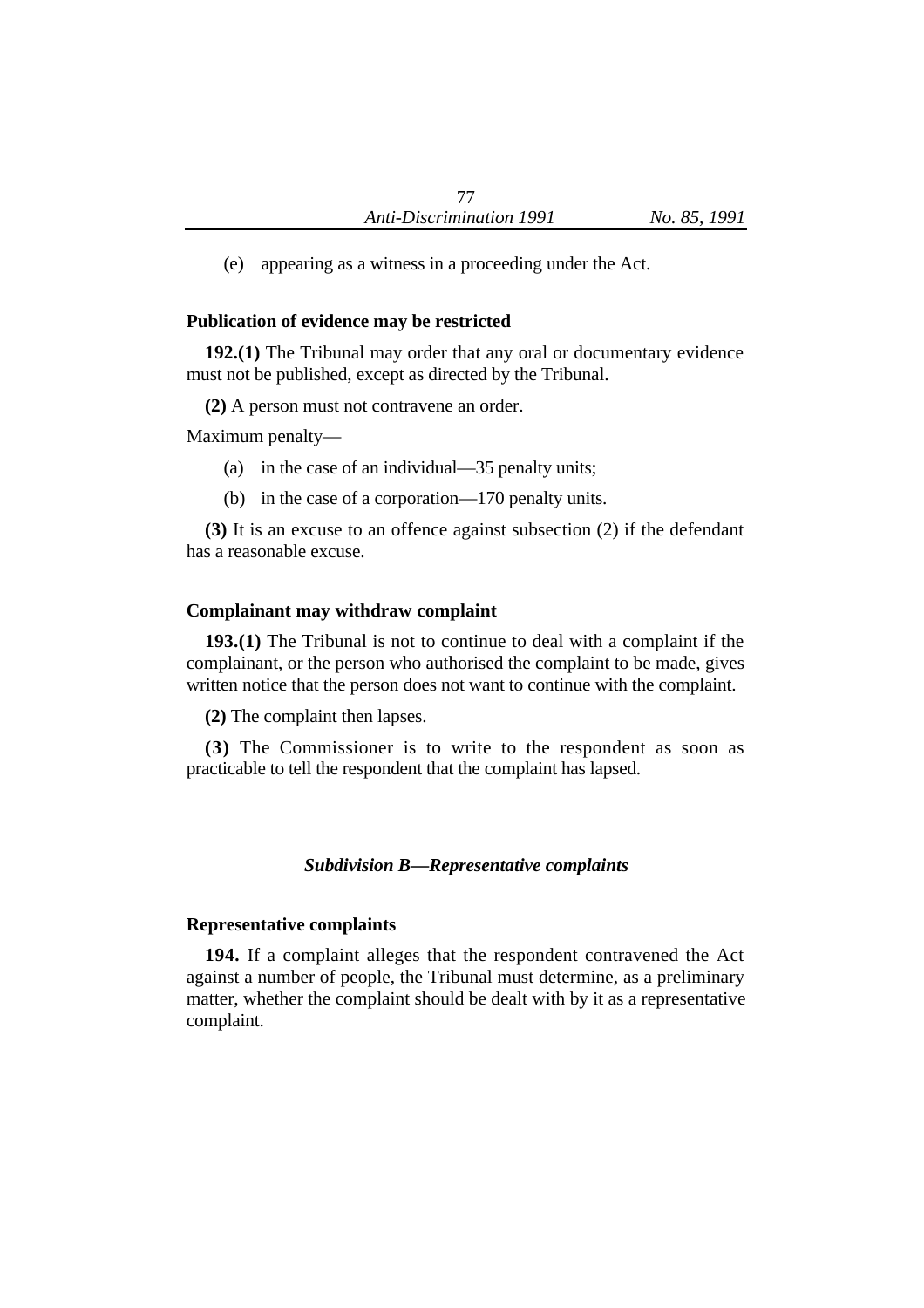(e) appearing as a witness in a proceeding under the Act.

### Publication of evidence may be restricted

**192.(1)** The Tribunal may order that any oral or documentary evidence must not be published, except as directed by the Tribunal.

**(2)** A person must not contravene an order.

Maximum penalty—

(a) in the case of an individual—35 penalty units;

(b) in the case of a corporation—170 penalty units.

**(3)** It is an excuse to an offence against subsection (2) if the defendant has a reasonable excuse.

### Complainant may withdraw complaint

**193.(1)** The Tribunal is not to continue to deal with a complaint if the complainant, or the person who authorised the complaint to be made, gives written notice that the person does not want to continue with the complaint.

**(2)** The complaint then lapses.

**(3)** The Commissioner is to write to the respondent as soon as practicable to tell the respondent that the complaint has lapsed.

## *Subdivision B—Representative complaints*

### Representative complaints

**194.** If a complaint alleges that the respondent contravened the Act against a number of people, the Tribunal must determine, as a preliminary matter, whether the complaint should be dealt with by it as a representative complaint.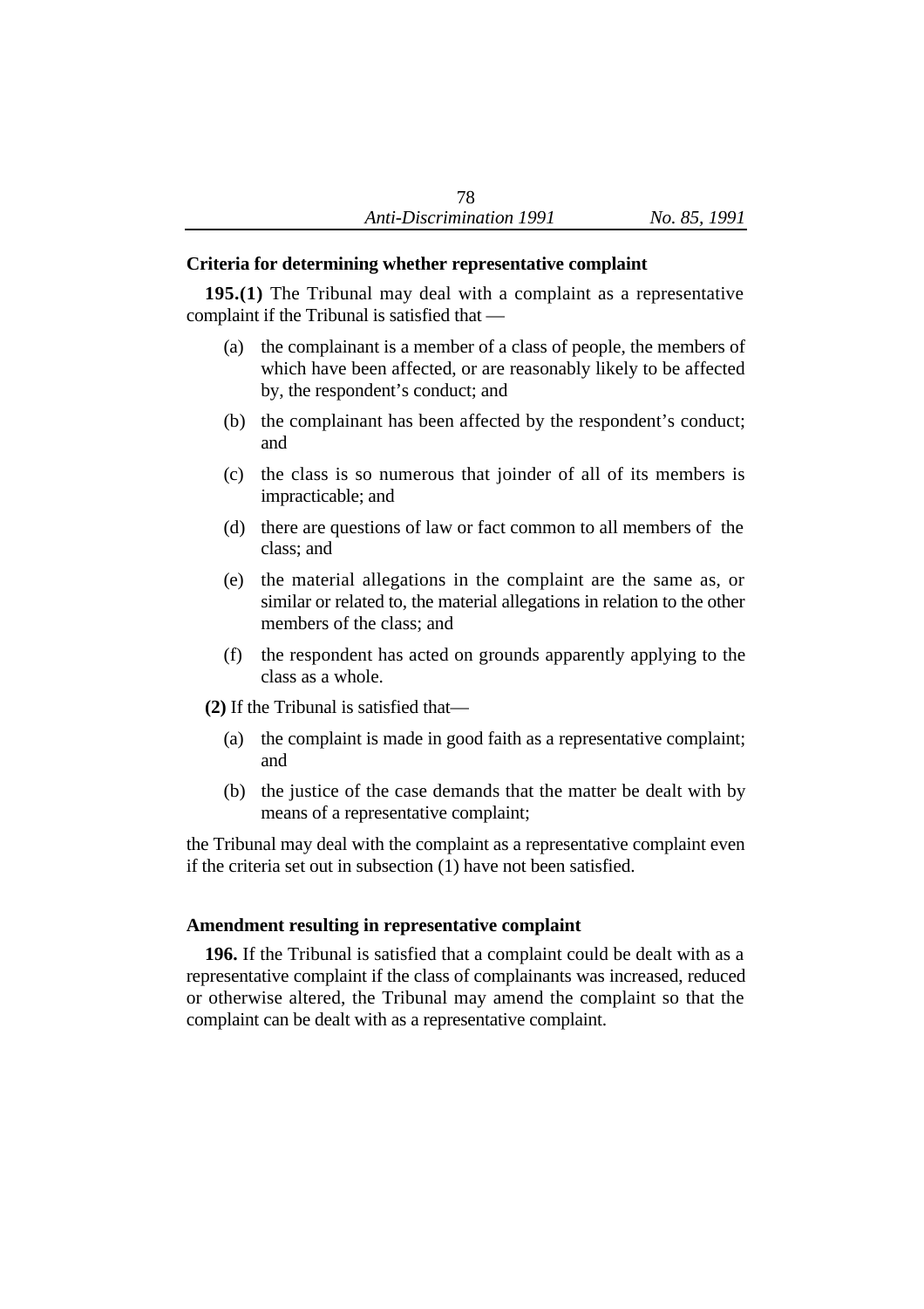### Criteria for determining whether representative complaint

**195.(1)** The Tribunal may deal with a complaint as a representative complaint if the Tribunal is satisfied that —

(a) the complainant is a member of a class of people, the members of which have been affected, or are reasonably likely to be affected by, the respondent's conduct; and

(b) the complainant has been affected by the respondent's conduct; and

(c) the class is so numerous that joinder of all of its members is impracticable; and

(d) there are questions of law or fact common to all members of the class; and

(e) the material allegations in the complaint are the same as, or similar or related to, the material allegations in relation to the other members of the class; and

(f) the respondent has acted on grounds apparently applying to the class as a whole.

**(2)** If the Tribunal is satisfied that—

(a) the complaint is made in good faith as a representative complaint; and

(b) the justice of the case demands that the matter be dealt with by means of a representative complaint;

the Tribunal may deal with the complaint as a representative complaint even if the criteria set out in subsection (1) have not been satisfied.

### Amendment resulting in representative complaint

**196.** If the Tribunal is satisfied that a complaint could be dealt with as a representative complaint if the class of complainants was increased, reduced or otherwise altered, the Tribunal may amend the complaint so that the complaint can be dealt with as a representative complaint.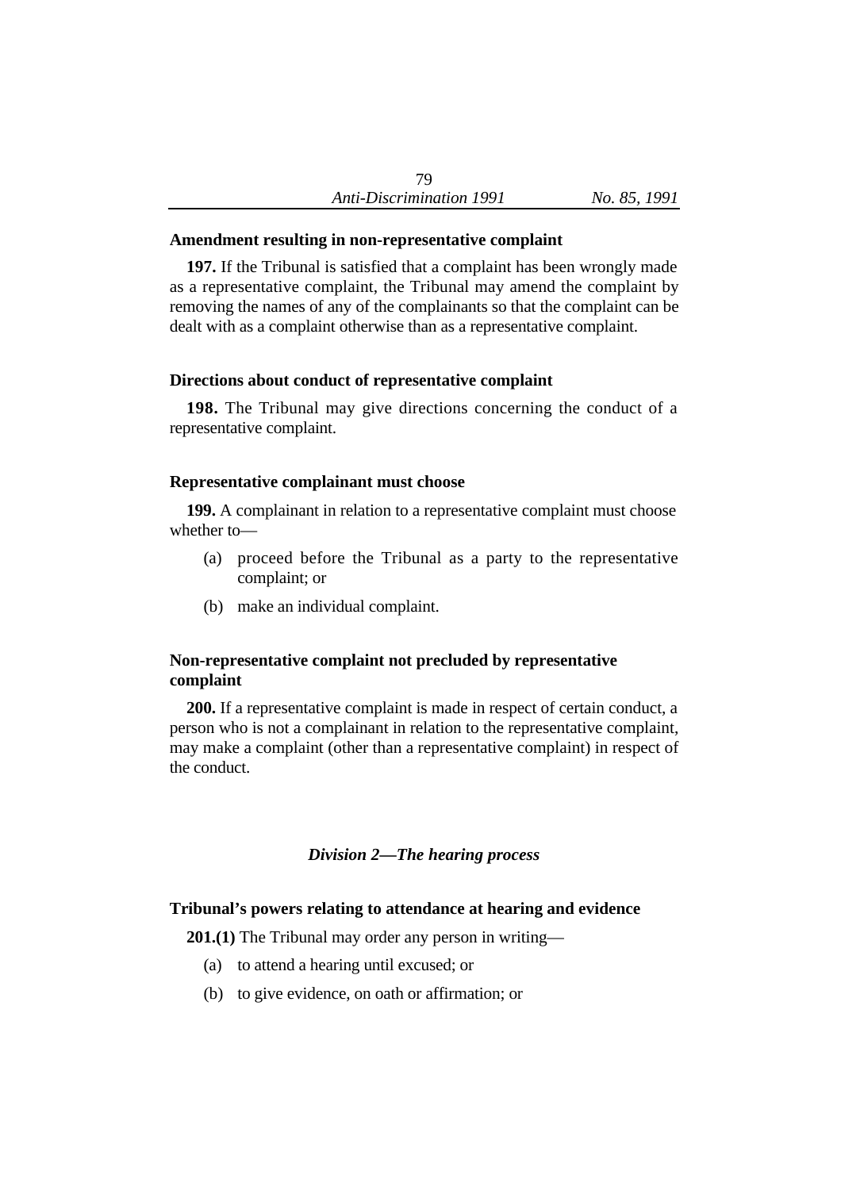**Amendment resulting in non-representative complaint**

**197.** If the Tribunal is satisfied that a complaint has been wrongly made as a representative complaint, the Tribunal may amend the complaint by removing the names of any of the complainants so that the complaint can be dealt with as a complaint otherwise than as a representative complaint.

**Directions about conduct of representative complaint**

**198.** The Tribunal may give directions concerning the conduct of a representative complaint.

**Representative complainant must choose**

**199.** A complainant in relation to a representative complaint must choose whether to—

- (a) proceed before the Tribunal as a party to the representative complaint; or
- (b) make an individual complaint.

**Non-representative complaint not precluded by representative complaint**

**200.** If a representative complaint is made in respect of certain conduct, a person who is not a complainant in relation to the representative complaint, may make a complaint (other than a representative complaint) in respect of the conduct.

## *Division 2—The hearing process*

**Tribunal's powers relating to attendance at hearing and evidence**

**201.(1)** The Tribunal may order any person in writing—

- (a) to attend a hearing until excused; or
- (b) to give evidence, on oath or affirmation; or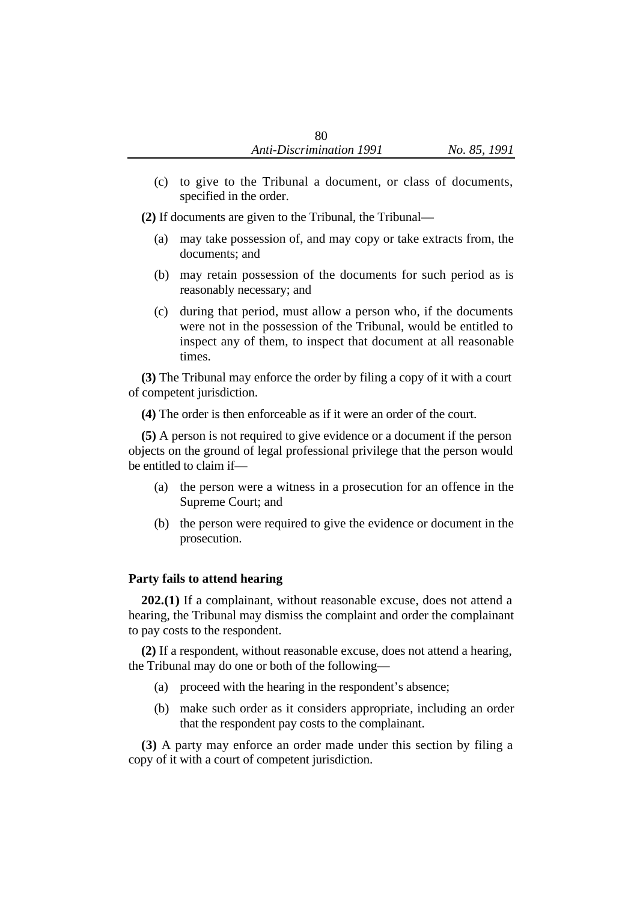(c) to give to the Tribunal a document, or class of documents, specified in the order.

**(2)** If documents are given to the Tribunal, the Tribunal—

(a) may take possession of, and may copy or take extracts from, the documents; and

(b) may retain possession of the documents for such period as is reasonably necessary; and

(c) during that period, must allow a person who, if the documents were not in the possession of the Tribunal, would be entitled to inspect any of them, to inspect that document at all reasonable times.

**(3)** The Tribunal may enforce the order by filing a copy of it with a court of competent jurisdiction.

**(4)** The order is then enforceable as if it were an order of the court.

**(5)** A person is not required to give evidence or a document if the person objects on the ground of legal professional privilege that the person would be entitled to claim if—

(a) the person were a witness in a prosecution for an offence in the Supreme Court; and

(b) the person were required to give the evidence or document in the prosecution.

### Party fails to attend hearing

**202.(1)** If a complainant, without reasonable excuse, does not attend a hearing, the Tribunal may dismiss the complaint and order the complainant to pay costs to the respondent.

**(2)** If a respondent, without reasonable excuse, does not attend a hearing, the Tribunal may do one or both of the following—

(a) proceed with the hearing in the respondent's absence;

(b) make such order as it considers appropriate, including an order that the respondent pay costs to the complainant.

**(3)** A party may enforce an order made under this section by filing a copy of it with a court of competent jurisdiction.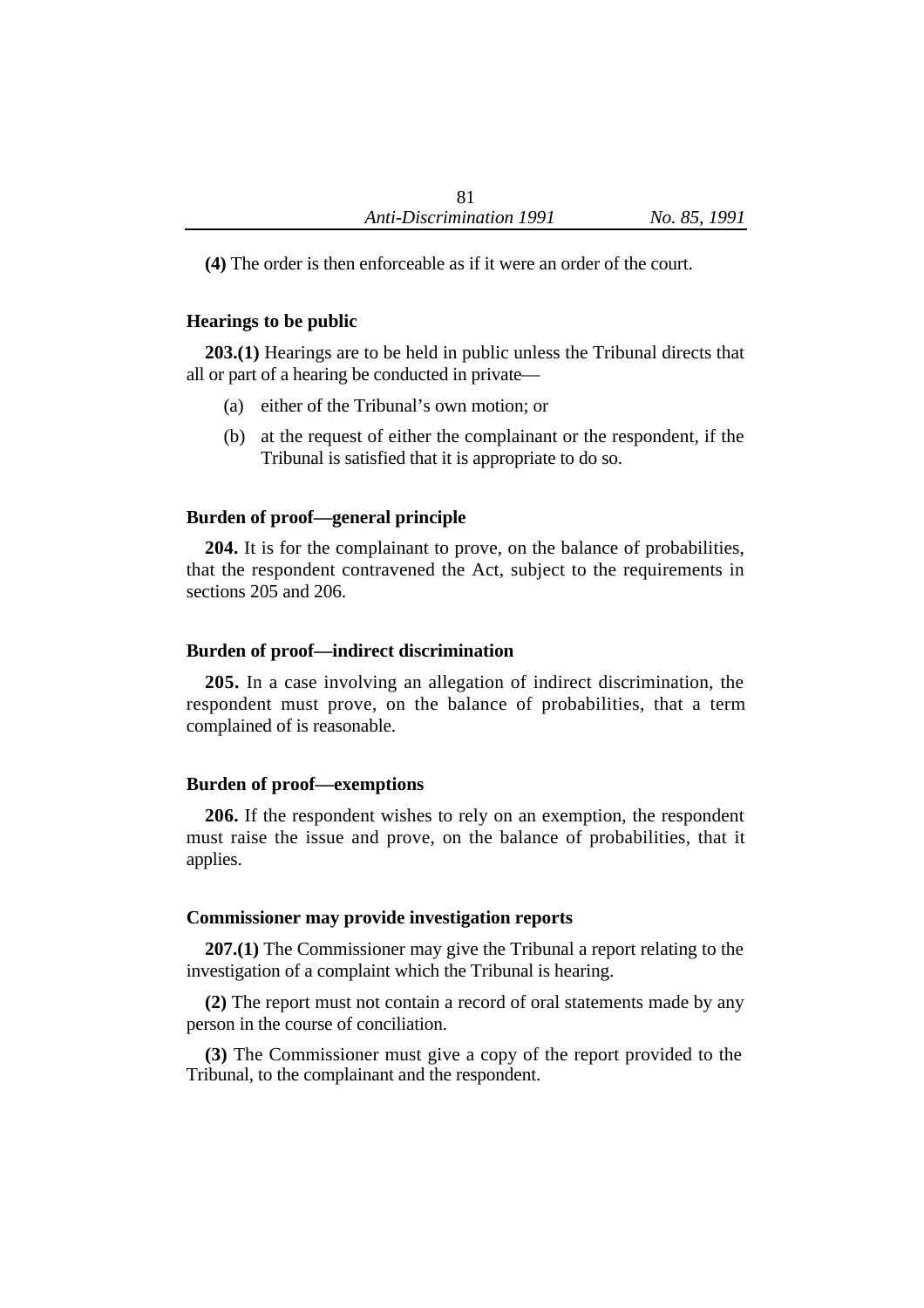**(4)** The order is then enforceable as if it were an order of the court.

### Hearings to be public

**203.(1)** Hearings are to be held in public unless the Tribunal directs that all or part of a hearing be conducted in private—

(a) either of the Tribunal's own motion; or

(b) at the request of either the complainant or the respondent, if the Tribunal is satisfied that it is appropriate to do so.

### Burden of proof—general principle

**204.** It is for the complainant to prove, on the balance of probabilities, that the respondent contravened the Act, subject to the requirements in sections 205 and 206.

### Burden of proof—indirect discrimination

**205.** In a case involving an allegation of indirect discrimination, the respondent must prove, on the balance of probabilities, that a term complained of is reasonable.

### Burden of proof—exemptions

**206.** If the respondent wishes to rely on an exemption, the respondent must raise the issue and prove, on the balance of probabilities, that it applies.

### Commissioner may provide investigation reports

**207.(1)** The Commissioner may give the Tribunal a report relating to the investigation of a complaint which the Tribunal is hearing.

**(2)** The report must not contain a record of oral statements made by any person in the course of conciliation.

**(3)** The Commissioner must give a copy of the report provided to the Tribunal, to the complainant and the respondent.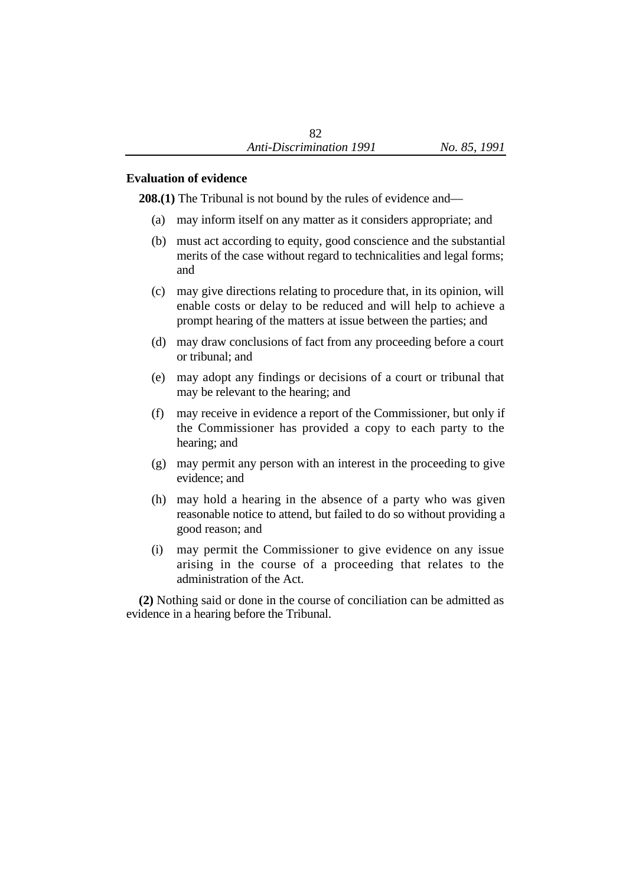### Evaluation of evidence

**208.(1)** The Tribunal is not bound by the rules of evidence and—

(a) may inform itself on any matter as it considers appropriate; and

(b) must act according to equity, good conscience and the substantial merits of the case without regard to technicalities and legal forms; and

(c) may give directions relating to procedure that, in its opinion, will enable costs or delay to be reduced and will help to achieve a prompt hearing of the matters at issue between the parties; and

(d) may draw conclusions of fact from any proceeding before a court or tribunal; and

(e) may adopt any findings or decisions of a court or tribunal that may be relevant to the hearing; and

(f) may receive in evidence a report of the Commissioner, but only if the Commissioner has provided a copy to each party to the hearing; and

(g) may permit any person with an interest in the proceeding to give evidence; and

(h) may hold a hearing in the absence of a party who was given reasonable notice to attend, but failed to do so without providing a good reason; and

(i) may permit the Commissioner to give evidence on any issue arising in the course of a proceeding that relates to the administration of the Act.

**(2)** Nothing said or done in the course of conciliation can be admitted as evidence in a hearing before the Tribunal.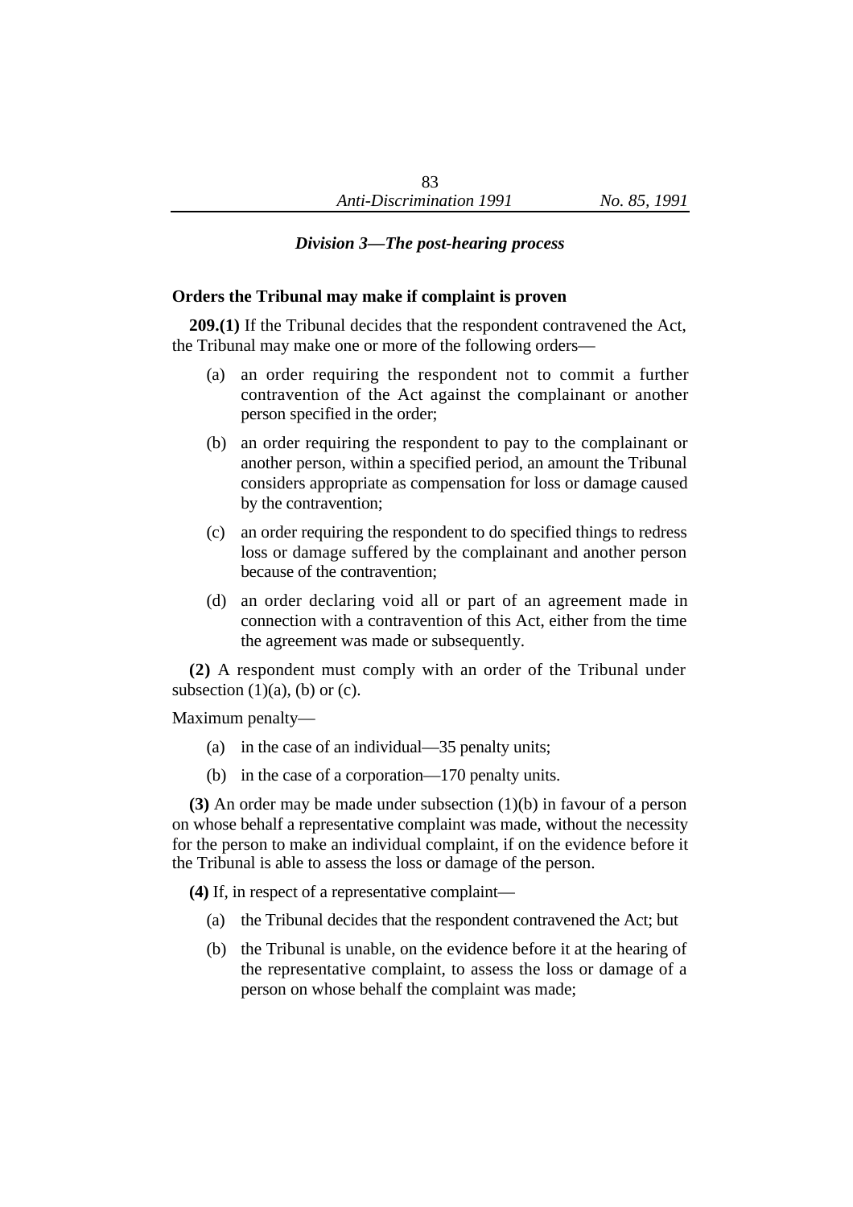*Division 3—The post-hearing process*

**Orders the Tribunal may make if complaint is proven**

**209.(1)** If the Tribunal decides that the respondent contravened the Act, the Tribunal may make one or more of the following orders—

(a) an order requiring the respondent not to commit a further contravention of the Act against the complainant or another person specified in the order;

(b) an order requiring the respondent to pay to the complainant or another person, within a specified period, an amount the Tribunal considers appropriate as compensation for loss or damage caused by the contravention;

(c) an order requiring the respondent to do specified things to redress loss or damage suffered by the complainant and another person because of the contravention;

(d) an order declaring void all or part of an agreement made in connection with a contravention of this Act, either from the time the agreement was made or subsequently.

**(2)** A respondent must comply with an order of the Tribunal under subsection (1)(a), (b) or (c).

Maximum penalty—

(a) in the case of an individual—35 penalty units;

(b) in the case of a corporation—170 penalty units.

**(3)** An order may be made under subsection (1)(b) in favour of a person on whose behalf a representative complaint was made, without the necessity for the person to make an individual complaint, if on the evidence before it the Tribunal is able to assess the loss or damage of the person.

**(4)** If, in respect of a representative complaint—

(a) the Tribunal decides that the respondent contravened the Act; but

(b) the Tribunal is unable, on the evidence before it at the hearing of the representative complaint, to assess the loss or damage of a person on whose behalf the complaint was made;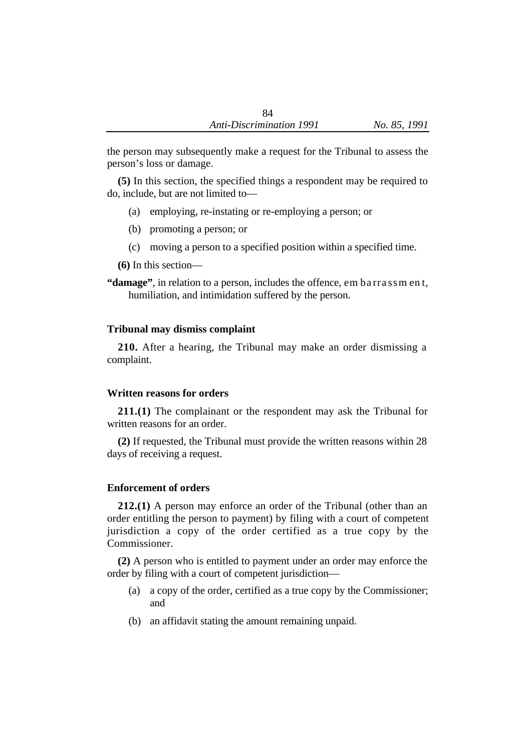the person may subsequently make a request for the Tribunal to assess the person's loss or damage.

**(5)** In this section, the specified things a respondent may be required to do, include, but are not limited to—

(a) employing, re-instating or re-employing a person; or

(b) promoting a person; or

(c) moving a person to a specified position within a specified time.

**(6)** In this section—

**"damage"**, in relation to a person, includes the offence, embarrassment, humiliation, and intimidation suffered by the person.

### Tribunal may dismiss complaint

**210.** After a hearing, the Tribunal may make an order dismissing a complaint.

### Written reasons for orders

**211.(1)** The complainant or the respondent may ask the Tribunal for written reasons for an order.

**(2)** If requested, the Tribunal must provide the written reasons within 28 days of receiving a request.

### Enforcement of orders

**212.(1)** A person may enforce an order of the Tribunal (other than an order entitling the person to payment) by filing with a court of competent jurisdiction a copy of the order certified as a true copy by the Commissioner.

**(2)** A person who is entitled to payment under an order may enforce the order by filing with a court of competent jurisdiction—

(a) a copy of the order, certified as a true copy by the Commissioner; and

(b) an affidavit stating the amount remaining unpaid.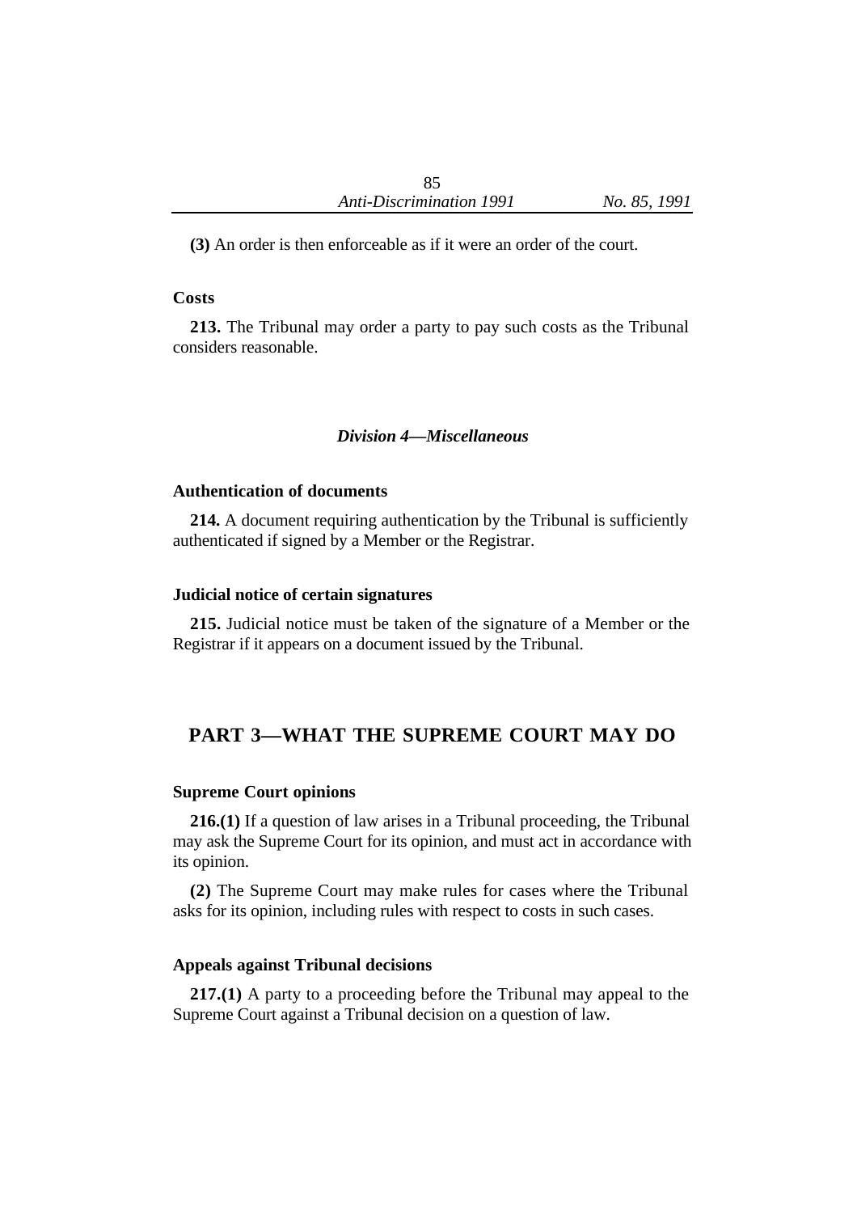**(3)** An order is then enforceable as if it were an order of the court.

**Costs**

**213.** The Tribunal may order a party to pay such costs as the Tribunal considers reasonable.

### *Division 4—Miscellaneous*

**Authentication of documents**

**214.** A document requiring authentication by the Tribunal is sufficiently authenticated if signed by a Member or the Registrar.

**Judicial notice of certain signatures**

**215.** Judicial notice must be taken of the signature of a Member or the Registrar if it appears on a document issued by the Tribunal.

## PART 3—WHAT THE SUPREME COURT MAY DO

**Supreme Court opinions**

**216.(1)** If a question of law arises in a Tribunal proceeding, the Tribunal may ask the Supreme Court for its opinion, and must act in accordance with its opinion.

**(2)** The Supreme Court may make rules for cases where the Tribunal asks for its opinion, including rules with respect to costs in such cases.

**Appeals against Tribunal decisions**

**217.(1)** A party to a proceeding before the Tribunal may appeal to the Supreme Court against a Tribunal decision on a question of law.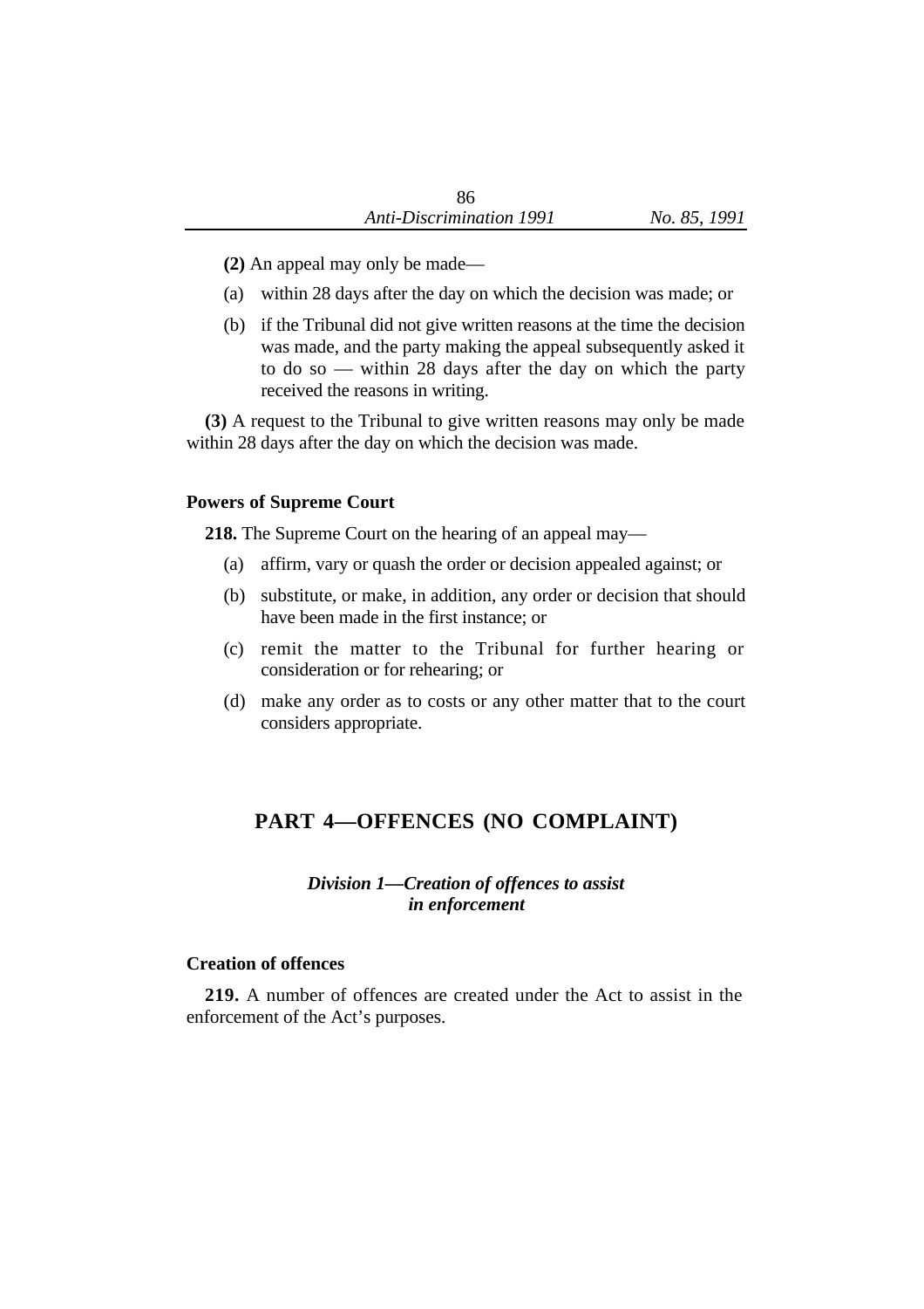**(2)** An appeal may only be made—

(a) within 28 days after the day on which the decision was made; or

(b) if the Tribunal did not give written reasons at the time the decision was made, and the party making the appeal subsequently asked it to do so — within 28 days after the day on which the party received the reasons in writing.

**(3)** A request to the Tribunal to give written reasons may only be made within 28 days after the day on which the decision was made.

### Powers of Supreme Court

**218.** The Supreme Court on the hearing of an appeal may—

(a) affirm, vary or quash the order or decision appealed against; or

(b) substitute, or make, in addition, any order or decision that should have been made in the first instance; or

(c) remit the matter to the Tribunal for further hearing or consideration or for rehearing; or

(d) make any order as to costs or any other matter that to the court considers appropriate.

## PART 4—OFFENCES (NO COMPLAINT)

### *Division 1—Creation of offences to assist in enforcement*

### Creation of offences

**219.** A number of offences are created under the Act to assist in the enforcement of the Act's purposes.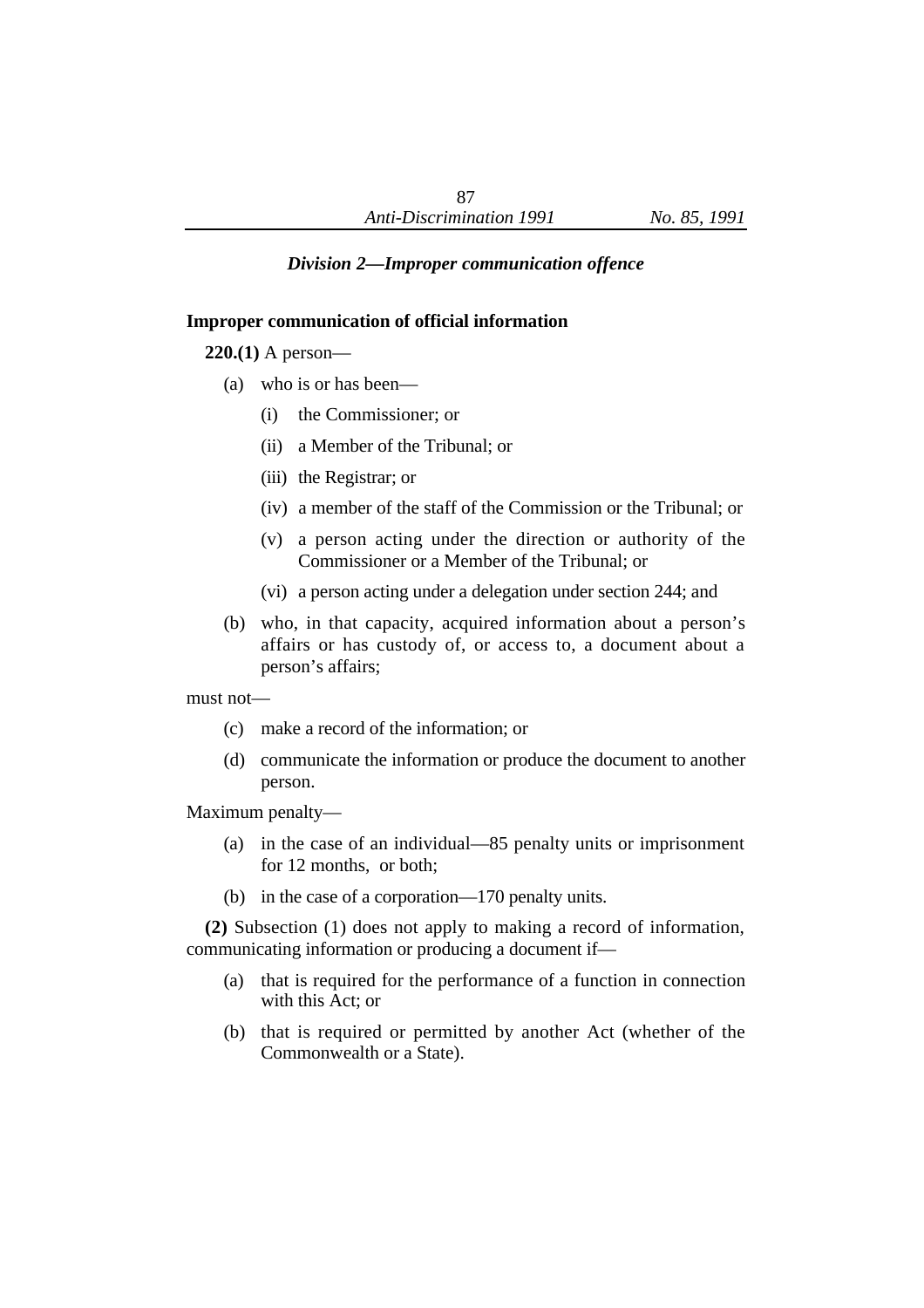### *Division 2—Improper communication offence*

**Improper communication of official information**

**220.(1)** A person—

- (a) who is or has been—
  - (i) the Commissioner; or
  - (ii) a Member of the Tribunal; or
  - (iii) the Registrar; or
  - (iv) a member of the staff of the Commission or the Tribunal; or
  - (v) a person acting under the direction or authority of the Commissioner or a Member of the Tribunal; or
  - (vi) a person acting under a delegation under section 244; and
- (b) who, in that capacity, acquired information about a person's affairs or has custody of, or access to, a document about a person's affairs;

must not—

- (c) make a record of the information; or
- (d) communicate the information or produce the document to another person.

Maximum penalty—

- (a) in the case of an individual—85 penalty units or imprisonment for 12 months, or both;
- (b) in the case of a corporation—170 penalty units.

**(2)** Subsection (1) does not apply to making a record of information, communicating information or producing a document if—

- (a) that is required for the performance of a function in connection with this Act; or
- (b) that is required or permitted by another Act (whether of the Commonwealth or a State).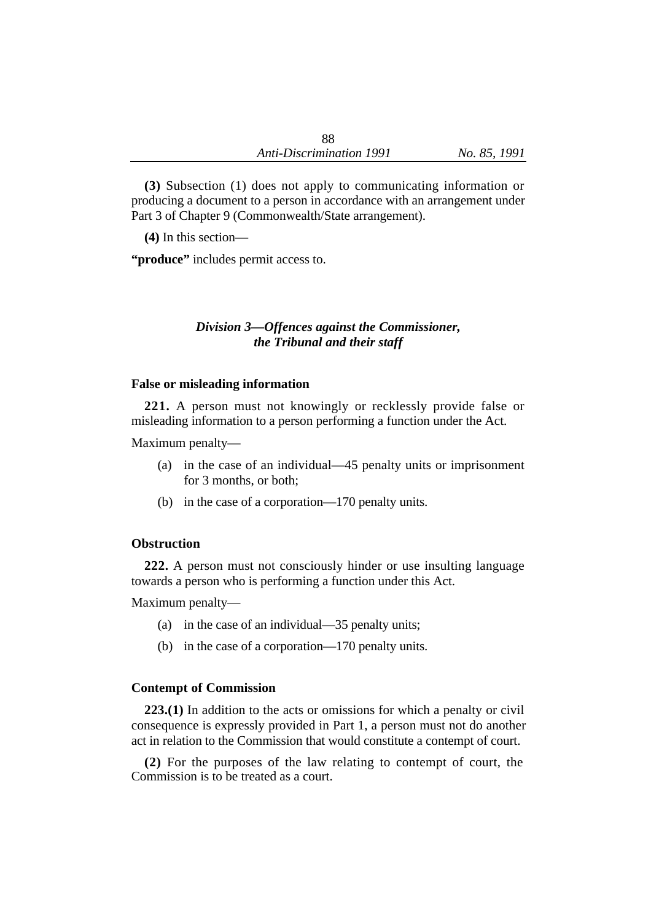**(3)** Subsection (1) does not apply to communicating information or producing a document to a person in accordance with an arrangement under Part 3 of Chapter 9 (Commonwealth/State arrangement).

**(4)** In this section—

**"produce"** includes permit access to.

## *Division 3—Offences against the Commissioner, the Tribunal and their staff*

### False or misleading information

**221.** A person must not knowingly or recklessly provide false or misleading information to a person performing a function under the Act.

Maximum penalty—

(a) in the case of an individual—45 penalty units or imprisonment for 3 months, or both;

(b) in the case of a corporation—170 penalty units.

### Obstruction

**222.** A person must not consciously hinder or use insulting language towards a person who is performing a function under this Act.

Maximum penalty—

(a) in the case of an individual—35 penalty units;

(b) in the case of a corporation—170 penalty units.

### Contempt of Commission

**223.(1)** In addition to the acts or omissions for which a penalty or civil consequence is expressly provided in Part 1, a person must not do another act in relation to the Commission that would constitute a contempt of court.

**(2)** For the purposes of the law relating to contempt of court, the Commission is to be treated as a court.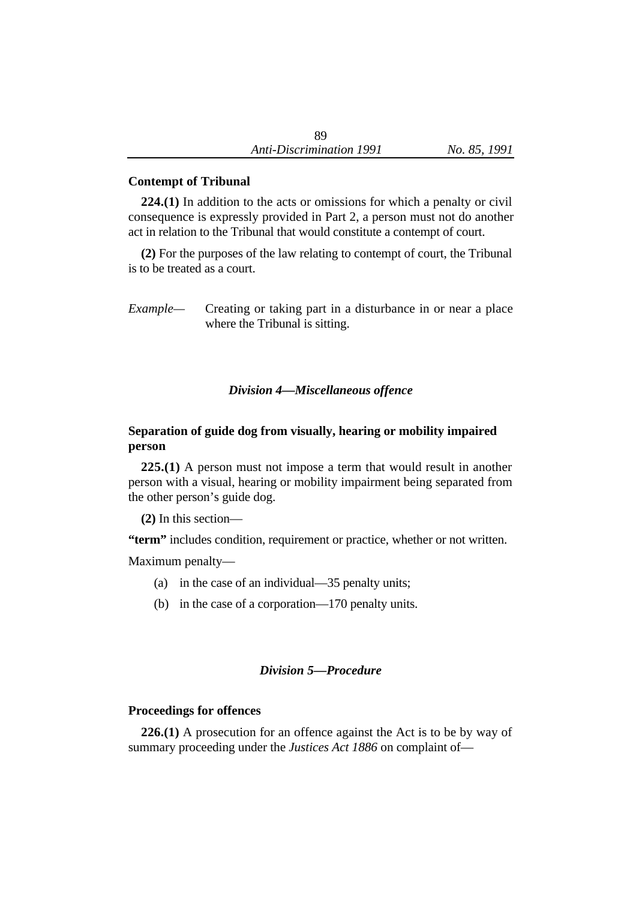**Contempt of Tribunal**

**224.(1)** In addition to the acts or omissions for which a penalty or civil consequence is expressly provided in Part 2, a person must not do another act in relation to the Tribunal that would constitute a contempt of court.

**(2)** For the purposes of the law relating to contempt of court, the Tribunal is to be treated as a court.

*Example*— Creating or taking part in a disturbance in or near a place where the Tribunal is sitting.

### *Division 4—Miscellaneous offence*

**Separation of guide dog from visually, hearing or mobility impaired person**

**225.(1)** A person must not impose a term that would result in another person with a visual, hearing or mobility impairment being separated from the other person's guide dog.

**(2)** In this section—

**"term"** includes condition, requirement or practice, whether or not written.

Maximum penalty—

(a) in the case of an individual—35 penalty units;

(b) in the case of a corporation—170 penalty units.

### *Division 5—Procedure*

**Proceedings for offences**

**226.(1)** A prosecution for an offence against the Act is to be by way of summary proceeding under the *Justices Act 1886* on complaint of—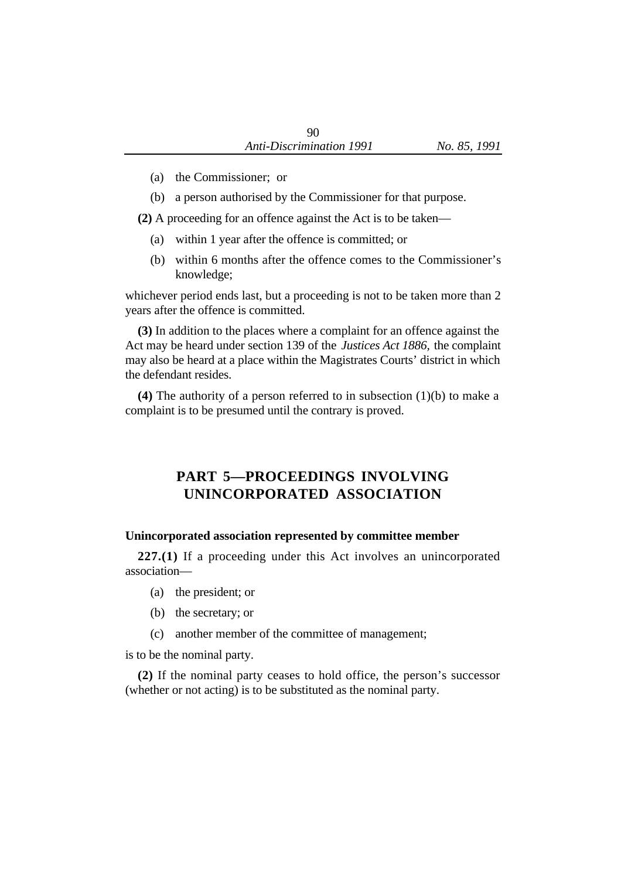(a) the Commissioner; or

(b) a person authorised by the Commissioner for that purpose.

**(2)** A proceeding for an offence against the Act is to be taken—

(a) within 1 year after the offence is committed; or

(b) within 6 months after the offence comes to the Commissioner's knowledge;

whichever period ends last, but a proceeding is not to be taken more than 2 years after the offence is committed.

**(3)** In addition to the places where a complaint for an offence against the Act may be heard under section 139 of the *Justices Act 1886*, the complaint may also be heard at a place within the Magistrates Courts' district in which the defendant resides.

**(4)** The authority of a person referred to in subsection (1)(b) to make a complaint is to be presumed until the contrary is proved.

## PART 5—PROCEEDINGS INVOLVING UNINCORPORATED ASSOCIATION

### Unincorporated association represented by committee member

**227.(1)** If a proceeding under this Act involves an unincorporated association—

(a) the president; or

(b) the secretary; or

(c) another member of the committee of management;

is to be the nominal party.

**(2)** If the nominal party ceases to hold office, the person's successor (whether or not acting) is to be substituted as the nominal party.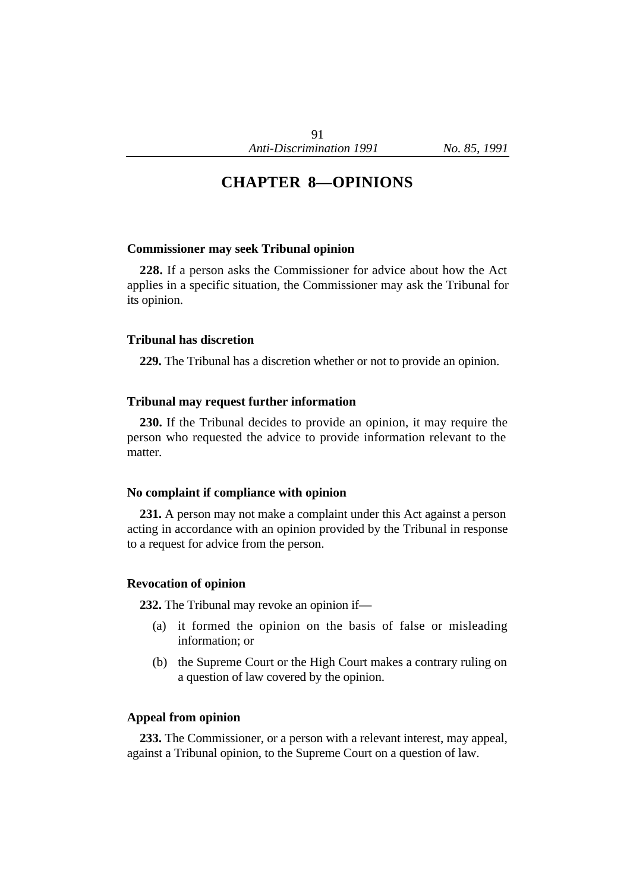# CHAPTER 8—OPINIONS

### Commissioner may seek Tribunal opinion

**228.** If a person asks the Commissioner for advice about how the Act applies in a specific situation, the Commissioner may ask the Tribunal for its opinion.

### Tribunal has discretion

**229.** The Tribunal has a discretion whether or not to provide an opinion.

### Tribunal may request further information

**230.** If the Tribunal decides to provide an opinion, it may require the person who requested the advice to provide information relevant to the matter.

### No complaint if compliance with opinion

**231.** A person may not make a complaint under this Act against a person acting in accordance with an opinion provided by the Tribunal in response to a request for advice from the person.

### Revocation of opinion

**232.** The Tribunal may revoke an opinion if—

- (a) it formed the opinion on the basis of false or misleading information; or
- (b) the Supreme Court or the High Court makes a contrary ruling on a question of law covered by the opinion.

### Appeal from opinion

**233.** The Commissioner, or a person with a relevant interest, may appeal, against a Tribunal opinion, to the Supreme Court on a question of law.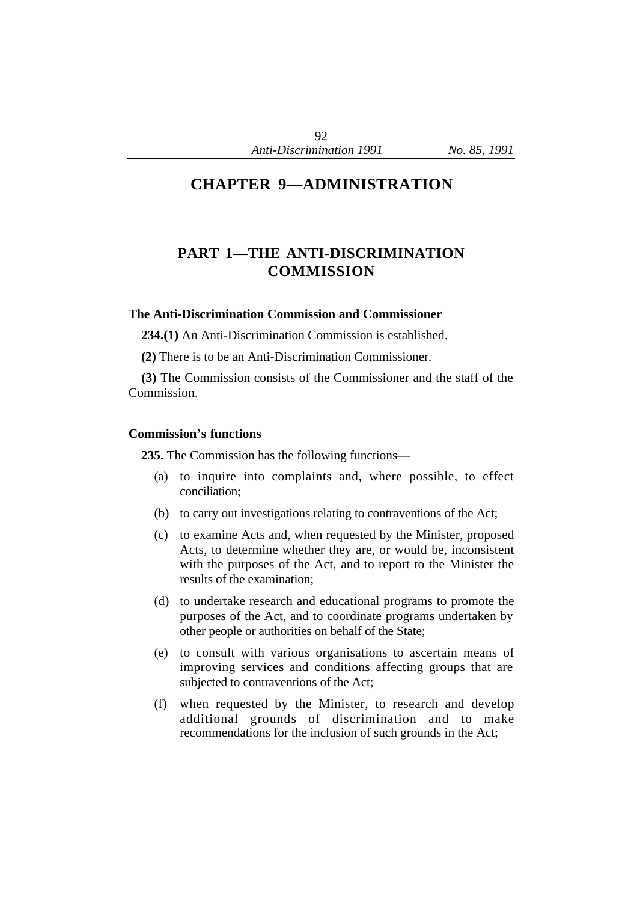# CHAPTER 9—ADMINISTRATION

## PART 1—THE ANTI-DISCRIMINATION COMMISSION

### The Anti-Discrimination Commission and Commissioner

**234.(1)** An Anti-Discrimination Commission is established.

**(2)** There is to be an Anti-Discrimination Commissioner.

**(3)** The Commission consists of the Commissioner and the staff of the Commission.

### Commission's functions

**235.** The Commission has the following functions—

(a) to inquire into complaints and, where possible, to effect conciliation;

(b) to carry out investigations relating to contraventions of the Act;

(c) to examine Acts and, when requested by the Minister, proposed Acts, to determine whether they are, or would be, inconsistent with the purposes of the Act, and to report to the Minister the results of the examination;

(d) to undertake research and educational programs to promote the purposes of the Act, and to coordinate programs undertaken by other people or authorities on behalf of the State;

(e) to consult with various organisations to ascertain means of improving services and conditions affecting groups that are subjected to contraventions of the Act;

(f) when requested by the Minister, to research and develop additional grounds of discrimination and to make recommendations for the inclusion of such grounds in the Act;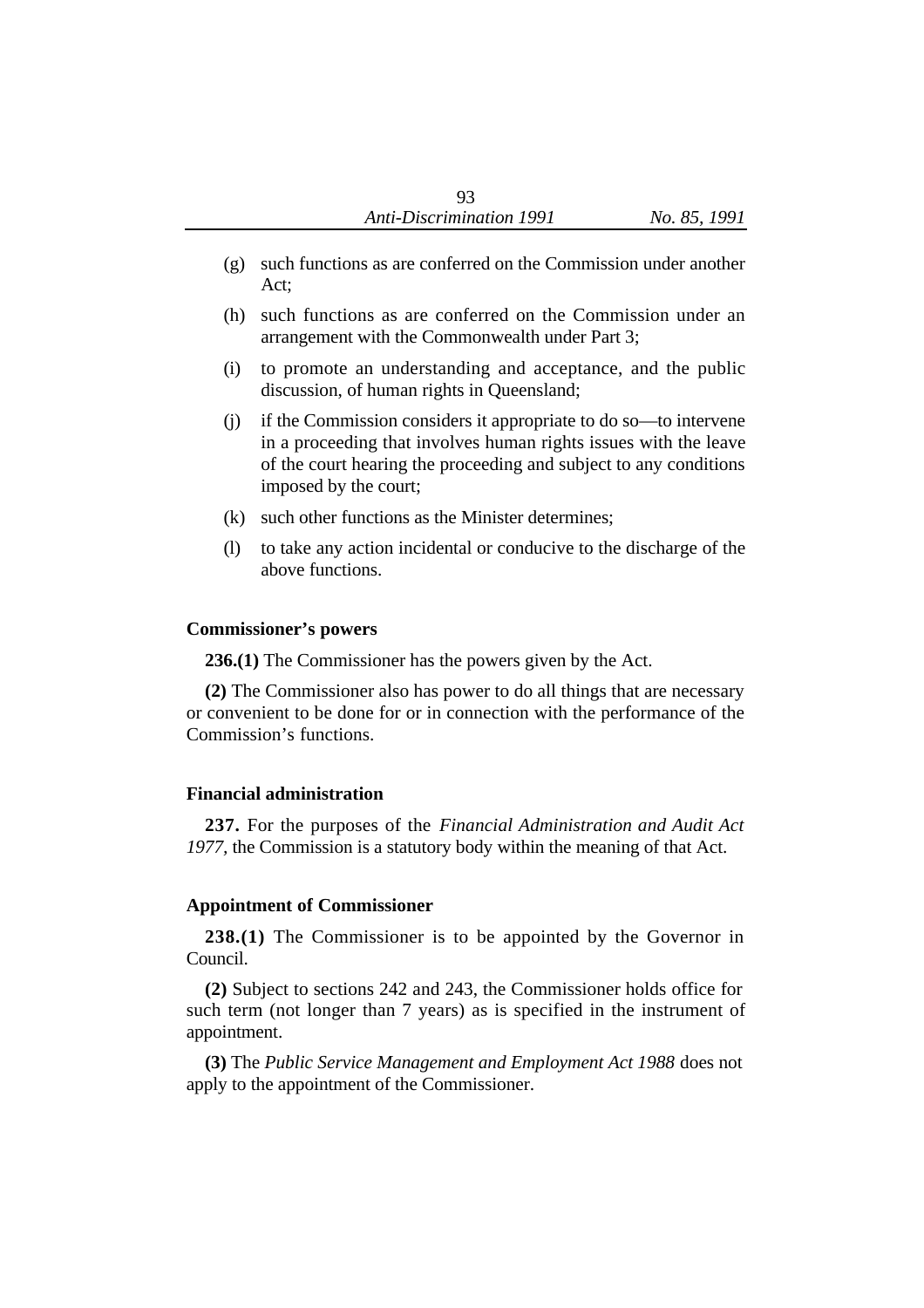(g) such functions as are conferred on the Commission under another Act;

(h) such functions as are conferred on the Commission under an arrangement with the Commonwealth under Part 3;

(i) to promote an understanding and acceptance, and the public discussion, of human rights in Queensland;

(j) if the Commission considers it appropriate to do so—to intervene in a proceeding that involves human rights issues with the leave of the court hearing the proceeding and subject to any conditions imposed by the court;

(k) such other functions as the Minister determines;

(l) to take any action incidental or conducive to the discharge of the above functions.

#### Commissioner's powers

**236.(1)** The Commissioner has the powers given by the Act.

**(2)** The Commissioner also has power to do all things that are necessary or convenient to be done for or in connection with the performance of the Commission's functions.

#### Financial administration

**237.** For the purposes of the *Financial Administration and Audit Act 1977,* the Commission is a statutory body within the meaning of that Act.

#### Appointment of Commissioner

**238.(1)** The Commissioner is to be appointed by the Governor in Council.

**(2)** Subject to sections 242 and 243, the Commissioner holds office for such term (not longer than 7 years) as is specified in the instrument of appointment.

**(3)** The *Public Service Management and Employment Act 1988* does not apply to the appointment of the Commissioner.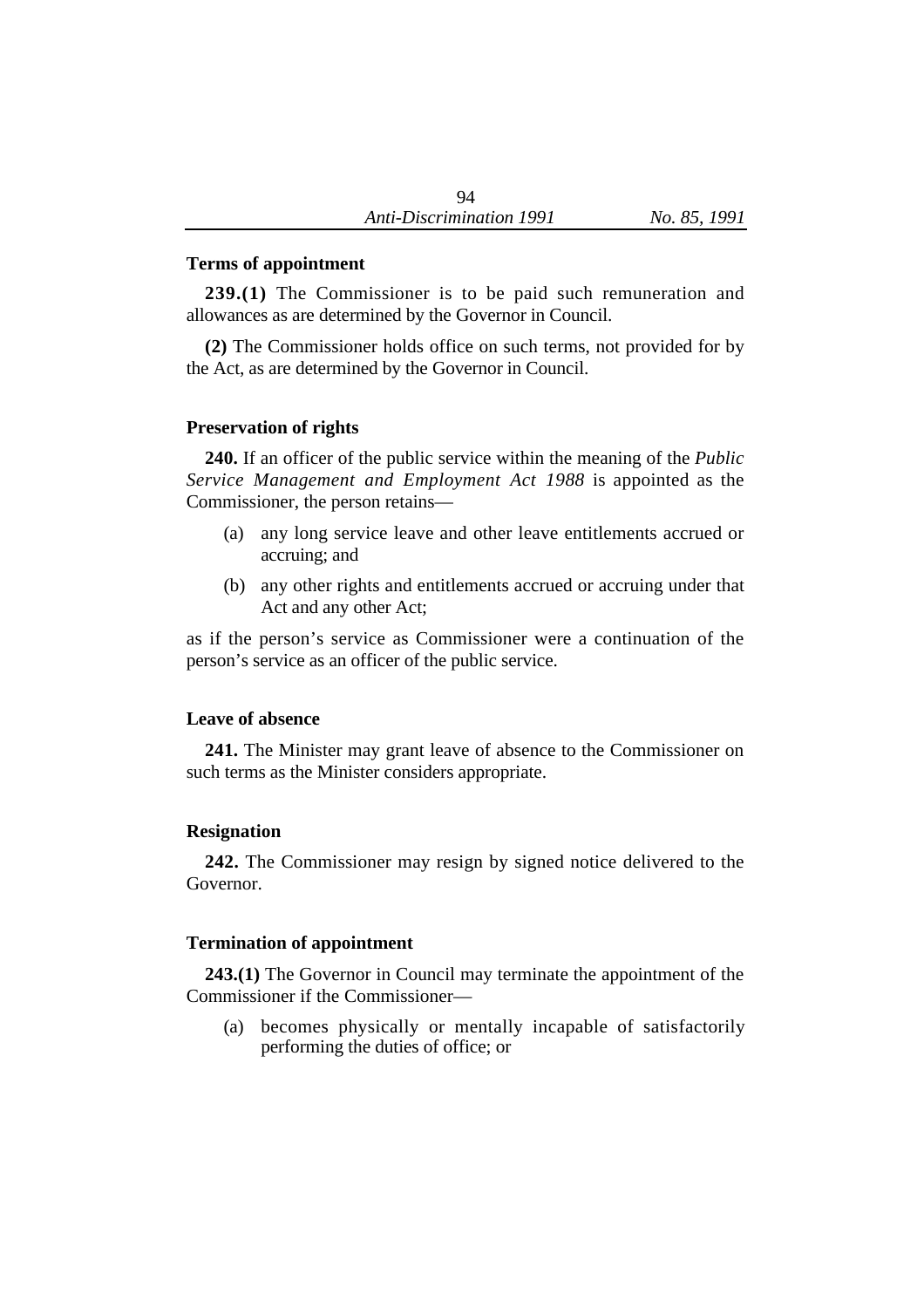### Terms of appointment

**239.(1)** The Commissioner is to be paid such remuneration and allowances as are determined by the Governor in Council.

**(2)** The Commissioner holds office on such terms, not provided for by the Act, as are determined by the Governor in Council.

### Preservation of rights

**240.** If an officer of the public service within the meaning of the *Public Service Management and Employment Act 1988* is appointed as the Commissioner, the person retains—

(a) any long service leave and other leave entitlements accrued or accruing; and

(b) any other rights and entitlements accrued or accruing under that Act and any other Act;

as if the person's service as Commissioner were a continuation of the person's service as an officer of the public service.

### Leave of absence

**241.** The Minister may grant leave of absence to the Commissioner on such terms as the Minister considers appropriate.

### Resignation

**242.** The Commissioner may resign by signed notice delivered to the Governor.

### Termination of appointment

**243.(1)** The Governor in Council may terminate the appointment of the Commissioner if the Commissioner—

(a) becomes physically or mentally incapable of satisfactorily performing the duties of office; or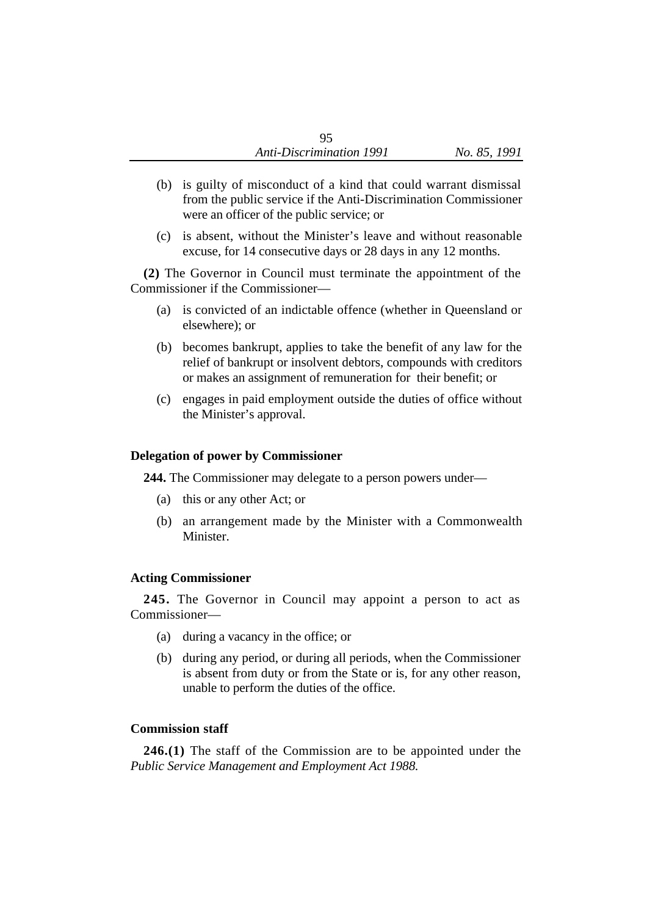(b) is guilty of misconduct of a kind that could warrant dismissal from the public service if the Anti-Discrimination Commissioner were an officer of the public service; or

(c) is absent, without the Minister's leave and without reasonable excuse, for 14 consecutive days or 28 days in any 12 months.

**(2)** The Governor in Council must terminate the appointment of the Commissioner if the Commissioner—

(a) is convicted of an indictable offence (whether in Queensland or elsewhere); or

(b) becomes bankrupt, applies to take the benefit of any law for the relief of bankrupt or insolvent debtors, compounds with creditors or makes an assignment of remuneration for their benefit; or

(c) engages in paid employment outside the duties of office without the Minister's approval.

### Delegation of power by Commissioner

**244.** The Commissioner may delegate to a person powers under—

(a) this or any other Act; or

(b) an arrangement made by the Minister with a Commonwealth Minister.

### Acting Commissioner

**245.** The Governor in Council may appoint a person to act as Commissioner—

(a) during a vacancy in the office; or

(b) during any period, or during all periods, when the Commissioner is absent from duty or from the State or is, for any other reason, unable to perform the duties of the office.

### Commission staff

**246.(1)** The staff of the Commission are to be appointed under the *Public Service Management and Employment Act 1988.*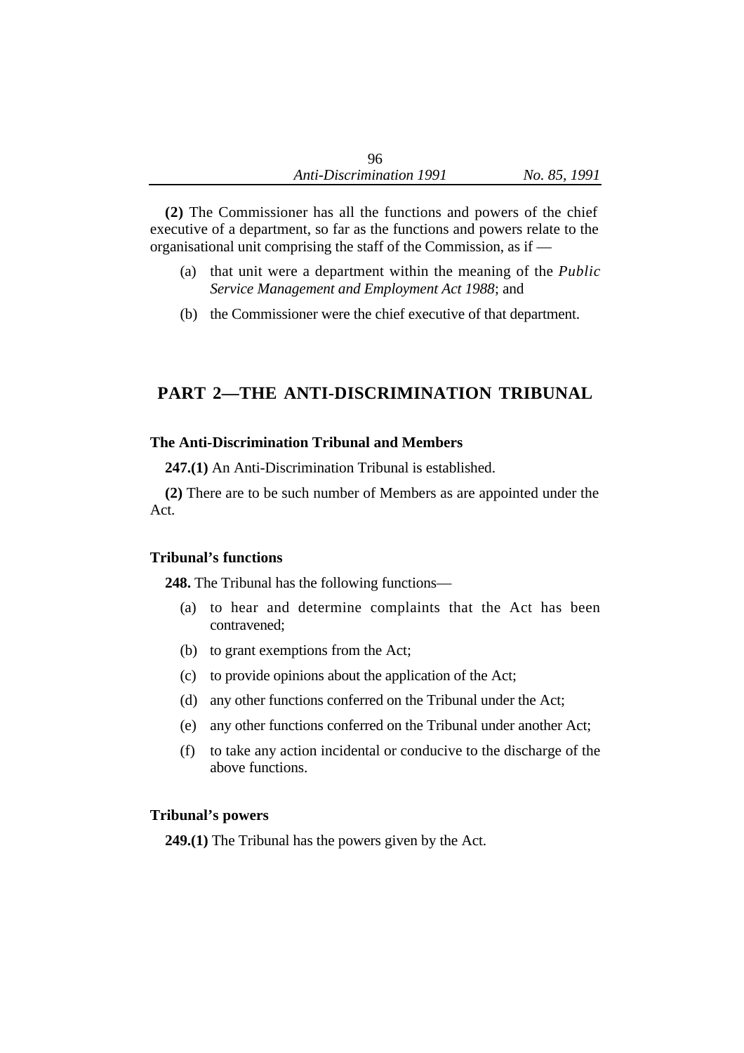**(2)** The Commissioner has all the functions and powers of the chief executive of a department, so far as the functions and powers relate to the organisational unit comprising the staff of the Commission, as if —

(a) that unit were a department within the meaning of the *Public Service Management and Employment Act 1988*; and

(b) the Commissioner were the chief executive of that department.

## PART 2—THE ANTI-DISCRIMINATION TRIBUNAL

### The Anti-Discrimination Tribunal and Members

**247.(1)** An Anti-Discrimination Tribunal is established.

**(2)** There are to be such number of Members as are appointed under the Act.

### Tribunal's functions

**248.** The Tribunal has the following functions—

(a) to hear and determine complaints that the Act has been contravened;

(b) to grant exemptions from the Act;

(c) to provide opinions about the application of the Act;

(d) any other functions conferred on the Tribunal under the Act;

(e) any other functions conferred on the Tribunal under another Act;

(f) to take any action incidental or conducive to the discharge of the above functions.

### Tribunal's powers

**249.(1)** The Tribunal has the powers given by the Act.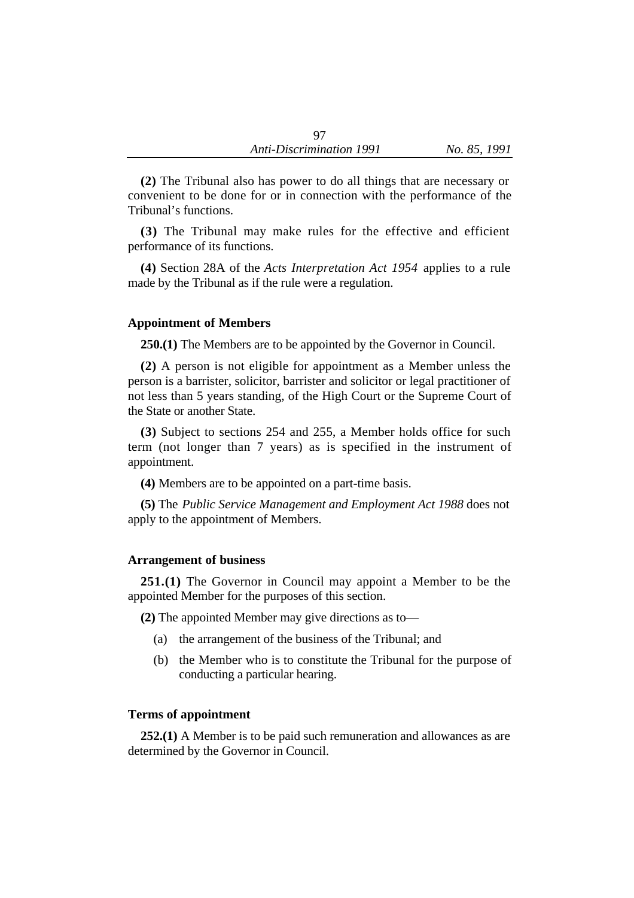**(2)** The Tribunal also has power to do all things that are necessary or convenient to be done for or in connection with the performance of the Tribunal's functions.

**(3)** The Tribunal may make rules for the effective and efficient performance of its functions.

**(4)** Section 28A of the *Acts Interpretation Act 1954* applies to a rule made by the Tribunal as if the rule were a regulation.

### Appointment of Members

**250.(1)** The Members are to be appointed by the Governor in Council.

**(2)** A person is not eligible for appointment as a Member unless the person is a barrister, solicitor, barrister and solicitor or legal practitioner of not less than 5 years standing, of the High Court or the Supreme Court of the State or another State.

**(3)** Subject to sections 254 and 255, a Member holds office for such term (not longer than 7 years) as is specified in the instrument of appointment.

**(4)** Members are to be appointed on a part-time basis.

**(5)** The *Public Service Management and Employment Act 1988* does not apply to the appointment of Members.

### Arrangement of business

**251.(1)** The Governor in Council may appoint a Member to be the appointed Member for the purposes of this section.

**(2)** The appointed Member may give directions as to—

(a) the arrangement of the business of the Tribunal; and

(b) the Member who is to constitute the Tribunal for the purpose of conducting a particular hearing.

### Terms of appointment

**252.(1)** A Member is to be paid such remuneration and allowances as are determined by the Governor in Council.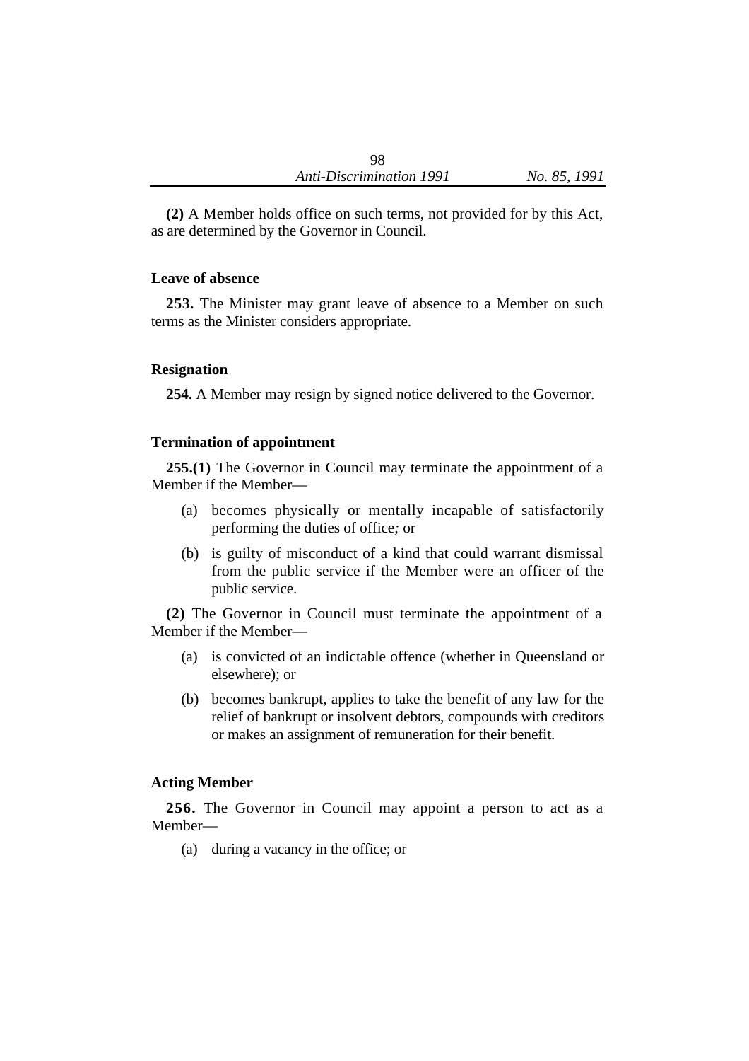**(2)** A Member holds office on such terms, not provided for by this Act, as are determined by the Governor in Council.

### Leave of absence

**253.** The Minister may grant leave of absence to a Member on such terms as the Minister considers appropriate.

### Resignation

**254.** A Member may resign by signed notice delivered to the Governor.

### Termination of appointment

**255.(1)** The Governor in Council may terminate the appointment of a Member if the Member—

- (a) becomes physically or mentally incapable of satisfactorily performing the duties of office; or
- (b) is guilty of misconduct of a kind that could warrant dismissal from the public service if the Member were an officer of the public service.

**(2)** The Governor in Council must terminate the appointment of a Member if the Member—

- (a) is convicted of an indictable offence (whether in Queensland or elsewhere); or
- (b) becomes bankrupt, applies to take the benefit of any law for the relief of bankrupt or insolvent debtors, compounds with creditors or makes an assignment of remuneration for their benefit.

### Acting Member

**256.** The Governor in Council may appoint a person to act as a Member—

- (a) during a vacancy in the office; or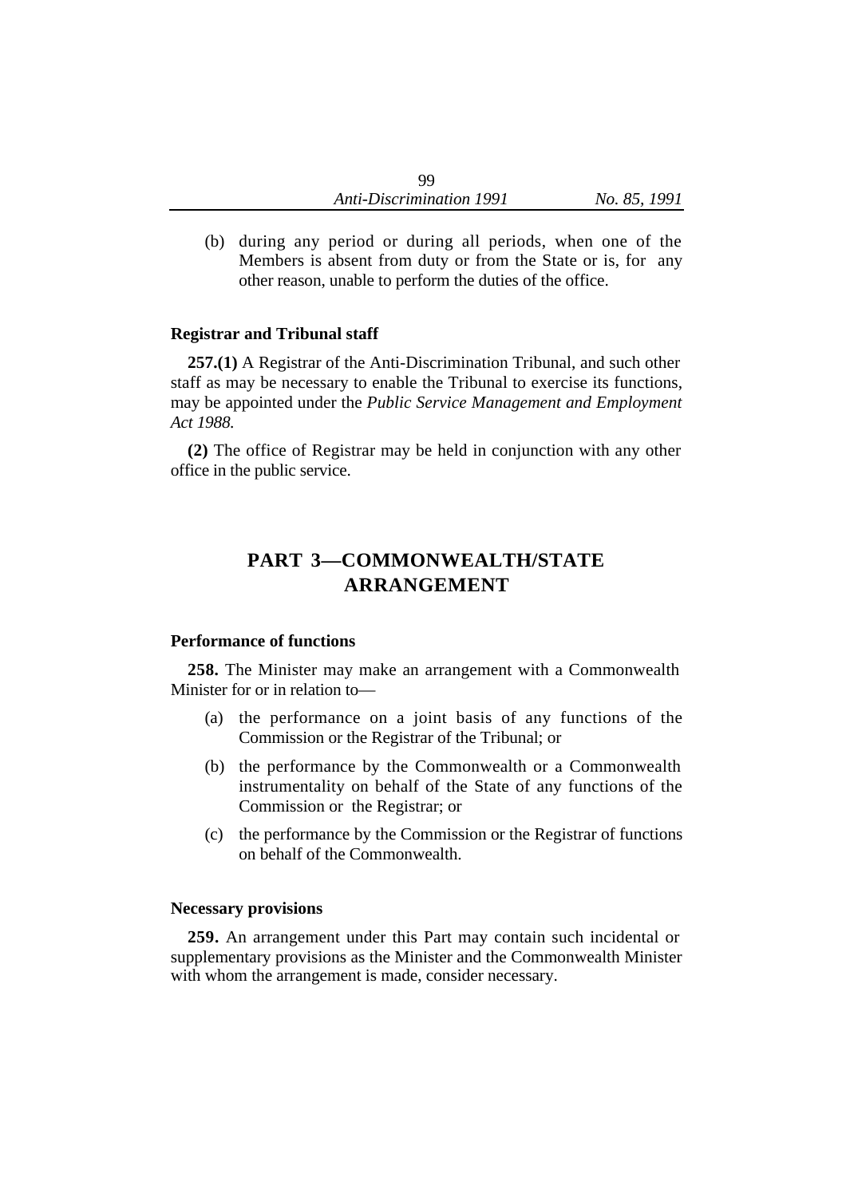(b) during any period or during all periods, when one of the Members is absent from duty or from the State or is, for any other reason, unable to perform the duties of the office.

### Registrar and Tribunal staff

**257.(1)** A Registrar of the Anti-Discrimination Tribunal, and such other staff as may be necessary to enable the Tribunal to exercise its functions, may be appointed under the *Public Service Management and Employment Act 1988.*

**(2)** The office of Registrar may be held in conjunction with any other office in the public service.

## PART 3—COMMONWEALTH/STATE ARRANGEMENT

### Performance of functions

**258.** The Minister may make an arrangement with a Commonwealth Minister for or in relation to—

(a) the performance on a joint basis of any functions of the Commission or the Registrar of the Tribunal; or

(b) the performance by the Commonwealth or a Commonwealth instrumentality on behalf of the State of any functions of the Commission or the Registrar; or

(c) the performance by the Commission or the Registrar of functions on behalf of the Commonwealth.

### Necessary provisions

**259.** An arrangement under this Part may contain such incidental or supplementary provisions as the Minister and the Commonwealth Minister with whom the arrangement is made, consider necessary.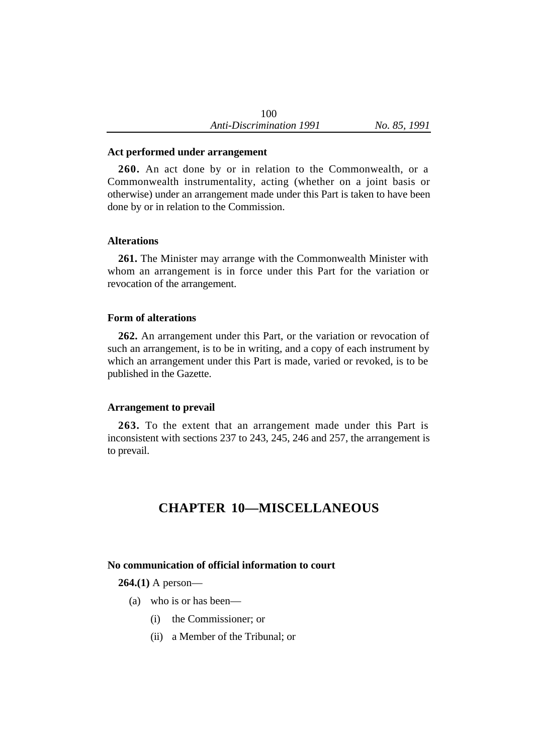**Act performed under arrangement**

**260.** An act done by or in relation to the Commonwealth, or a Commonwealth instrumentality, acting (whether on a joint basis or otherwise) under an arrangement made under this Part is taken to have been done by or in relation to the Commission.

**Alterations**

**261.** The Minister may arrange with the Commonwealth Minister with whom an arrangement is in force under this Part for the variation or revocation of the arrangement.

**Form of alterations**

**262.** An arrangement under this Part, or the variation or revocation of such an arrangement, is to be in writing, and a copy of each instrument by which an arrangement under this Part is made, varied or revoked, is to be published in the Gazette.

**Arrangement to prevail**

**263.** To the extent that an arrangement made under this Part is inconsistent with sections 237 to 243, 245, 246 and 257, the arrangement is to prevail.

## CHAPTER 10—MISCELLANEOUS

**No communication of official information to court**

**264.(1)** A person—

(a) who is or has been—

(i) the Commissioner; or

(ii) a Member of the Tribunal; or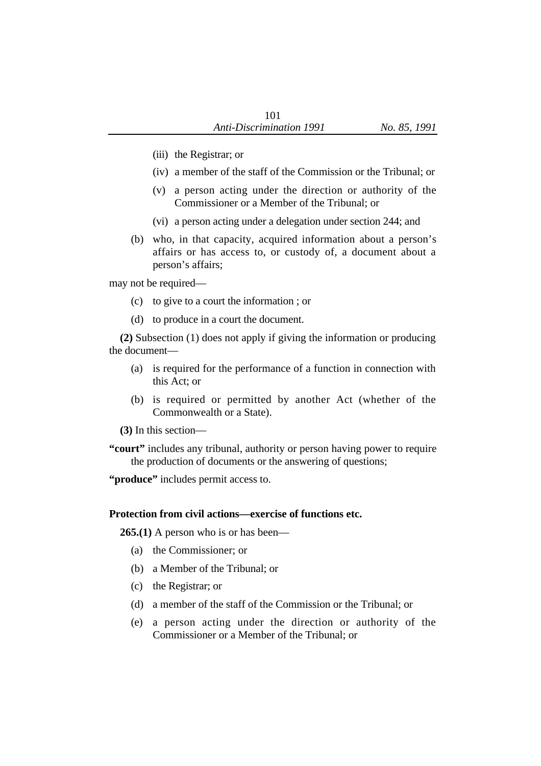(iii) the Registrar; or

(iv) a member of the staff of the Commission or the Tribunal; or

(v) a person acting under the direction or authority of the Commissioner or a Member of the Tribunal; or

(vi) a person acting under a delegation under section 244; and

(b) who, in that capacity, acquired information about a person's affairs or has access to, or custody of, a document about a person's affairs;

may not be required—

(c) to give to a court the information ; or

(d) to produce in a court the document.

**(2)** Subsection (1) does not apply if giving the information or producing the document—

(a) is required for the performance of a function in connection with this Act; or

(b) is required or permitted by another Act (whether of the Commonwealth or a State).

**(3)** In this section—

**"court"** includes any tribunal, authority or person having power to require the production of documents or the answering of questions;

**"produce"** includes permit access to.

**Protection from civil actions—exercise of functions etc.**

**265.(1)** A person who is or has been—

(a) the Commissioner; or

(b) a Member of the Tribunal; or

(c) the Registrar; or

(d) a member of the staff of the Commission or the Tribunal; or

(e) a person acting under the direction or authority of the Commissioner or a Member of the Tribunal; or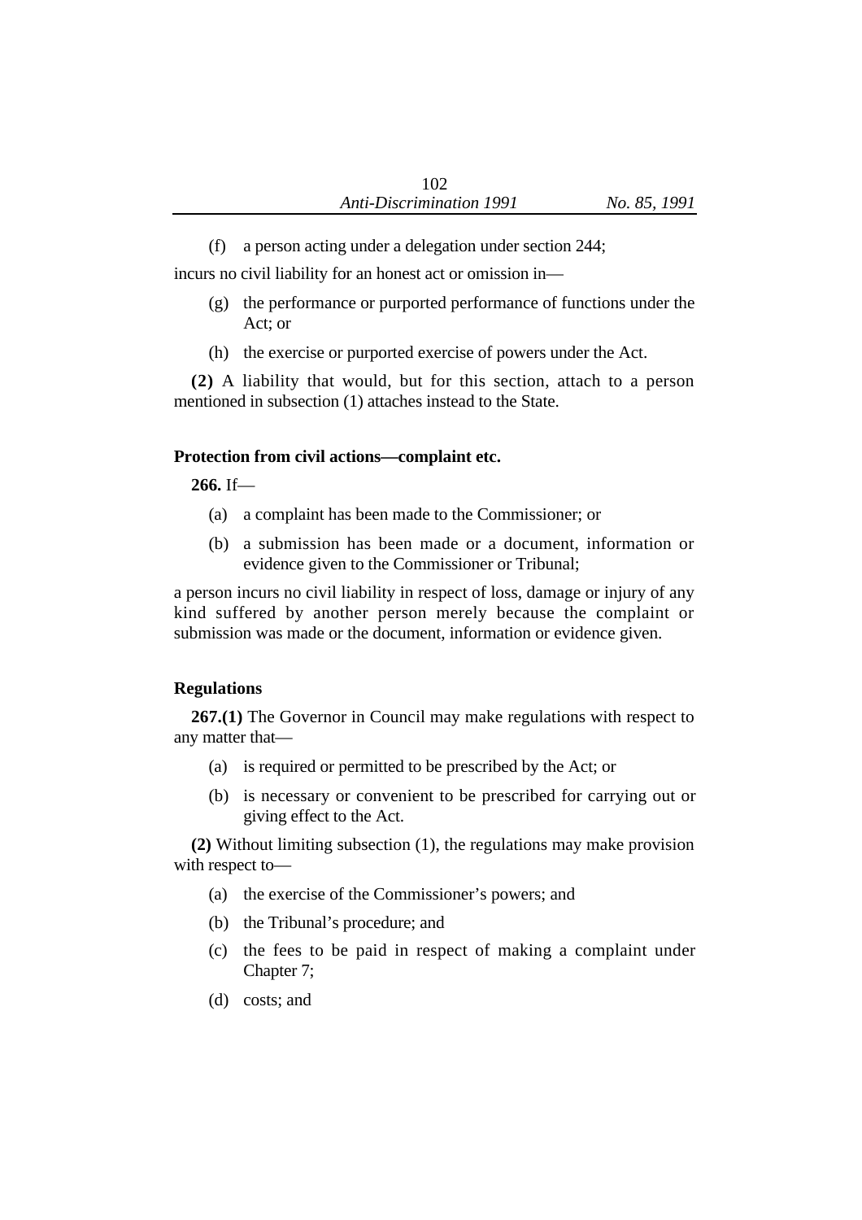(f) a person acting under a delegation under section 244;

incurs no civil liability for an honest act or omission in—

(g) the performance or purported performance of functions under the Act; or

(h) the exercise or purported exercise of powers under the Act.

**(2)** A liability that would, but for this section, attach to a person mentioned in subsection (1) attaches instead to the State.

### Protection from civil actions—complaint etc.

**266.** If—

(a) a complaint has been made to the Commissioner; or

(b) a submission has been made or a document, information or evidence given to the Commissioner or Tribunal;

a person incurs no civil liability in respect of loss, damage or injury of any kind suffered by another person merely because the complaint or submission was made or the document, information or evidence given.

### Regulations

**267.(1)** The Governor in Council may make regulations with respect to any matter that—

(a) is required or permitted to be prescribed by the Act; or

(b) is necessary or convenient to be prescribed for carrying out or giving effect to the Act.

**(2)** Without limiting subsection (1), the regulations may make provision with respect to—

(a) the exercise of the Commissioner's powers; and

(b) the Tribunal's procedure; and

(c) the fees to be paid in respect of making a complaint under Chapter 7;

(d) costs; and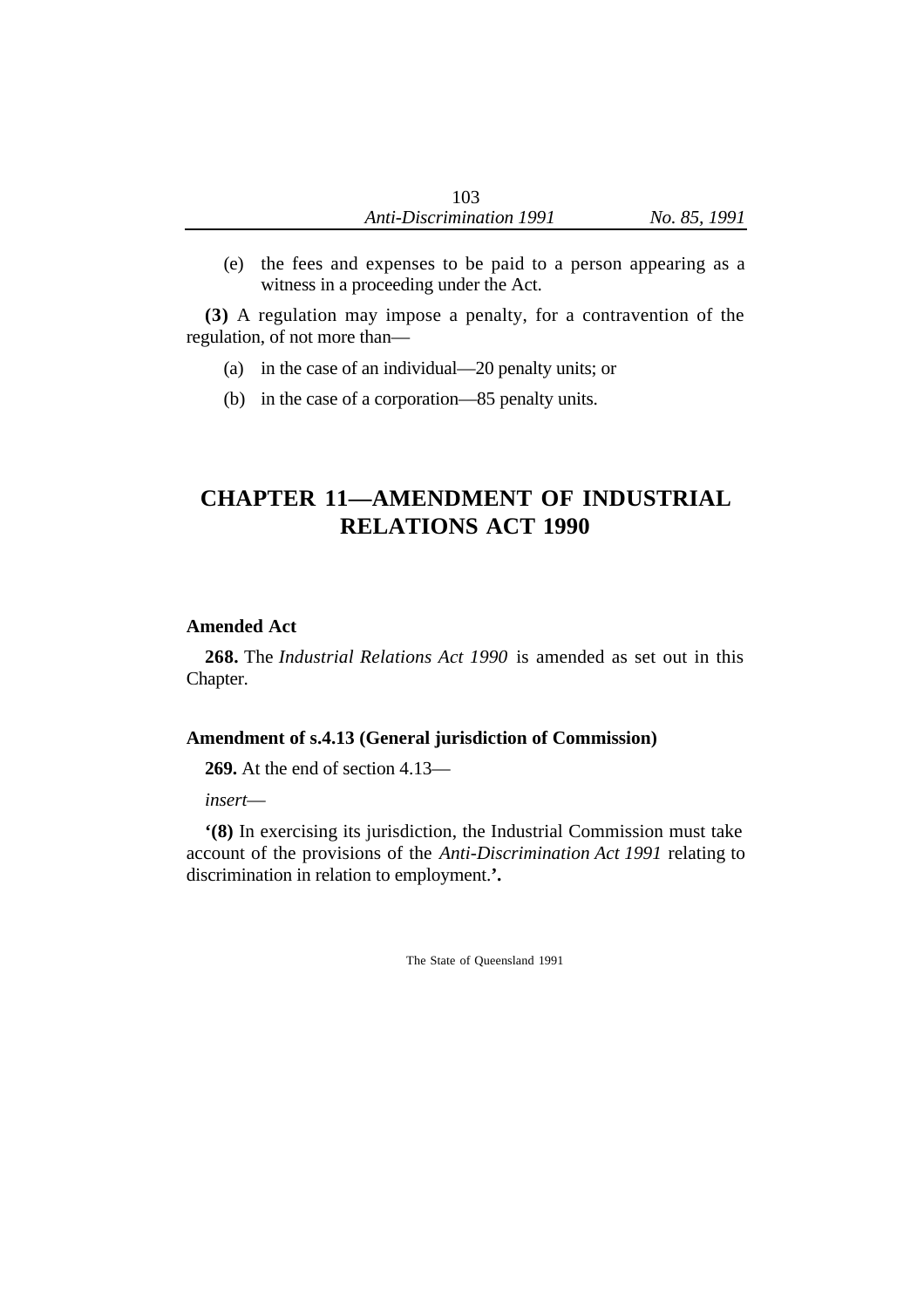(e) the fees and expenses to be paid to a person appearing as a witness in a proceeding under the Act.

**(3)** A regulation may impose a penalty, for a contravention of the regulation, of not more than—

(a) in the case of an individual—20 penalty units; or

(b) in the case of a corporation—85 penalty units.

# CHAPTER 11—AMENDMENT OF INDUSTRIAL RELATIONS ACT 1990

### Amended Act

**268.** The *Industrial Relations Act 1990* is amended as set out in this Chapter.

### Amendment of s.4.13 (General jurisdiction of Commission)

**269.** At the end of section 4.13—

*insert*—

**'(8)** In exercising its jurisdiction, the Industrial Commission must take account of the provisions of the *Anti-Discrimination Act 1991* relating to discrimination in relation to employment.**'.**

The State of Queensland 1991